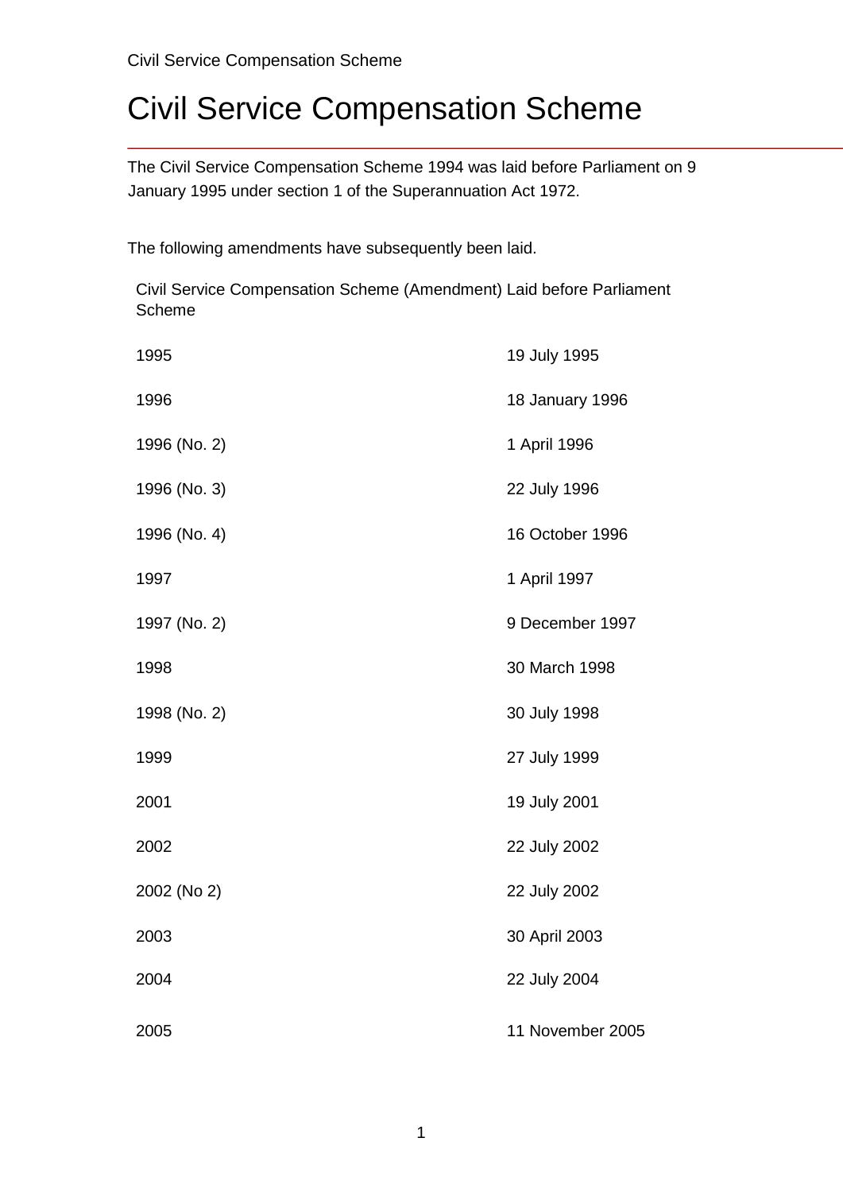# Civil Service Compensation Scheme

The Civil Service Compensation Scheme 1994 was laid before Parliament on 9 January 1995 under section 1 of the Superannuation Act 1972.

The following amendments have subsequently been laid.

| Civil Service Compensation Scheme (Amendment) Scheme | Laid before Parliament |
|---|---|
| 1995 | 19 July 1995 |
| 1996 | 18 January 1996 |
| 1996 (No. 2) | 1 April 1996 |
| 1996 (No. 3) | 22 July 1996 |
| 1996 (No. 4) | 16 October 1996 |
| 1997 | 1 April 1997 |
| 1997 (No. 2) | 9 December 1997 |
| 1998 | 30 March 1998 |
| 1998 (No. 2) | 30 July 1998 |
| 1999 | 27 July 1999 |
| 2001 | 19 July 2001 |
| 2002 | 22 July 2002 |
| 2002 (No 2) | 22 July 2002 |
| 2003 | 30 April 2003 |
| 2004 | 22 July 2004 |
| 2005 | 11 November 2005 |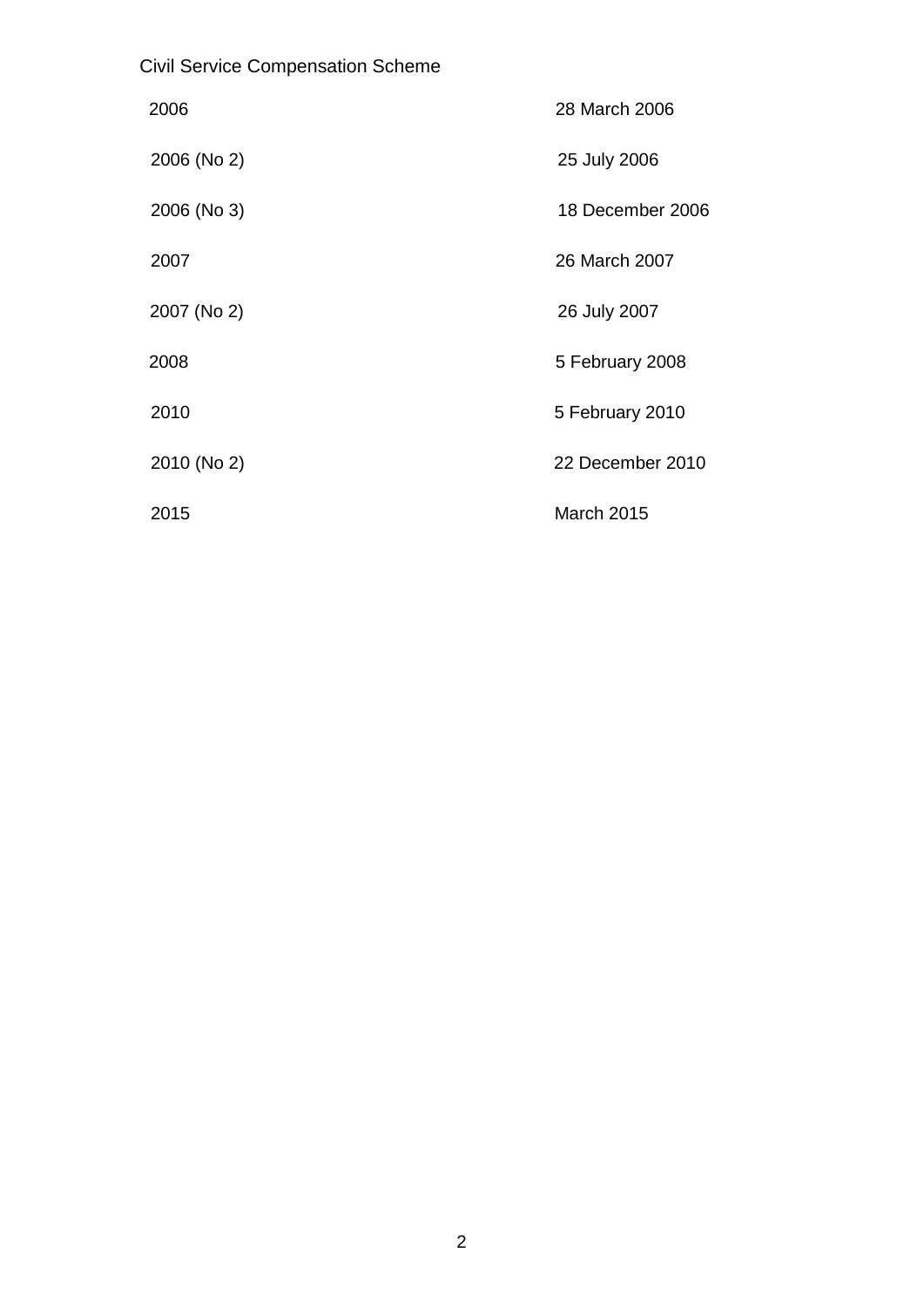Civil Service Compensation Scheme

| | |
|---|---|
| 2006 | 28 March 2006 |
| 2006 (No 2) | 25 July 2006 |
| 2006 (No 3) | 18 December 2006 |
| 2007 | 26 March 2007 |
| 2007 (No 2) | 26 July 2007 |
| 2008 | 5 February 2008 |
| 2010 | 5 February 2010 |
| 2010 (No 2) | 22 December 2010 |
| 2015 | March 2015 |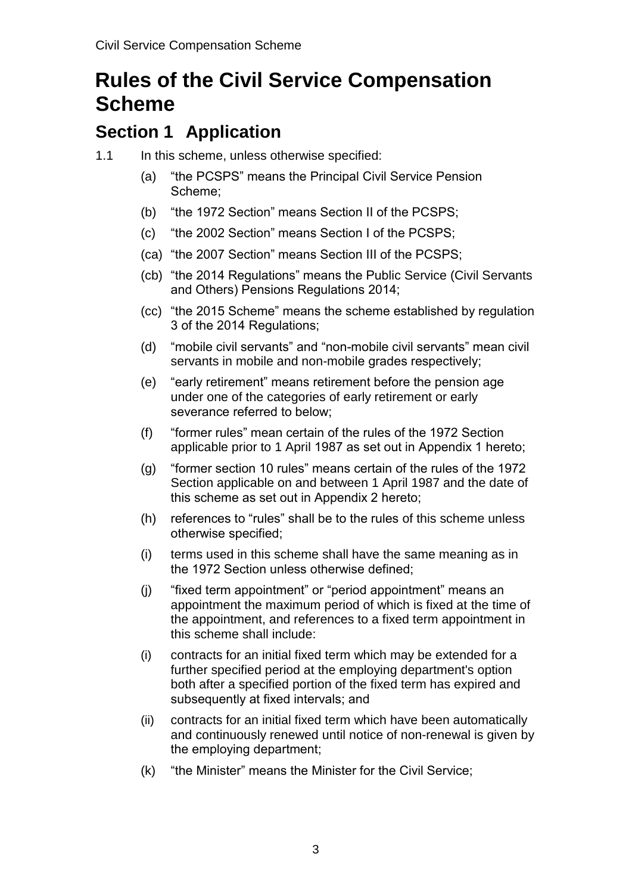# Rules of the Civil Service Compensation Scheme

## Section 1 Application

1.1 In this scheme, unless otherwise specified:

(a) "the PCSPS" means the Principal Civil Service Pension Scheme;

(b) "the 1972 Section" means Section II of the PCSPS;

(c) "the 2002 Section" means Section I of the PCSPS;

(ca) "the 2007 Section" means Section III of the PCSPS;

(cb) "the 2014 Regulations" means the Public Service (Civil Servants and Others) Pensions Regulations 2014;

(cc) "the 2015 Scheme" means the scheme established by regulation 3 of the 2014 Regulations;

(d) "mobile civil servants" and "non-mobile civil servants" mean civil servants in mobile and non-mobile grades respectively;

(e) "early retirement" means retirement before the pension age under one of the categories of early retirement or early severance referred to below;

(f) "former rules" mean certain of the rules of the 1972 Section applicable prior to 1 April 1987 as set out in Appendix 1 hereto;

(g) "former section 10 rules" means certain of the rules of the 1972 Section applicable on and between 1 April 1987 and the date of this scheme as set out in Appendix 2 hereto;

(h) references to "rules" shall be to the rules of this scheme unless otherwise specified;

(i) terms used in this scheme shall have the same meaning as in the 1972 Section unless otherwise defined;

(j) "fixed term appointment" or "period appointment" means an appointment the maximum period of which is fixed at the time of the appointment, and references to a fixed term appointment in this scheme shall include:

(i) contracts for an initial fixed term which may be extended for a further specified period at the employing department's option both after a specified portion of the fixed term has expired and subsequently at fixed intervals; and

(ii) contracts for an initial fixed term which have been automatically and continuously renewed until notice of non-renewal is given by the employing department;

(k) "the Minister" means the Minister for the Civil Service;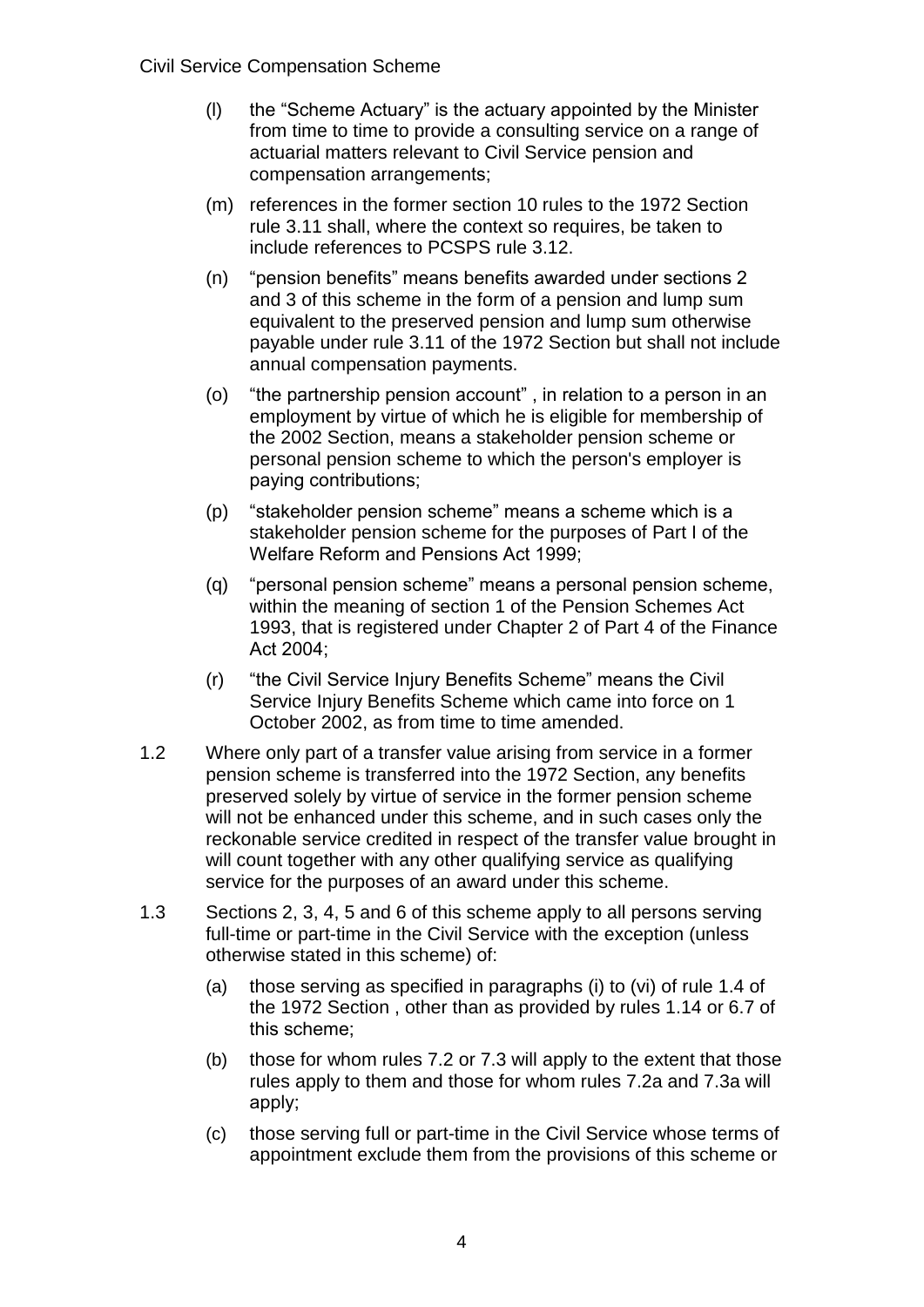(l) the "Scheme Actuary" is the actuary appointed by the Minister from time to time to provide a consulting service on a range of actuarial matters relevant to Civil Service pension and compensation arrangements;

(m) references in the former section 10 rules to the 1972 Section rule 3.11 shall, where the context so requires, be taken to include references to PCSPS rule 3.12.

(n) "pension benefits" means benefits awarded under sections 2 and 3 of this scheme in the form of a pension and lump sum equivalent to the preserved pension and lump sum otherwise payable under rule 3.11 of the 1972 Section but shall not include annual compensation payments.

(o) "the partnership pension account" , in relation to a person in an employment by virtue of which he is eligible for membership of the 2002 Section, means a stakeholder pension scheme or personal pension scheme to which the person's employer is paying contributions;

(p) "stakeholder pension scheme" means a scheme which is a stakeholder pension scheme for the purposes of Part I of the Welfare Reform and Pensions Act 1999;

(q) "personal pension scheme" means a personal pension scheme, within the meaning of section 1 of the Pension Schemes Act 1993, that is registered under Chapter 2 of Part 4 of the Finance Act 2004;

(r) "the Civil Service Injury Benefits Scheme" means the Civil Service Injury Benefits Scheme which came into force on 1 October 2002, as from time to time amended.

1.2 Where only part of a transfer value arising from service in a former pension scheme is transferred into the 1972 Section, any benefits preserved solely by virtue of service in the former pension scheme will not be enhanced under this scheme, and in such cases only the reckonable service credited in respect of the transfer value brought in will count together with any other qualifying service as qualifying service for the purposes of an award under this scheme.

1.3 Sections 2, 3, 4, 5 and 6 of this scheme apply to all persons serving full-time or part-time in the Civil Service with the exception (unless otherwise stated in this scheme) of:

(a) those serving as specified in paragraphs (i) to (vi) of rule 1.4 of the 1972 Section , other than as provided by rules 1.14 or 6.7 of this scheme;

(b) those for whom rules 7.2 or 7.3 will apply to the extent that those rules apply to them and those for whom rules 7.2a and 7.3a will apply;

(c) those serving full or part-time in the Civil Service whose terms of appointment exclude them from the provisions of this scheme or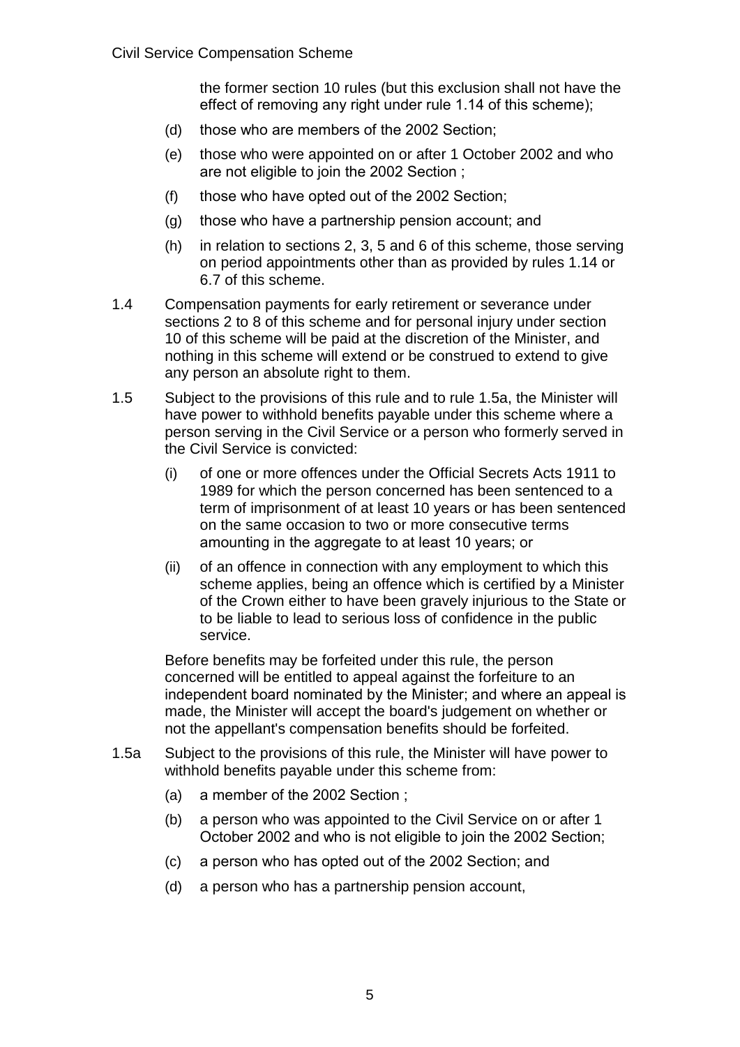the former section 10 rules (but this exclusion shall not have the effect of removing any right under rule 1.14 of this scheme);

(d) those who are members of the 2002 Section;

(e) those who were appointed on or after 1 October 2002 and who are not eligible to join the 2002 Section ;

(f) those who have opted out of the 2002 Section;

(g) those who have a partnership pension account; and

(h) in relation to sections 2, 3, 5 and 6 of this scheme, those serving on period appointments other than as provided by rules 1.14 or 6.7 of this scheme.

1.4 Compensation payments for early retirement or severance under sections 2 to 8 of this scheme and for personal injury under section 10 of this scheme will be paid at the discretion of the Minister, and nothing in this scheme will extend or be construed to extend to give any person an absolute right to them.

1.5 Subject to the provisions of this rule and to rule 1.5a, the Minister will have power to withhold benefits payable under this scheme where a person serving in the Civil Service or a person who formerly served in the Civil Service is convicted:

(i) of one or more offences under the Official Secrets Acts 1911 to 1989 for which the person concerned has been sentenced to a term of imprisonment of at least 10 years or has been sentenced on the same occasion to two or more consecutive terms amounting in the aggregate to at least 10 years; or

(ii) of an offence in connection with any employment to which this scheme applies, being an offence which is certified by a Minister of the Crown either to have been gravely injurious to the State or to be liable to lead to serious loss of confidence in the public service.

Before benefits may be forfeited under this rule, the person concerned will be entitled to appeal against the forfeiture to an independent board nominated by the Minister; and where an appeal is made, the Minister will accept the board's judgement on whether or not the appellant's compensation benefits should be forfeited.

1.5a Subject to the provisions of this rule, the Minister will have power to withhold benefits payable under this scheme from:

(a) a member of the 2002 Section ;

(b) a person who was appointed to the Civil Service on or after 1 October 2002 and who is not eligible to join the 2002 Section;

(c) a person who has opted out of the 2002 Section; and

(d) a person who has a partnership pension account,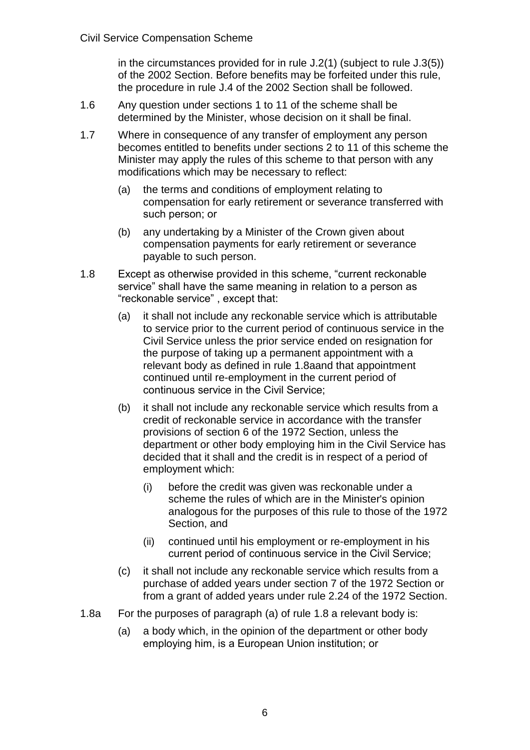in the circumstances provided for in rule J.2(1) (subject to rule J.3(5)) of the 2002 Section. Before benefits may be forfeited under this rule, the procedure in rule J.4 of the 2002 Section shall be followed.

1.6 Any question under sections 1 to 11 of the scheme shall be determined by the Minister, whose decision on it shall be final.

1.7 Where in consequence of any transfer of employment any person becomes entitled to benefits under sections 2 to 11 of this scheme the Minister may apply the rules of this scheme to that person with any modifications which may be necessary to reflect:

(a) the terms and conditions of employment relating to compensation for early retirement or severance transferred with such person; or

(b) any undertaking by a Minister of the Crown given about compensation payments for early retirement or severance payable to such person.

1.8 Except as otherwise provided in this scheme, "current reckonable service" shall have the same meaning in relation to a person as "reckonable service" , except that:

(a) it shall not include any reckonable service which is attributable to service prior to the current period of continuous service in the Civil Service unless the prior service ended on resignation for the purpose of taking up a permanent appointment with a relevant body as defined in rule 1.8aand that appointment continued until re-employment in the current period of continuous service in the Civil Service;

(b) it shall not include any reckonable service which results from a credit of reckonable service in accordance with the transfer provisions of section 6 of the 1972 Section, unless the department or other body employing him in the Civil Service has decided that it shall and the credit is in respect of a period of employment which:

(i) before the credit was given was reckonable under a scheme the rules of which are in the Minister's opinion analogous for the purposes of this rule to those of the 1972 Section, and

(ii) continued until his employment or re-employment in his current period of continuous service in the Civil Service;

(c) it shall not include any reckonable service which results from a purchase of added years under section 7 of the 1972 Section or from a grant of added years under rule 2.24 of the 1972 Section.

1.8a For the purposes of paragraph (a) of rule 1.8 a relevant body is:

(a) a body which, in the opinion of the department or other body employing him, is a European Union institution; or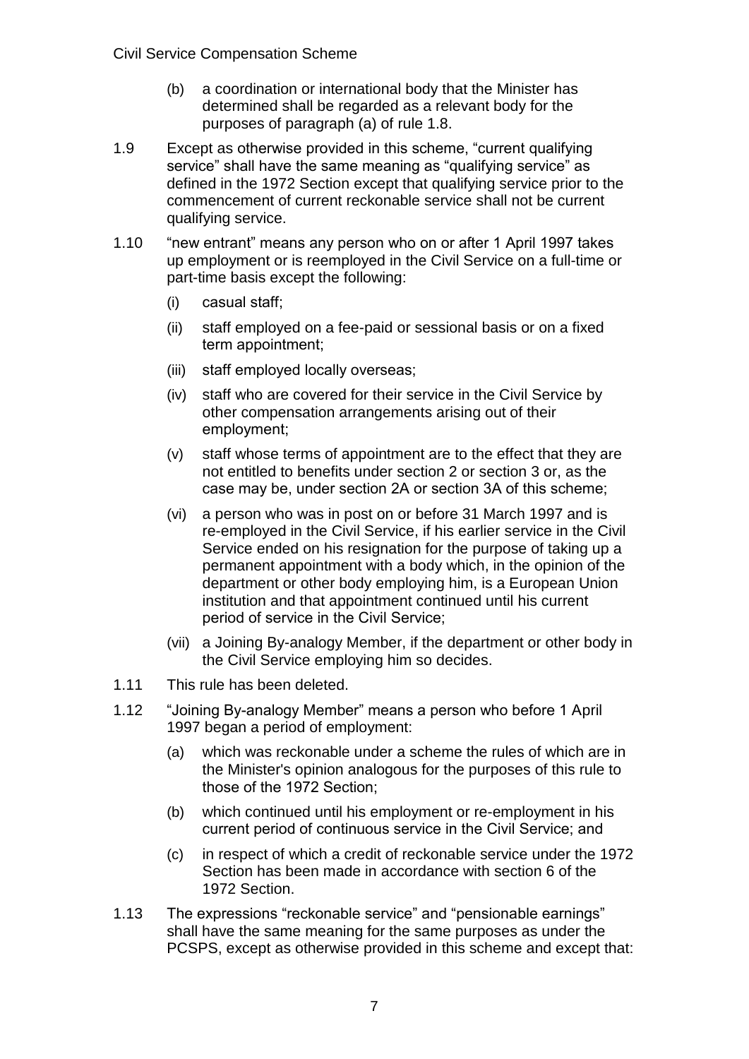(b) a coordination or international body that the Minister has determined shall be regarded as a relevant body for the purposes of paragraph (a) of rule 1.8.

1.9 Except as otherwise provided in this scheme, “current qualifying service” shall have the same meaning as “qualifying service” as defined in the 1972 Section except that qualifying service prior to the commencement of current reckonable service shall not be current qualifying service.

1.10 “new entrant” means any person who on or after 1 April 1997 takes up employment or is reemployed in the Civil Service on a full-time or part-time basis except the following:

(i) casual staff;

(ii) staff employed on a fee-paid or sessional basis or on a fixed term appointment;

(iii) staff employed locally overseas;

(iv) staff who are covered for their service in the Civil Service by other compensation arrangements arising out of their employment;

(v) staff whose terms of appointment are to the effect that they are not entitled to benefits under section 2 or section 3 or, as the case may be, under section 2A or section 3A of this scheme;

(vi) a person who was in post on or before 31 March 1997 and is re-employed in the Civil Service, if his earlier service in the Civil Service ended on his resignation for the purpose of taking up a permanent appointment with a body which, in the opinion of the department or other body employing him, is a European Union institution and that appointment continued until his current period of service in the Civil Service;

(vii) a Joining By-analogy Member, if the department or other body in the Civil Service employing him so decides.

1.11 This rule has been deleted.

1.12 “Joining By-analogy Member” means a person who before 1 April 1997 began a period of employment:

(a) which was reckonable under a scheme the rules of which are in the Minister's opinion analogous for the purposes of this rule to those of the 1972 Section;

(b) which continued until his employment or re-employment in his current period of continuous service in the Civil Service; and

(c) in respect of which a credit of reckonable service under the 1972 Section has been made in accordance with section 6 of the 1972 Section.

1.13 The expressions “reckonable service” and “pensionable earnings” shall have the same meaning for the same purposes as under the PCSPS, except as otherwise provided in this scheme and except that: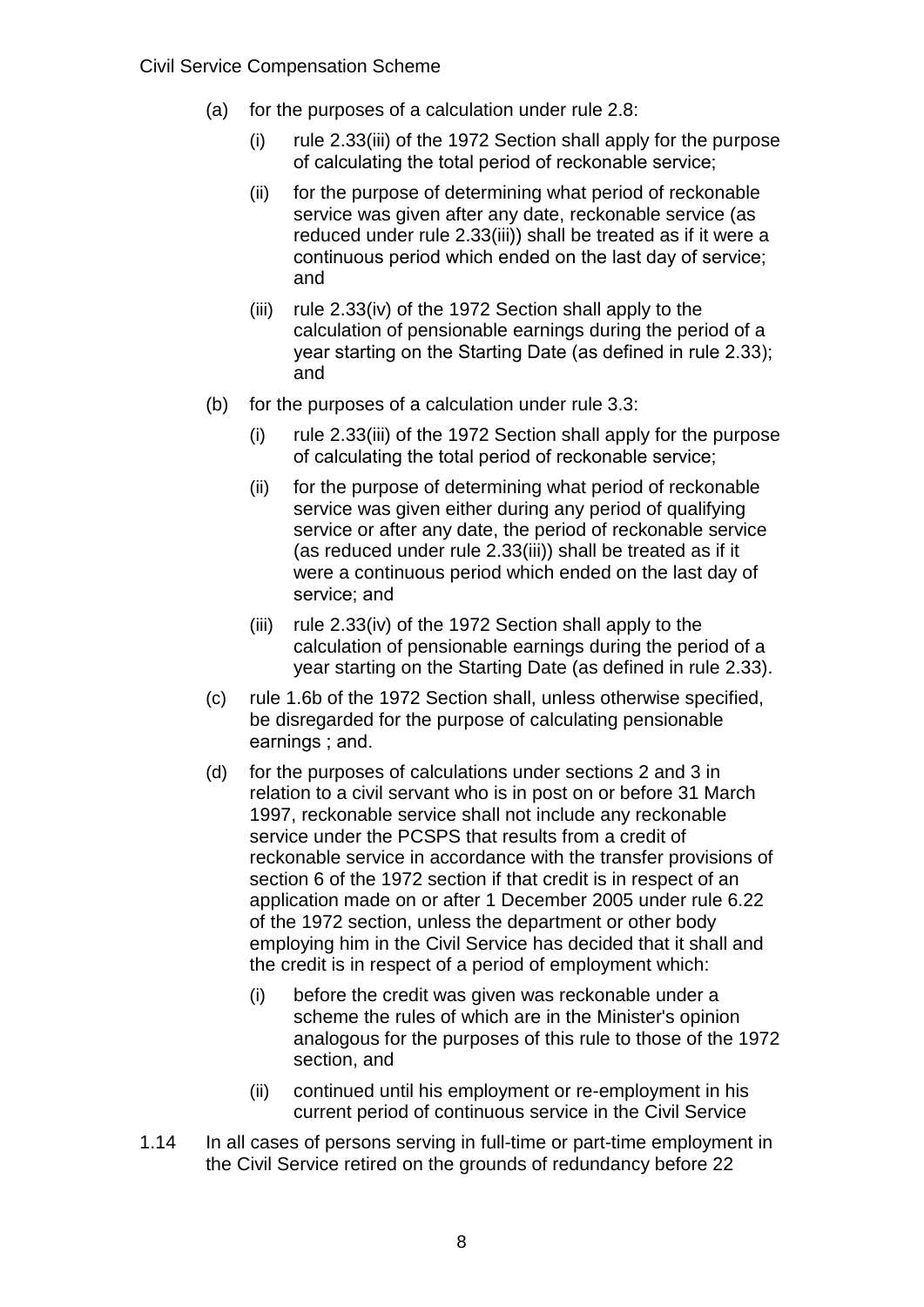(a) for the purposes of a calculation under rule 2.8:

   (i) rule 2.33(iii) of the 1972 Section shall apply for the purpose of calculating the total period of reckonable service;

   (ii) for the purpose of determining what period of reckonable service was given after any date, reckonable service (as reduced under rule 2.33(iii)) shall be treated as if it were a continuous period which ended on the last day of service; and

   (iii) rule 2.33(iv) of the 1972 Section shall apply to the calculation of pensionable earnings during the period of a year starting on the Starting Date (as defined in rule 2.33); and

(b) for the purposes of a calculation under rule 3.3:

   (i) rule 2.33(iii) of the 1972 Section shall apply for the purpose of calculating the total period of reckonable service;

   (ii) for the purpose of determining what period of reckonable service was given either during any period of qualifying service or after any date, the period of reckonable service (as reduced under rule 2.33(iii)) shall be treated as if it were a continuous period which ended on the last day of service; and

   (iii) rule 2.33(iv) of the 1972 Section shall apply to the calculation of pensionable earnings during the period of a year starting on the Starting Date (as defined in rule 2.33).

(c) rule 1.6b of the 1972 Section shall, unless otherwise specified, be disregarded for the purpose of calculating pensionable earnings ; and.

(d) for the purposes of calculations under sections 2 and 3 in relation to a civil servant who is in post on or before 31 March 1997, reckonable service shall not include any reckonable service under the PCSPS that results from a credit of reckonable service in accordance with the transfer provisions of section 6 of the 1972 section if that credit is in respect of an application made on or after 1 December 2005 under rule 6.22 of the 1972 section, unless the department or other body employing him in the Civil Service has decided that it shall and the credit is in respect of a period of employment which:

   (i) before the credit was given was reckonable under a scheme the rules of which are in the Minister's opinion analogous for the purposes of this rule to those of the 1972 section, and

   (ii) continued until his employment or re-employment in his current period of continuous service in the Civil Service

1.14 In all cases of persons serving in full-time or part-time employment in the Civil Service retired on the grounds of redundancy before 22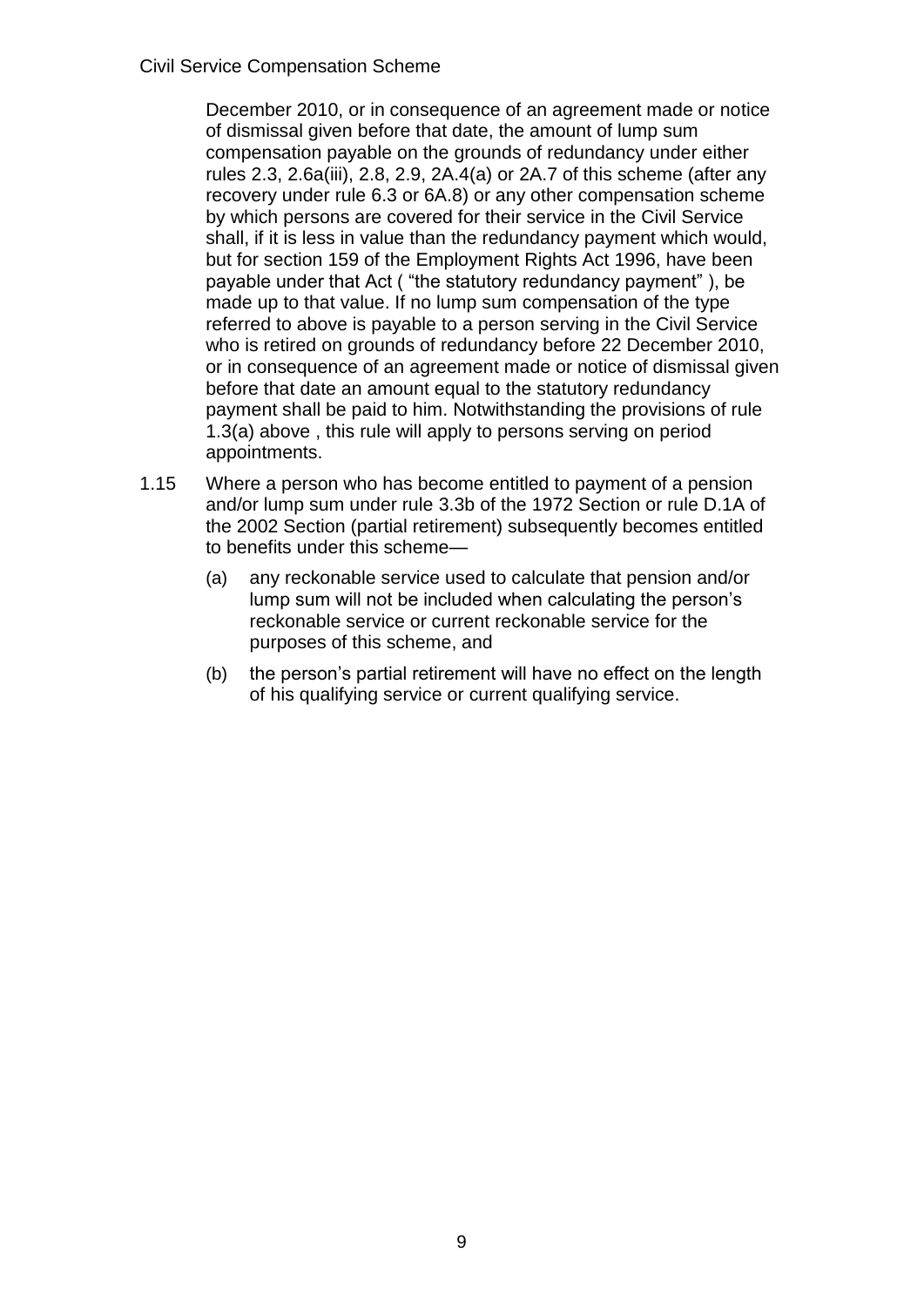December 2010, or in consequence of an agreement made or notice of dismissal given before that date, the amount of lump sum compensation payable on the grounds of redundancy under either rules 2.3, 2.6a(iii), 2.8, 2.9, 2A.4(a) or 2A.7 of this scheme (after any recovery under rule 6.3 or 6A.8) or any other compensation scheme by which persons are covered for their service in the Civil Service shall, if it is less in value than the redundancy payment which would, but for section 159 of the Employment Rights Act 1996, have been payable under that Act ( "the statutory redundancy payment" ), be made up to that value. If no lump sum compensation of the type referred to above is payable to a person serving in the Civil Service who is retired on grounds of redundancy before 22 December 2010, or in consequence of an agreement made or notice of dismissal given before that date an amount equal to the statutory redundancy payment shall be paid to him. Notwithstanding the provisions of rule 1.3(a) above , this rule will apply to persons serving on period appointments.

1.15 Where a person who has become entitled to payment of a pension and/or lump sum under rule 3.3b of the 1972 Section or rule D.1A of the 2002 Section (partial retirement) subsequently becomes entitled to benefits under this scheme—

(a) any reckonable service used to calculate that pension and/or lump sum will not be included when calculating the person's reckonable service or current reckonable service for the purposes of this scheme, and

(b) the person's partial retirement will have no effect on the length of his qualifying service or current qualifying service.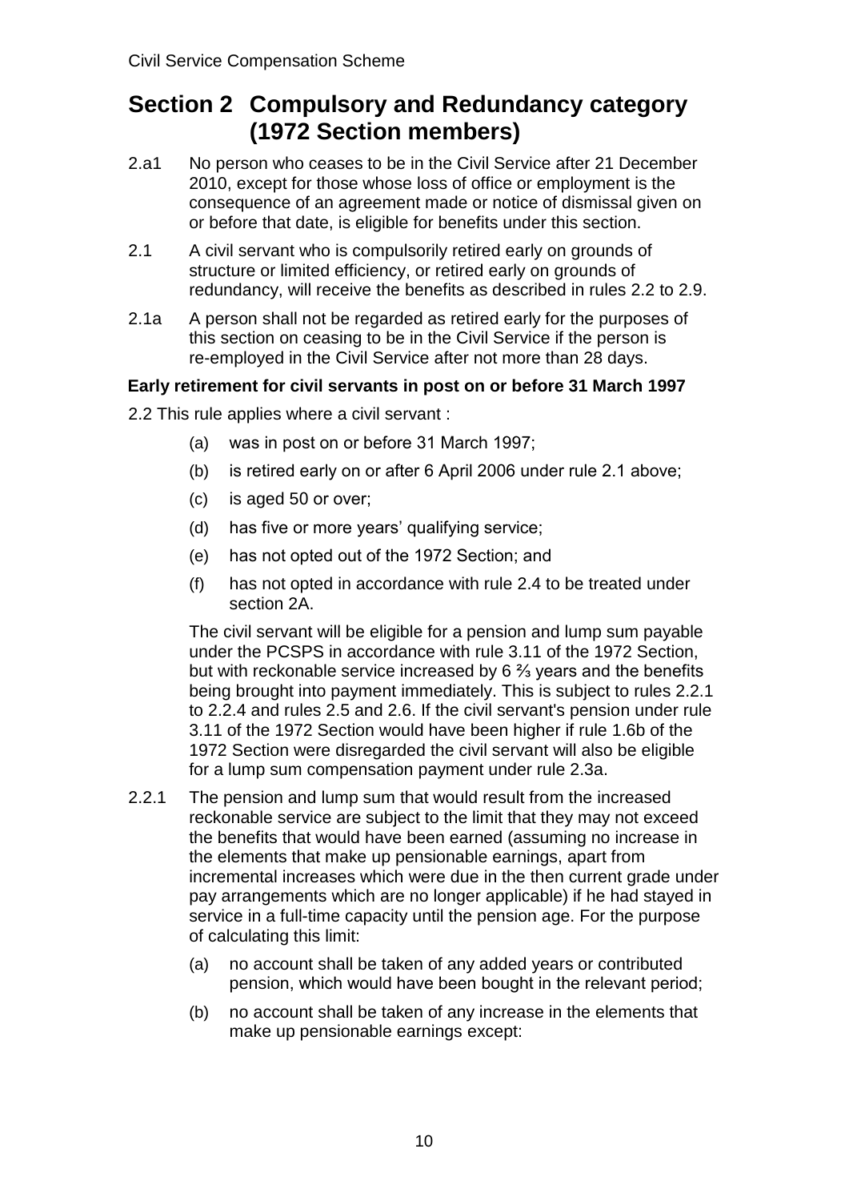# Section 2 Compulsory and Redundancy category (1972 Section members)

2.a1 No person who ceases to be in the Civil Service after 21 December 2010, except for those whose loss of office or employment is the consequence of an agreement made or notice of dismissal given on or before that date, is eligible for benefits under this section.

2.1 A civil servant who is compulsorily retired early on grounds of structure or limited efficiency, or retired early on grounds of redundancy, will receive the benefits as described in rules 2.2 to 2.9.

2.1a A person shall not be regarded as retired early for the purposes of this section on ceasing to be in the Civil Service if the person is re-employed in the Civil Service after not more than 28 days.

**Early retirement for civil servants in post on or before 31 March 1997**

2.2 This rule applies where a civil servant :

- (a) was in post on or before 31 March 1997;
- (b) is retired early on or after 6 April 2006 under rule 2.1 above;
- (c) is aged 50 or over;
- (d) has five or more years' qualifying service;
- (e) has not opted out of the 1972 Section; and
- (f) has not opted in accordance with rule 2.4 to be treated under section 2A.

The civil servant will be eligible for a pension and lump sum payable under the PCSPS in accordance with rule 3.11 of the 1972 Section, but with reckonable service increased by 6 ⅔ years and the benefits being brought into payment immediately. This is subject to rules 2.2.1 to 2.2.4 and rules 2.5 and 2.6. If the civil servant's pension under rule 3.11 of the 1972 Section would have been higher if rule 1.6b of the 1972 Section were disregarded the civil servant will also be eligible for a lump sum compensation payment under rule 2.3a.

2.2.1 The pension and lump sum that would result from the increased reckonable service are subject to the limit that they may not exceed the benefits that would have been earned (assuming no increase in the elements that make up pensionable earnings, apart from incremental increases which were due in the then current grade under pay arrangements which are no longer applicable) if he had stayed in service in a full-time capacity until the pension age. For the purpose of calculating this limit:

- (a) no account shall be taken of any added years or contributed pension, which would have been bought in the relevant period;
- (b) no account shall be taken of any increase in the elements that make up pensionable earnings except: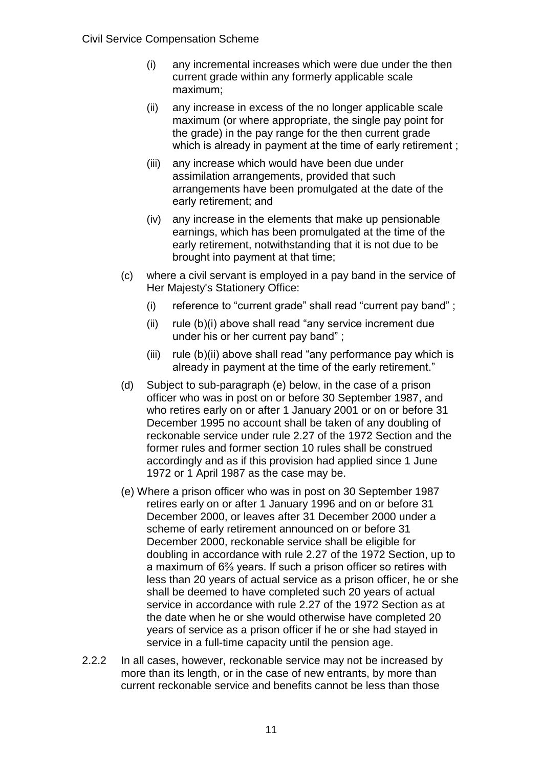(i) any incremental increases which were due under the then current grade within any formerly applicable scale maximum;

(ii) any increase in excess of the no longer applicable scale maximum (or where appropriate, the single pay point for the grade) in the pay range for the then current grade which is already in payment at the time of early retirement ;

(iii) any increase which would have been due under assimilation arrangements, provided that such arrangements have been promulgated at the date of the early retirement; and

(iv) any increase in the elements that make up pensionable earnings, which has been promulgated at the time of the early retirement, notwithstanding that it is not due to be brought into payment at that time;

(c) where a civil servant is employed in a pay band in the service of Her Majesty's Stationery Office:

(i) reference to “current grade” shall read “current pay band” ;

(ii) rule (b)(i) above shall read “any service increment due under his or her current pay band” ;

(iii) rule (b)(ii) above shall read “any performance pay which is already in payment at the time of the early retirement.”

(d) Subject to sub-paragraph (e) below, in the case of a prison officer who was in post on or before 30 September 1987, and who retires early on or after 1 January 2001 or on or before 31 December 1995 no account shall be taken of any doubling of reckonable service under rule 2.27 of the 1972 Section and the former rules and former section 10 rules shall be construed accordingly and as if this provision had applied since 1 June 1972 or 1 April 1987 as the case may be.

(e) Where a prison officer who was in post on 30 September 1987 retires early on or after 1 January 1996 and on or before 31 December 2000, or leaves after 31 December 2000 under a scheme of early retirement announced on or before 31 December 2000, reckonable service shall be eligible for doubling in accordance with rule 2.27 of the 1972 Section, up to a maximum of 6⅔ years. If such a prison officer so retires with less than 20 years of actual service as a prison officer, he or she shall be deemed to have completed such 20 years of actual service in accordance with rule 2.27 of the 1972 Section as at the date when he or she would otherwise have completed 20 years of service as a prison officer if he or she had stayed in service in a full-time capacity until the pension age.

2.2.2 In all cases, however, reckonable service may not be increased by more than its length, or in the case of new entrants, by more than current reckonable service and benefits cannot be less than those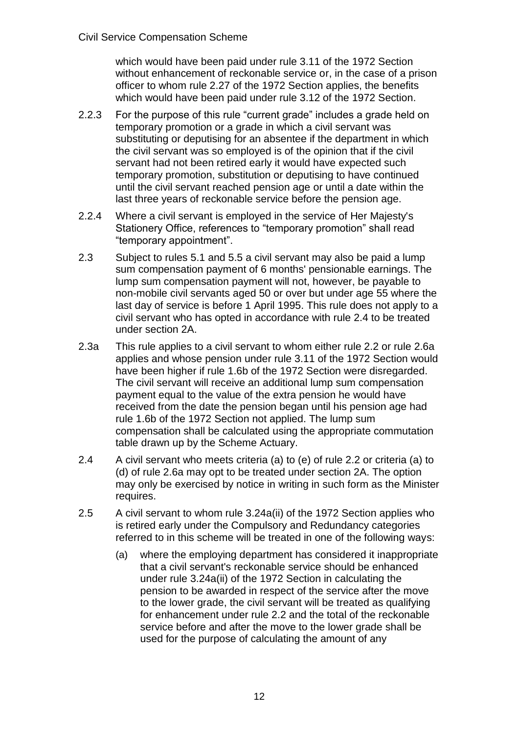which would have been paid under rule 3.11 of the 1972 Section without enhancement of reckonable service or, in the case of a prison officer to whom rule 2.27 of the 1972 Section applies, the benefits which would have been paid under rule 3.12 of the 1972 Section.

2.2.3 For the purpose of this rule "current grade" includes a grade held on temporary promotion or a grade in which a civil servant was substituting or deputising for an absentee if the department in which the civil servant was so employed is of the opinion that if the civil servant had not been retired early it would have expected such temporary promotion, substitution or deputising to have continued until the civil servant reached pension age or until a date within the last three years of reckonable service before the pension age.

2.2.4 Where a civil servant is employed in the service of Her Majesty's Stationery Office, references to "temporary promotion" shall read "temporary appointment".

2.3 Subject to rules 5.1 and 5.5 a civil servant may also be paid a lump sum compensation payment of 6 months' pensionable earnings. The lump sum compensation payment will not, however, be payable to non-mobile civil servants aged 50 or over but under age 55 where the last day of service is before 1 April 1995. This rule does not apply to a civil servant who has opted in accordance with rule 2.4 to be treated under section 2A.

2.3a This rule applies to a civil servant to whom either rule 2.2 or rule 2.6a applies and whose pension under rule 3.11 of the 1972 Section would have been higher if rule 1.6b of the 1972 Section were disregarded. The civil servant will receive an additional lump sum compensation payment equal to the value of the extra pension he would have received from the date the pension began until his pension age had rule 1.6b of the 1972 Section not applied. The lump sum compensation shall be calculated using the appropriate commutation table drawn up by the Scheme Actuary.

2.4 A civil servant who meets criteria (a) to (e) of rule 2.2 or criteria (a) to (d) of rule 2.6a may opt to be treated under section 2A. The option may only be exercised by notice in writing in such form as the Minister requires.

2.5 A civil servant to whom rule 3.24a(ii) of the 1972 Section applies who is retired early under the Compulsory and Redundancy categories referred to in this scheme will be treated in one of the following ways:

(a) where the employing department has considered it inappropriate that a civil servant's reckonable service should be enhanced under rule 3.24a(ii) of the 1972 Section in calculating the pension to be awarded in respect of the service after the move to the lower grade, the civil servant will be treated as qualifying for enhancement under rule 2.2 and the total of the reckonable service before and after the move to the lower grade shall be used for the purpose of calculating the amount of any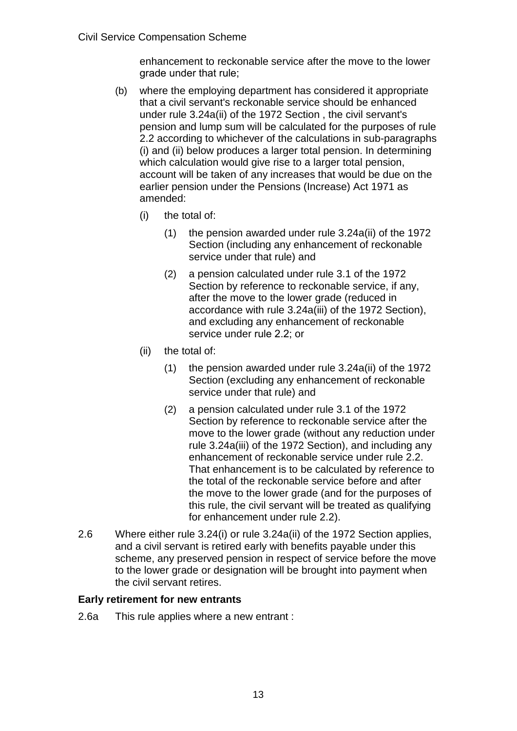enhancement to reckonable service after the move to the lower grade under that rule;

(b) where the employing department has considered it appropriate that a civil servant's reckonable service should be enhanced under rule 3.24a(ii) of the 1972 Section , the civil servant's pension and lump sum will be calculated for the purposes of rule 2.2 according to whichever of the calculations in sub-paragraphs (i) and (ii) below produces a larger total pension. In determining which calculation would give rise to a larger total pension, account will be taken of any increases that would be due on the earlier pension under the Pensions (Increase) Act 1971 as amended:

  (i) the total of:

    (1) the pension awarded under rule 3.24a(ii) of the 1972 Section (including any enhancement of reckonable service under that rule) and

    (2) a pension calculated under rule 3.1 of the 1972 Section by reference to reckonable service, if any, after the move to the lower grade (reduced in accordance with rule 3.24a(iii) of the 1972 Section), and excluding any enhancement of reckonable service under rule 2.2; or

  (ii) the total of:

    (1) the pension awarded under rule 3.24a(ii) of the 1972 Section (excluding any enhancement of reckonable service under that rule) and

    (2) a pension calculated under rule 3.1 of the 1972 Section by reference to reckonable service after the move to the lower grade (without any reduction under rule 3.24a(iii) of the 1972 Section), and including any enhancement of reckonable service under rule 2.2. That enhancement is to be calculated by reference to the total of the reckonable service before and after the move to the lower grade (and for the purposes of this rule, the civil servant will be treated as qualifying for enhancement under rule 2.2).

2.6 Where either rule 3.24(i) or rule 3.24a(ii) of the 1972 Section applies, and a civil servant is retired early with benefits payable under this scheme, any preserved pension in respect of service before the move to the lower grade or designation will be brought into payment when the civil servant retires.

**Early retirement for new entrants**

2.6a This rule applies where a new entrant :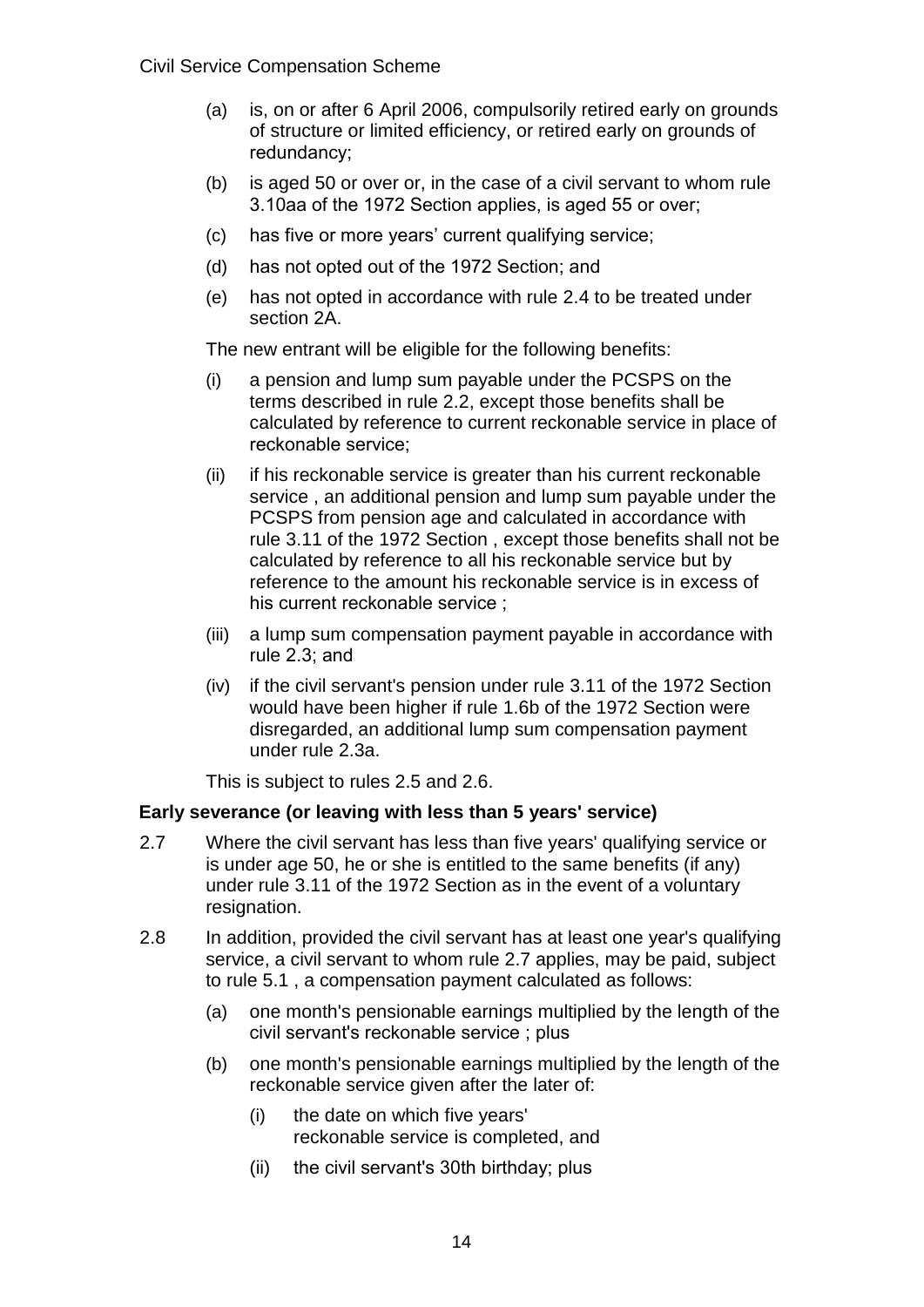(a) is, on or after 6 April 2006, compulsorily retired early on grounds of structure or limited efficiency, or retired early on grounds of redundancy;

(b) is aged 50 or over or, in the case of a civil servant to whom rule 3.10aa of the 1972 Section applies, is aged 55 or over;

(c) has five or more years' current qualifying service;

(d) has not opted out of the 1972 Section; and

(e) has not opted in accordance with rule 2.4 to be treated under section 2A.

The new entrant will be eligible for the following benefits:

(i) a pension and lump sum payable under the PCSPS on the terms described in rule 2.2, except those benefits shall be calculated by reference to current reckonable service in place of reckonable service;

(ii) if his reckonable service is greater than his current reckonable service , an additional pension and lump sum payable under the PCSPS from pension age and calculated in accordance with rule 3.11 of the 1972 Section , except those benefits shall not be calculated by reference to all his reckonable service but by reference to the amount his reckonable service is in excess of his current reckonable service ;

(iii) a lump sum compensation payment payable in accordance with rule 2.3; and

(iv) if the civil servant's pension under rule 3.11 of the 1972 Section would have been higher if rule 1.6b of the 1972 Section were disregarded, an additional lump sum compensation payment under rule 2.3a.

This is subject to rules 2.5 and 2.6.

**Early severance (or leaving with less than 5 years' service)**

2.7 Where the civil servant has less than five years' qualifying service or is under age 50, he or she is entitled to the same benefits (if any) under rule 3.11 of the 1972 Section as in the event of a voluntary resignation.

2.8 In addition, provided the civil servant has at least one year's qualifying service, a civil servant to whom rule 2.7 applies, may be paid, subject to rule 5.1 , a compensation payment calculated as follows:

(a) one month's pensionable earnings multiplied by the length of the civil servant's reckonable service ; plus

(b) one month's pensionable earnings multiplied by the length of the reckonable service given after the later of:

(i) the date on which five years' reckonable service is completed, and

(ii) the civil servant's 30th birthday; plus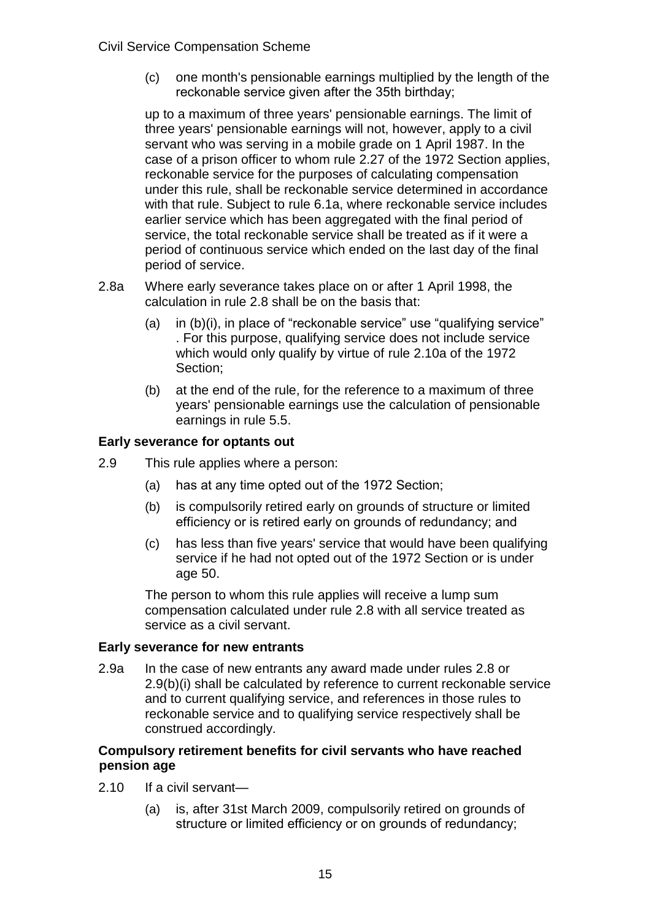(c) one month's pensionable earnings multiplied by the length of the reckonable service given after the 35th birthday;

up to a maximum of three years' pensionable earnings. The limit of three years' pensionable earnings will not, however, apply to a civil servant who was serving in a mobile grade on 1 April 1987. In the case of a prison officer to whom rule 2.27 of the 1972 Section applies, reckonable service for the purposes of calculating compensation under this rule, shall be reckonable service determined in accordance with that rule. Subject to rule 6.1a, where reckonable service includes earlier service which has been aggregated with the final period of service, the total reckonable service shall be treated as if it were a period of continuous service which ended on the last day of the final period of service.

2.8a Where early severance takes place on or after 1 April 1998, the calculation in rule 2.8 shall be on the basis that:

(a) in (b)(i), in place of "reckonable service" use "qualifying service" . For this purpose, qualifying service does not include service which would only qualify by virtue of rule 2.10a of the 1972 Section;

(b) at the end of the rule, for the reference to a maximum of three years' pensionable earnings use the calculation of pensionable earnings in rule 5.5.

**Early severance for optants out**

2.9 This rule applies where a person:

(a) has at any time opted out of the 1972 Section;

(b) is compulsorily retired early on grounds of structure or limited efficiency or is retired early on grounds of redundancy; and

(c) has less than five years' service that would have been qualifying service if he had not opted out of the 1972 Section or is under age 50.

The person to whom this rule applies will receive a lump sum compensation calculated under rule 2.8 with all service treated as service as a civil servant.

**Early severance for new entrants**

2.9a In the case of new entrants any award made under rules 2.8 or 2.9(b)(i) shall be calculated by reference to current reckonable service and to current qualifying service, and references in those rules to reckonable service and to qualifying service respectively shall be construed accordingly.

**Compulsory retirement benefits for civil servants who have reached pension age**

2.10 If a civil servant—

(a) is, after 31st March 2009, compulsorily retired on grounds of structure or limited efficiency or on grounds of redundancy;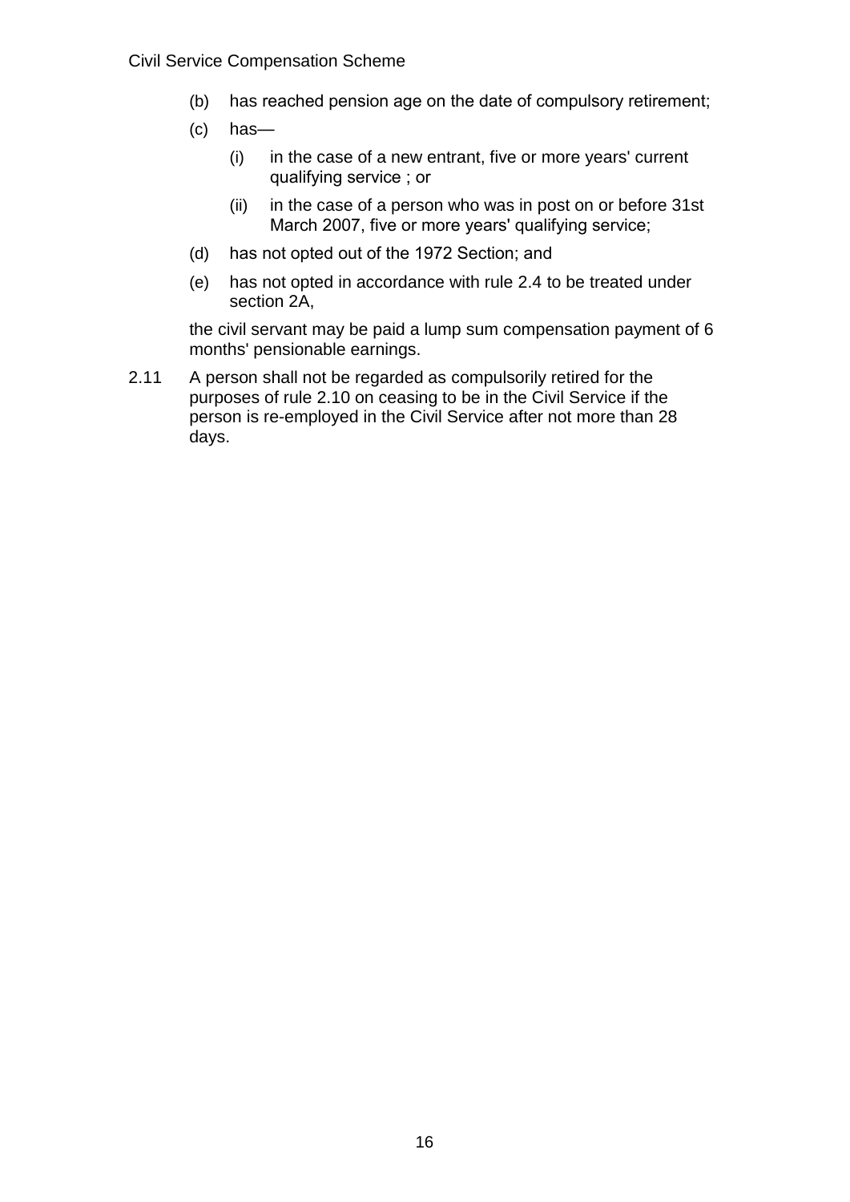(b) has reached pension age on the date of compulsory retirement;

(c) has—

  (i) in the case of a new entrant, five or more years' current qualifying service ; or

  (ii) in the case of a person who was in post on or before 31st March 2007, five or more years' qualifying service;

(d) has not opted out of the 1972 Section; and

(e) has not opted in accordance with rule 2.4 to be treated under section 2A,

the civil servant may be paid a lump sum compensation payment of 6 months' pensionable earnings.

2.11 A person shall not be regarded as compulsorily retired for the purposes of rule 2.10 on ceasing to be in the Civil Service if the person is re-employed in the Civil Service after not more than 28 days.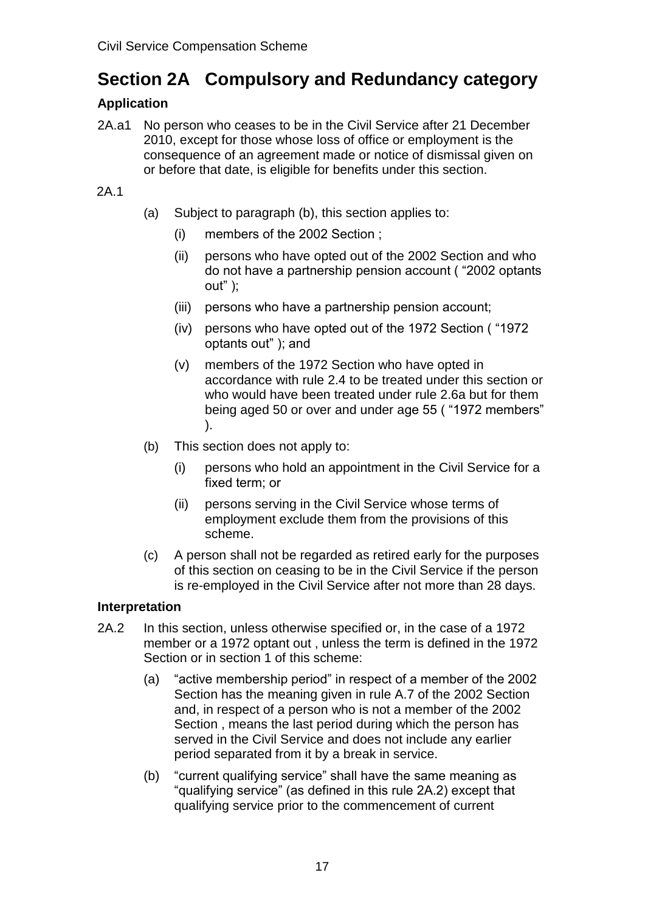# Section 2A Compulsory and Redundancy category

### Application

2A.a1 No person who ceases to be in the Civil Service after 21 December 2010, except for those whose loss of office or employment is the consequence of an agreement made or notice of dismissal given on or before that date, is eligible for benefits under this section.

2A.1

(a) Subject to paragraph (b), this section applies to:

(i) members of the 2002 Section ;

(ii) persons who have opted out of the 2002 Section and who do not have a partnership pension account ( "2002 optants out" );

(iii) persons who have a partnership pension account;

(iv) persons who have opted out of the 1972 Section ( "1972 optants out" ); and

(v) members of the 1972 Section who have opted in accordance with rule 2.4 to be treated under this section or who would have been treated under rule 2.6a but for them being aged 50 or over and under age 55 ( "1972 members" ).

(b) This section does not apply to:

(i) persons who hold an appointment in the Civil Service for a fixed term; or

(ii) persons serving in the Civil Service whose terms of employment exclude them from the provisions of this scheme.

(c) A person shall not be regarded as retired early for the purposes of this section on ceasing to be in the Civil Service if the person is re-employed in the Civil Service after not more than 28 days.

### Interpretation

2A.2 In this section, unless otherwise specified or, in the case of a 1972 member or a 1972 optant out , unless the term is defined in the 1972 Section or in section 1 of this scheme:

(a) "active membership period" in respect of a member of the 2002 Section has the meaning given in rule A.7 of the 2002 Section and, in respect of a person who is not a member of the 2002 Section , means the last period during which the person has served in the Civil Service and does not include any earlier period separated from it by a break in service.

(b) "current qualifying service" shall have the same meaning as "qualifying service" (as defined in this rule 2A.2) except that qualifying service prior to the commencement of current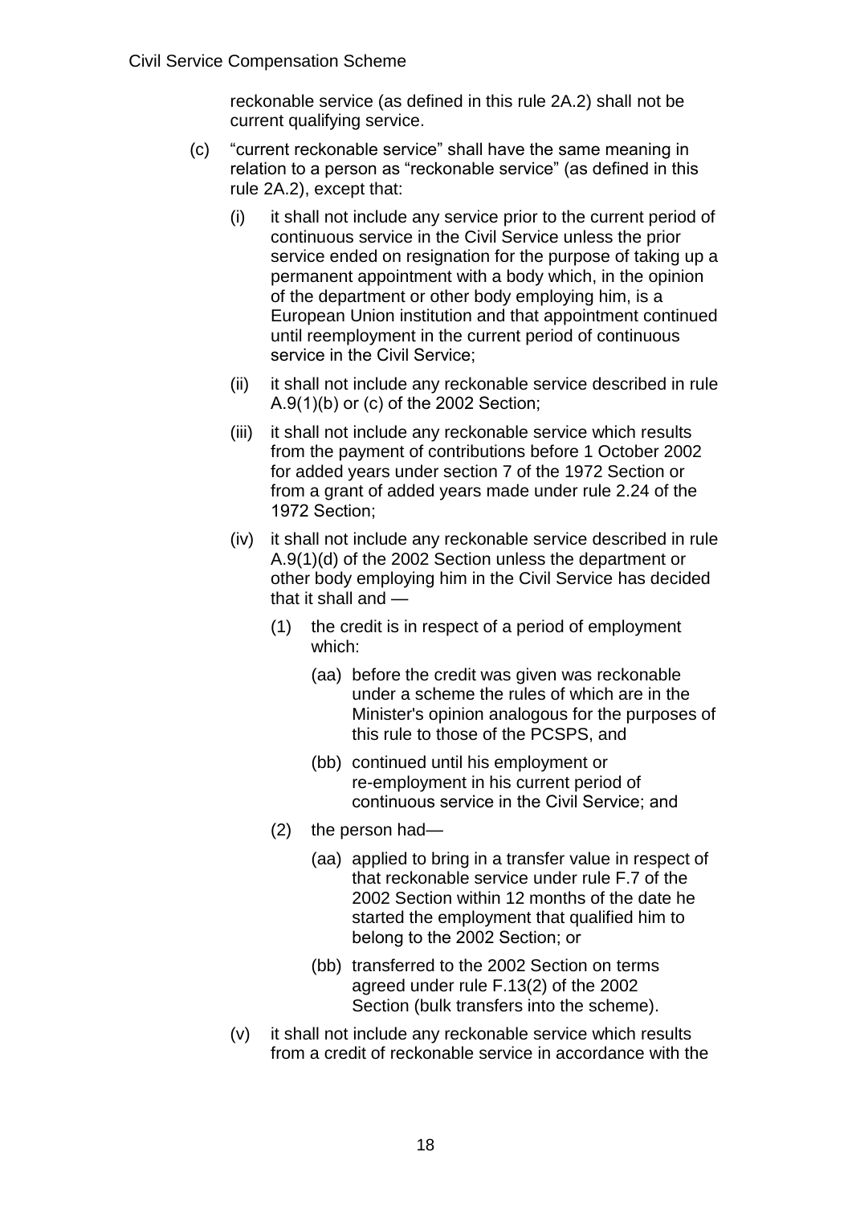reckonable service (as defined in this rule 2A.2) shall not be current qualifying service.

(c) "current reckonable service" shall have the same meaning in relation to a person as "reckonable service" (as defined in this rule 2A.2), except that:

   (i) it shall not include any service prior to the current period of continuous service in the Civil Service unless the prior service ended on resignation for the purpose of taking up a permanent appointment with a body which, in the opinion of the department or other body employing him, is a European Union institution and that appointment continued until reemployment in the current period of continuous service in the Civil Service;

   (ii) it shall not include any reckonable service described in rule A.9(1)(b) or (c) of the 2002 Section;

   (iii) it shall not include any reckonable service which results from the payment of contributions before 1 October 2002 for added years under section 7 of the 1972 Section or from a grant of added years made under rule 2.24 of the 1972 Section;

   (iv) it shall not include any reckonable service described in rule A.9(1)(d) of the 2002 Section unless the department or other body employing him in the Civil Service has decided that it shall and —

      (1) the credit is in respect of a period of employment which:

         (aa) before the credit was given was reckonable under a scheme the rules of which are in the Minister's opinion analogous for the purposes of this rule to those of the PCSPS, and

         (bb) continued until his employment or re-employment in his current period of continuous service in the Civil Service; and

      (2) the person had—

         (aa) applied to bring in a transfer value in respect of that reckonable service under rule F.7 of the 2002 Section within 12 months of the date he started the employment that qualified him to belong to the 2002 Section; or

         (bb) transferred to the 2002 Section on terms agreed under rule F.13(2) of the 2002 Section (bulk transfers into the scheme).

   (v) it shall not include any reckonable service which results from a credit of reckonable service in accordance with the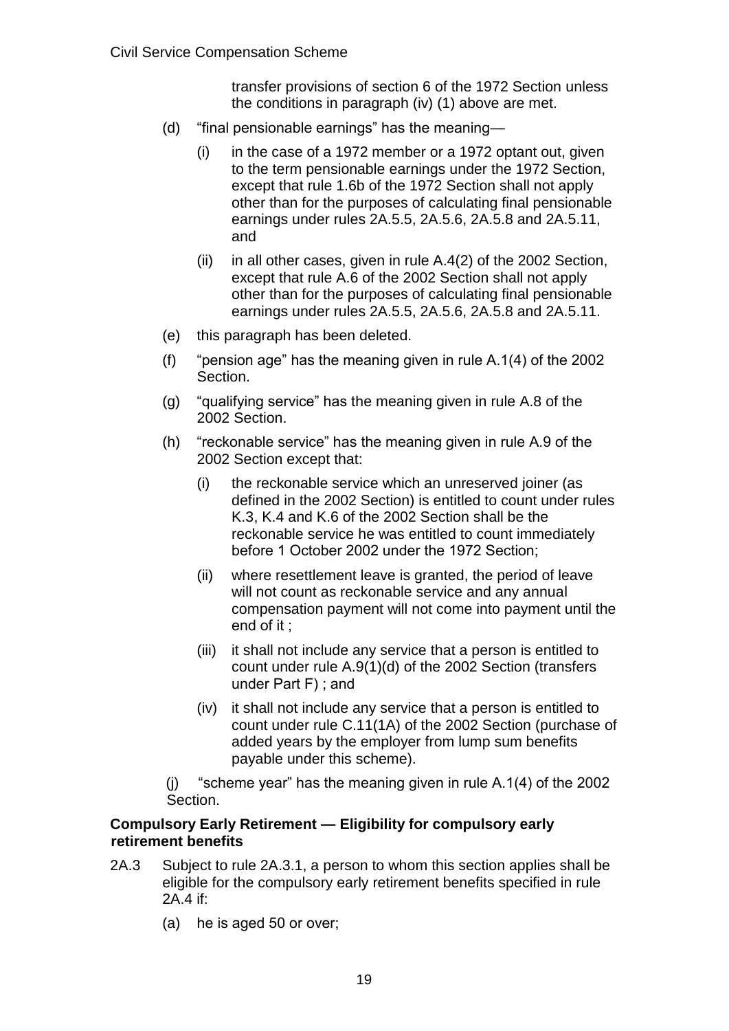transfer provisions of section 6 of the 1972 Section unless the conditions in paragraph (iv) (1) above are met.

(d) "final pensionable earnings" has the meaning—

  (i) in the case of a 1972 member or a 1972 optant out, given to the term pensionable earnings under the 1972 Section, except that rule 1.6b of the 1972 Section shall not apply other than for the purposes of calculating final pensionable earnings under rules 2A.5.5, 2A.5.6, 2A.5.8 and 2A.5.11, and

  (ii) in all other cases, given in rule A.4(2) of the 2002 Section, except that rule A.6 of the 2002 Section shall not apply other than for the purposes of calculating final pensionable earnings under rules 2A.5.5, 2A.5.6, 2A.5.8 and 2A.5.11.

(e) this paragraph has been deleted.

(f) "pension age" has the meaning given in rule A.1(4) of the 2002 Section.

(g) "qualifying service" has the meaning given in rule A.8 of the 2002 Section.

(h) "reckonable service" has the meaning given in rule A.9 of the 2002 Section except that:

  (i) the reckonable service which an unreserved joiner (as defined in the 2002 Section) is entitled to count under rules K.3, K.4 and K.6 of the 2002 Section shall be the reckonable service he was entitled to count immediately before 1 October 2002 under the 1972 Section;

  (ii) where resettlement leave is granted, the period of leave will not count as reckonable service and any annual compensation payment will not come into payment until the end of it ;

  (iii) it shall not include any service that a person is entitled to count under rule A.9(1)(d) of the 2002 Section (transfers under Part F) ; and

  (iv) it shall not include any service that a person is entitled to count under rule C.11(1A) of the 2002 Section (purchase of added years by the employer from lump sum benefits payable under this scheme).

(j) "scheme year" has the meaning given in rule A.1(4) of the 2002 Section.

**Compulsory Early Retirement — Eligibility for compulsory early retirement benefits**

2A.3 Subject to rule 2A.3.1, a person to whom this section applies shall be eligible for the compulsory early retirement benefits specified in rule 2A.4 if:

(a) he is aged 50 or over;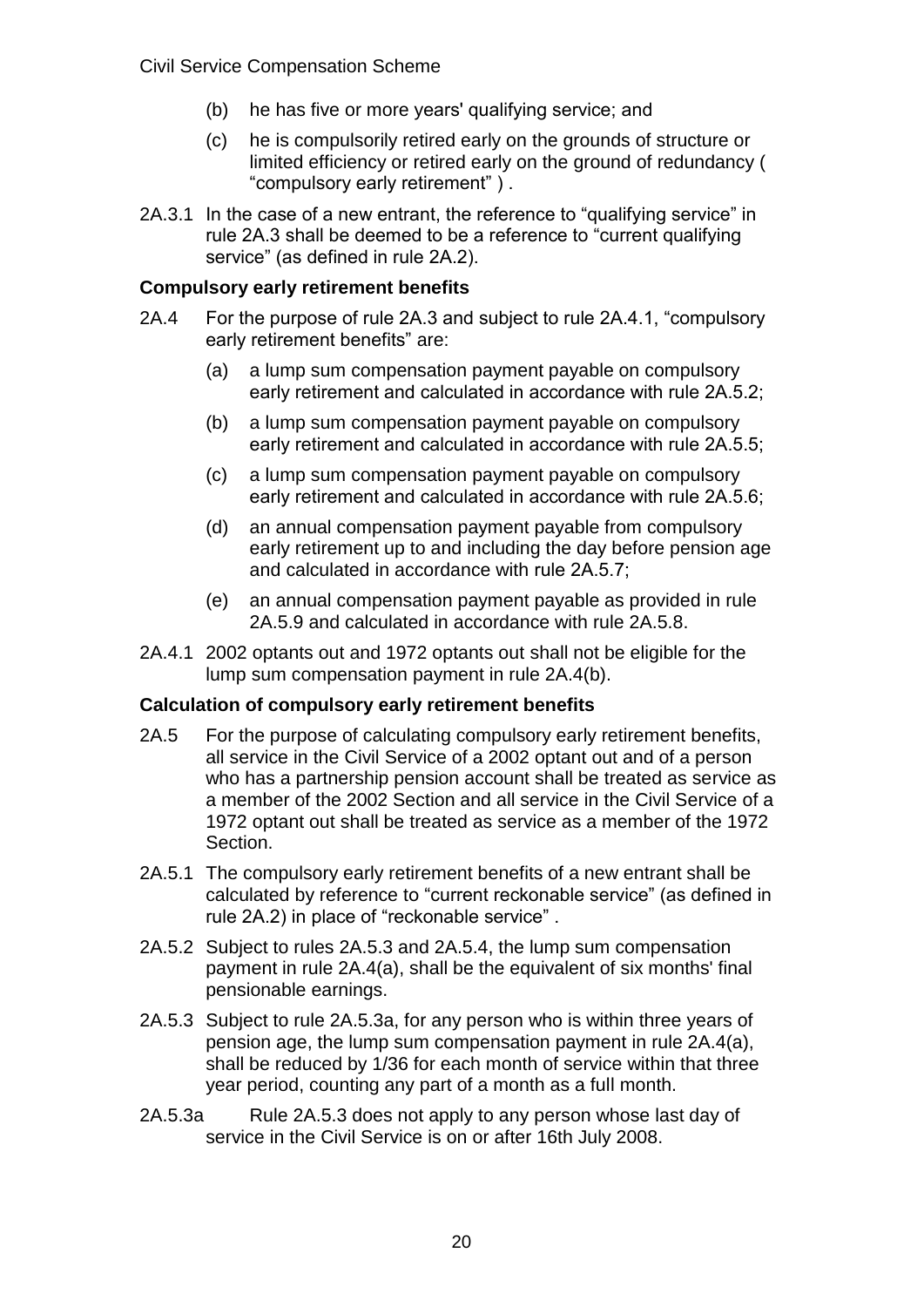(b) he has five or more years' qualifying service; and

(c) he is compulsorily retired early on the grounds of structure or limited efficiency or retired early on the ground of redundancy ( "compulsory early retirement" ) .

2A.3.1 In the case of a new entrant, the reference to "qualifying service" in rule 2A.3 shall be deemed to be a reference to "current qualifying service" (as defined in rule 2A.2).

**Compulsory early retirement benefits**

2A.4 For the purpose of rule 2A.3 and subject to rule 2A.4.1, "compulsory early retirement benefits" are:

(a) a lump sum compensation payment payable on compulsory early retirement and calculated in accordance with rule 2A.5.2;

(b) a lump sum compensation payment payable on compulsory early retirement and calculated in accordance with rule 2A.5.5;

(c) a lump sum compensation payment payable on compulsory early retirement and calculated in accordance with rule 2A.5.6;

(d) an annual compensation payment payable from compulsory early retirement up to and including the day before pension age and calculated in accordance with rule 2A.5.7;

(e) an annual compensation payment payable as provided in rule 2A.5.9 and calculated in accordance with rule 2A.5.8.

2A.4.1 2002 optants out and 1972 optants out shall not be eligible for the lump sum compensation payment in rule 2A.4(b).

**Calculation of compulsory early retirement benefits**

2A.5 For the purpose of calculating compulsory early retirement benefits, all service in the Civil Service of a 2002 optant out and of a person who has a partnership pension account shall be treated as service as a member of the 2002 Section and all service in the Civil Service of a 1972 optant out shall be treated as service as a member of the 1972 Section.

2A.5.1 The compulsory early retirement benefits of a new entrant shall be calculated by reference to "current reckonable service" (as defined in rule 2A.2) in place of "reckonable service" .

2A.5.2 Subject to rules 2A.5.3 and 2A.5.4, the lump sum compensation payment in rule 2A.4(a), shall be the equivalent of six months' final pensionable earnings.

2A.5.3 Subject to rule 2A.5.3a, for any person who is within three years of pension age, the lump sum compensation payment in rule 2A.4(a), shall be reduced by 1/36 for each month of service within that three year period, counting any part of a month as a full month.

2A.5.3a Rule 2A.5.3 does not apply to any person whose last day of service in the Civil Service is on or after 16th July 2008.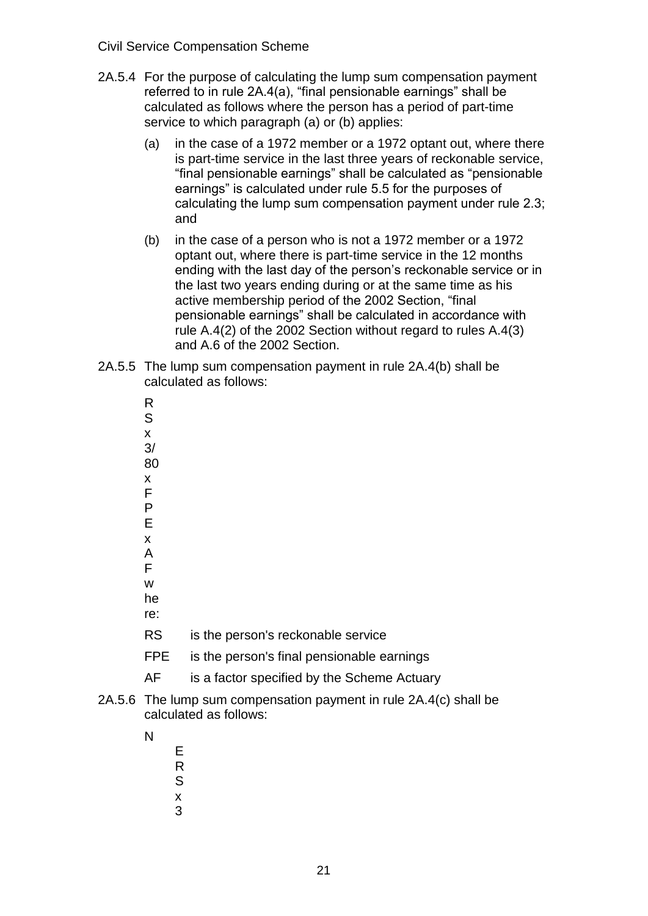2A.5.4 For the purpose of calculating the lump sum compensation payment referred to in rule 2A.4(a), "final pensionable earnings" shall be calculated as follows where the person has a period of part-time service to which paragraph (a) or (b) applies:

(a) in the case of a 1972 member or a 1972 optant out, where there is part-time service in the last three years of reckonable service, "final pensionable earnings" shall be calculated as "pensionable earnings" is calculated under rule 5.5 for the purposes of calculating the lump sum compensation payment under rule 2.3; and

(b) in the case of a person who is not a 1972 member or a 1972 optant out, where there is part-time service in the 12 months ending with the last day of the person's reckonable service or in the last two years ending during or at the same time as his active membership period of the 2002 Section, "final pensionable earnings" shall be calculated in accordance with rule A.4(2) of the 2002 Section without regard to rules A.4(3) and A.6 of the 2002 Section.

2A.5.5 The lump sum compensation payment in rule 2A.4(b) shall be calculated as follows:

$$RS \times 3/80 \times FPE \times AF$$

where:

RS is the person's reckonable service

FPE is the person's final pensionable earnings

AF is a factor specified by the Scheme Actuary

2A.5.6 The lump sum compensation payment in rule 2A.4(c) shall be calculated as follows:

$$NERS \times 3$$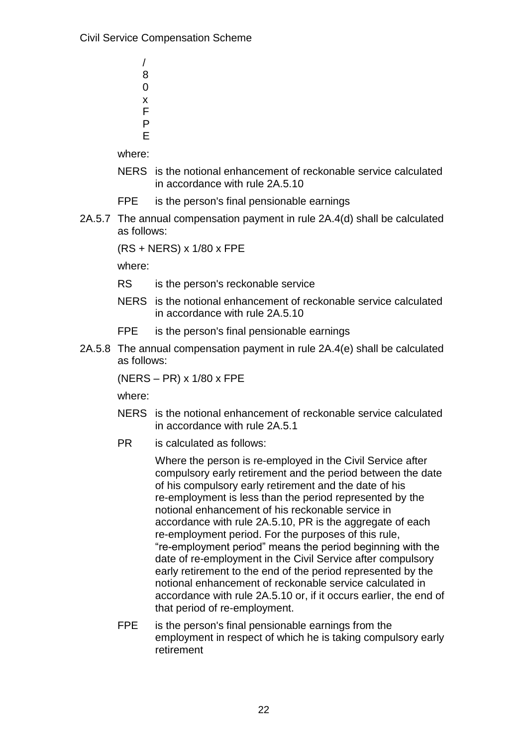/
8
0
x
F
P
E

where:

NERS is the notional enhancement of reckonable service calculated in accordance with rule 2A.5.10

FPE is the person's final pensionable earnings

2A.5.7 The annual compensation payment in rule 2A.4(d) shall be calculated as follows:

(RS + NERS) x 1/80 x FPE

where:

RS is the person's reckonable service

NERS is the notional enhancement of reckonable service calculated in accordance with rule 2A.5.10

FPE is the person's final pensionable earnings

2A.5.8 The annual compensation payment in rule 2A.4(e) shall be calculated as follows:

(NERS – PR) x 1/80 x FPE

where:

NERS is the notional enhancement of reckonable service calculated in accordance with rule 2A.5.1

PR is calculated as follows:

Where the person is re-employed in the Civil Service after compulsory early retirement and the period between the date of his compulsory early retirement and the date of his re-employment is less than the period represented by the notional enhancement of his reckonable service in accordance with rule 2A.5.10, PR is the aggregate of each re-employment period. For the purposes of this rule, "re-employment period" means the period beginning with the date of re-employment in the Civil Service after compulsory early retirement to the end of the period represented by the notional enhancement of reckonable service calculated in accordance with rule 2A.5.10 or, if it occurs earlier, the end of that period of re-employment.

FPE is the person's final pensionable earnings from the employment in respect of which he is taking compulsory early retirement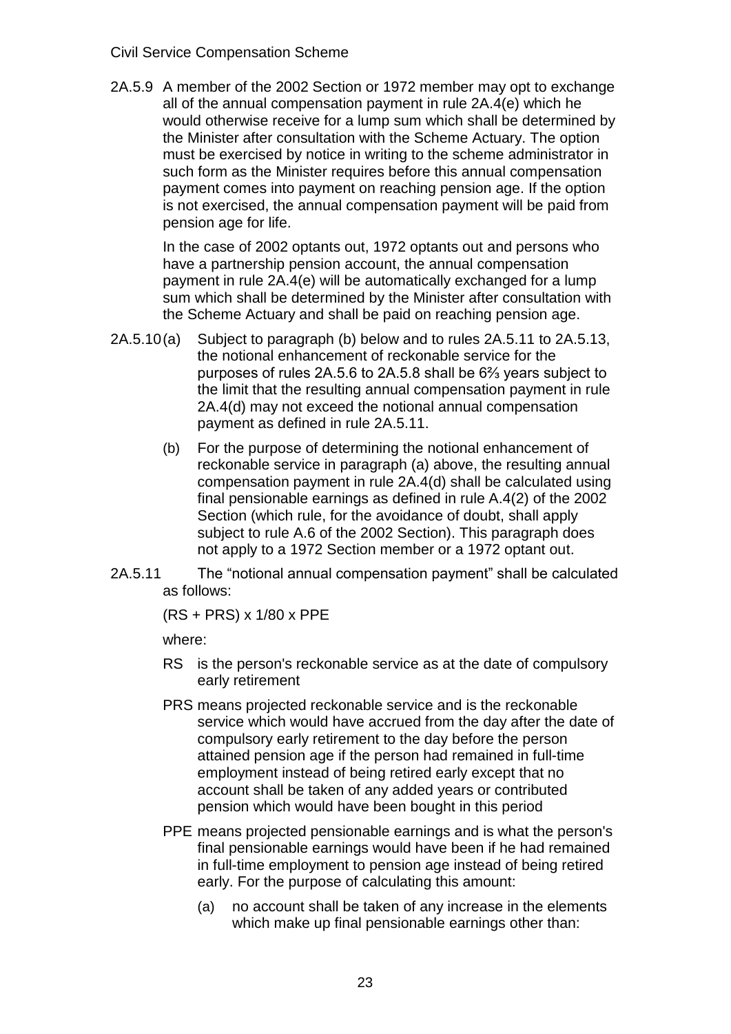2A.5.9 A member of the 2002 Section or 1972 member may opt to exchange all of the annual compensation payment in rule 2A.4(e) which he would otherwise receive for a lump sum which shall be determined by the Minister after consultation with the Scheme Actuary. The option must be exercised by notice in writing to the scheme administrator in such form as the Minister requires before this annual compensation payment comes into payment on reaching pension age. If the option is not exercised, the annual compensation payment will be paid from pension age for life.

In the case of 2002 optants out, 1972 optants out and persons who have a partnership pension account, the annual compensation payment in rule 2A.4(e) will be automatically exchanged for a lump sum which shall be determined by the Minister after consultation with the Scheme Actuary and shall be paid on reaching pension age.

2A.5.10 (a) Subject to paragraph (b) below and to rules 2A.5.11 to 2A.5.13, the notional enhancement of reckonable service for the purposes of rules 2A.5.6 to 2A.5.8 shall be 6⅔ years subject to the limit that the resulting annual compensation payment in rule 2A.4(d) may not exceed the notional annual compensation payment as defined in rule 2A.5.11.

(b) For the purpose of determining the notional enhancement of reckonable service in paragraph (a) above, the resulting annual compensation payment in rule 2A.4(d) shall be calculated using final pensionable earnings as defined in rule A.4(2) of the 2002 Section (which rule, for the avoidance of doubt, shall apply subject to rule A.6 of the 2002 Section). This paragraph does not apply to a 1972 Section member or a 1972 optant out.

2A.5.11 The "notional annual compensation payment" shall be calculated as follows:

$$(RS + PRS) \times 1/80 \times PPE$$

where:

RS is the person's reckonable service as at the date of compulsory early retirement

PRS means projected reckonable service and is the reckonable service which would have accrued from the day after the date of compulsory early retirement to the day before the person attained pension age if the person had remained in full-time employment instead of being retired early except that no account shall be taken of any added years or contributed pension which would have been bought in this period

PPE means projected pensionable earnings and is what the person's final pensionable earnings would have been if he had remained in full-time employment to pension age instead of being retired early. For the purpose of calculating this amount:

(a) no account shall be taken of any increase in the elements which make up final pensionable earnings other than: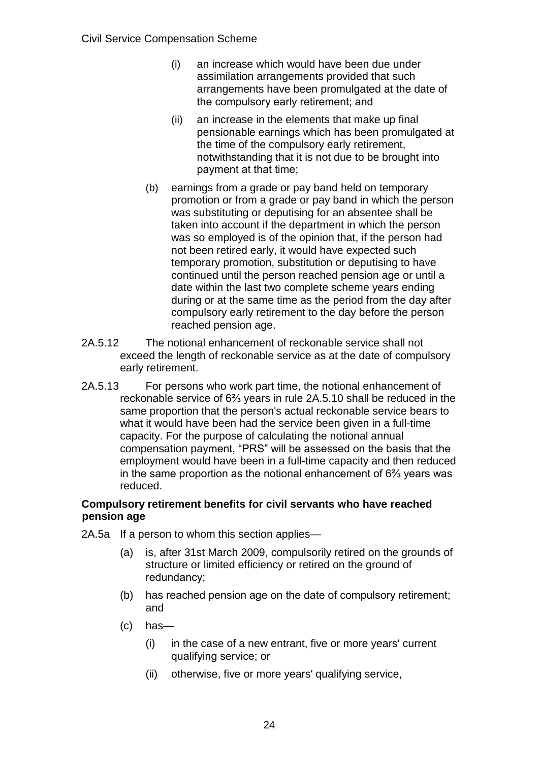- (i) an increase which would have been due under assimilation arrangements provided that such arrangements have been promulgated at the date of the compulsory early retirement; and
- (ii) an increase in the elements that make up final pensionable earnings which has been promulgated at the time of the compulsory early retirement, notwithstanding that it is not due to be brought into payment at that time;

(b) earnings from a grade or pay band held on temporary promotion or from a grade or pay band in which the person was substituting or deputising for an absentee shall be taken into account if the department in which the person was so employed is of the opinion that, if the person had not been retired early, it would have expected such temporary promotion, substitution or deputising to have continued until the person reached pension age or until a date within the last two complete scheme years ending during or at the same time as the period from the day after compulsory early retirement to the day before the person reached pension age.

2A.5.12 The notional enhancement of reckonable service shall not exceed the length of reckonable service as at the date of compulsory early retirement.

2A.5.13 For persons who work part time, the notional enhancement of reckonable service of 6⅔ years in rule 2A.5.10 shall be reduced in the same proportion that the person's actual reckonable service bears to what it would have been had the service been given in a full-time capacity. For the purpose of calculating the notional annual compensation payment, "PRS" will be assessed on the basis that the employment would have been in a full-time capacity and then reduced in the same proportion as the notional enhancement of 6⅔ years was reduced.

**Compulsory retirement benefits for civil servants who have reached pension age**

2A.5a If a person to whom this section applies—

(a) is, after 31st March 2009, compulsorily retired on the grounds of structure or limited efficiency or retired on the ground of redundancy;

(b) has reached pension age on the date of compulsory retirement; and

(c) has—

- (i) in the case of a new entrant, five or more years' current qualifying service; or
- (ii) otherwise, five or more years' qualifying service,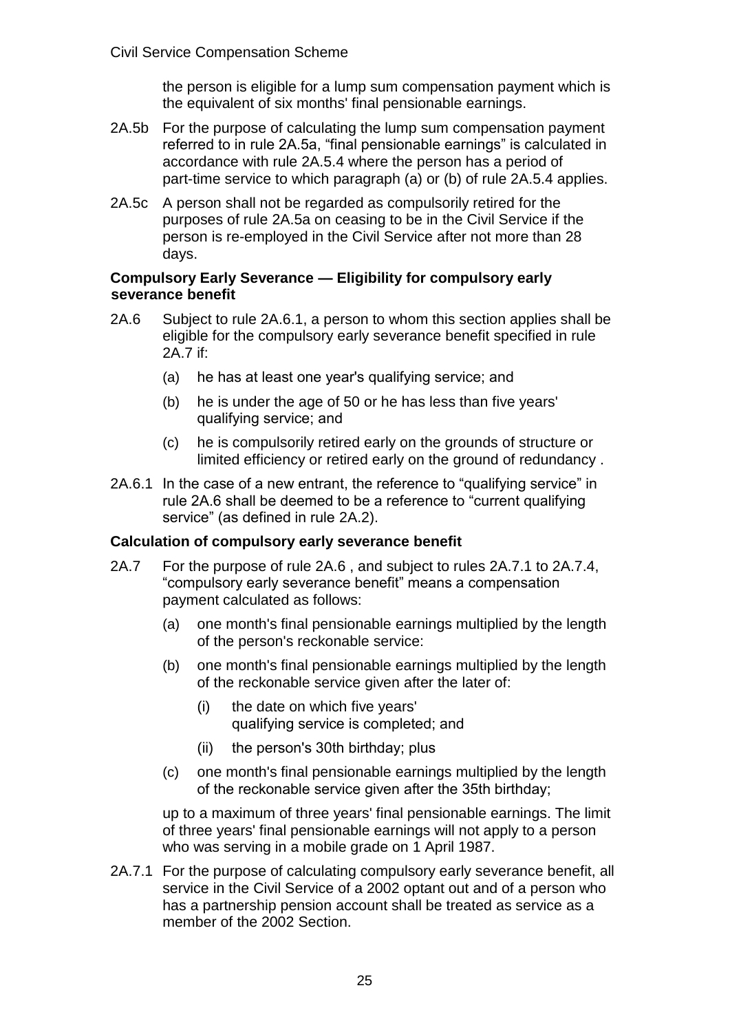the person is eligible for a lump sum compensation payment which is the equivalent of six months' final pensionable earnings.

2A.5b For the purpose of calculating the lump sum compensation payment referred to in rule 2A.5a, "final pensionable earnings" is calculated in accordance with rule 2A.5.4 where the person has a period of part-time service to which paragraph (a) or (b) of rule 2A.5.4 applies.

2A.5c A person shall not be regarded as compulsorily retired for the purposes of rule 2A.5a on ceasing to be in the Civil Service if the person is re-employed in the Civil Service after not more than 28 days.

**Compulsory Early Severance — Eligibility for compulsory early severance benefit**

2A.6 Subject to rule 2A.6.1, a person to whom this section applies shall be eligible for the compulsory early severance benefit specified in rule 2A.7 if:

(a) he has at least one year's qualifying service; and

(b) he is under the age of 50 or he has less than five years' qualifying service; and

(c) he is compulsorily retired early on the grounds of structure or limited efficiency or retired early on the ground of redundancy .

2A.6.1 In the case of a new entrant, the reference to "qualifying service" in rule 2A.6 shall be deemed to be a reference to "current qualifying service" (as defined in rule 2A.2).

**Calculation of compulsory early severance benefit**

2A.7 For the purpose of rule 2A.6 , and subject to rules 2A.7.1 to 2A.7.4, "compulsory early severance benefit" means a compensation payment calculated as follows:

(a) one month's final pensionable earnings multiplied by the length of the person's reckonable service:

(b) one month's final pensionable earnings multiplied by the length of the reckonable service given after the later of:

(i) the date on which five years' qualifying service is completed; and

(ii) the person's 30th birthday; plus

(c) one month's final pensionable earnings multiplied by the length of the reckonable service given after the 35th birthday;

up to a maximum of three years' final pensionable earnings. The limit of three years' final pensionable earnings will not apply to a person who was serving in a mobile grade on 1 April 1987.

2A.7.1 For the purpose of calculating compulsory early severance benefit, all service in the Civil Service of a 2002 optant out and of a person who has a partnership pension account shall be treated as service as a member of the 2002 Section.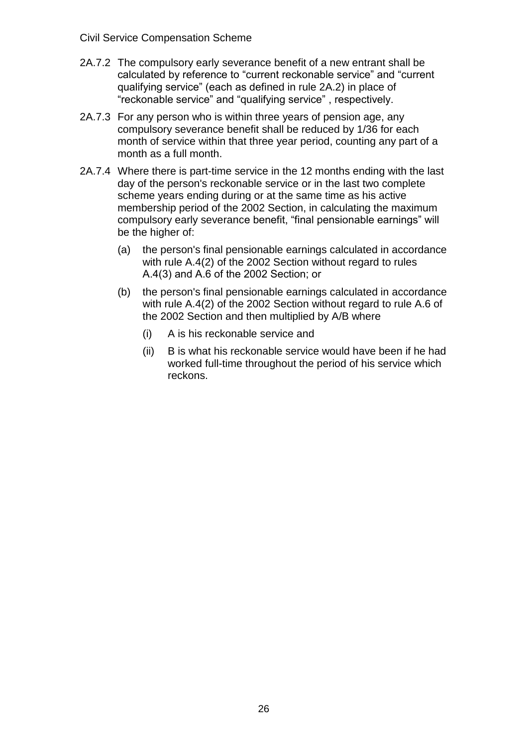2A.7.2 The compulsory early severance benefit of a new entrant shall be calculated by reference to “current reckonable service” and “current qualifying service” (each as defined in rule 2A.2) in place of “reckonable service” and “qualifying service” , respectively.

2A.7.3 For any person who is within three years of pension age, any compulsory severance benefit shall be reduced by 1/36 for each month of service within that three year period, counting any part of a month as a full month.

2A.7.4 Where there is part-time service in the 12 months ending with the last day of the person's reckonable service or in the last two complete scheme years ending during or at the same time as his active membership period of the 2002 Section, in calculating the maximum compulsory early severance benefit, “final pensionable earnings” will be the higher of:

- (a) the person's final pensionable earnings calculated in accordance with rule A.4(2) of the 2002 Section without regard to rules A.4(3) and A.6 of the 2002 Section; or
- (b) the person's final pensionable earnings calculated in accordance with rule A.4(2) of the 2002 Section without regard to rule A.6 of the 2002 Section and then multiplied by A/B where
  - (i) A is his reckonable service and
  - (ii) B is what his reckonable service would have been if he had worked full-time throughout the period of his service which reckons.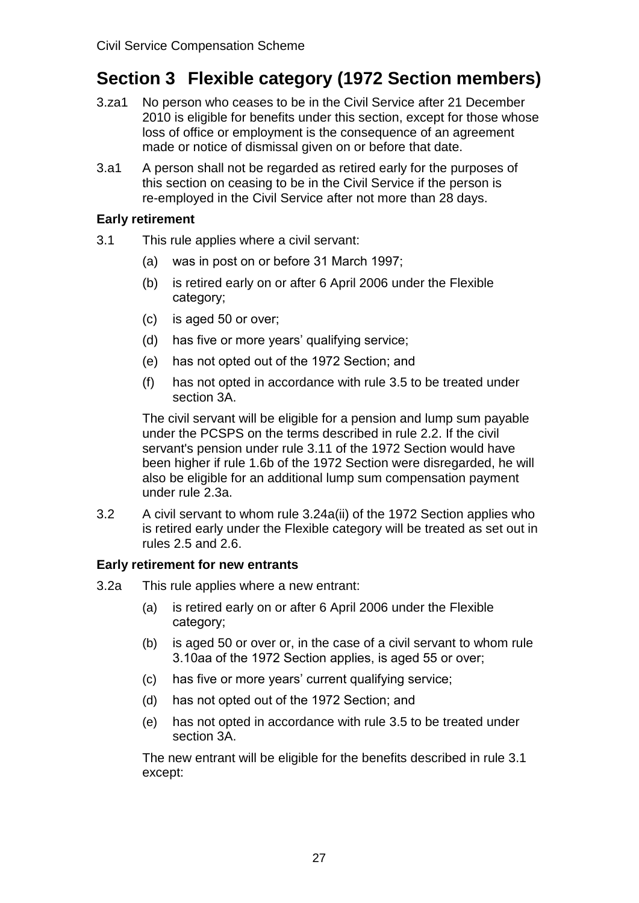# Section 3 Flexible category (1972 Section members)

3.za1 No person who ceases to be in the Civil Service after 21 December 2010 is eligible for benefits under this section, except for those whose loss of office or employment is the consequence of an agreement made or notice of dismissal given on or before that date.

3.a1 A person shall not be regarded as retired early for the purposes of this section on ceasing to be in the Civil Service if the person is re-employed in the Civil Service after not more than 28 days.

### Early retirement

3.1 This rule applies where a civil servant:

(a) was in post on or before 31 March 1997;

(b) is retired early on or after 6 April 2006 under the Flexible category;

(c) is aged 50 or over;

(d) has five or more years' qualifying service;

(e) has not opted out of the 1972 Section; and

(f) has not opted in accordance with rule 3.5 to be treated under section 3A.

The civil servant will be eligible for a pension and lump sum payable under the PCSPS on the terms described in rule 2.2. If the civil servant's pension under rule 3.11 of the 1972 Section would have been higher if rule 1.6b of the 1972 Section were disregarded, he will also be eligible for an additional lump sum compensation payment under rule 2.3a.

3.2 A civil servant to whom rule 3.24a(ii) of the 1972 Section applies who is retired early under the Flexible category will be treated as set out in rules 2.5 and 2.6.

### Early retirement for new entrants

3.2a This rule applies where a new entrant:

(a) is retired early on or after 6 April 2006 under the Flexible category;

(b) is aged 50 or over or, in the case of a civil servant to whom rule 3.10aa of the 1972 Section applies, is aged 55 or over;

(c) has five or more years' current qualifying service;

(d) has not opted out of the 1972 Section; and

(e) has not opted in accordance with rule 3.5 to be treated under section 3A.

The new entrant will be eligible for the benefits described in rule 3.1 except: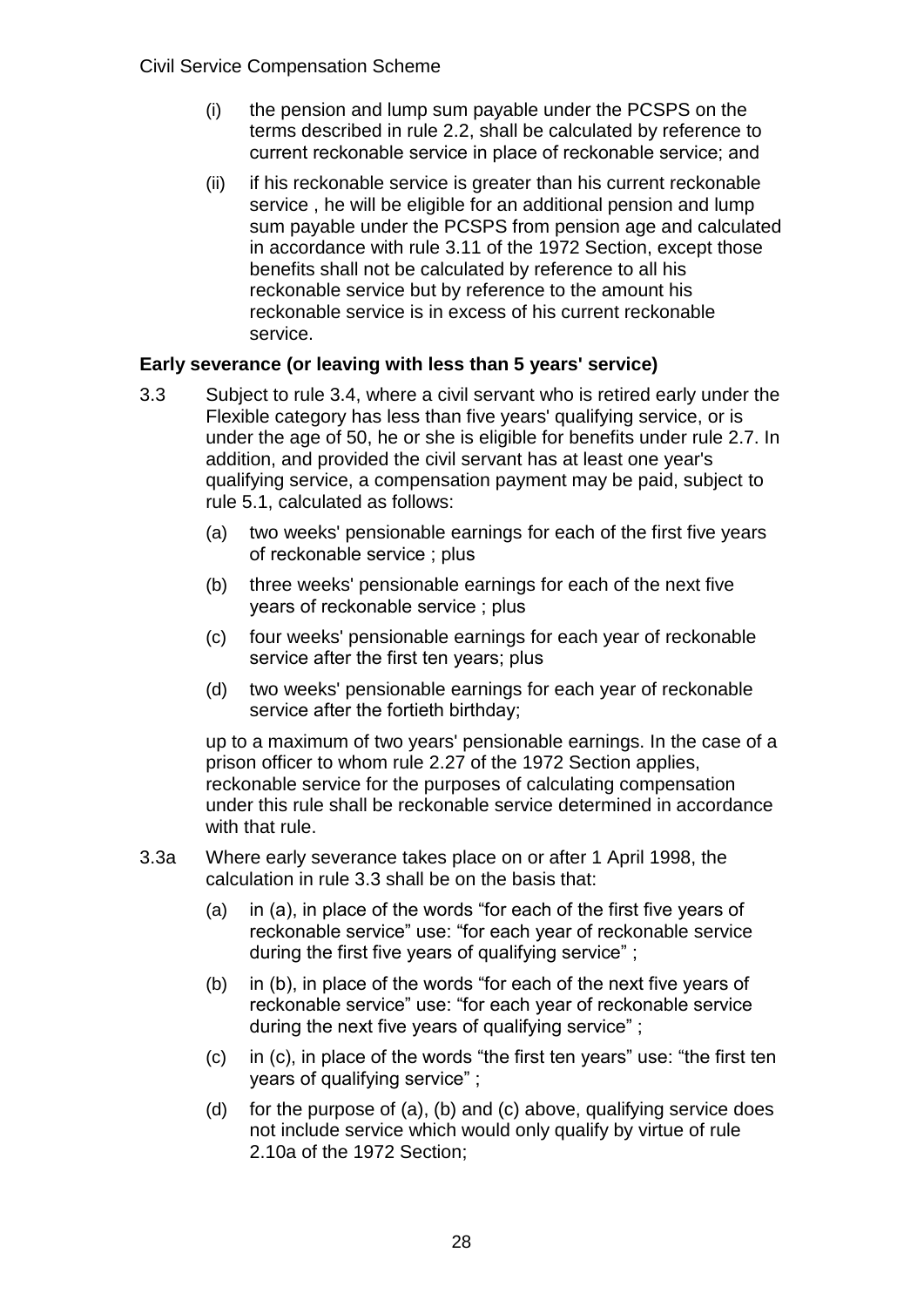(i) the pension and lump sum payable under the PCSPS on the terms described in rule 2.2, shall be calculated by reference to current reckonable service in place of reckonable service; and

(ii) if his reckonable service is greater than his current reckonable service , he will be eligible for an additional pension and lump sum payable under the PCSPS from pension age and calculated in accordance with rule 3.11 of the 1972 Section, except those benefits shall not be calculated by reference to all his reckonable service but by reference to the amount his reckonable service is in excess of his current reckonable service.

**Early severance (or leaving with less than 5 years' service)**

3.3 Subject to rule 3.4, where a civil servant who is retired early under the Flexible category has less than five years' qualifying service, or is under the age of 50, he or she is eligible for benefits under rule 2.7. In addition, and provided the civil servant has at least one year's qualifying service, a compensation payment may be paid, subject to rule 5.1, calculated as follows:

(a) two weeks' pensionable earnings for each of the first five years of reckonable service ; plus

(b) three weeks' pensionable earnings for each of the next five years of reckonable service ; plus

(c) four weeks' pensionable earnings for each year of reckonable service after the first ten years; plus

(d) two weeks' pensionable earnings for each year of reckonable service after the fortieth birthday;

up to a maximum of two years' pensionable earnings. In the case of a prison officer to whom rule 2.27 of the 1972 Section applies, reckonable service for the purposes of calculating compensation under this rule shall be reckonable service determined in accordance with that rule.

3.3a Where early severance takes place on or after 1 April 1998, the calculation in rule 3.3 shall be on the basis that:

(a) in (a), in place of the words "for each of the first five years of reckonable service" use: "for each year of reckonable service during the first five years of qualifying service" ;

(b) in (b), in place of the words "for each of the next five years of reckonable service" use: "for each year of reckonable service during the next five years of qualifying service" ;

(c) in (c), in place of the words "the first ten years" use: "the first ten years of qualifying service" ;

(d) for the purpose of (a), (b) and (c) above, qualifying service does not include service which would only qualify by virtue of rule 2.10a of the 1972 Section;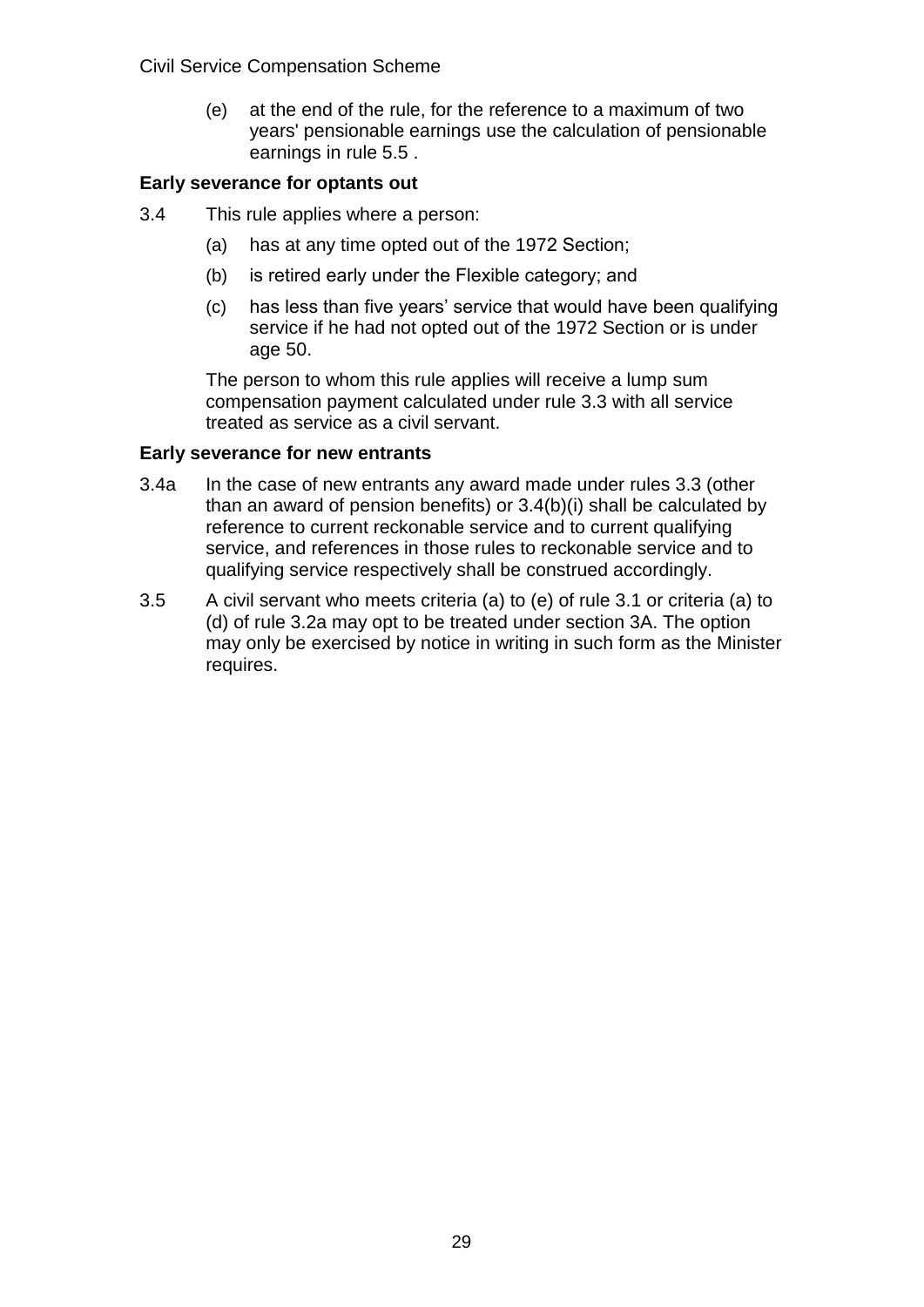(e) at the end of the rule, for the reference to a maximum of two years' pensionable earnings use the calculation of pensionable earnings in rule 5.5 .

**Early severance for optants out**

3.4 This rule applies where a person:

(a) has at any time opted out of the 1972 Section;

(b) is retired early under the Flexible category; and

(c) has less than five years' service that would have been qualifying service if he had not opted out of the 1972 Section or is under age 50.

The person to whom this rule applies will receive a lump sum compensation payment calculated under rule 3.3 with all service treated as service as a civil servant.

**Early severance for new entrants**

3.4a In the case of new entrants any award made under rules 3.3 (other than an award of pension benefits) or 3.4(b)(i) shall be calculated by reference to current reckonable service and to current qualifying service, and references in those rules to reckonable service and to qualifying service respectively shall be construed accordingly.

3.5 A civil servant who meets criteria (a) to (e) of rule 3.1 or criteria (a) to (d) of rule 3.2a may opt to be treated under section 3A. The option may only be exercised by notice in writing in such form as the Minister requires.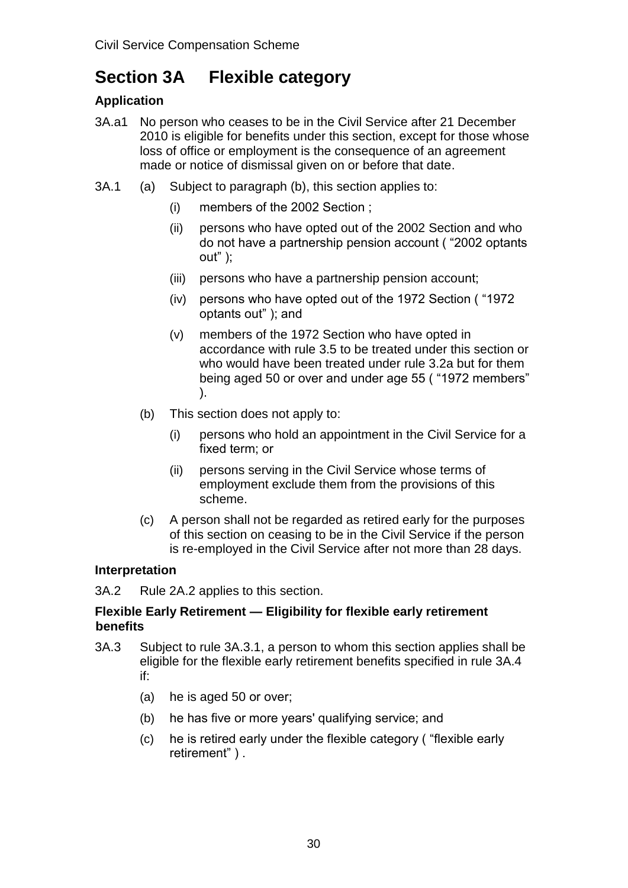# Section 3A Flexible category

### Application

3A.a1 No person who ceases to be in the Civil Service after 21 December 2010 is eligible for benefits under this section, except for those whose loss of office or employment is the consequence of an agreement made or notice of dismissal given on or before that date.

3A.1 (a) Subject to paragraph (b), this section applies to:

- (i) members of the 2002 Section ;
- (ii) persons who have opted out of the 2002 Section and who do not have a partnership pension account ( “2002 optants out” );
- (iii) persons who have a partnership pension account;
- (iv) persons who have opted out of the 1972 Section ( “1972 optants out” ); and
- (v) members of the 1972 Section who have opted in accordance with rule 3.5 to be treated under this section or who would have been treated under rule 3.2a but for them being aged 50 or over and under age 55 ( “1972 members” ).

(b) This section does not apply to:

- (i) persons who hold an appointment in the Civil Service for a fixed term; or
- (ii) persons serving in the Civil Service whose terms of employment exclude them from the provisions of this scheme.

(c) A person shall not be regarded as retired early for the purposes of this section on ceasing to be in the Civil Service if the person is re-employed in the Civil Service after not more than 28 days.

### Interpretation

3A.2 Rule 2A.2 applies to this section.

### Flexible Early Retirement — Eligibility for flexible early retirement benefits

3A.3 Subject to rule 3A.3.1, a person to whom this section applies shall be eligible for the flexible early retirement benefits specified in rule 3A.4 if:

- (a) he is aged 50 or over;
- (b) he has five or more years' qualifying service; and
- (c) he is retired early under the flexible category ( “flexible early retirement” ) .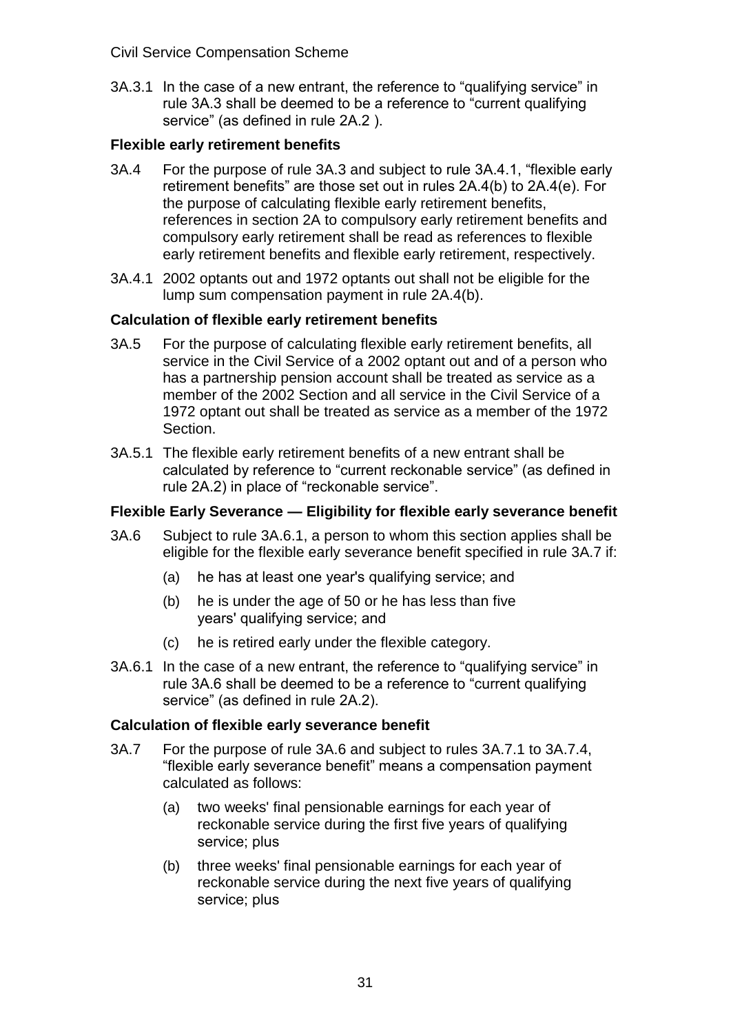3A.3.1 In the case of a new entrant, the reference to "qualifying service" in rule 3A.3 shall be deemed to be a reference to "current qualifying service" (as defined in rule 2A.2 ).

**Flexible early retirement benefits**

3A.4 For the purpose of rule 3A.3 and subject to rule 3A.4.1, "flexible early retirement benefits" are those set out in rules 2A.4(b) to 2A.4(e). For the purpose of calculating flexible early retirement benefits, references in section 2A to compulsory early retirement benefits and compulsory early retirement shall be read as references to flexible early retirement benefits and flexible early retirement, respectively.

3A.4.1 2002 optants out and 1972 optants out shall not be eligible for the lump sum compensation payment in rule 2A.4(b).

**Calculation of flexible early retirement benefits**

3A.5 For the purpose of calculating flexible early retirement benefits, all service in the Civil Service of a 2002 optant out and of a person who has a partnership pension account shall be treated as service as a member of the 2002 Section and all service in the Civil Service of a 1972 optant out shall be treated as service as a member of the 1972 Section.

3A.5.1 The flexible early retirement benefits of a new entrant shall be calculated by reference to "current reckonable service" (as defined in rule 2A.2) in place of "reckonable service".

**Flexible Early Severance — Eligibility for flexible early severance benefit**

3A.6 Subject to rule 3A.6.1, a person to whom this section applies shall be eligible for the flexible early severance benefit specified in rule 3A.7 if:

(a) he has at least one year's qualifying service; and

(b) he is under the age of 50 or he has less than five years' qualifying service; and

(c) he is retired early under the flexible category.

3A.6.1 In the case of a new entrant, the reference to "qualifying service" in rule 3A.6 shall be deemed to be a reference to "current qualifying service" (as defined in rule 2A.2).

**Calculation of flexible early severance benefit**

3A.7 For the purpose of rule 3A.6 and subject to rules 3A.7.1 to 3A.7.4, "flexible early severance benefit" means a compensation payment calculated as follows:

(a) two weeks' final pensionable earnings for each year of reckonable service during the first five years of qualifying service; plus

(b) three weeks' final pensionable earnings for each year of reckonable service during the next five years of qualifying service; plus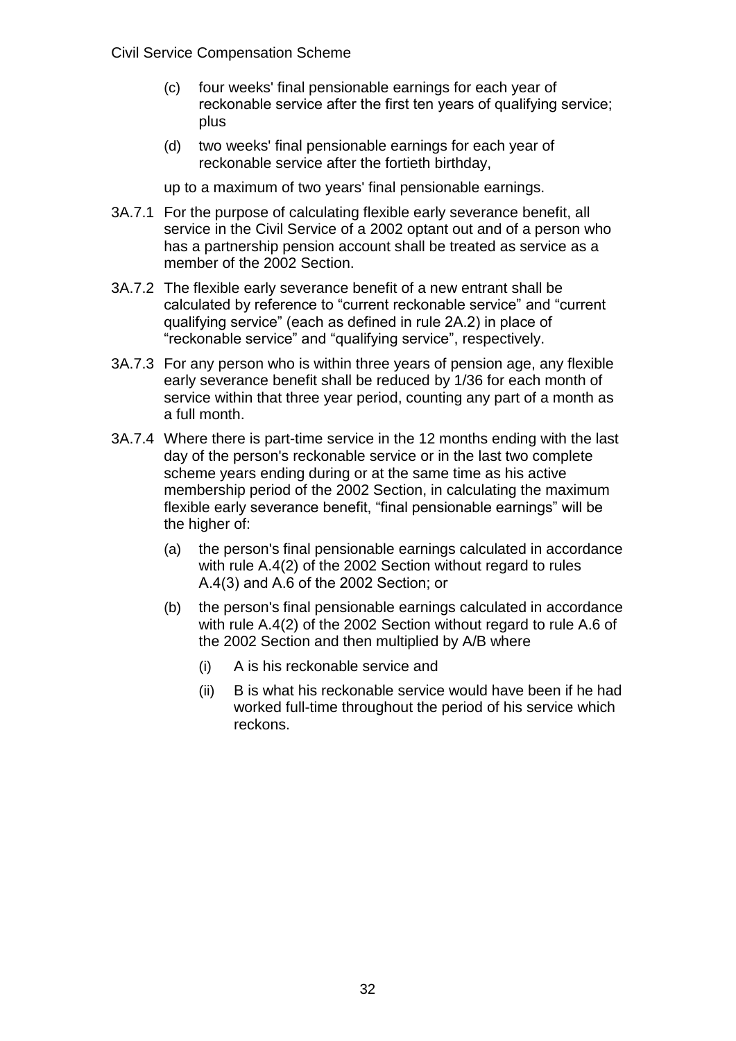(c) four weeks' final pensionable earnings for each year of reckonable service after the first ten years of qualifying service; plus

(d) two weeks' final pensionable earnings for each year of reckonable service after the fortieth birthday,

up to a maximum of two years' final pensionable earnings.

3A.7.1 For the purpose of calculating flexible early severance benefit, all service in the Civil Service of a 2002 optant out and of a person who has a partnership pension account shall be treated as service as a member of the 2002 Section.

3A.7.2 The flexible early severance benefit of a new entrant shall be calculated by reference to "current reckonable service" and "current qualifying service" (each as defined in rule 2A.2) in place of "reckonable service" and "qualifying service", respectively.

3A.7.3 For any person who is within three years of pension age, any flexible early severance benefit shall be reduced by 1/36 for each month of service within that three year period, counting any part of a month as a full month.

3A.7.4 Where there is part-time service in the 12 months ending with the last day of the person's reckonable service or in the last two complete scheme years ending during or at the same time as his active membership period of the 2002 Section, in calculating the maximum flexible early severance benefit, "final pensionable earnings" will be the higher of:

(a) the person's final pensionable earnings calculated in accordance with rule A.4(2) of the 2002 Section without regard to rules A.4(3) and A.6 of the 2002 Section; or

(b) the person's final pensionable earnings calculated in accordance with rule A.4(2) of the 2002 Section without regard to rule A.6 of the 2002 Section and then multiplied by A/B where

   (i) A is his reckonable service and

   (ii) B is what his reckonable service would have been if he had worked full-time throughout the period of his service which reckons.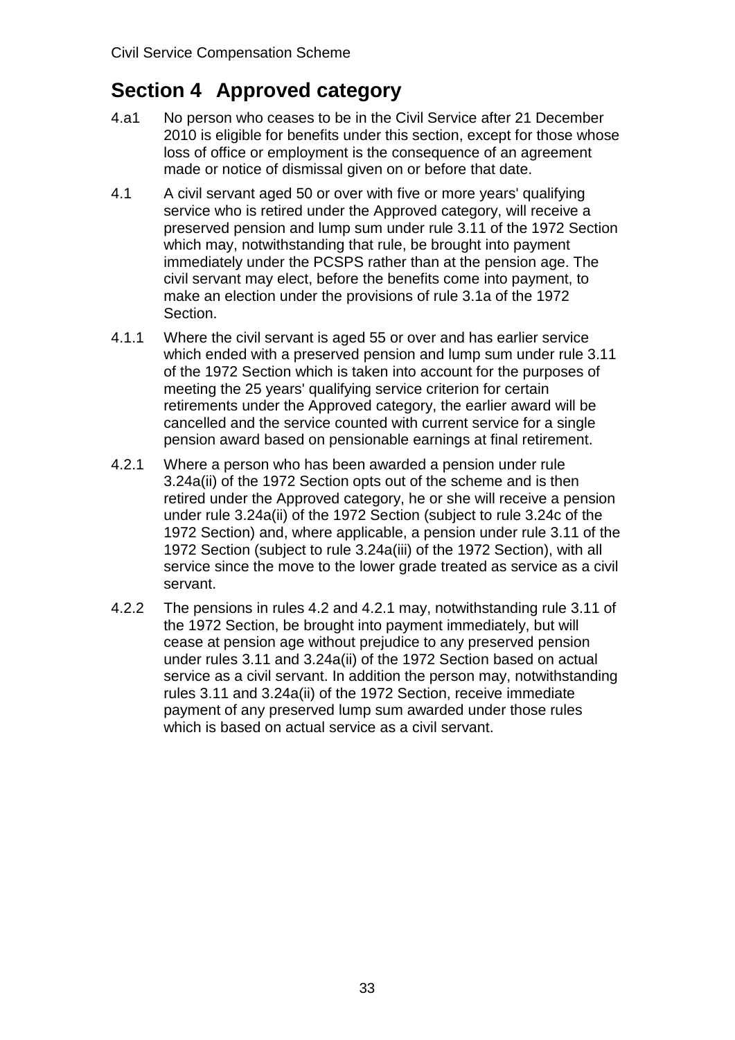## Section 4 Approved category

4.a1 No person who ceases to be in the Civil Service after 21 December 2010 is eligible for benefits under this section, except for those whose loss of office or employment is the consequence of an agreement made or notice of dismissal given on or before that date.

4.1 A civil servant aged 50 or over with five or more years' qualifying service who is retired under the Approved category, will receive a preserved pension and lump sum under rule 3.11 of the 1972 Section which may, notwithstanding that rule, be brought into payment immediately under the PCSPS rather than at the pension age. The civil servant may elect, before the benefits come into payment, to make an election under the provisions of rule 3.1a of the 1972 Section.

4.1.1 Where the civil servant is aged 55 or over and has earlier service which ended with a preserved pension and lump sum under rule 3.11 of the 1972 Section which is taken into account for the purposes of meeting the 25 years' qualifying service criterion for certain retirements under the Approved category, the earlier award will be cancelled and the service counted with current service for a single pension award based on pensionable earnings at final retirement.

4.2.1 Where a person who has been awarded a pension under rule 3.24a(ii) of the 1972 Section opts out of the scheme and is then retired under the Approved category, he or she will receive a pension under rule 3.24a(ii) of the 1972 Section (subject to rule 3.24c of the 1972 Section) and, where applicable, a pension under rule 3.11 of the 1972 Section (subject to rule 3.24a(iii) of the 1972 Section), with all service since the move to the lower grade treated as service as a civil servant.

4.2.2 The pensions in rules 4.2 and 4.2.1 may, notwithstanding rule 3.11 of the 1972 Section, be brought into payment immediately, but will cease at pension age without prejudice to any preserved pension under rules 3.11 and 3.24a(ii) of the 1972 Section based on actual service as a civil servant. In addition the person may, notwithstanding rules 3.11 and 3.24a(ii) of the 1972 Section, receive immediate payment of any preserved lump sum awarded under those rules which is based on actual service as a civil servant.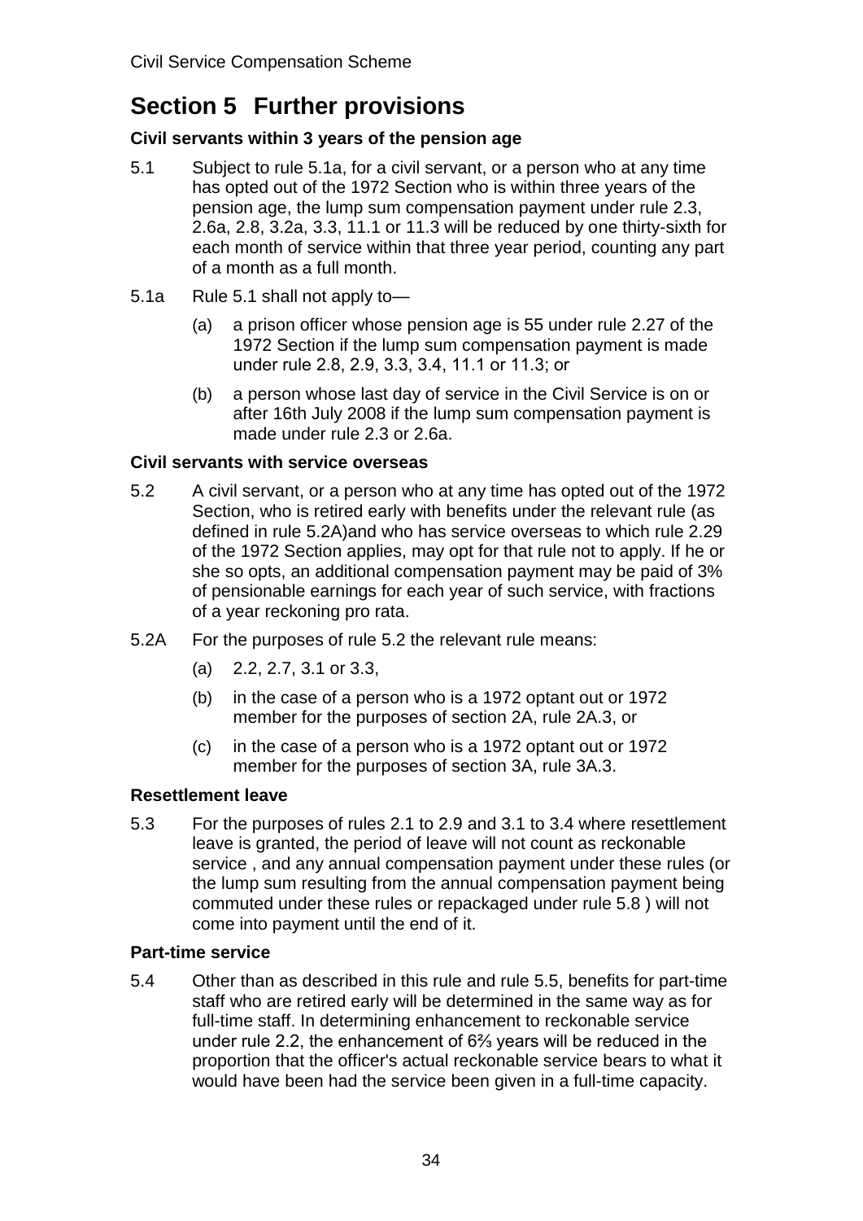## Section 5 Further provisions

**Civil servants within 3 years of the pension age**

5.1 Subject to rule 5.1a, for a civil servant, or a person who at any time has opted out of the 1972 Section who is within three years of the pension age, the lump sum compensation payment under rule 2.3, 2.6a, 2.8, 3.2a, 3.3, 11.1 or 11.3 will be reduced by one thirty-sixth for each month of service within that three year period, counting any part of a month as a full month.

5.1a Rule 5.1 shall not apply to—

(a) a prison officer whose pension age is 55 under rule 2.27 of the 1972 Section if the lump sum compensation payment is made under rule 2.8, 2.9, 3.3, 3.4, 11.1 or 11.3; or

(b) a person whose last day of service in the Civil Service is on or after 16th July 2008 if the lump sum compensation payment is made under rule 2.3 or 2.6a.

**Civil servants with service overseas**

5.2 A civil servant, or a person who at any time has opted out of the 1972 Section, who is retired early with benefits under the relevant rule (as defined in rule 5.2A)and who has service overseas to which rule 2.29 of the 1972 Section applies, may opt for that rule not to apply. If he or she so opts, an additional compensation payment may be paid of 3% of pensionable earnings for each year of such service, with fractions of a year reckoning pro rata.

5.2A For the purposes of rule 5.2 the relevant rule means:

(a) 2.2, 2.7, 3.1 or 3.3,

(b) in the case of a person who is a 1972 optant out or 1972 member for the purposes of section 2A, rule 2A.3, or

(c) in the case of a person who is a 1972 optant out or 1972 member for the purposes of section 3A, rule 3A.3.

**Resettlement leave**

5.3 For the purposes of rules 2.1 to 2.9 and 3.1 to 3.4 where resettlement leave is granted, the period of leave will not count as reckonable service , and any annual compensation payment under these rules (or the lump sum resulting from the annual compensation payment being commuted under these rules or repackaged under rule 5.8 ) will not come into payment until the end of it.

**Part-time service**

5.4 Other than as described in this rule and rule 5.5, benefits for part-time staff who are retired early will be determined in the same way as for full-time staff. In determining enhancement to reckonable service under rule 2.2, the enhancement of 6⅔ years will be reduced in the proportion that the officer's actual reckonable service bears to what it would have been had the service been given in a full-time capacity.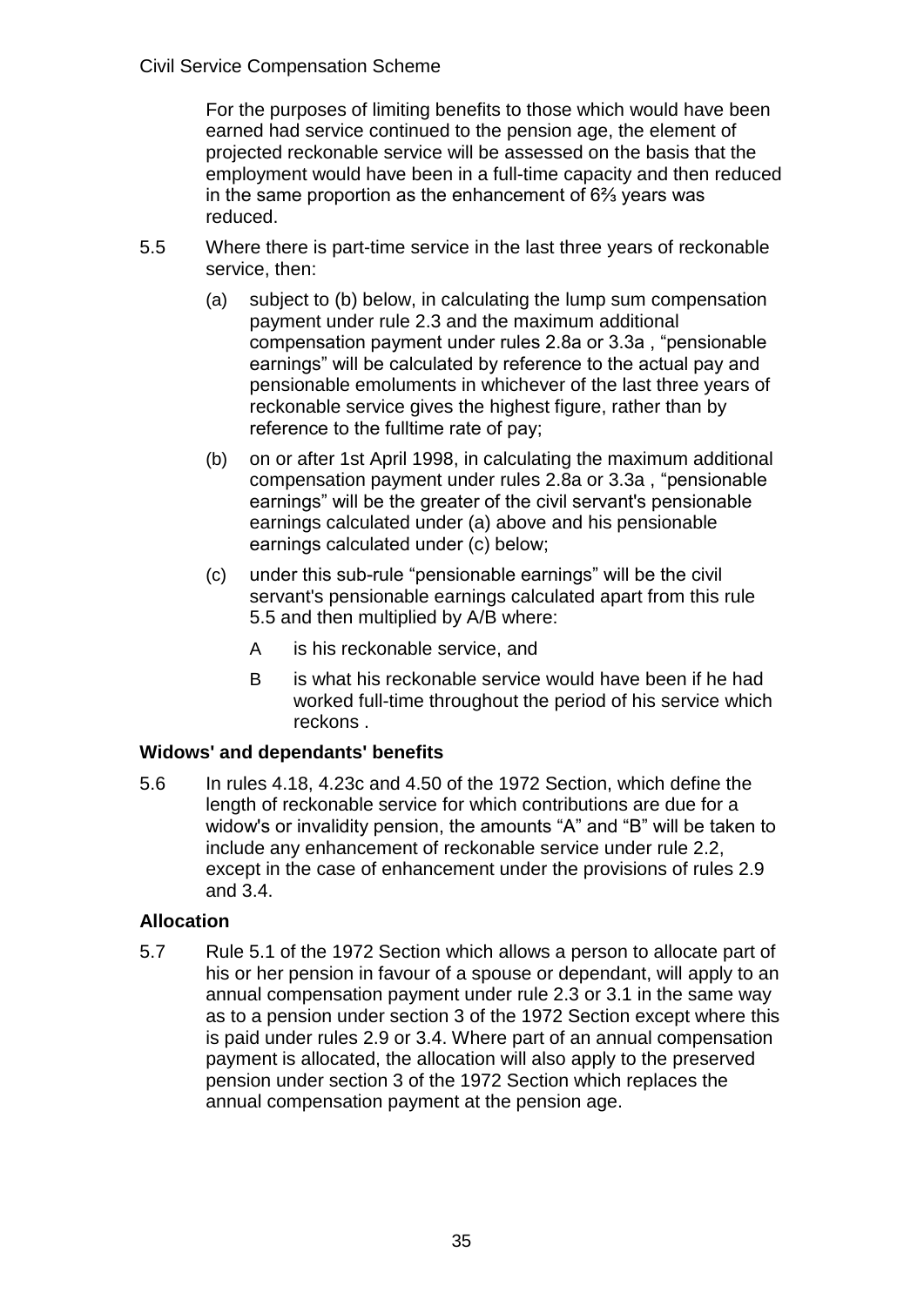For the purposes of limiting benefits to those which would have been earned had service continued to the pension age, the element of projected reckonable service will be assessed on the basis that the employment would have been in a full-time capacity and then reduced in the same proportion as the enhancement of 6⅔ years was reduced.

5.5 Where there is part-time service in the last three years of reckonable service, then:

(a) subject to (b) below, in calculating the lump sum compensation payment under rule 2.3 and the maximum additional compensation payment under rules 2.8a or 3.3a , "pensionable earnings" will be calculated by reference to the actual pay and pensionable emoluments in whichever of the last three years of reckonable service gives the highest figure, rather than by reference to the fulltime rate of pay;

(b) on or after 1st April 1998, in calculating the maximum additional compensation payment under rules 2.8a or 3.3a , "pensionable earnings" will be the greater of the civil servant's pensionable earnings calculated under (a) above and his pensionable earnings calculated under (c) below;

(c) under this sub-rule "pensionable earnings" will be the civil servant's pensionable earnings calculated apart from this rule 5.5 and then multiplied by A/B where:

A is his reckonable service, and

B is what his reckonable service would have been if he had worked full-time throughout the period of his service which reckons .

### Widows' and dependants' benefits

5.6 In rules 4.18, 4.23c and 4.50 of the 1972 Section, which define the length of reckonable service for which contributions are due for a widow's or invalidity pension, the amounts "A" and "B" will be taken to include any enhancement of reckonable service under rule 2.2, except in the case of enhancement under the provisions of rules 2.9 and 3.4.

### Allocation

5.7 Rule 5.1 of the 1972 Section which allows a person to allocate part of his or her pension in favour of a spouse or dependant, will apply to an annual compensation payment under rule 2.3 or 3.1 in the same way as to a pension under section 3 of the 1972 Section except where this is paid under rules 2.9 or 3.4. Where part of an annual compensation payment is allocated, the allocation will also apply to the preserved pension under section 3 of the 1972 Section which replaces the annual compensation payment at the pension age.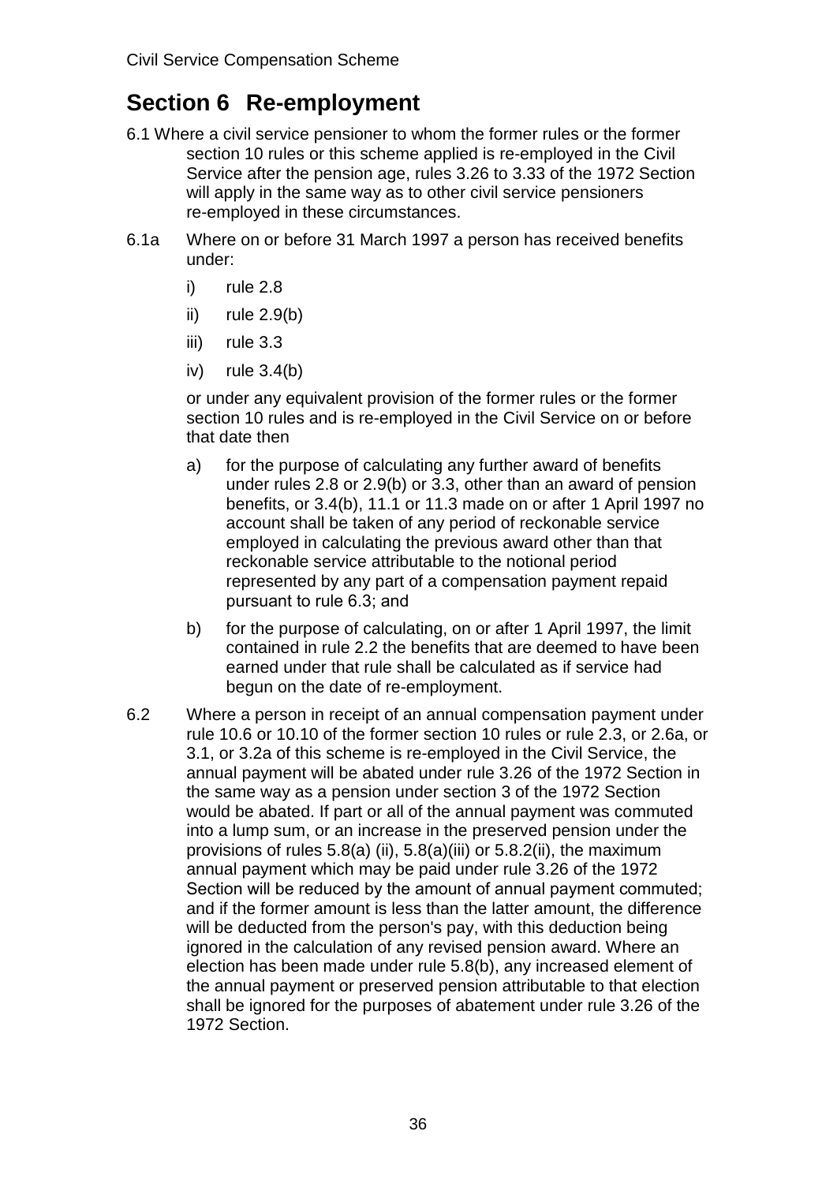# Section 6 Re-employment

6.1 Where a civil service pensioner to whom the former rules or the former section 10 rules or this scheme applied is re-employed in the Civil Service after the pension age, rules 3.26 to 3.33 of the 1972 Section will apply in the same way as to other civil service pensioners re-employed in these circumstances.

6.1a Where on or before 31 March 1997 a person has received benefits under:

i) rule 2.8

ii) rule 2.9(b)

iii) rule 3.3

iv) rule 3.4(b)

or under any equivalent provision of the former rules or the former section 10 rules and is re-employed in the Civil Service on or before that date then

a) for the purpose of calculating any further award of benefits under rules 2.8 or 2.9(b) or 3.3, other than an award of pension benefits, or 3.4(b), 11.1 or 11.3 made on or after 1 April 1997 no account shall be taken of any period of reckonable service employed in calculating the previous award other than that reckonable service attributable to the notional period represented by any part of a compensation payment repaid pursuant to rule 6.3; and

b) for the purpose of calculating, on or after 1 April 1997, the limit contained in rule 2.2 the benefits that are deemed to have been earned under that rule shall be calculated as if service had begun on the date of re-employment.

6.2 Where a person in receipt of an annual compensation payment under rule 10.6 or 10.10 of the former section 10 rules or rule 2.3, or 2.6a, or 3.1, or 3.2a of this scheme is re-employed in the Civil Service, the annual payment will be abated under rule 3.26 of the 1972 Section in the same way as a pension under section 3 of the 1972 Section would be abated. If part or all of the annual payment was commuted into a lump sum, or an increase in the preserved pension under the provisions of rules 5.8(a) (ii), 5.8(a)(iii) or 5.8.2(ii), the maximum annual payment which may be paid under rule 3.26 of the 1972 Section will be reduced by the amount of annual payment commuted; and if the former amount is less than the latter amount, the difference will be deducted from the person's pay, with this deduction being ignored in the calculation of any revised pension award. Where an election has been made under rule 5.8(b), any increased element of the annual payment or preserved pension attributable to that election shall be ignored for the purposes of abatement under rule 3.26 of the 1972 Section.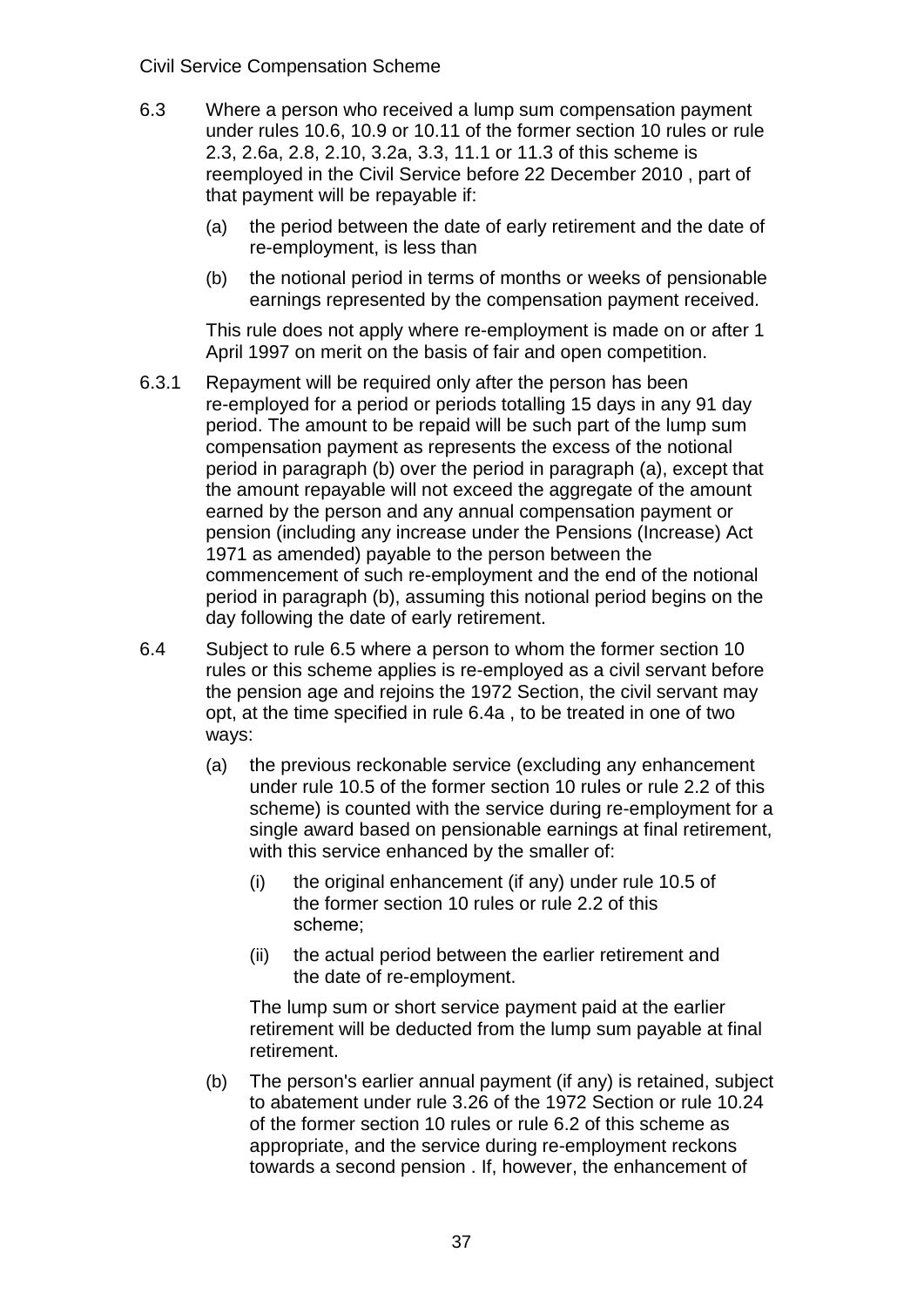6.3 Where a person who received a lump sum compensation payment under rules 10.6, 10.9 or 10.11 of the former section 10 rules or rule 2.3, 2.6a, 2.8, 2.10, 3.2a, 3.3, 11.1 or 11.3 of this scheme is reemployed in the Civil Service before 22 December 2010 , part of that payment will be repayable if:

(a) the period between the date of early retirement and the date of re-employment, is less than

(b) the notional period in terms of months or weeks of pensionable earnings represented by the compensation payment received.

This rule does not apply where re-employment is made on or after 1 April 1997 on merit on the basis of fair and open competition.

6.3.1 Repayment will be required only after the person has been re-employed for a period or periods totalling 15 days in any 91 day period. The amount to be repaid will be such part of the lump sum compensation payment as represents the excess of the notional period in paragraph (b) over the period in paragraph (a), except that the amount repayable will not exceed the aggregate of the amount earned by the person and any annual compensation payment or pension (including any increase under the Pensions (Increase) Act 1971 as amended) payable to the person between the commencement of such re-employment and the end of the notional period in paragraph (b), assuming this notional period begins on the day following the date of early retirement.

6.4 Subject to rule 6.5 where a person to whom the former section 10 rules or this scheme applies is re-employed as a civil servant before the pension age and rejoins the 1972 Section, the civil servant may opt, at the time specified in rule 6.4a , to be treated in one of two ways:

(a) the previous reckonable service (excluding any enhancement under rule 10.5 of the former section 10 rules or rule 2.2 of this scheme) is counted with the service during re-employment for a single award based on pensionable earnings at final retirement, with this service enhanced by the smaller of:

   (i) the original enhancement (if any) under rule 10.5 of the former section 10 rules or rule 2.2 of this scheme;

   (ii) the actual period between the earlier retirement and the date of re-employment.

The lump sum or short service payment paid at the earlier retirement will be deducted from the lump sum payable at final retirement.

(b) The person's earlier annual payment (if any) is retained, subject to abatement under rule 3.26 of the 1972 Section or rule 10.24 of the former section 10 rules or rule 6.2 of this scheme as appropriate, and the service during re-employment reckons towards a second pension . If, however, the enhancement of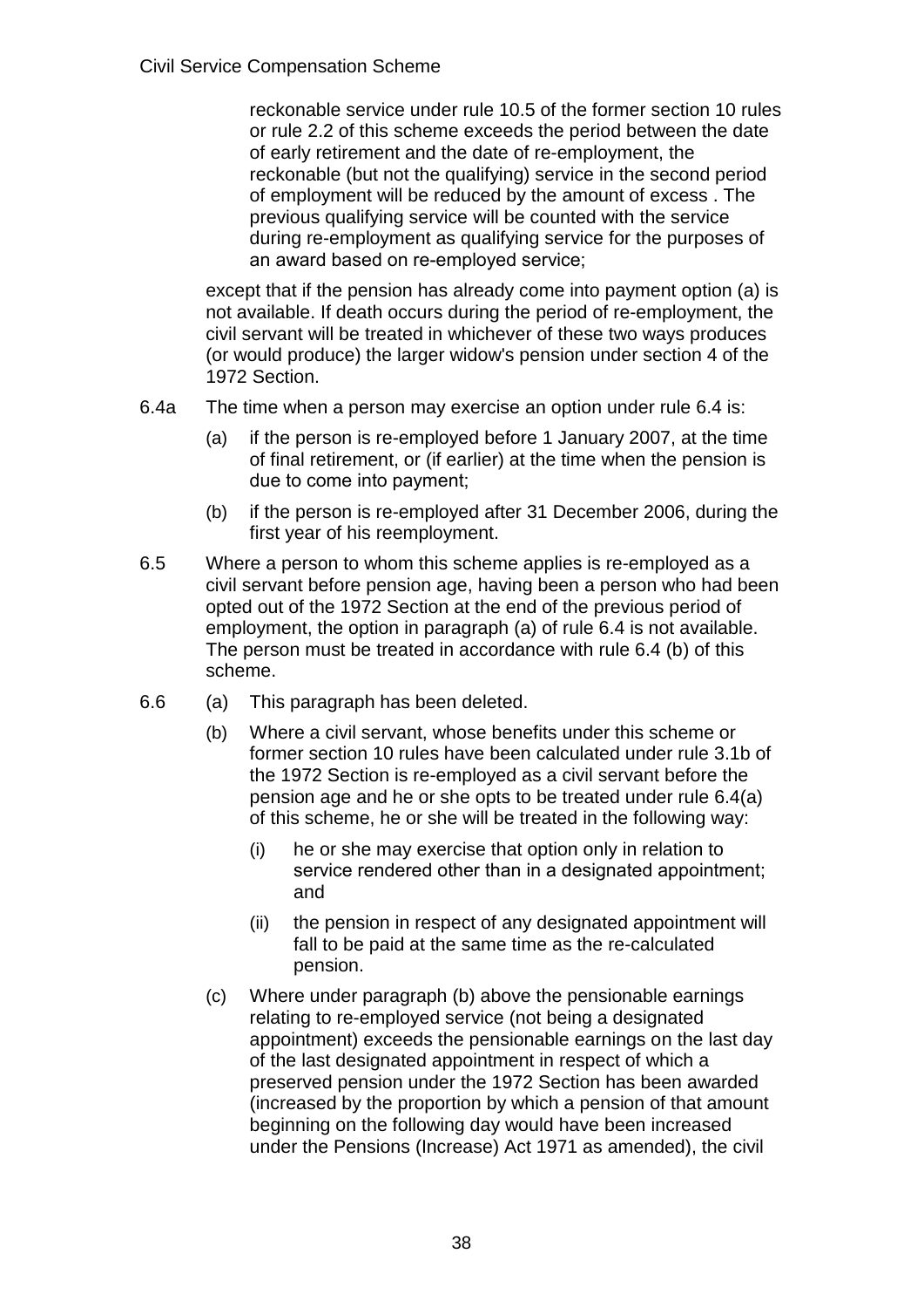reckonable service under rule 10.5 of the former section 10 rules or rule 2.2 of this scheme exceeds the period between the date of early retirement and the date of re-employment, the reckonable (but not the qualifying) service in the second period of employment will be reduced by the amount of excess . The previous qualifying service will be counted with the service during re-employment as qualifying service for the purposes of an award based on re-employed service;

except that if the pension has already come into payment option (a) is not available. If death occurs during the period of re-employment, the civil servant will be treated in whichever of these two ways produces (or would produce) the larger widow's pension under section 4 of the 1972 Section.

6.4a The time when a person may exercise an option under rule 6.4 is:

(a) if the person is re-employed before 1 January 2007, at the time of final retirement, or (if earlier) at the time when the pension is due to come into payment;

(b) if the person is re-employed after 31 December 2006, during the first year of his reemployment.

6.5 Where a person to whom this scheme applies is re-employed as a civil servant before pension age, having been a person who had been opted out of the 1972 Section at the end of the previous period of employment, the option in paragraph (a) of rule 6.4 is not available. The person must be treated in accordance with rule 6.4 (b) of this scheme.

6.6 (a) This paragraph has been deleted.

(b) Where a civil servant, whose benefits under this scheme or former section 10 rules have been calculated under rule 3.1b of the 1972 Section is re-employed as a civil servant before the pension age and he or she opts to be treated under rule 6.4(a) of this scheme, he or she will be treated in the following way:

(i) he or she may exercise that option only in relation to service rendered other than in a designated appointment; and

(ii) the pension in respect of any designated appointment will fall to be paid at the same time as the re-calculated pension.

(c) Where under paragraph (b) above the pensionable earnings relating to re-employed service (not being a designated appointment) exceeds the pensionable earnings on the last day of the last designated appointment in respect of which a preserved pension under the 1972 Section has been awarded (increased by the proportion by which a pension of that amount beginning on the following day would have been increased under the Pensions (Increase) Act 1971 as amended), the civil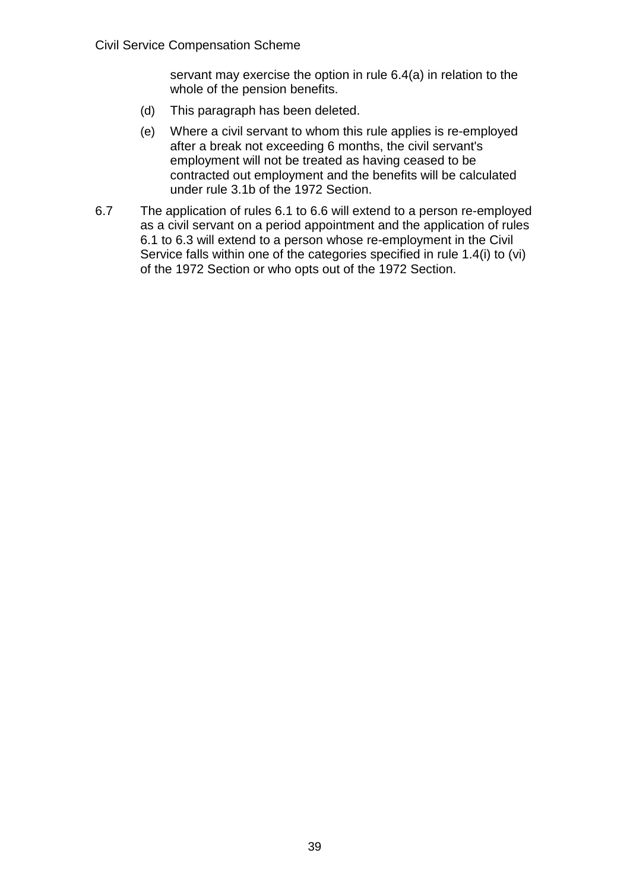servant may exercise the option in rule 6.4(a) in relation to the whole of the pension benefits.

(d) This paragraph has been deleted.

(e) Where a civil servant to whom this rule applies is re-employed after a break not exceeding 6 months, the civil servant's employment will not be treated as having ceased to be contracted out employment and the benefits will be calculated under rule 3.1b of the 1972 Section.

6.7 The application of rules 6.1 to 6.6 will extend to a person re-employed as a civil servant on a period appointment and the application of rules 6.1 to 6.3 will extend to a person whose re-employment in the Civil Service falls within one of the categories specified in rule 1.4(i) to (vi) of the 1972 Section or who opts out of the 1972 Section.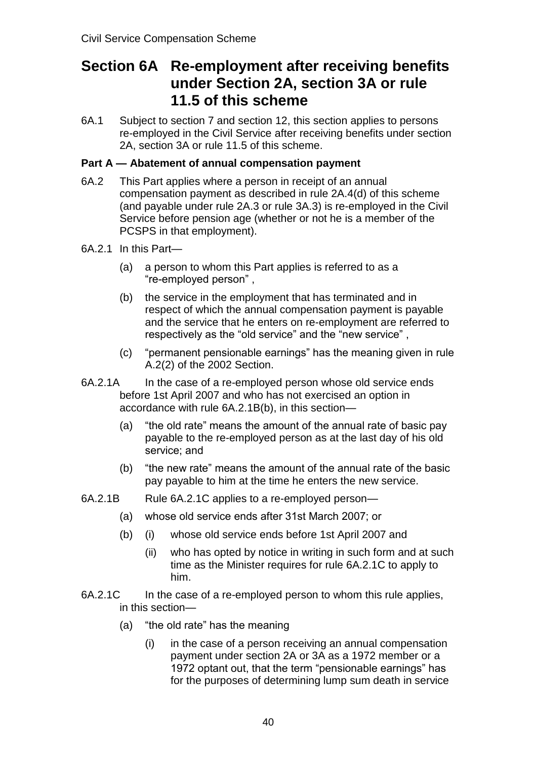# Section 6A Re-employment after receiving benefits under Section 2A, section 3A or rule 11.5 of this scheme

6A.1 Subject to section 7 and section 12, this section applies to persons re-employed in the Civil Service after receiving benefits under section 2A, section 3A or rule 11.5 of this scheme.

**Part A — Abatement of annual compensation payment**

6A.2 This Part applies where a person in receipt of an annual compensation payment as described in rule 2A.4(d) of this scheme (and payable under rule 2A.3 or rule 3A.3) is re-employed in the Civil Service before pension age (whether or not he is a member of the PCSPS in that employment).

6A.2.1 In this Part—

(a) a person to whom this Part applies is referred to as a "re-employed person" ,

(b) the service in the employment that has terminated and in respect of which the annual compensation payment is payable and the service that he enters on re-employment are referred to respectively as the "old service" and the "new service" ,

(c) "permanent pensionable earnings" has the meaning given in rule A.2(2) of the 2002 Section.

6A.2.1A In the case of a re-employed person whose old service ends before 1st April 2007 and who has not exercised an option in accordance with rule 6A.2.1B(b), in this section—

(a) "the old rate" means the amount of the annual rate of basic pay payable to the re-employed person as at the last day of his old service; and

(b) "the new rate" means the amount of the annual rate of the basic pay payable to him at the time he enters the new service.

6A.2.1B Rule 6A.2.1C applies to a re-employed person—

(a) whose old service ends after 31st March 2007; or

(b) (i) whose old service ends before 1st April 2007 and

(ii) who has opted by notice in writing in such form and at such time as the Minister requires for rule 6A.2.1C to apply to him.

6A.2.1C In the case of a re-employed person to whom this rule applies, in this section—

(a) "the old rate" has the meaning

(i) in the case of a person receiving an annual compensation payment under section 2A or 3A as a 1972 member or a 1972 optant out, that the term "pensionable earnings" has for the purposes of determining lump sum death in service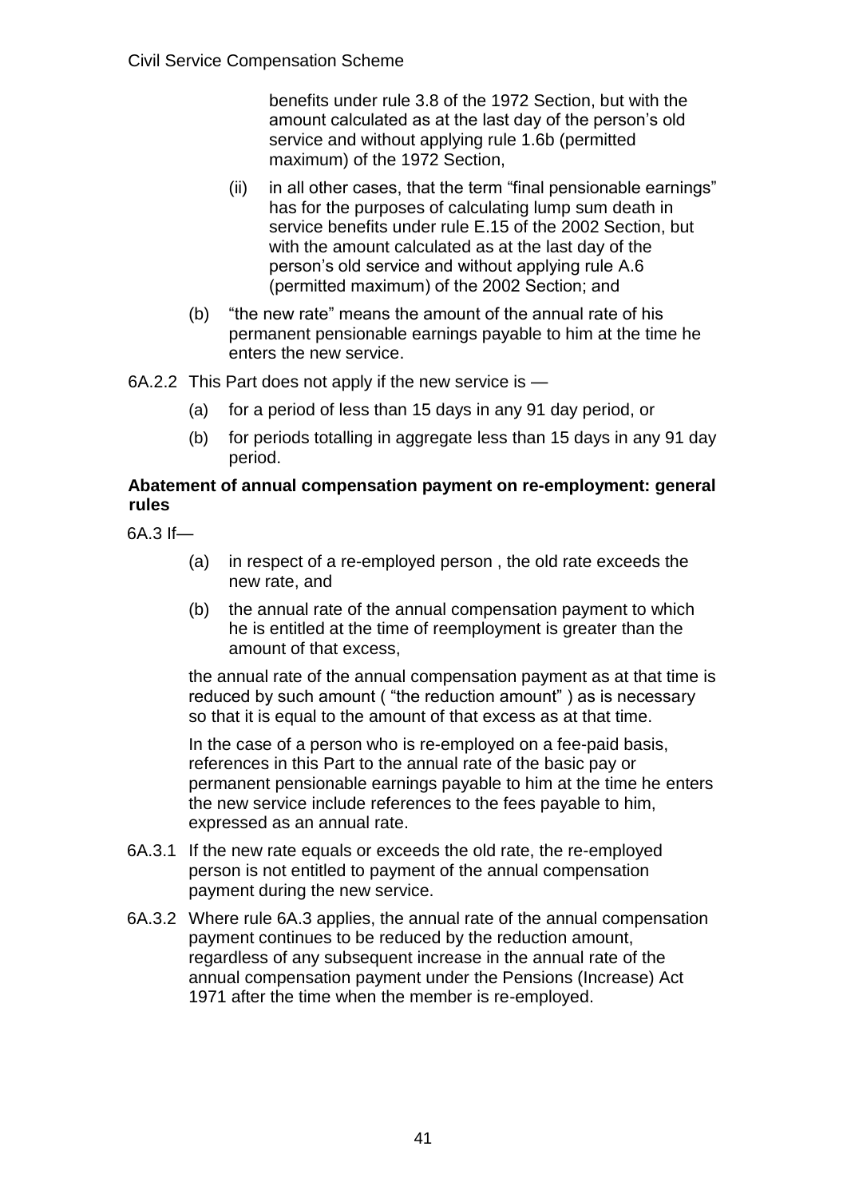benefits under rule 3.8 of the 1972 Section, but with the amount calculated as at the last day of the person's old service and without applying rule 1.6b (permitted maximum) of the 1972 Section,

(ii) in all other cases, that the term "final pensionable earnings" has for the purposes of calculating lump sum death in service benefits under rule E.15 of the 2002 Section, but with the amount calculated as at the last day of the person's old service and without applying rule A.6 (permitted maximum) of the 2002 Section; and

(b) "the new rate" means the amount of the annual rate of his permanent pensionable earnings payable to him at the time he enters the new service.

6A.2.2 This Part does not apply if the new service is —

(a) for a period of less than 15 days in any 91 day period, or

(b) for periods totalling in aggregate less than 15 days in any 91 day period.

**Abatement of annual compensation payment on re-employment: general rules**

6A.3 If—

(a) in respect of a re-employed person , the old rate exceeds the new rate, and

(b) the annual rate of the annual compensation payment to which he is entitled at the time of reemployment is greater than the amount of that excess,

the annual rate of the annual compensation payment as at that time is reduced by such amount ( "the reduction amount" ) as is necessary so that it is equal to the amount of that excess as at that time.

In the case of a person who is re-employed on a fee-paid basis, references in this Part to the annual rate of the basic pay or permanent pensionable earnings payable to him at the time he enters the new service include references to the fees payable to him, expressed as an annual rate.

6A.3.1 If the new rate equals or exceeds the old rate, the re-employed person is not entitled to payment of the annual compensation payment during the new service.

6A.3.2 Where rule 6A.3 applies, the annual rate of the annual compensation payment continues to be reduced by the reduction amount, regardless of any subsequent increase in the annual rate of the annual compensation payment under the Pensions (Increase) Act 1971 after the time when the member is re-employed.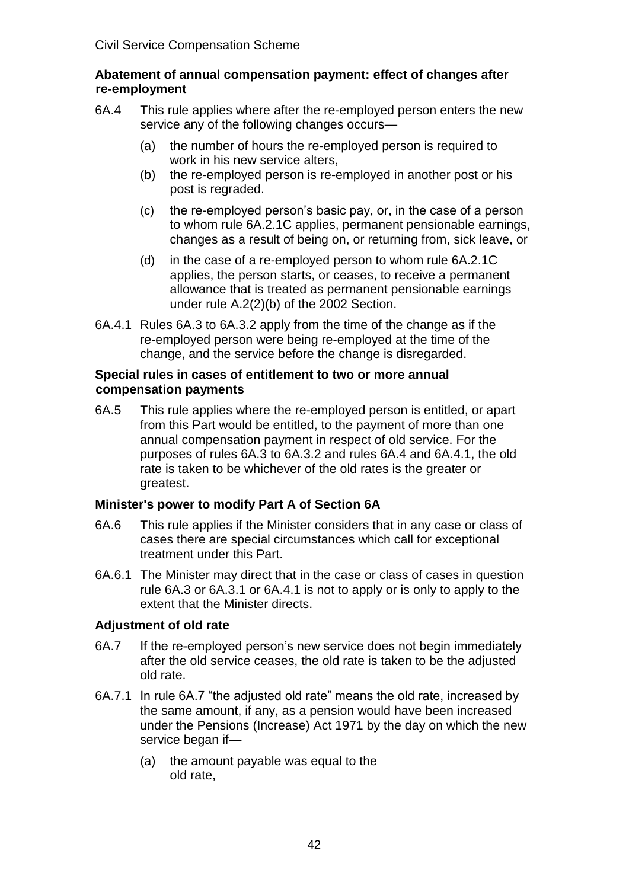**Abatement of annual compensation payment: effect of changes after re-employment**

6A.4 This rule applies where after the re-employed person enters the new service any of the following changes occurs—

- (a) the number of hours the re-employed person is required to work in his new service alters,
- (b) the re-employed person is re-employed in another post or his post is regraded.
- (c) the re-employed person's basic pay, or, in the case of a person to whom rule 6A.2.1C applies, permanent pensionable earnings, changes as a result of being on, or returning from, sick leave, or
- (d) in the case of a re-employed person to whom rule 6A.2.1C applies, the person starts, or ceases, to receive a permanent allowance that is treated as permanent pensionable earnings under rule A.2(2)(b) of the 2002 Section.

6A.4.1 Rules 6A.3 to 6A.3.2 apply from the time of the change as if the re-employed person were being re-employed at the time of the change, and the service before the change is disregarded.

**Special rules in cases of entitlement to two or more annual compensation payments**

6A.5 This rule applies where the re-employed person is entitled, or apart from this Part would be entitled, to the payment of more than one annual compensation payment in respect of old service. For the purposes of rules 6A.3 to 6A.3.2 and rules 6A.4 and 6A.4.1, the old rate is taken to be whichever of the old rates is the greater or greatest.

**Minister's power to modify Part A of Section 6A**

6A.6 This rule applies if the Minister considers that in any case or class of cases there are special circumstances which call for exceptional treatment under this Part.

6A.6.1 The Minister may direct that in the case or class of cases in question rule 6A.3 or 6A.3.1 or 6A.4.1 is not to apply or is only to apply to the extent that the Minister directs.

**Adjustment of old rate**

6A.7 If the re-employed person's new service does not begin immediately after the old service ceases, the old rate is taken to be the adjusted old rate.

6A.7.1 In rule 6A.7 "the adjusted old rate" means the old rate, increased by the same amount, if any, as a pension would have been increased under the Pensions (Increase) Act 1971 by the day on which the new service began if—

- (a) the amount payable was equal to the old rate,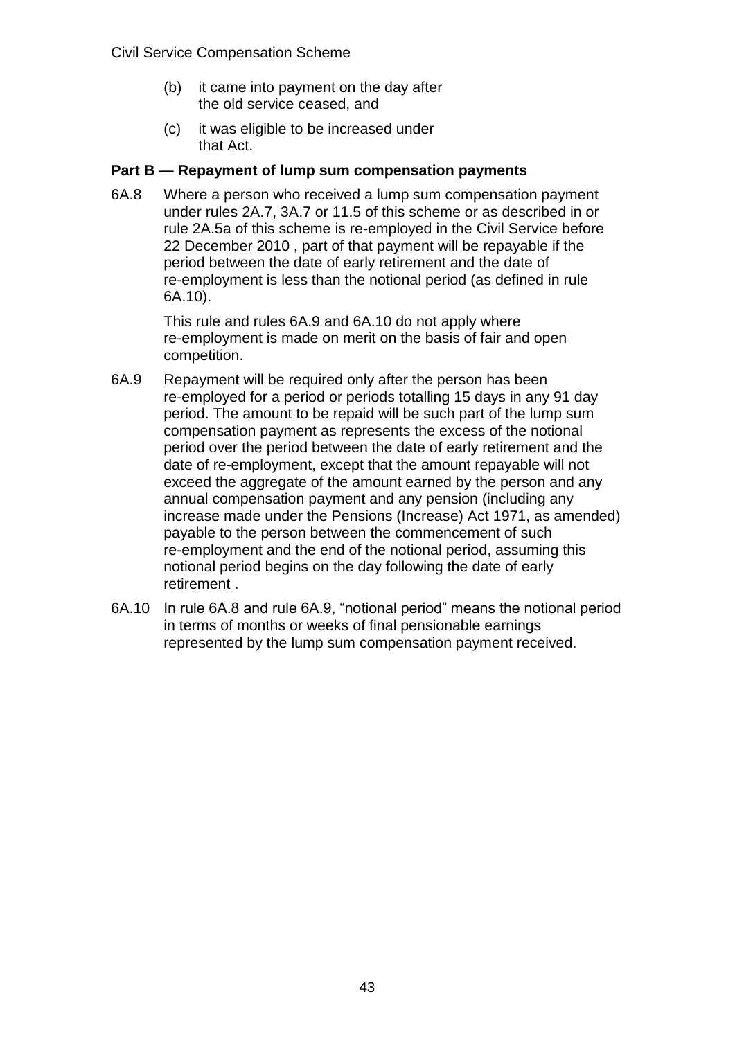(b) it came into payment on the day after the old service ceased, and

(c) it was eligible to be increased under that Act.

**Part B — Repayment of lump sum compensation payments**

6A.8 Where a person who received a lump sum compensation payment under rules 2A.7, 3A.7 or 11.5 of this scheme or as described in or rule 2A.5a of this scheme is re-employed in the Civil Service before 22 December 2010 , part of that payment will be repayable if the period between the date of early retirement and the date of re-employment is less than the notional period (as defined in rule 6A.10).

This rule and rules 6A.9 and 6A.10 do not apply where re-employment is made on merit on the basis of fair and open competition.

6A.9 Repayment will be required only after the person has been re-employed for a period or periods totalling 15 days in any 91 day period. The amount to be repaid will be such part of the lump sum compensation payment as represents the excess of the notional period over the period between the date of early retirement and the date of re-employment, except that the amount repayable will not exceed the aggregate of the amount earned by the person and any annual compensation payment and any pension (including any increase made under the Pensions (Increase) Act 1971, as amended) payable to the person between the commencement of such re-employment and the end of the notional period, assuming this notional period begins on the day following the date of early retirement .

6A.10 In rule 6A.8 and rule 6A.9, "notional period" means the notional period in terms of months or weeks of final pensionable earnings represented by the lump sum compensation payment received.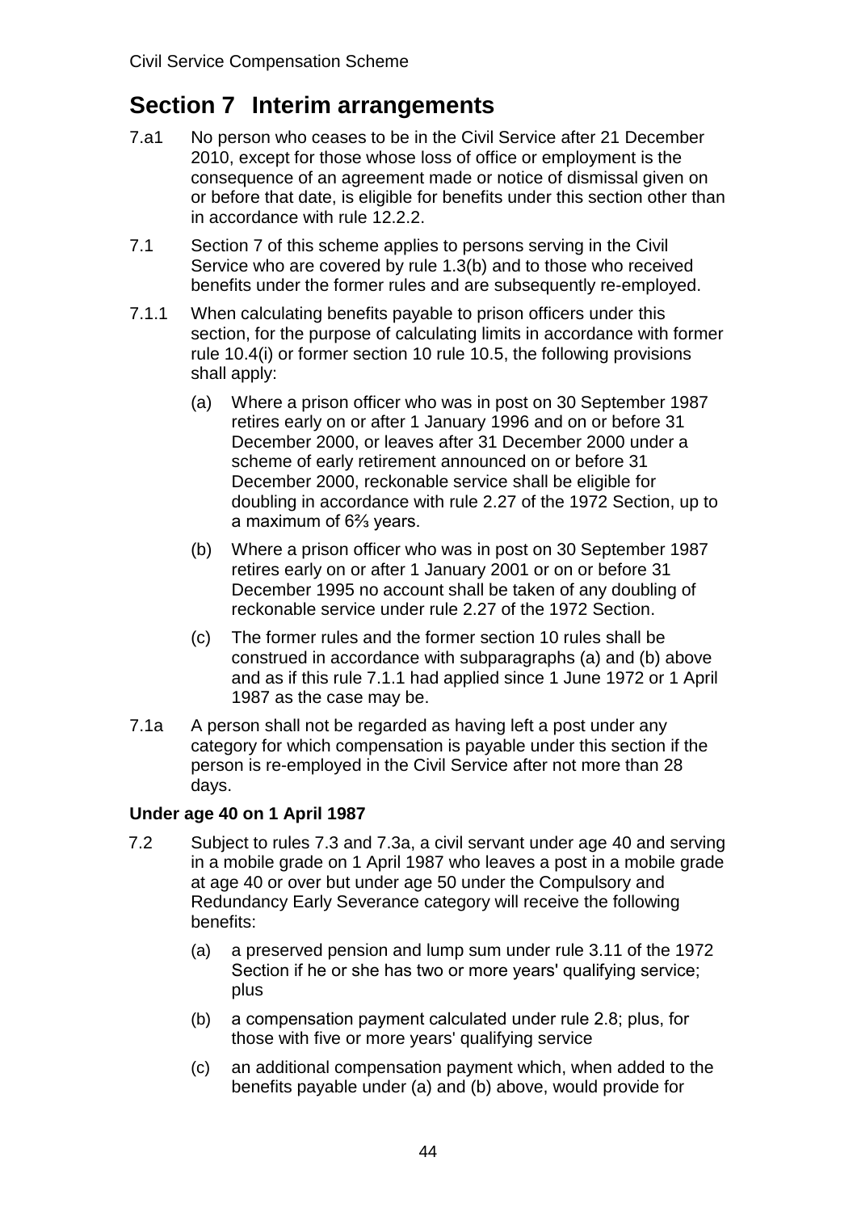## Section 7 Interim arrangements

7.a1 No person who ceases to be in the Civil Service after 21 December 2010, except for those whose loss of office or employment is the consequence of an agreement made or notice of dismissal given on or before that date, is eligible for benefits under this section other than in accordance with rule 12.2.2.

7.1 Section 7 of this scheme applies to persons serving in the Civil Service who are covered by rule 1.3(b) and to those who received benefits under the former rules and are subsequently re-employed.

7.1.1 When calculating benefits payable to prison officers under this section, for the purpose of calculating limits in accordance with former rule 10.4(i) or former section 10 rule 10.5, the following provisions shall apply:

- (a) Where a prison officer who was in post on 30 September 1987 retires early on or after 1 January 1996 and on or before 31 December 2000, or leaves after 31 December 2000 under a scheme of early retirement announced on or before 31 December 2000, reckonable service shall be eligible for doubling in accordance with rule 2.27 of the 1972 Section, up to a maximum of 6⅔ years.
- (b) Where a prison officer who was in post on 30 September 1987 retires early on or after 1 January 2001 or on or before 31 December 1995 no account shall be taken of any doubling of reckonable service under rule 2.27 of the 1972 Section.
- (c) The former rules and the former section 10 rules shall be construed in accordance with subparagraphs (a) and (b) above and as if this rule 7.1.1 had applied since 1 June 1972 or 1 April 1987 as the case may be.

7.1a A person shall not be regarded as having left a post under any category for which compensation is payable under this section if the person is re-employed in the Civil Service after not more than 28 days.

**Under age 40 on 1 April 1987**

7.2 Subject to rules 7.3 and 7.3a, a civil servant under age 40 and serving in a mobile grade on 1 April 1987 who leaves a post in a mobile grade at age 40 or over but under age 50 under the Compulsory and Redundancy Early Severance category will receive the following benefits:

- (a) a preserved pension and lump sum under rule 3.11 of the 1972 Section if he or she has two or more years' qualifying service; plus
- (b) a compensation payment calculated under rule 2.8; plus, for those with five or more years' qualifying service
- (c) an additional compensation payment which, when added to the benefits payable under (a) and (b) above, would provide for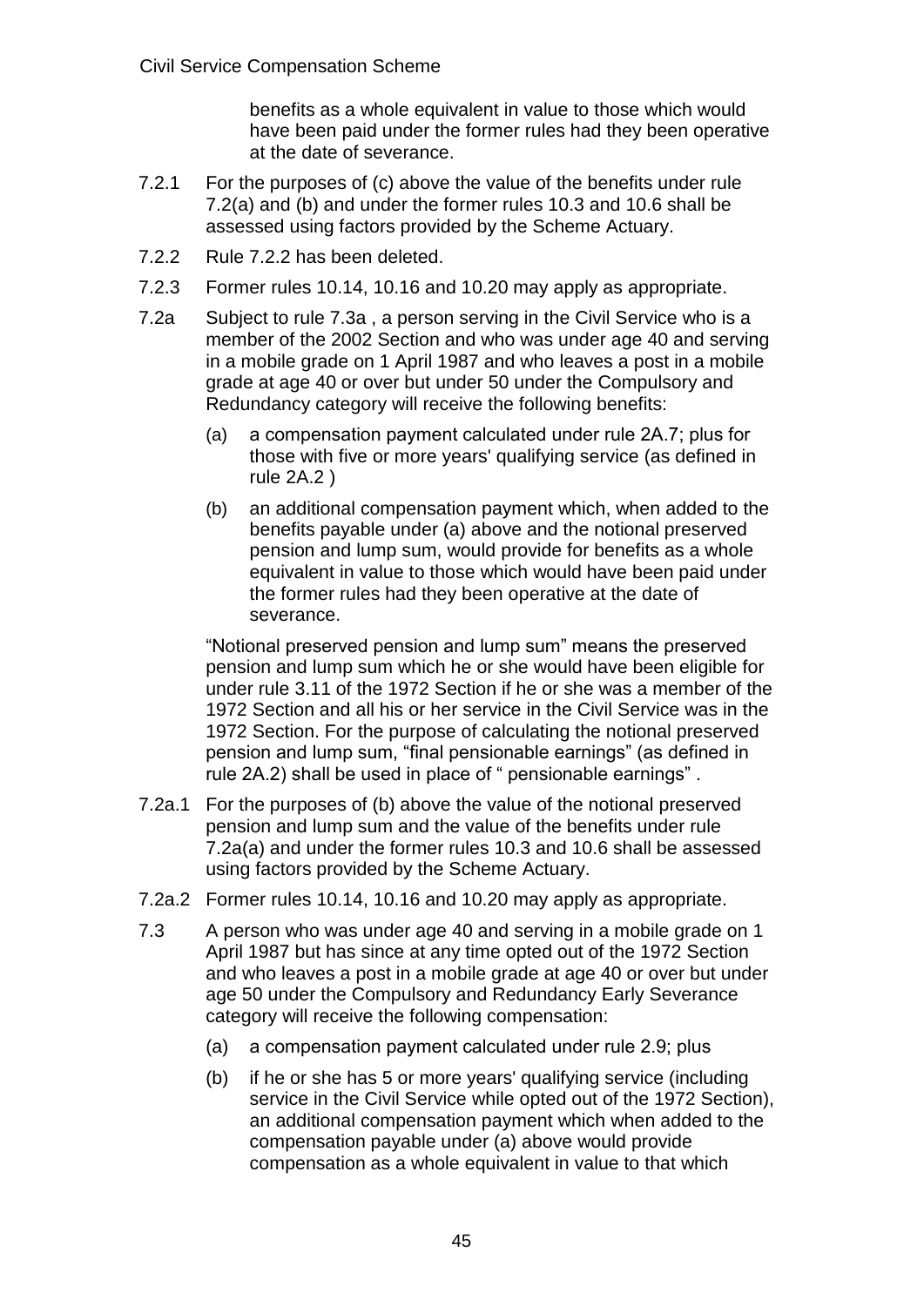benefits as a whole equivalent in value to those which would have been paid under the former rules had they been operative at the date of severance.

7.2.1 For the purposes of (c) above the value of the benefits under rule 7.2(a) and (b) and under the former rules 10.3 and 10.6 shall be assessed using factors provided by the Scheme Actuary.

7.2.2 Rule 7.2.2 has been deleted.

7.2.3 Former rules 10.14, 10.16 and 10.20 may apply as appropriate.

7.2a Subject to rule 7.3a , a person serving in the Civil Service who is a member of the 2002 Section and who was under age 40 and serving in a mobile grade on 1 April 1987 and who leaves a post in a mobile grade at age 40 or over but under 50 under the Compulsory and Redundancy category will receive the following benefits:

(a) a compensation payment calculated under rule 2A.7; plus for those with five or more years' qualifying service (as defined in rule 2A.2 )

(b) an additional compensation payment which, when added to the benefits payable under (a) above and the notional preserved pension and lump sum, would provide for benefits as a whole equivalent in value to those which would have been paid under the former rules had they been operative at the date of severance.

"Notional preserved pension and lump sum" means the preserved pension and lump sum which he or she would have been eligible for under rule 3.11 of the 1972 Section if he or she was a member of the 1972 Section and all his or her service in the Civil Service was in the 1972 Section. For the purpose of calculating the notional preserved pension and lump sum, "final pensionable earnings" (as defined in rule 2A.2) shall be used in place of " pensionable earnings" .

7.2a.1 For the purposes of (b) above the value of the notional preserved pension and lump sum and the value of the benefits under rule 7.2a(a) and under the former rules 10.3 and 10.6 shall be assessed using factors provided by the Scheme Actuary.

7.2a.2 Former rules 10.14, 10.16 and 10.20 may apply as appropriate.

7.3 A person who was under age 40 and serving in a mobile grade on 1 April 1987 but has since at any time opted out of the 1972 Section and who leaves a post in a mobile grade at age 40 or over but under age 50 under the Compulsory and Redundancy Early Severance category will receive the following compensation:

(a) a compensation payment calculated under rule 2.9; plus

(b) if he or she has 5 or more years' qualifying service (including service in the Civil Service while opted out of the 1972 Section), an additional compensation payment which when added to the compensation payable under (a) above would provide compensation as a whole equivalent in value to that which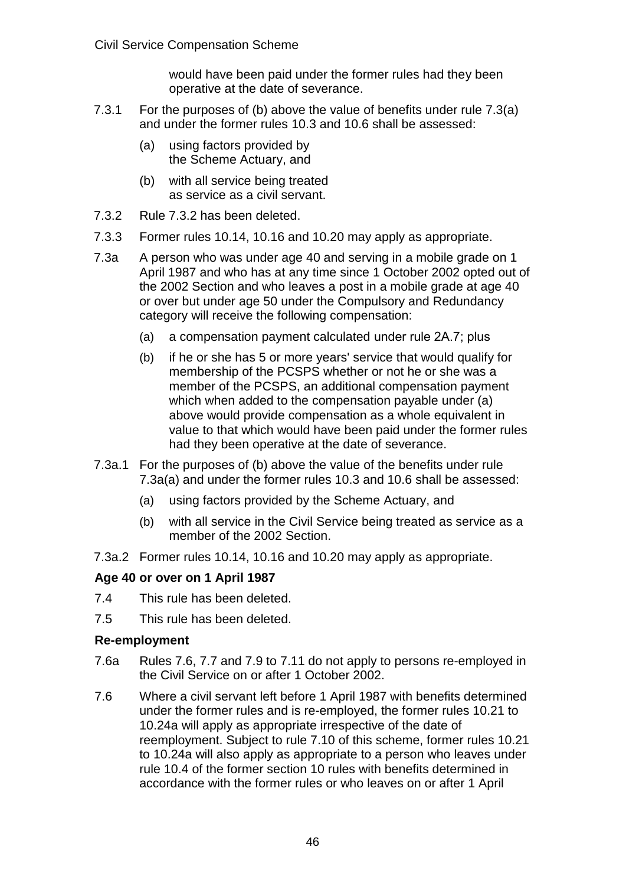would have been paid under the former rules had they been operative at the date of severance.

7.3.1 For the purposes of (b) above the value of benefits under rule 7.3(a) and under the former rules 10.3 and 10.6 shall be assessed:

(a) using factors provided by the Scheme Actuary, and

(b) with all service being treated as service as a civil servant.

7.3.2 Rule 7.3.2 has been deleted.

7.3.3 Former rules 10.14, 10.16 and 10.20 may apply as appropriate.

7.3a A person who was under age 40 and serving in a mobile grade on 1 April 1987 and who has at any time since 1 October 2002 opted out of the 2002 Section and who leaves a post in a mobile grade at age 40 or over but under age 50 under the Compulsory and Redundancy category will receive the following compensation:

(a) a compensation payment calculated under rule 2A.7; plus

(b) if he or she has 5 or more years' service that would qualify for membership of the PCSPS whether or not he or she was a member of the PCSPS, an additional compensation payment which when added to the compensation payable under (a) above would provide compensation as a whole equivalent in value to that which would have been paid under the former rules had they been operative at the date of severance.

7.3a.1 For the purposes of (b) above the value of the benefits under rule 7.3a(a) and under the former rules 10.3 and 10.6 shall be assessed:

(a) using factors provided by the Scheme Actuary, and

(b) with all service in the Civil Service being treated as service as a member of the 2002 Section.

7.3a.2 Former rules 10.14, 10.16 and 10.20 may apply as appropriate.

**Age 40 or over on 1 April 1987**

7.4 This rule has been deleted.

7.5 This rule has been deleted.

**Re-employment**

7.6a Rules 7.6, 7.7 and 7.9 to 7.11 do not apply to persons re-employed in the Civil Service on or after 1 October 2002.

7.6 Where a civil servant left before 1 April 1987 with benefits determined under the former rules and is re-employed, the former rules 10.21 to 10.24a will apply as appropriate irrespective of the date of reemployment. Subject to rule 7.10 of this scheme, former rules 10.21 to 10.24a will also apply as appropriate to a person who leaves under rule 10.4 of the former section 10 rules with benefits determined in accordance with the former rules or who leaves on or after 1 April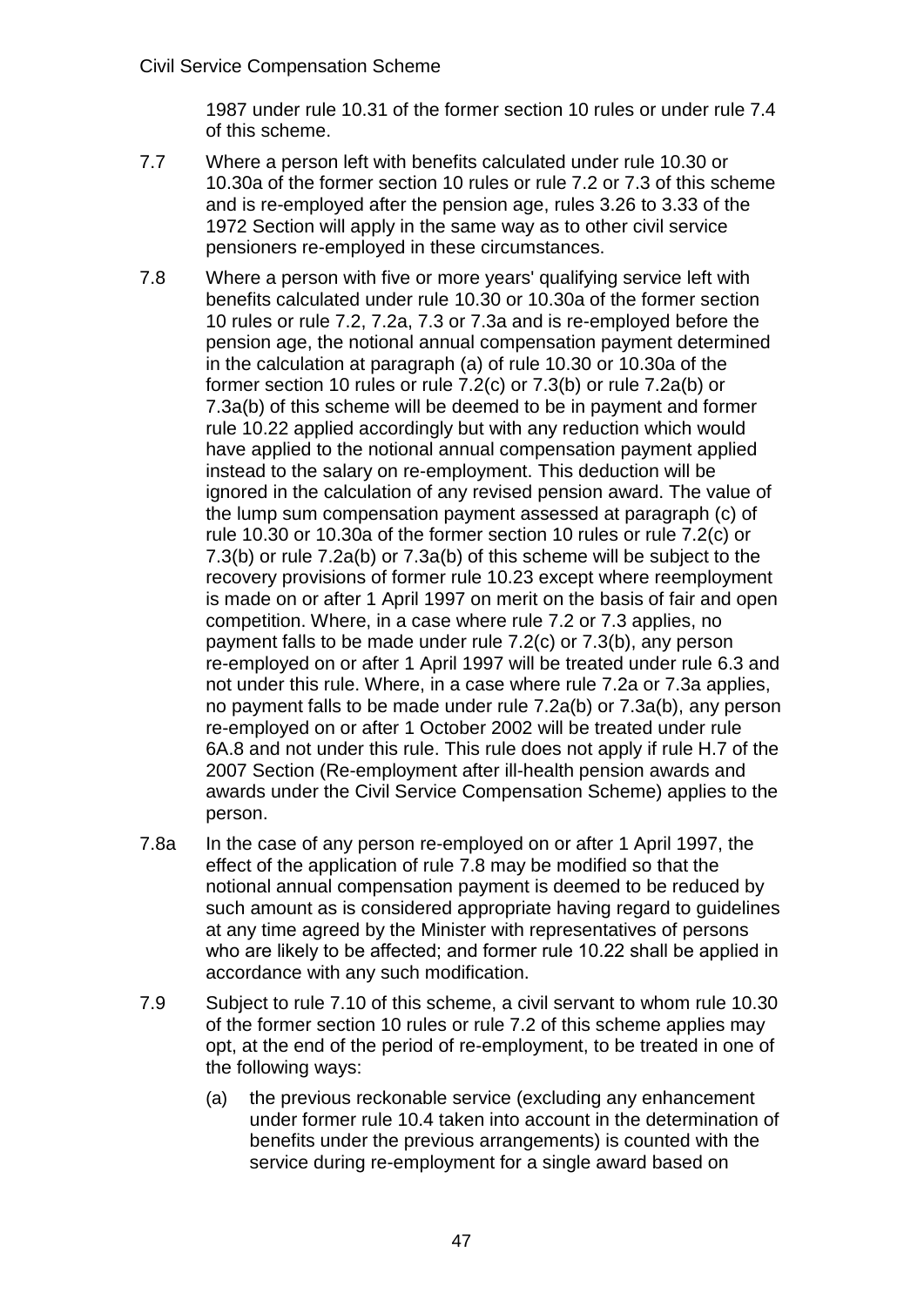1987 under rule 10.31 of the former section 10 rules or under rule 7.4 of this scheme.

7.7 Where a person left with benefits calculated under rule 10.30 or 10.30a of the former section 10 rules or rule 7.2 or 7.3 of this scheme and is re-employed after the pension age, rules 3.26 to 3.33 of the 1972 Section will apply in the same way as to other civil service pensioners re-employed in these circumstances.

7.8 Where a person with five or more years' qualifying service left with benefits calculated under rule 10.30 or 10.30a of the former section 10 rules or rule 7.2, 7.2a, 7.3 or 7.3a and is re-employed before the pension age, the notional annual compensation payment determined in the calculation at paragraph (a) of rule 10.30 or 10.30a of the former section 10 rules or rule 7.2(c) or 7.3(b) or rule 7.2a(b) or 7.3a(b) of this scheme will be deemed to be in payment and former rule 10.22 applied accordingly but with any reduction which would have applied to the notional annual compensation payment applied instead to the salary on re-employment. This deduction will be ignored in the calculation of any revised pension award. The value of the lump sum compensation payment assessed at paragraph (c) of rule 10.30 or 10.30a of the former section 10 rules or rule 7.2(c) or 7.3(b) or rule 7.2a(b) or 7.3a(b) of this scheme will be subject to the recovery provisions of former rule 10.23 except where reemployment is made on or after 1 April 1997 on merit on the basis of fair and open competition. Where, in a case where rule 7.2 or 7.3 applies, no payment falls to be made under rule 7.2(c) or 7.3(b), any person re-employed on or after 1 April 1997 will be treated under rule 6.3 and not under this rule. Where, in a case where rule 7.2a or 7.3a applies, no payment falls to be made under rule 7.2a(b) or 7.3a(b), any person re-employed on or after 1 October 2002 will be treated under rule 6A.8 and not under this rule. This rule does not apply if rule H.7 of the 2007 Section (Re-employment after ill-health pension awards and awards under the Civil Service Compensation Scheme) applies to the person.

7.8a In the case of any person re-employed on or after 1 April 1997, the effect of the application of rule 7.8 may be modified so that the notional annual compensation payment is deemed to be reduced by such amount as is considered appropriate having regard to guidelines at any time agreed by the Minister with representatives of persons who are likely to be affected; and former rule 10.22 shall be applied in accordance with any such modification.

7.9 Subject to rule 7.10 of this scheme, a civil servant to whom rule 10.30 of the former section 10 rules or rule 7.2 of this scheme applies may opt, at the end of the period of re-employment, to be treated in one of the following ways:

   (a) the previous reckonable service (excluding any enhancement under former rule 10.4 taken into account in the determination of benefits under the previous arrangements) is counted with the service during re-employment for a single award based on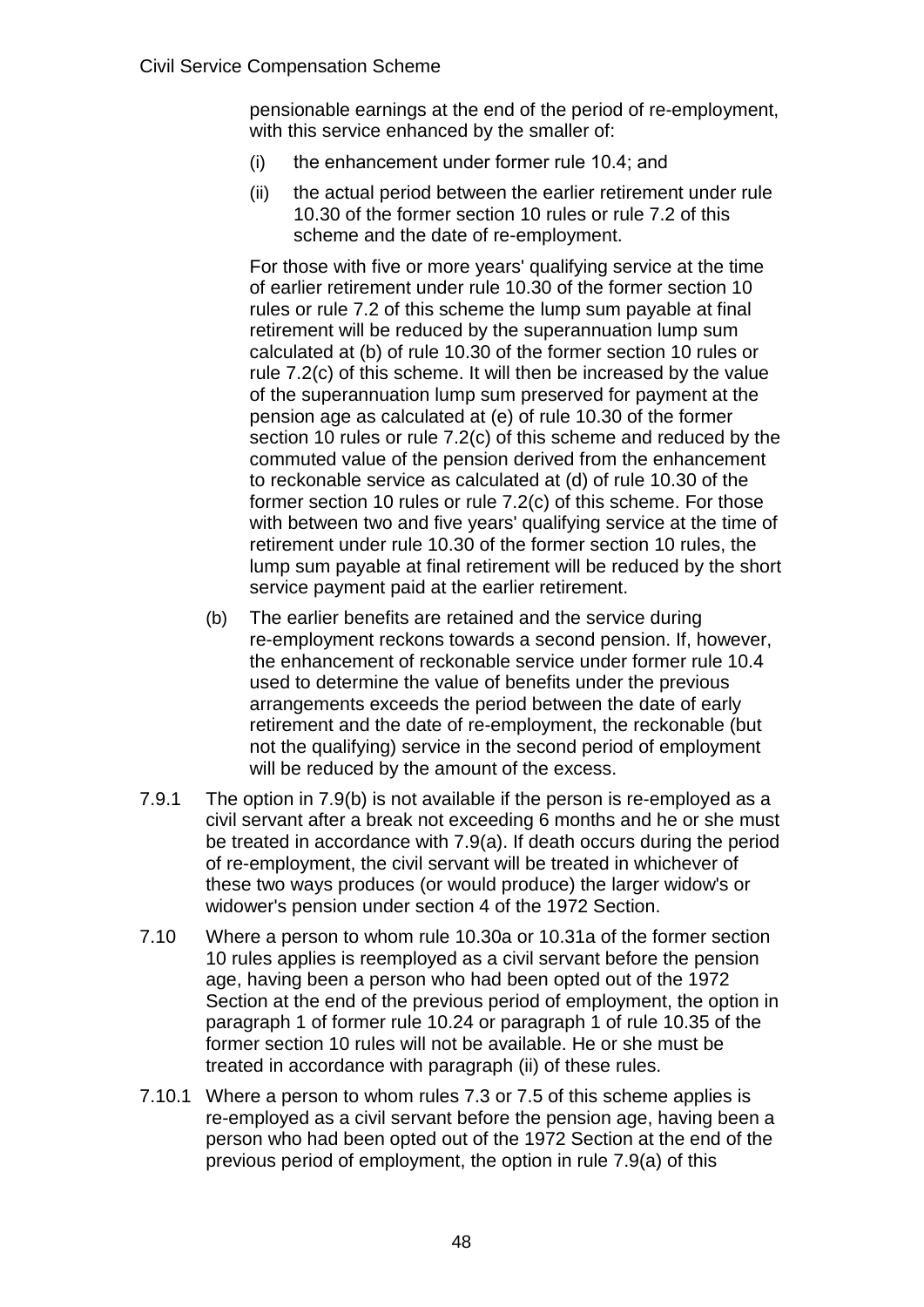pensionable earnings at the end of the period of re-employment, with this service enhanced by the smaller of:

(i) the enhancement under former rule 10.4; and

(ii) the actual period between the earlier retirement under rule 10.30 of the former section 10 rules or rule 7.2 of this scheme and the date of re-employment.

For those with five or more years' qualifying service at the time of earlier retirement under rule 10.30 of the former section 10 rules or rule 7.2 of this scheme the lump sum payable at final retirement will be reduced by the superannuation lump sum calculated at (b) of rule 10.30 of the former section 10 rules or rule 7.2(c) of this scheme. It will then be increased by the value of the superannuation lump sum preserved for payment at the pension age as calculated at (e) of rule 10.30 of the former section 10 rules or rule 7.2(c) of this scheme and reduced by the commuted value of the pension derived from the enhancement to reckonable service as calculated at (d) of rule 10.30 of the former section 10 rules or rule 7.2(c) of this scheme. For those with between two and five years' qualifying service at the time of retirement under rule 10.30 of the former section 10 rules, the lump sum payable at final retirement will be reduced by the short service payment paid at the earlier retirement.

(b) The earlier benefits are retained and the service during re-employment reckons towards a second pension. If, however, the enhancement of reckonable service under former rule 10.4 used to determine the value of benefits under the previous arrangements exceeds the period between the date of early retirement and the date of re-employment, the reckonable (but not the qualifying) service in the second period of employment will be reduced by the amount of the excess.

7.9.1 The option in 7.9(b) is not available if the person is re-employed as a civil servant after a break not exceeding 6 months and he or she must be treated in accordance with 7.9(a). If death occurs during the period of re-employment, the civil servant will be treated in whichever of these two ways produces (or would produce) the larger widow's or widower's pension under section 4 of the 1972 Section.

7.10 Where a person to whom rule 10.30a or 10.31a of the former section 10 rules applies is reemployed as a civil servant before the pension age, having been a person who had been opted out of the 1972 Section at the end of the previous period of employment, the option in paragraph 1 of former rule 10.24 or paragraph 1 of rule 10.35 of the former section 10 rules will not be available. He or she must be treated in accordance with paragraph (ii) of these rules.

7.10.1 Where a person to whom rules 7.3 or 7.5 of this scheme applies is re-employed as a civil servant before the pension age, having been a person who had been opted out of the 1972 Section at the end of the previous period of employment, the option in rule 7.9(a) of this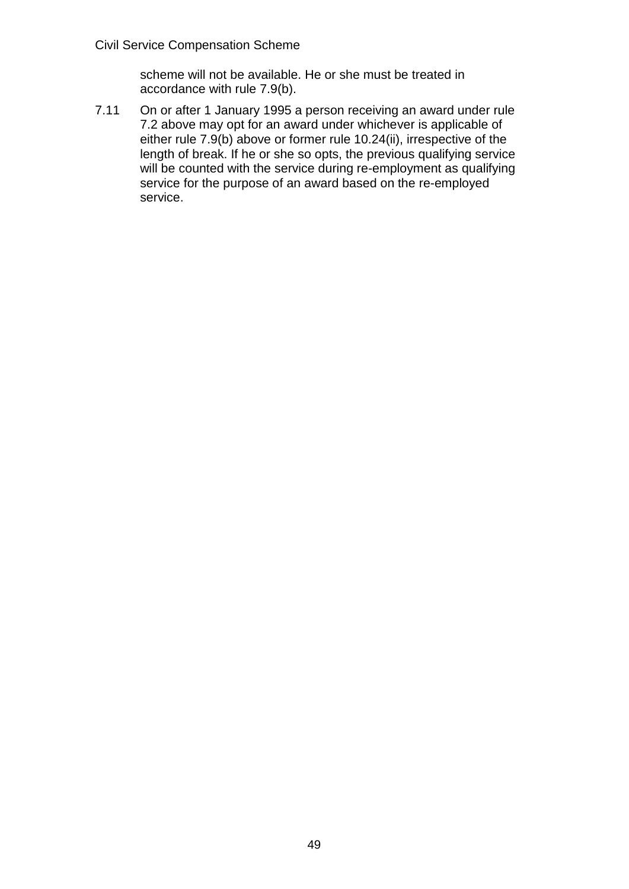scheme will not be available. He or she must be treated in accordance with rule 7.9(b).

7.11 On or after 1 January 1995 a person receiving an award under rule 7.2 above may opt for an award under whichever is applicable of either rule 7.9(b) above or former rule 10.24(ii), irrespective of the length of break. If he or she so opts, the previous qualifying service will be counted with the service during re-employment as qualifying service for the purpose of an award based on the re-employed service.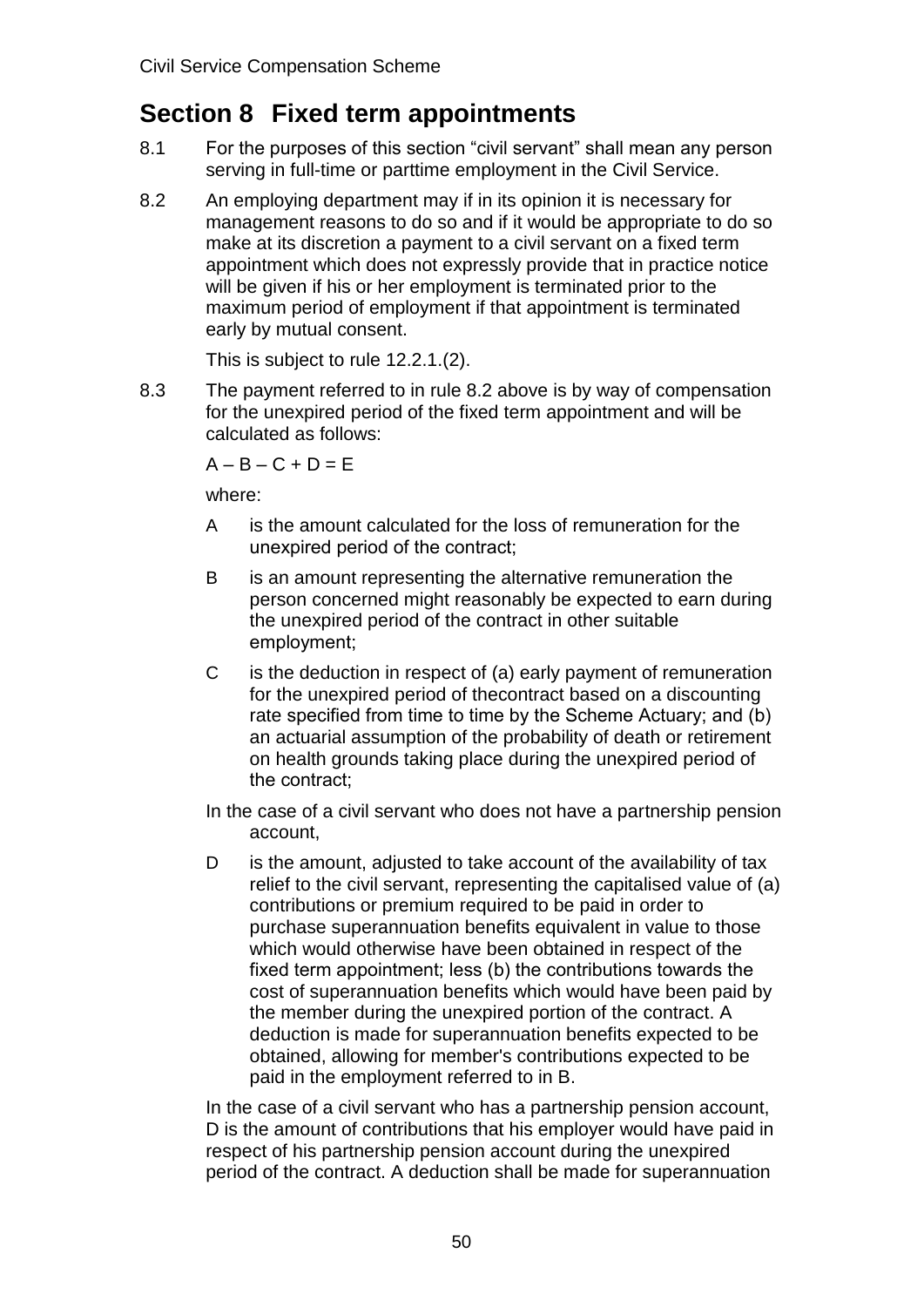# Section 8 Fixed term appointments

8.1 For the purposes of this section “civil servant” shall mean any person serving in full-time or parttime employment in the Civil Service.

8.2 An employing department may if in its opinion it is necessary for management reasons to do so and if it would be appropriate to do so make at its discretion a payment to a civil servant on a fixed term appointment which does not expressly provide that in practice notice will be given if his or her employment is terminated prior to the maximum period of employment if that appointment is terminated early by mutual consent.

This is subject to rule 12.2.1.(2).

8.3 The payment referred to in rule 8.2 above is by way of compensation for the unexpired period of the fixed term appointment and will be calculated as follows:

$A – B – C + D = E$

where:

A is the amount calculated for the loss of remuneration for the unexpired period of the contract;

B is an amount representing the alternative remuneration the person concerned might reasonably be expected to earn during the unexpired period of the contract in other suitable employment;

C is the deduction in respect of (a) early payment of remuneration for the unexpired period of thecontract based on a discounting rate specified from time to time by the Scheme Actuary; and (b) an actuarial assumption of the probability of death or retirement on health grounds taking place during the unexpired period of the contract;

In the case of a civil servant who does not have a partnership pension account,

D is the amount, adjusted to take account of the availability of tax relief to the civil servant, representing the capitalised value of (a) contributions or premium required to be paid in order to purchase superannuation benefits equivalent in value to those which would otherwise have been obtained in respect of the fixed term appointment; less (b) the contributions towards the cost of superannuation benefits which would have been paid by the member during the unexpired portion of the contract. A deduction is made for superannuation benefits expected to be obtained, allowing for member's contributions expected to be paid in the employment referred to in B.

In the case of a civil servant who has a partnership pension account, D is the amount of contributions that his employer would have paid in respect of his partnership pension account during the unexpired period of the contract. A deduction shall be made for superannuation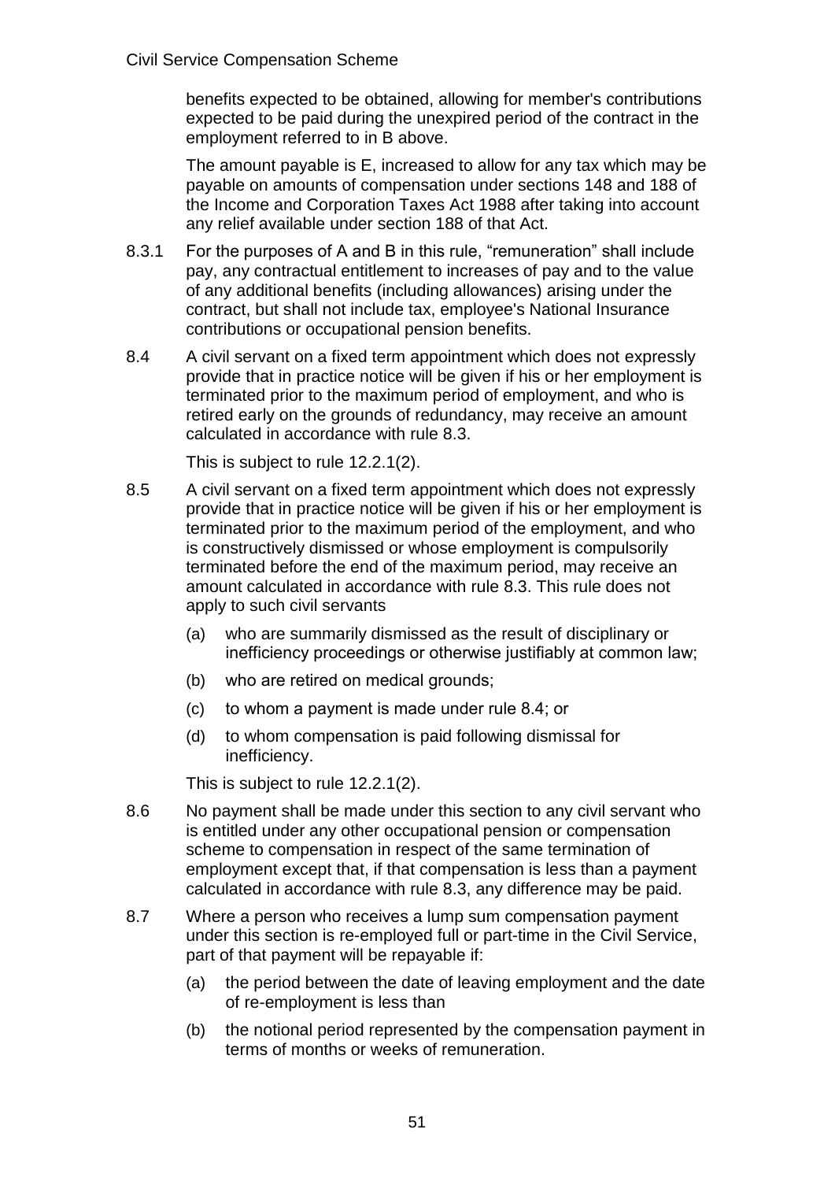benefits expected to be obtained, allowing for member's contributions expected to be paid during the unexpired period of the contract in the employment referred to in B above.

The amount payable is E, increased to allow for any tax which may be payable on amounts of compensation under sections 148 and 188 of the Income and Corporation Taxes Act 1988 after taking into account any relief available under section 188 of that Act.

8.3.1 For the purposes of A and B in this rule, "remuneration" shall include pay, any contractual entitlement to increases of pay and to the value of any additional benefits (including allowances) arising under the contract, but shall not include tax, employee's National Insurance contributions or occupational pension benefits.

8.4 A civil servant on a fixed term appointment which does not expressly provide that in practice notice will be given if his or her employment is terminated prior to the maximum period of employment, and who is retired early on the grounds of redundancy, may receive an amount calculated in accordance with rule 8.3.

This is subject to rule 12.2.1(2).

8.5 A civil servant on a fixed term appointment which does not expressly provide that in practice notice will be given if his or her employment is terminated prior to the maximum period of the employment, and who is constructively dismissed or whose employment is compulsorily terminated before the end of the maximum period, may receive an amount calculated in accordance with rule 8.3. This rule does not apply to such civil servants

(a) who are summarily dismissed as the result of disciplinary or inefficiency proceedings or otherwise justifiably at common law;

(b) who are retired on medical grounds;

(c) to whom a payment is made under rule 8.4; or

(d) to whom compensation is paid following dismissal for inefficiency.

This is subject to rule 12.2.1(2).

8.6 No payment shall be made under this section to any civil servant who is entitled under any other occupational pension or compensation scheme to compensation in respect of the same termination of employment except that, if that compensation is less than a payment calculated in accordance with rule 8.3, any difference may be paid.

8.7 Where a person who receives a lump sum compensation payment under this section is re-employed full or part-time in the Civil Service, part of that payment will be repayable if:

(a) the period between the date of leaving employment and the date of re-employment is less than

(b) the notional period represented by the compensation payment in terms of months or weeks of remuneration.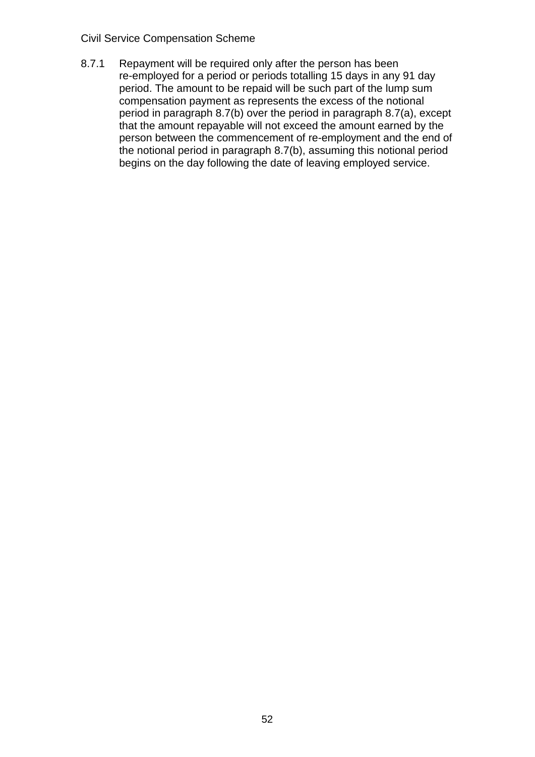8.7.1 Repayment will be required only after the person has been re-employed for a period or periods totalling 15 days in any 91 day period. The amount to be repaid will be such part of the lump sum compensation payment as represents the excess of the notional period in paragraph 8.7(b) over the period in paragraph 8.7(a), except that the amount repayable will not exceed the amount earned by the person between the commencement of re-employment and the end of the notional period in paragraph 8.7(b), assuming this notional period begins on the day following the date of leaving employed service.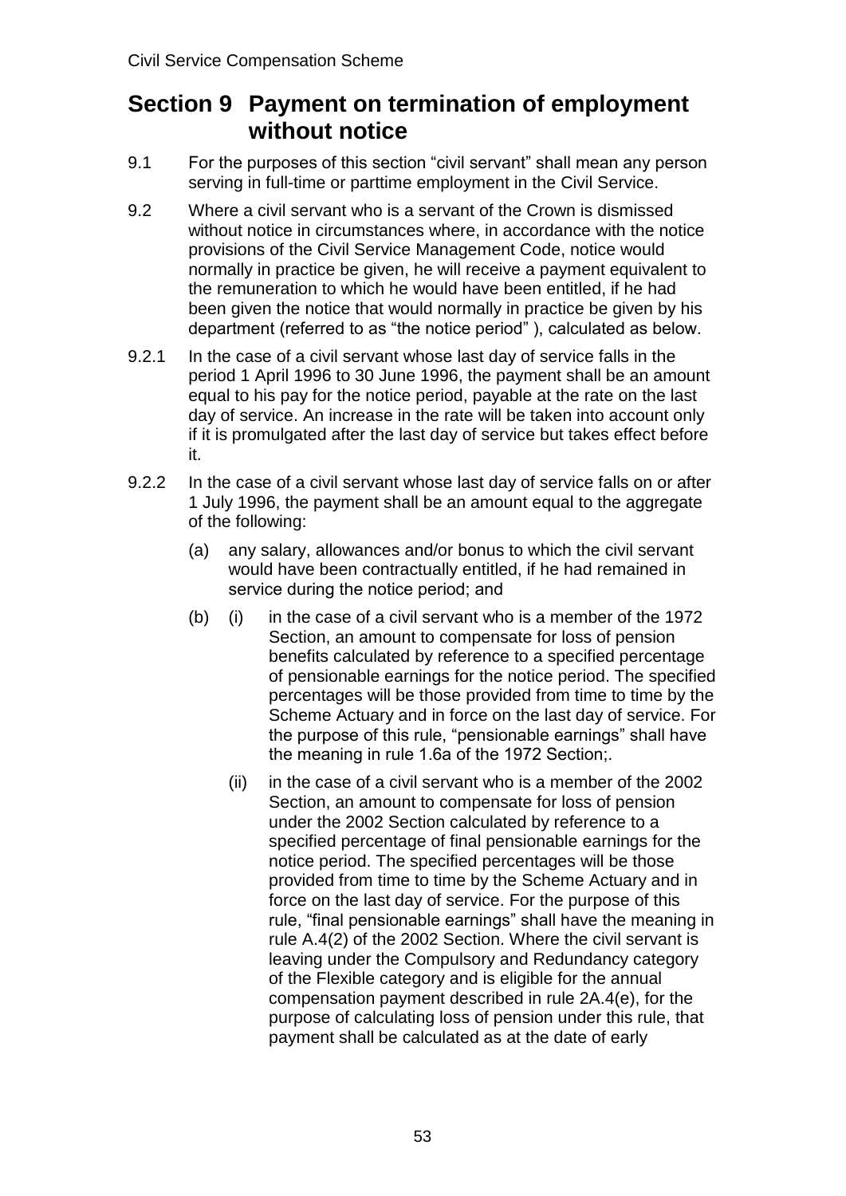## Section 9 Payment on termination of employment without notice

9.1 For the purposes of this section "civil servant" shall mean any person serving in full-time or parttime employment in the Civil Service.

9.2 Where a civil servant who is a servant of the Crown is dismissed without notice in circumstances where, in accordance with the notice provisions of the Civil Service Management Code, notice would normally in practice be given, he will receive a payment equivalent to the remuneration to which he would have been entitled, if he had been given the notice that would normally in practice be given by his department (referred to as "the notice period" ), calculated as below.

9.2.1 In the case of a civil servant whose last day of service falls in the period 1 April 1996 to 30 June 1996, the payment shall be an amount equal to his pay for the notice period, payable at the rate on the last day of service. An increase in the rate will be taken into account only if it is promulgated after the last day of service but takes effect before it.

9.2.2 In the case of a civil servant whose last day of service falls on or after 1 July 1996, the payment shall be an amount equal to the aggregate of the following:

(a) any salary, allowances and/or bonus to which the civil servant would have been contractually entitled, if he had remained in service during the notice period; and

(b) (i) in the case of a civil servant who is a member of the 1972 Section, an amount to compensate for loss of pension benefits calculated by reference to a specified percentage of pensionable earnings for the notice period. The specified percentages will be those provided from time to time by the Scheme Actuary and in force on the last day of service. For the purpose of this rule, "pensionable earnings" shall have the meaning in rule 1.6a of the 1972 Section;.

(ii) in the case of a civil servant who is a member of the 2002 Section, an amount to compensate for loss of pension under the 2002 Section calculated by reference to a specified percentage of final pensionable earnings for the notice period. The specified percentages will be those provided from time to time by the Scheme Actuary and in force on the last day of service. For the purpose of this rule, "final pensionable earnings" shall have the meaning in rule A.4(2) of the 2002 Section. Where the civil servant is leaving under the Compulsory and Redundancy category of the Flexible category and is eligible for the annual compensation payment described in rule 2A.4(e), for the purpose of calculating loss of pension under this rule, that payment shall be calculated as at the date of early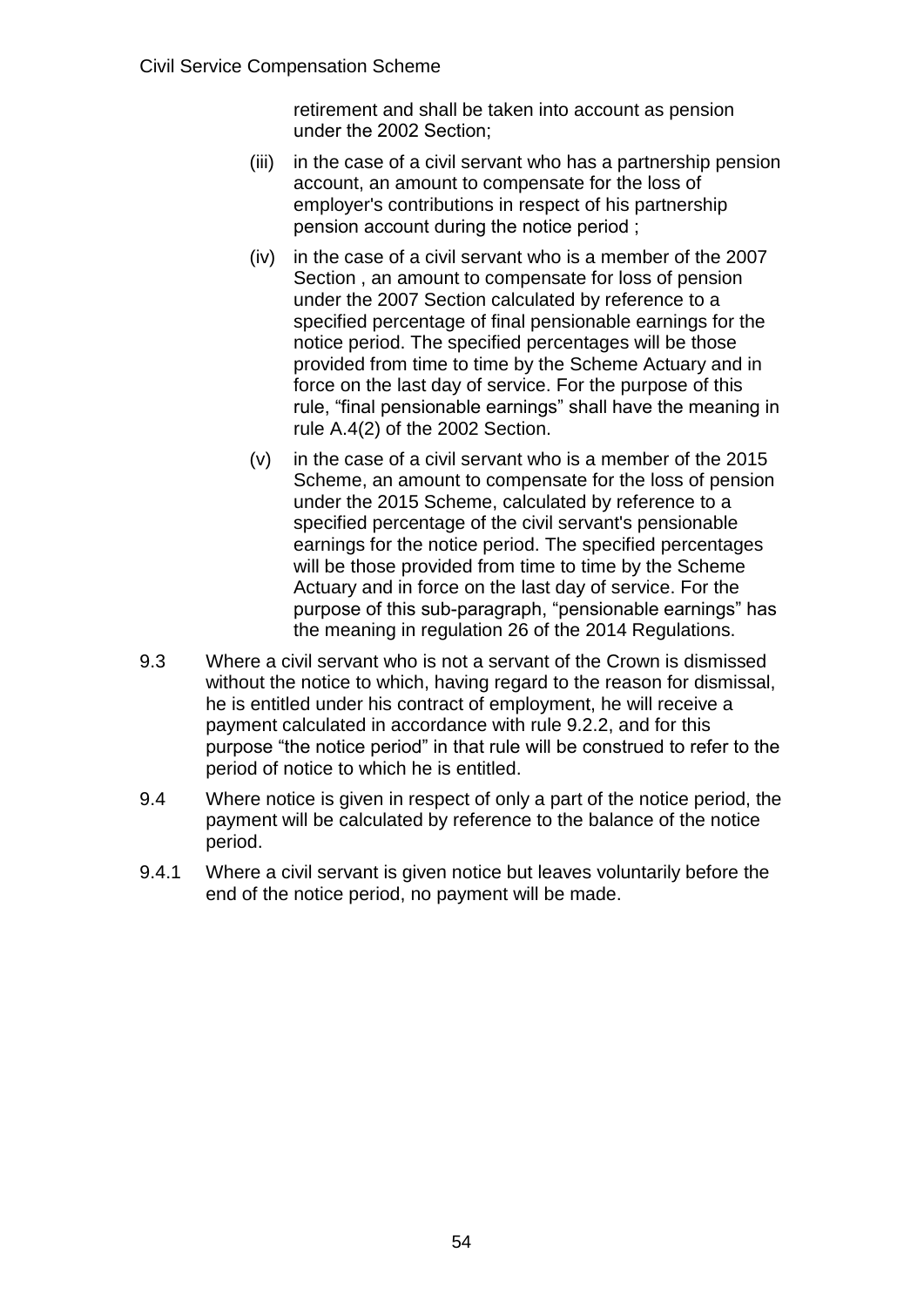retirement and shall be taken into account as pension under the 2002 Section;

(iii) in the case of a civil servant who has a partnership pension account, an amount to compensate for the loss of employer's contributions in respect of his partnership pension account during the notice period ;

(iv) in the case of a civil servant who is a member of the 2007 Section , an amount to compensate for loss of pension under the 2007 Section calculated by reference to a specified percentage of final pensionable earnings for the notice period. The specified percentages will be those provided from time to time by the Scheme Actuary and in force on the last day of service. For the purpose of this rule, “final pensionable earnings” shall have the meaning in rule A.4(2) of the 2002 Section.

(v) in the case of a civil servant who is a member of the 2015 Scheme, an amount to compensate for the loss of pension under the 2015 Scheme, calculated by reference to a specified percentage of the civil servant's pensionable earnings for the notice period. The specified percentages will be those provided from time to time by the Scheme Actuary and in force on the last day of service. For the purpose of this sub-paragraph, “pensionable earnings” has the meaning in regulation 26 of the 2014 Regulations.

9.3 Where a civil servant who is not a servant of the Crown is dismissed without the notice to which, having regard to the reason for dismissal, he is entitled under his contract of employment, he will receive a payment calculated in accordance with rule 9.2.2, and for this purpose “the notice period” in that rule will be construed to refer to the period of notice to which he is entitled.

9.4 Where notice is given in respect of only a part of the notice period, the payment will be calculated by reference to the balance of the notice period.

9.4.1 Where a civil servant is given notice but leaves voluntarily before the end of the notice period, no payment will be made.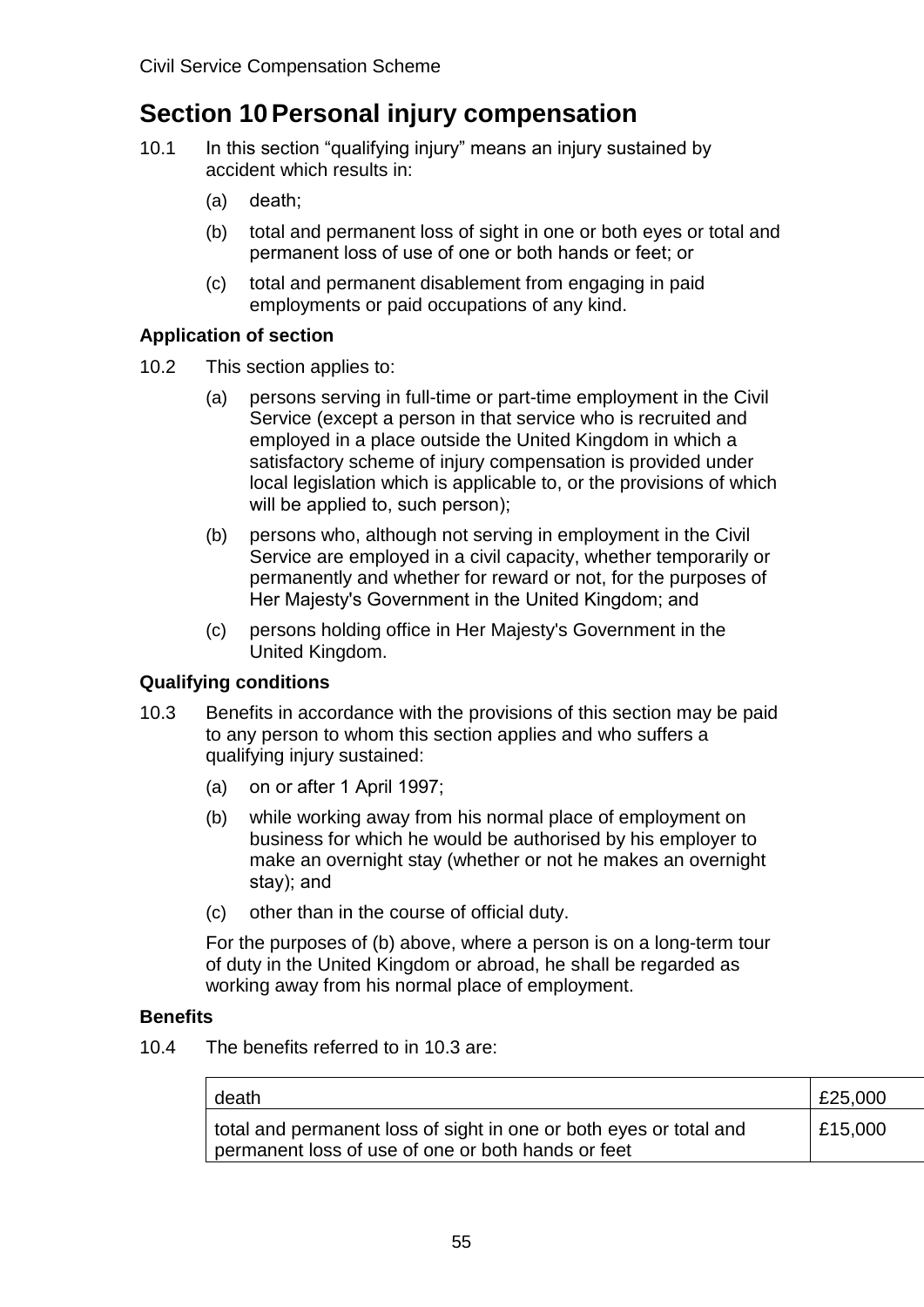# Section 10 Personal injury compensation

10.1 In this section “qualifying injury” means an injury sustained by accident which results in:

(a) death;

(b) total and permanent loss of sight in one or both eyes or total and permanent loss of use of one or both hands or feet; or

(c) total and permanent disablement from engaging in paid employments or paid occupations of any kind.

### Application of section

10.2 This section applies to:

(a) persons serving in full-time or part-time employment in the Civil Service (except a person in that service who is recruited and employed in a place outside the United Kingdom in which a satisfactory scheme of injury compensation is provided under local legislation which is applicable to, or the provisions of which will be applied to, such person);

(b) persons who, although not serving in employment in the Civil Service are employed in a civil capacity, whether temporarily or permanently and whether for reward or not, for the purposes of Her Majesty's Government in the United Kingdom; and

(c) persons holding office in Her Majesty's Government in the United Kingdom.

### Qualifying conditions

10.3 Benefits in accordance with the provisions of this section may be paid to any person to whom this section applies and who suffers a qualifying injury sustained:

(a) on or after 1 April 1997;

(b) while working away from his normal place of employment on business for which he would be authorised by his employer to make an overnight stay (whether or not he makes an overnight stay); and

(c) other than in the course of official duty.

For the purposes of (b) above, where a person is on a long-term tour of duty in the United Kingdom or abroad, he shall be regarded as working away from his normal place of employment.

### Benefits

10.4 The benefits referred to in 10.3 are:

| | |
|---|---|
| death | £25,000 |
| total and permanent loss of sight in one or both eyes or total and permanent loss of use of one or both hands or feet | £15,000 |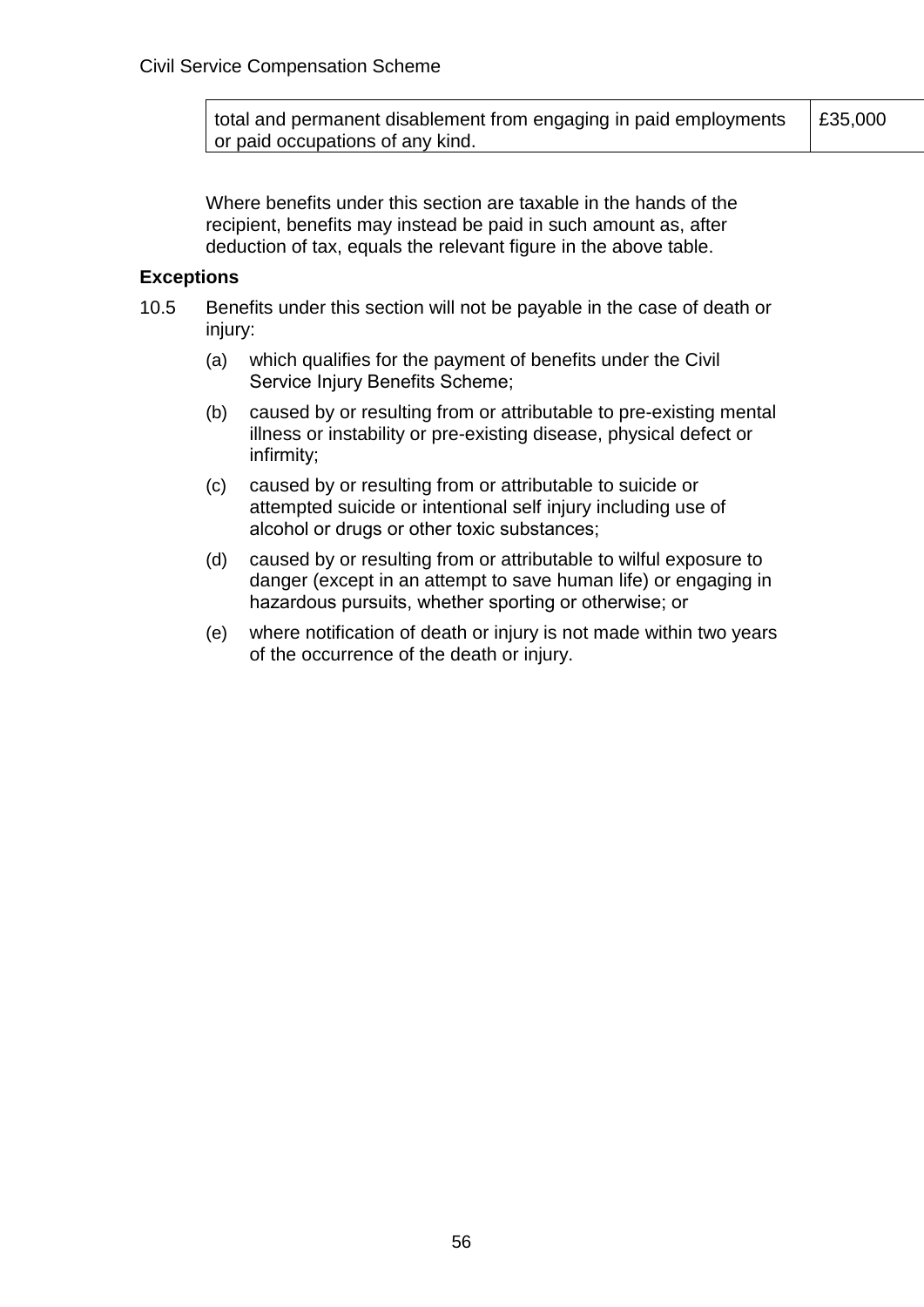| total and permanent disablement from engaging in paid employments or paid occupations of any kind. | £35,000 |
|---|---|

Where benefits under this section are taxable in the hands of the recipient, benefits may instead be paid in such amount as, after deduction of tax, equals the relevant figure in the above table.

**Exceptions**

10.5 Benefits under this section will not be payable in the case of death or injury:

(a) which qualifies for the payment of benefits under the Civil Service Injury Benefits Scheme;

(b) caused by or resulting from or attributable to pre-existing mental illness or instability or pre-existing disease, physical defect or infirmity;

(c) caused by or resulting from or attributable to suicide or attempted suicide or intentional self injury including use of alcohol or drugs or other toxic substances;

(d) caused by or resulting from or attributable to wilful exposure to danger (except in an attempt to save human life) or engaging in hazardous pursuits, whether sporting or otherwise; or

(e) where notification of death or injury is not made within two years of the occurrence of the death or injury.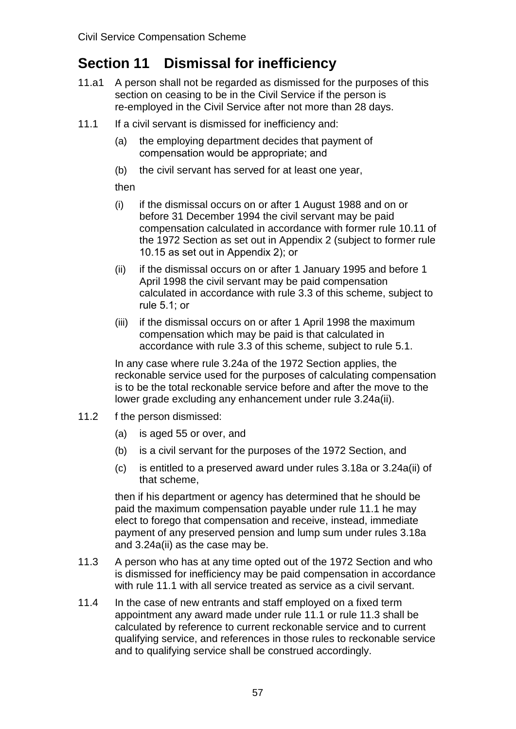## Section 11 Dismissal for inefficiency

11.a1 A person shall not be regarded as dismissed for the purposes of this section on ceasing to be in the Civil Service if the person is re-employed in the Civil Service after not more than 28 days.

11.1 If a civil servant is dismissed for inefficiency and:

(a) the employing department decides that payment of compensation would be appropriate; and

(b) the civil servant has served for at least one year,

then

(i) if the dismissal occurs on or after 1 August 1988 and on or before 31 December 1994 the civil servant may be paid compensation calculated in accordance with former rule 10.11 of the 1972 Section as set out in Appendix 2 (subject to former rule 10.15 as set out in Appendix 2); or

(ii) if the dismissal occurs on or after 1 January 1995 and before 1 April 1998 the civil servant may be paid compensation calculated in accordance with rule 3.3 of this scheme, subject to rule 5.1; or

(iii) if the dismissal occurs on or after 1 April 1998 the maximum compensation which may be paid is that calculated in accordance with rule 3.3 of this scheme, subject to rule 5.1.

In any case where rule 3.24a of the 1972 Section applies, the reckonable service used for the purposes of calculating compensation is to be the total reckonable service before and after the move to the lower grade excluding any enhancement under rule 3.24a(ii).

11.2 f the person dismissed:

(a) is aged 55 or over, and

(b) is a civil servant for the purposes of the 1972 Section, and

(c) is entitled to a preserved award under rules 3.18a or 3.24a(ii) of that scheme,

then if his department or agency has determined that he should be paid the maximum compensation payable under rule 11.1 he may elect to forego that compensation and receive, instead, immediate payment of any preserved pension and lump sum under rules 3.18a and 3.24a(ii) as the case may be.

11.3 A person who has at any time opted out of the 1972 Section and who is dismissed for inefficiency may be paid compensation in accordance with rule 11.1 with all service treated as service as a civil servant.

11.4 In the case of new entrants and staff employed on a fixed term appointment any award made under rule 11.1 or rule 11.3 shall be calculated by reference to current reckonable service and to current qualifying service, and references in those rules to reckonable service and to qualifying service shall be construed accordingly.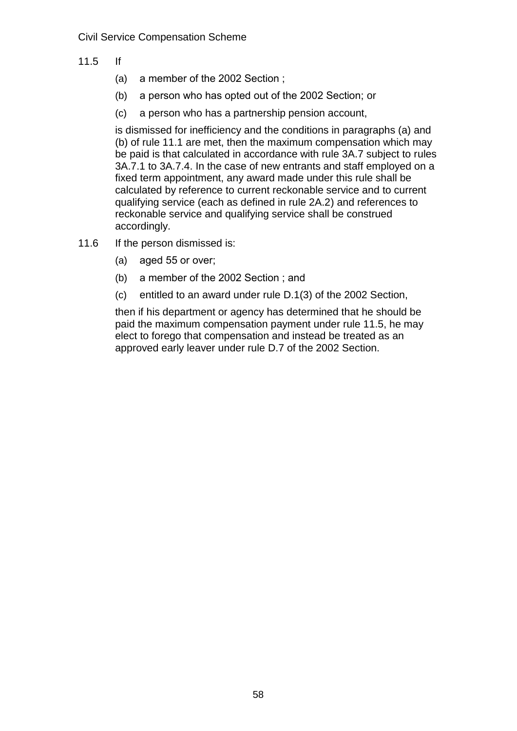11.5 If

   (a) a member of the 2002 Section ;

   (b) a person who has opted out of the 2002 Section; or

   (c) a person who has a partnership pension account,

   is dismissed for inefficiency and the conditions in paragraphs (a) and (b) of rule 11.1 are met, then the maximum compensation which may be paid is that calculated in accordance with rule 3A.7 subject to rules 3A.7.1 to 3A.7.4. In the case of new entrants and staff employed on a fixed term appointment, any award made under this rule shall be calculated by reference to current reckonable service and to current qualifying service (each as defined in rule 2A.2) and references to reckonable service and qualifying service shall be construed accordingly.

11.6 If the person dismissed is:

   (a) aged 55 or over;

   (b) a member of the 2002 Section ; and

   (c) entitled to an award under rule D.1(3) of the 2002 Section,

   then if his department or agency has determined that he should be paid the maximum compensation payment under rule 11.5, he may elect to forego that compensation and instead be treated as an approved early leaver under rule D.7 of the 2002 Section.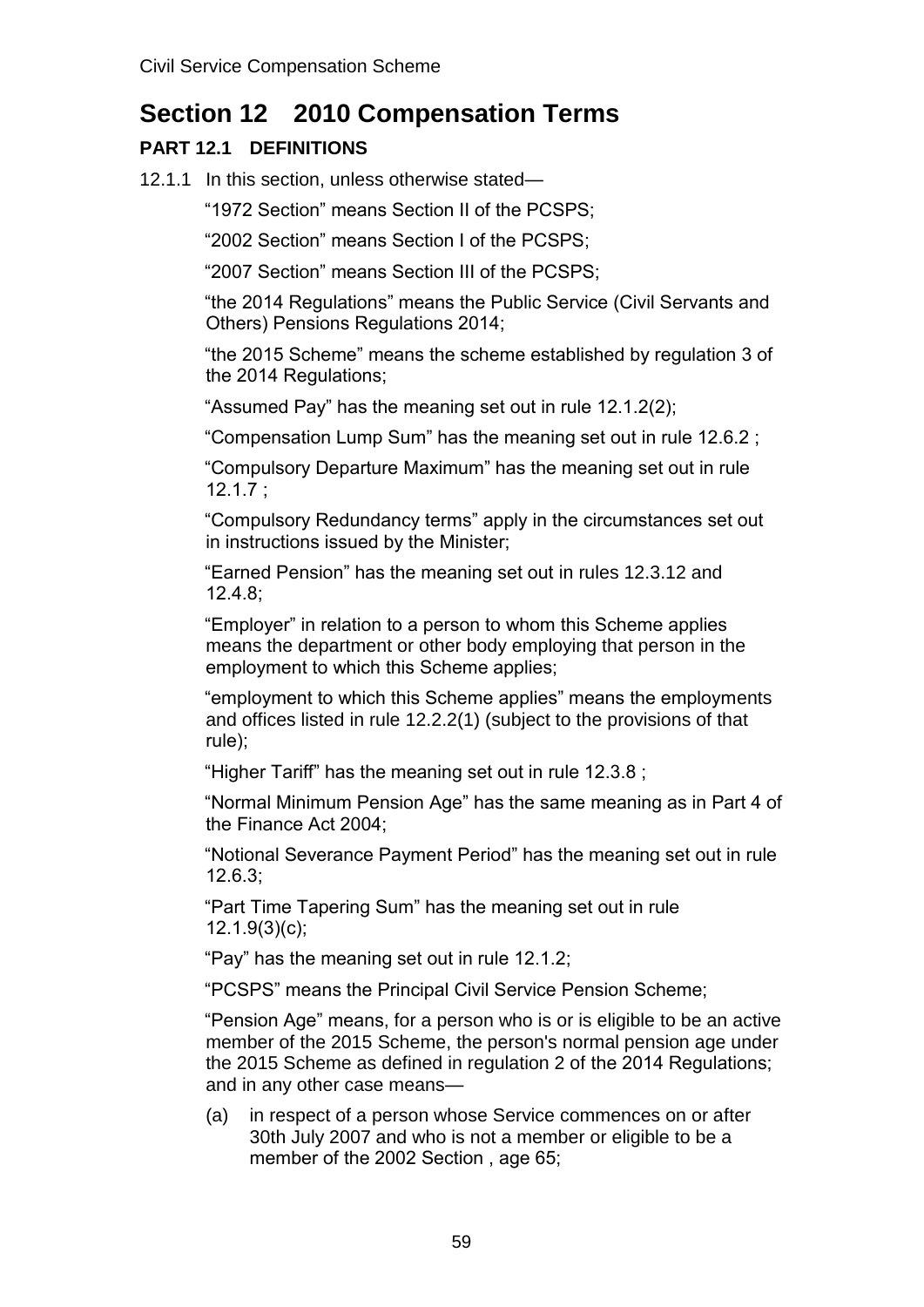# Section 12 2010 Compensation Terms

## PART 12.1 DEFINITIONS

12.1.1 In this section, unless otherwise stated—

"1972 Section" means Section II of the PCSPS;

"2002 Section" means Section I of the PCSPS;

"2007 Section" means Section III of the PCSPS;

"the 2014 Regulations" means the Public Service (Civil Servants and Others) Pensions Regulations 2014;

"the 2015 Scheme" means the scheme established by regulation 3 of the 2014 Regulations;

"Assumed Pay" has the meaning set out in rule 12.1.2(2);

"Compensation Lump Sum" has the meaning set out in rule 12.6.2 ;

"Compulsory Departure Maximum" has the meaning set out in rule 12.1.7 ;

"Compulsory Redundancy terms" apply in the circumstances set out in instructions issued by the Minister;

"Earned Pension" has the meaning set out in rules 12.3.12 and 12.4.8;

"Employer" in relation to a person to whom this Scheme applies means the department or other body employing that person in the employment to which this Scheme applies;

"employment to which this Scheme applies" means the employments and offices listed in rule 12.2.2(1) (subject to the provisions of that rule);

"Higher Tariff" has the meaning set out in rule 12.3.8 ;

"Normal Minimum Pension Age" has the same meaning as in Part 4 of the Finance Act 2004;

"Notional Severance Payment Period" has the meaning set out in rule 12.6.3;

"Part Time Tapering Sum" has the meaning set out in rule 12.1.9(3)(c);

"Pay" has the meaning set out in rule 12.1.2;

"PCSPS" means the Principal Civil Service Pension Scheme;

"Pension Age" means, for a person who is or is eligible to be an active member of the 2015 Scheme, the person's normal pension age under the 2015 Scheme as defined in regulation 2 of the 2014 Regulations; and in any other case means—

(a) in respect of a person whose Service commences on or after 30th July 2007 and who is not a member or eligible to be a member of the 2002 Section , age 65;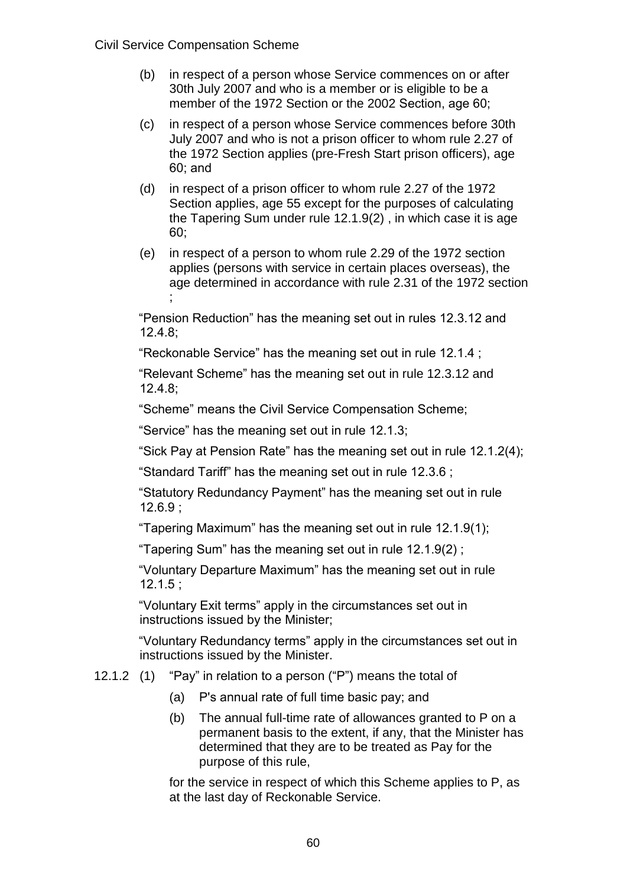(b) in respect of a person whose Service commences on or after 30th July 2007 and who is a member or is eligible to be a member of the 1972 Section or the 2002 Section, age 60;

(c) in respect of a person whose Service commences before 30th July 2007 and who is not a prison officer to whom rule 2.27 of the 1972 Section applies (pre-Fresh Start prison officers), age 60; and

(d) in respect of a prison officer to whom rule 2.27 of the 1972 Section applies, age 55 except for the purposes of calculating the Tapering Sum under rule 12.1.9(2) , in which case it is age 60;

(e) in respect of a person to whom rule 2.29 of the 1972 section applies (persons with service in certain places overseas), the age determined in accordance with rule 2.31 of the 1972 section ;

"Pension Reduction" has the meaning set out in rules 12.3.12 and 12.4.8;

"Reckonable Service" has the meaning set out in rule 12.1.4 ;

"Relevant Scheme" has the meaning set out in rule 12.3.12 and 12.4.8;

"Scheme" means the Civil Service Compensation Scheme;

"Service" has the meaning set out in rule 12.1.3;

"Sick Pay at Pension Rate" has the meaning set out in rule 12.1.2(4);

"Standard Tariff" has the meaning set out in rule 12.3.6 ;

"Statutory Redundancy Payment" has the meaning set out in rule 12.6.9 ;

"Tapering Maximum" has the meaning set out in rule 12.1.9(1);

"Tapering Sum" has the meaning set out in rule 12.1.9(2) ;

"Voluntary Departure Maximum" has the meaning set out in rule 12.1.5 ;

"Voluntary Exit terms" apply in the circumstances set out in instructions issued by the Minister;

"Voluntary Redundancy terms" apply in the circumstances set out in instructions issued by the Minister.

12.1.2 (1) "Pay" in relation to a person ("P") means the total of

(a) P's annual rate of full time basic pay; and

(b) The annual full-time rate of allowances granted to P on a permanent basis to the extent, if any, that the Minister has determined that they are to be treated as Pay for the purpose of this rule,

for the service in respect of which this Scheme applies to P, as at the last day of Reckonable Service.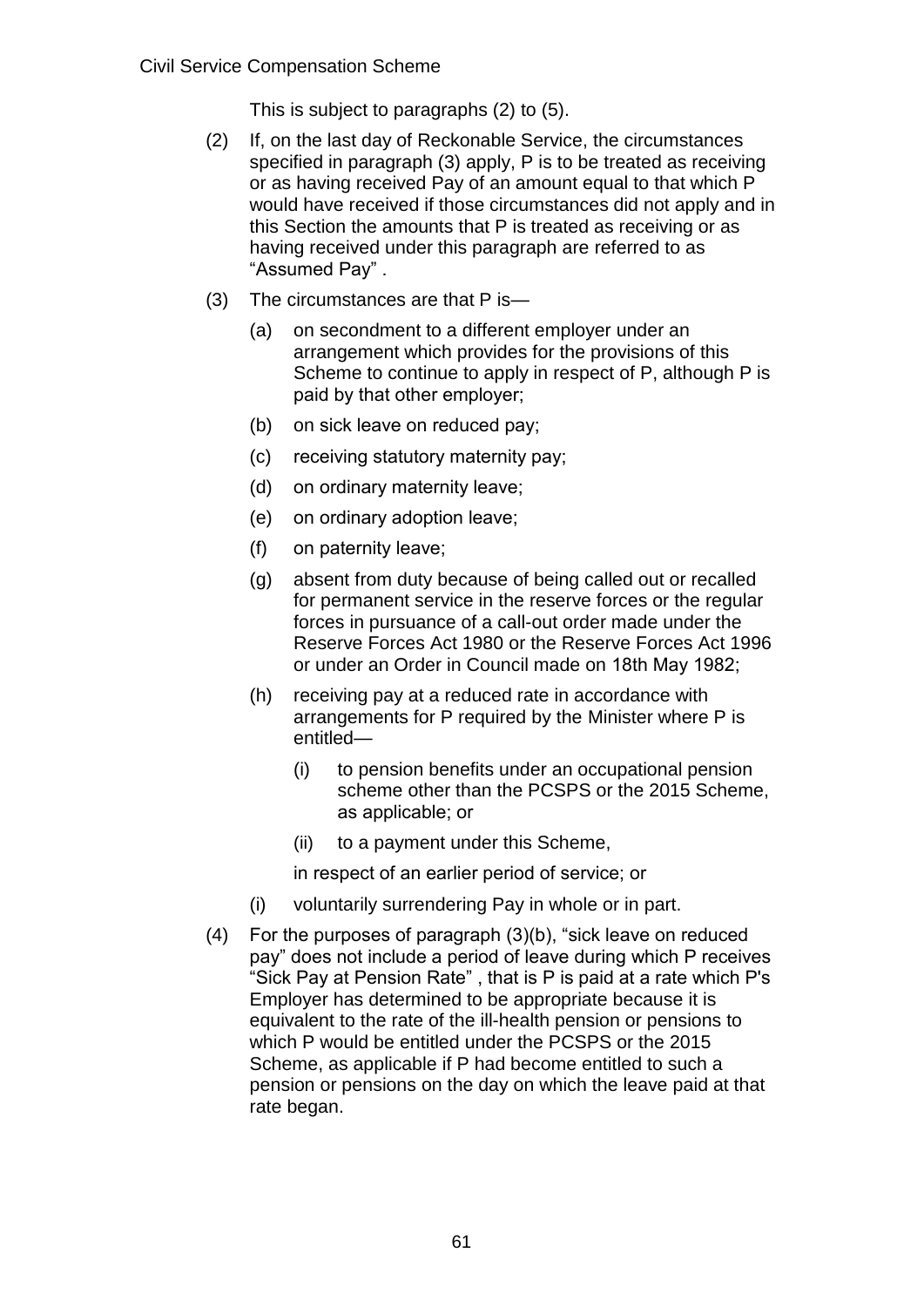This is subject to paragraphs (2) to (5).

(2) If, on the last day of Reckonable Service, the circumstances specified in paragraph (3) apply, P is to be treated as receiving or as having received Pay of an amount equal to that which P would have received if those circumstances did not apply and in this Section the amounts that P is treated as receiving or as having received under this paragraph are referred to as "Assumed Pay" .

(3) The circumstances are that P is—

  (a) on secondment to a different employer under an arrangement which provides for the provisions of this Scheme to continue to apply in respect of P, although P is paid by that other employer;

  (b) on sick leave on reduced pay;

  (c) receiving statutory maternity pay;

  (d) on ordinary maternity leave;

  (e) on ordinary adoption leave;

  (f) on paternity leave;

  (g) absent from duty because of being called out or recalled for permanent service in the reserve forces or the regular forces in pursuance of a call-out order made under the Reserve Forces Act 1980 or the Reserve Forces Act 1996 or under an Order in Council made on 18th May 1982;

  (h) receiving pay at a reduced rate in accordance with arrangements for P required by the Minister where P is entitled—

    (i) to pension benefits under an occupational pension scheme other than the PCSPS or the 2015 Scheme, as applicable; or

    (ii) to a payment under this Scheme,

  in respect of an earlier period of service; or

  (i) voluntarily surrendering Pay in whole or in part.

(4) For the purposes of paragraph (3)(b), "sick leave on reduced pay" does not include a period of leave during which P receives "Sick Pay at Pension Rate" , that is P is paid at a rate which P's Employer has determined to be appropriate because it is equivalent to the rate of the ill-health pension or pensions to which P would be entitled under the PCSPS or the 2015 Scheme, as applicable if P had become entitled to such a pension or pensions on the day on which the leave paid at that rate began.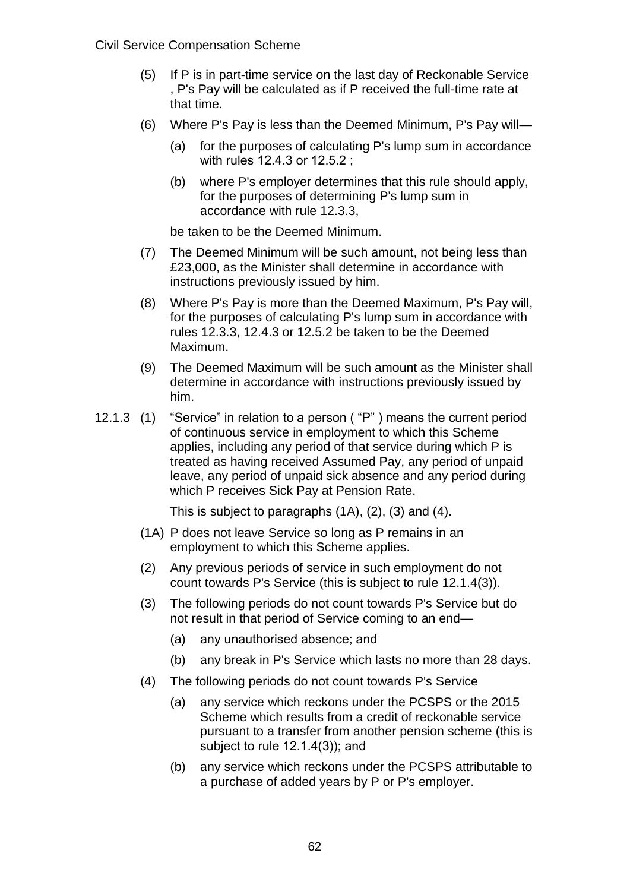(5) If P is in part-time service on the last day of Reckonable Service , P's Pay will be calculated as if P received the full-time rate at that time.

(6) Where P's Pay is less than the Deemed Minimum, P's Pay will—

   (a) for the purposes of calculating P's lump sum in accordance with rules 12.4.3 or 12.5.2 ;

   (b) where P's employer determines that this rule should apply, for the purposes of determining P's lump sum in accordance with rule 12.3.3,

   be taken to be the Deemed Minimum.

(7) The Deemed Minimum will be such amount, not being less than £23,000, as the Minister shall determine in accordance with instructions previously issued by him.

(8) Where P's Pay is more than the Deemed Maximum, P's Pay will, for the purposes of calculating P's lump sum in accordance with rules 12.3.3, 12.4.3 or 12.5.2 be taken to be the Deemed Maximum.

(9) The Deemed Maximum will be such amount as the Minister shall determine in accordance with instructions previously issued by him.

12.1.3 (1) "Service" in relation to a person ( "P" ) means the current period of continuous service in employment to which this Scheme applies, including any period of that service during which P is treated as having received Assumed Pay, any period of unpaid leave, any period of unpaid sick absence and any period during which P receives Sick Pay at Pension Rate.

This is subject to paragraphs (1A), (2), (3) and (4).

(1A) P does not leave Service so long as P remains in an employment to which this Scheme applies.

(2) Any previous periods of service in such employment do not count towards P's Service (this is subject to rule 12.1.4(3)).

(3) The following periods do not count towards P's Service but do not result in that period of Service coming to an end—

   (a) any unauthorised absence; and

   (b) any break in P's Service which lasts no more than 28 days.

(4) The following periods do not count towards P's Service

   (a) any service which reckons under the PCSPS or the 2015 Scheme which results from a credit of reckonable service pursuant to a transfer from another pension scheme (this is subject to rule 12.1.4(3)); and

   (b) any service which reckons under the PCSPS attributable to a purchase of added years by P or P's employer.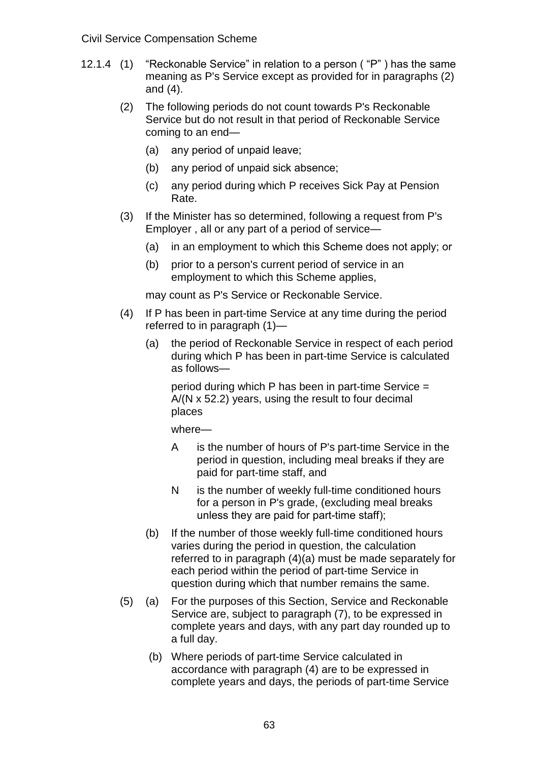12.1.4 (1) "Reckonable Service" in relation to a person ( "P" ) has the same meaning as P's Service except as provided for in paragraphs (2) and (4).

(2) The following periods do not count towards P's Reckonable Service but do not result in that period of Reckonable Service coming to an end—

(a) any period of unpaid leave;

(b) any period of unpaid sick absence;

(c) any period during which P receives Sick Pay at Pension Rate.

(3) If the Minister has so determined, following a request from P's Employer , all or any part of a period of service—

(a) in an employment to which this Scheme does not apply; or

(b) prior to a person's current period of service in an employment to which this Scheme applies,

may count as P's Service or Reckonable Service.

(4) If P has been in part-time Service at any time during the period referred to in paragraph (1)—

(a) the period of Reckonable Service in respect of each period during which P has been in part-time Service is calculated as follows—

period during which P has been in part-time Service = $A/(N \times 52.2)$ years, using the result to four decimal places

where—

A is the number of hours of P's part-time Service in the period in question, including meal breaks if they are paid for part-time staff, and

N is the number of weekly full-time conditioned hours for a person in P's grade, (excluding meal breaks unless they are paid for part-time staff);

(b) If the number of those weekly full-time conditioned hours varies during the period in question, the calculation referred to in paragraph (4)(a) must be made separately for each period within the period of part-time Service in question during which that number remains the same.

(5) (a) For the purposes of this Section, Service and Reckonable Service are, subject to paragraph (7), to be expressed in complete years and days, with any part day rounded up to a full day.

(b) Where periods of part-time Service calculated in accordance with paragraph (4) are to be expressed in complete years and days, the periods of part-time Service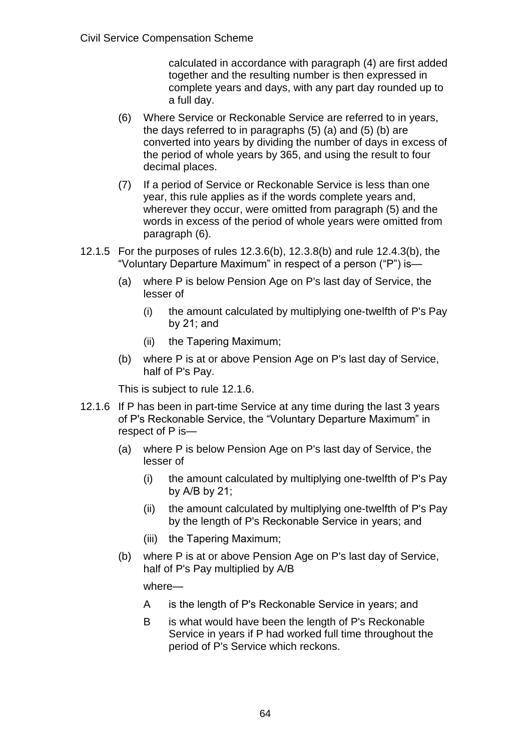calculated in accordance with paragraph (4) are first added together and the resulting number is then expressed in complete years and days, with any part day rounded up to a full day.

(6) Where Service or Reckonable Service are referred to in years, the days referred to in paragraphs (5) (a) and (5) (b) are converted into years by dividing the number of days in excess of the period of whole years by 365, and using the result to four decimal places.

(7) If a period of Service or Reckonable Service is less than one year, this rule applies as if the words complete years and, wherever they occur, were omitted from paragraph (5) and the words in excess of the period of whole years were omitted from paragraph (6).

12.1.5 For the purposes of rules 12.3.6(b), 12.3.8(b) and rule 12.4.3(b), the "Voluntary Departure Maximum" in respect of a person ("P") is—

- (a) where P is below Pension Age on P's last day of Service, the lesser of
  - (i) the amount calculated by multiplying one-twelfth of P's Pay by 21; and
  - (ii) the Tapering Maximum;
- (b) where P is at or above Pension Age on P's last day of Service, half of P's Pay.

This is subject to rule 12.1.6.

12.1.6 If P has been in part-time Service at any time during the last 3 years of P's Reckonable Service, the "Voluntary Departure Maximum" in respect of P is—

- (a) where P is below Pension Age on P's last day of Service, the lesser of
  - (i) the amount calculated by multiplying one-twelfth of P's Pay by A/B by 21;
  - (ii) the amount calculated by multiplying one-twelfth of P's Pay by the length of P's Reckonable Service in years; and
  - (iii) the Tapering Maximum;
- (b) where P is at or above Pension Age on P's last day of Service, half of P's Pay multiplied by A/B

  where—

  A is the length of P's Reckonable Service in years; and

  B is what would have been the length of P's Reckonable Service in years if P had worked full time throughout the period of P's Service which reckons.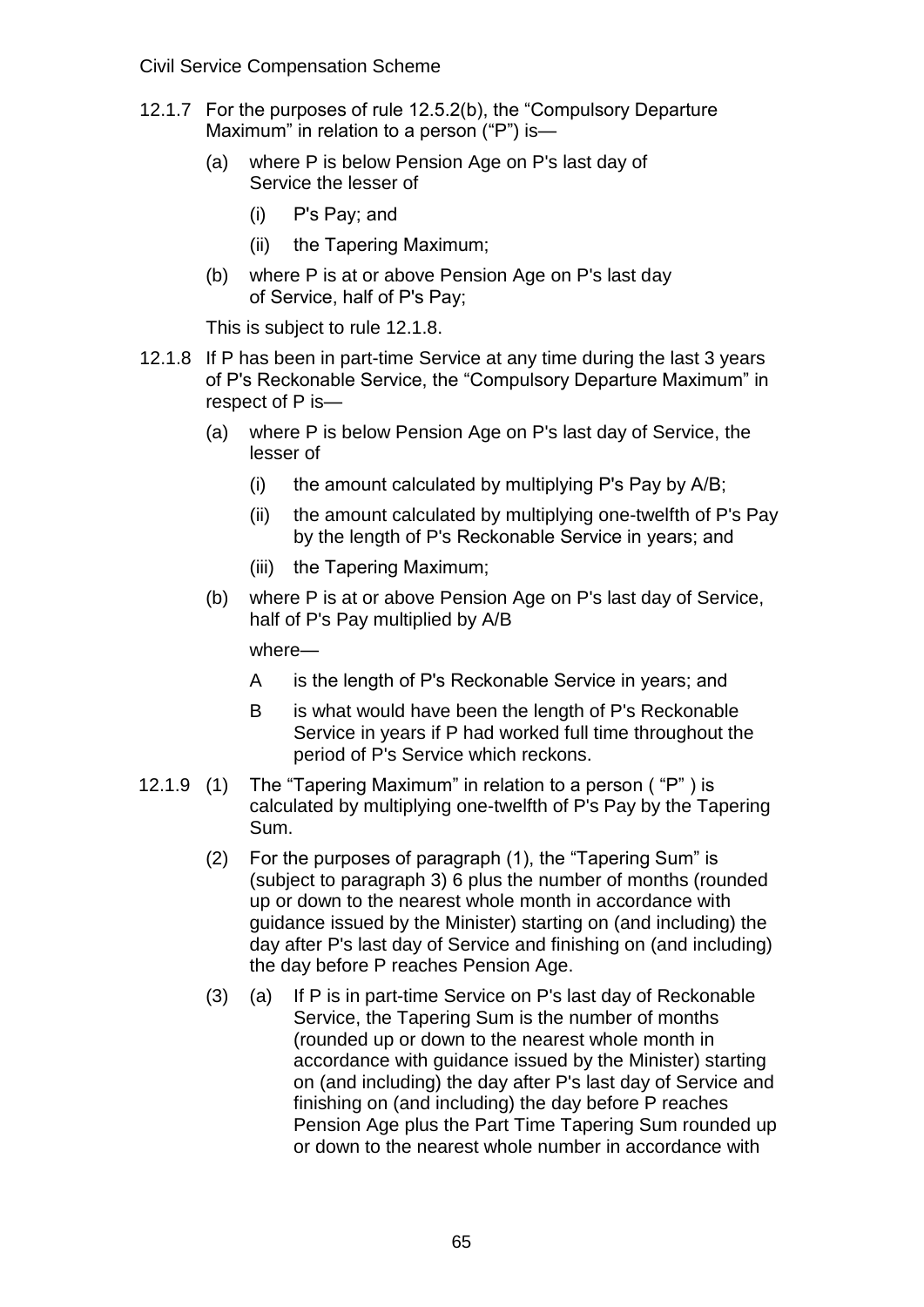12.1.7 For the purposes of rule 12.5.2(b), the "Compulsory Departure Maximum" in relation to a person ("P") is—

> (a) where P is below Pension Age on P's last day of Service the lesser of
>
> > (i) P's Pay; and
> >
> > (ii) the Tapering Maximum;
>
> (b) where P is at or above Pension Age on P's last day of Service, half of P's Pay;
>
> This is subject to rule 12.1.8.

12.1.8 If P has been in part-time Service at any time during the last 3 years of P's Reckonable Service, the "Compulsory Departure Maximum" in respect of P is—

> (a) where P is below Pension Age on P's last day of Service, the lesser of
>
> > (i) the amount calculated by multiplying P's Pay by A/B;
> >
> > (ii) the amount calculated by multiplying one-twelfth of P's Pay by the length of P's Reckonable Service in years; and
> >
> > (iii) the Tapering Maximum;
>
> (b) where P is at or above Pension Age on P's last day of Service, half of P's Pay multiplied by A/B
>
> where—
>
> > A is the length of P's Reckonable Service in years; and
> >
> > B is what would have been the length of P's Reckonable Service in years if P had worked full time throughout the period of P's Service which reckons.

12.1.9 (1) The "Tapering Maximum" in relation to a person ( "P" ) is calculated by multiplying one-twelfth of P's Pay by the Tapering Sum.

> (2) For the purposes of paragraph (1), the "Tapering Sum" is (subject to paragraph 3) 6 plus the number of months (rounded up or down to the nearest whole month in accordance with guidance issued by the Minister) starting on (and including) the day after P's last day of Service and finishing on (and including) the day before P reaches Pension Age.
>
> (3) (a) If P is in part-time Service on P's last day of Reckonable Service, the Tapering Sum is the number of months (rounded up or down to the nearest whole month in accordance with guidance issued by the Minister) starting on (and including) the day after P's last day of Service and finishing on (and including) the day before P reaches Pension Age plus the Part Time Tapering Sum rounded up or down to the nearest whole number in accordance with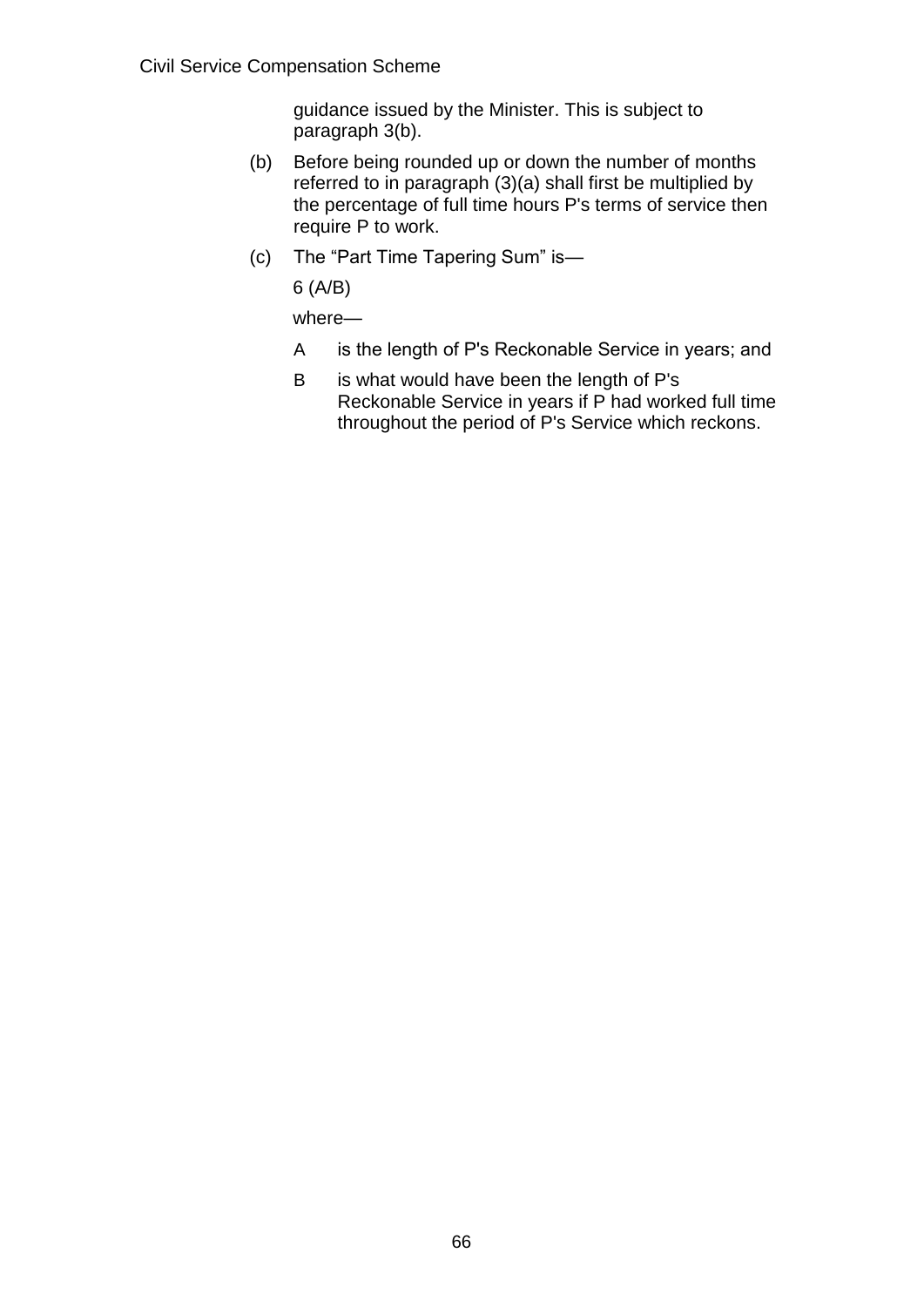guidance issued by the Minister. This is subject to paragraph 3(b).

(b) Before being rounded up or down the number of months referred to in paragraph (3)(a) shall first be multiplied by the percentage of full time hours P's terms of service then require P to work.

(c) The "Part Time Tapering Sum" is—

$6\ (A/B)$

where—

$A$ is the length of P's Reckonable Service in years; and

$B$ is what would have been the length of P's Reckonable Service in years if P had worked full time throughout the period of P's Service which reckons.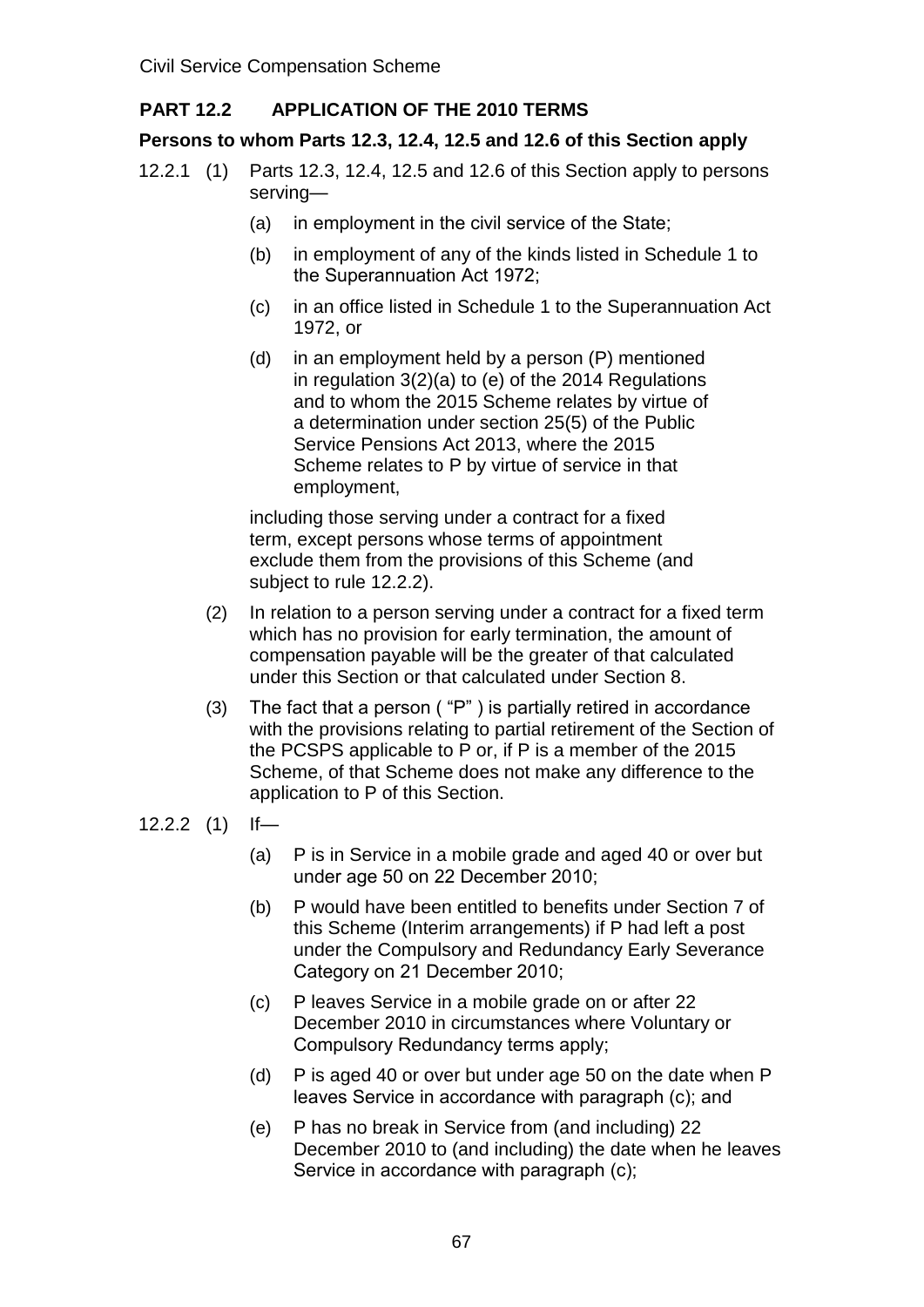## PART 12.2 APPLICATION OF THE 2010 TERMS

### Persons to whom Parts 12.3, 12.4, 12.5 and 12.6 of this Section apply

12.2.1 (1) Parts 12.3, 12.4, 12.5 and 12.6 of this Section apply to persons serving—

(a) in employment in the civil service of the State;

(b) in employment of any of the kinds listed in Schedule 1 to the Superannuation Act 1972;

(c) in an office listed in Schedule 1 to the Superannuation Act 1972, or

(d) in an employment held by a person (P) mentioned in regulation 3(2)(a) to (e) of the 2014 Regulations and to whom the 2015 Scheme relates by virtue of a determination under section 25(5) of the Public Service Pensions Act 2013, where the 2015 Scheme relates to P by virtue of service in that employment,

including those serving under a contract for a fixed term, except persons whose terms of appointment exclude them from the provisions of this Scheme (and subject to rule 12.2.2).

(2) In relation to a person serving under a contract for a fixed term which has no provision for early termination, the amount of compensation payable will be the greater of that calculated under this Section or that calculated under Section 8.

(3) The fact that a person ( "P" ) is partially retired in accordance with the provisions relating to partial retirement of the Section of the PCSPS applicable to P or, if P is a member of the 2015 Scheme, of that Scheme does not make any difference to the application to P of this Section.

12.2.2 (1) If—

(a) P is in Service in a mobile grade and aged 40 or over but under age 50 on 22 December 2010;

(b) P would have been entitled to benefits under Section 7 of this Scheme (Interim arrangements) if P had left a post under the Compulsory and Redundancy Early Severance Category on 21 December 2010;

(c) P leaves Service in a mobile grade on or after 22 December 2010 in circumstances where Voluntary or Compulsory Redundancy terms apply;

(d) P is aged 40 or over but under age 50 on the date when P leaves Service in accordance with paragraph (c); and

(e) P has no break in Service from (and including) 22 December 2010 to (and including) the date when he leaves Service in accordance with paragraph (c);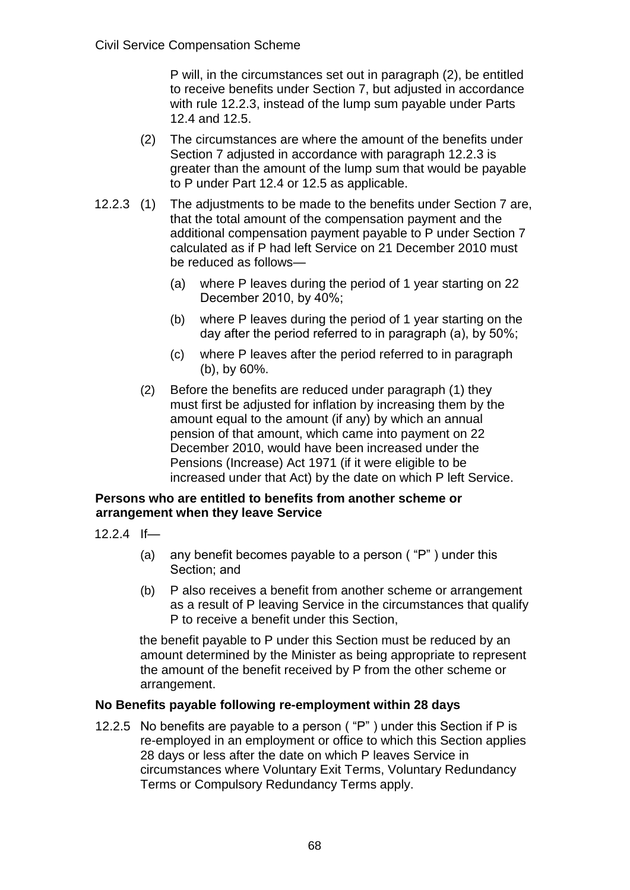P will, in the circumstances set out in paragraph (2), be entitled to receive benefits under Section 7, but adjusted in accordance with rule 12.2.3, instead of the lump sum payable under Parts 12.4 and 12.5.

(2) The circumstances are where the amount of the benefits under Section 7 adjusted in accordance with paragraph 12.2.3 is greater than the amount of the lump sum that would be payable to P under Part 12.4 or 12.5 as applicable.

12.2.3 (1) The adjustments to be made to the benefits under Section 7 are, that the total amount of the compensation payment and the additional compensation payment payable to P under Section 7 calculated as if P had left Service on 21 December 2010 must be reduced as follows—

(a) where P leaves during the period of 1 year starting on 22 December 2010, by 40%;

(b) where P leaves during the period of 1 year starting on the day after the period referred to in paragraph (a), by 50%;

(c) where P leaves after the period referred to in paragraph (b), by 60%.

(2) Before the benefits are reduced under paragraph (1) they must first be adjusted for inflation by increasing them by the amount equal to the amount (if any) by which an annual pension of that amount, which came into payment on 22 December 2010, would have been increased under the Pensions (Increase) Act 1971 (if it were eligible to be increased under that Act) by the date on which P left Service.

**Persons who are entitled to benefits from another scheme or arrangement when they leave Service**

12.2.4 If—

(a) any benefit becomes payable to a person ( "P" ) under this Section; and

(b) P also receives a benefit from another scheme or arrangement as a result of P leaving Service in the circumstances that qualify P to receive a benefit under this Section,

the benefit payable to P under this Section must be reduced by an amount determined by the Minister as being appropriate to represent the amount of the benefit received by P from the other scheme or arrangement.

**No Benefits payable following re-employment within 28 days**

12.2.5 No benefits are payable to a person ( "P" ) under this Section if P is re-employed in an employment or office to which this Section applies 28 days or less after the date on which P leaves Service in circumstances where Voluntary Exit Terms, Voluntary Redundancy Terms or Compulsory Redundancy Terms apply.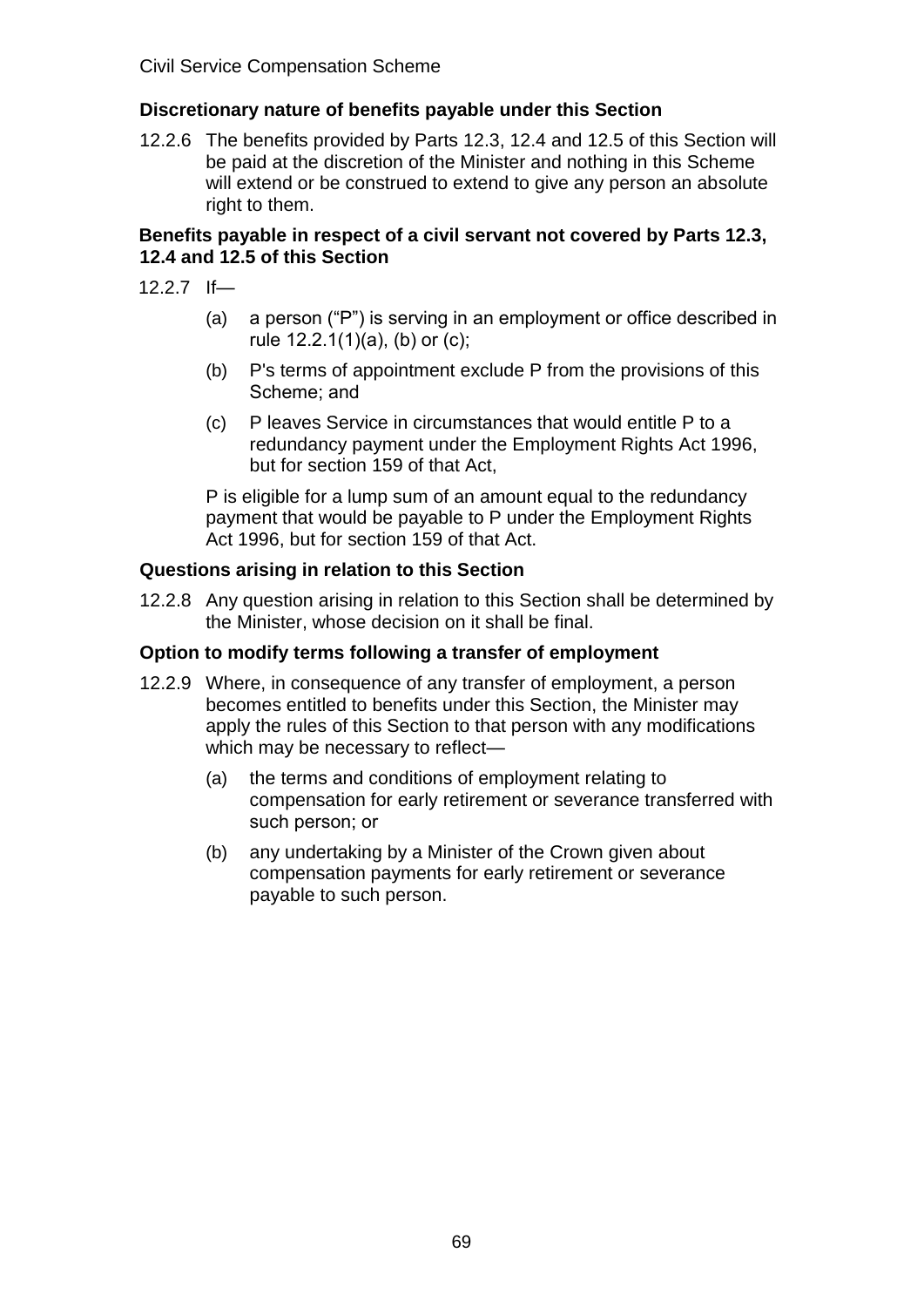### Discretionary nature of benefits payable under this Section

12.2.6 The benefits provided by Parts 12.3, 12.4 and 12.5 of this Section will be paid at the discretion of the Minister and nothing in this Scheme will extend or be construed to extend to give any person an absolute right to them.

### Benefits payable in respect of a civil servant not covered by Parts 12.3, 12.4 and 12.5 of this Section

12.2.7 If—

(a) a person ("P") is serving in an employment or office described in rule 12.2.1(1)(a), (b) or (c);

(b) P's terms of appointment exclude P from the provisions of this Scheme; and

(c) P leaves Service in circumstances that would entitle P to a redundancy payment under the Employment Rights Act 1996, but for section 159 of that Act,

P is eligible for a lump sum of an amount equal to the redundancy payment that would be payable to P under the Employment Rights Act 1996, but for section 159 of that Act.

### Questions arising in relation to this Section

12.2.8 Any question arising in relation to this Section shall be determined by the Minister, whose decision on it shall be final.

### Option to modify terms following a transfer of employment

12.2.9 Where, in consequence of any transfer of employment, a person becomes entitled to benefits under this Section, the Minister may apply the rules of this Section to that person with any modifications which may be necessary to reflect—

(a) the terms and conditions of employment relating to compensation for early retirement or severance transferred with such person; or

(b) any undertaking by a Minister of the Crown given about compensation payments for early retirement or severance payable to such person.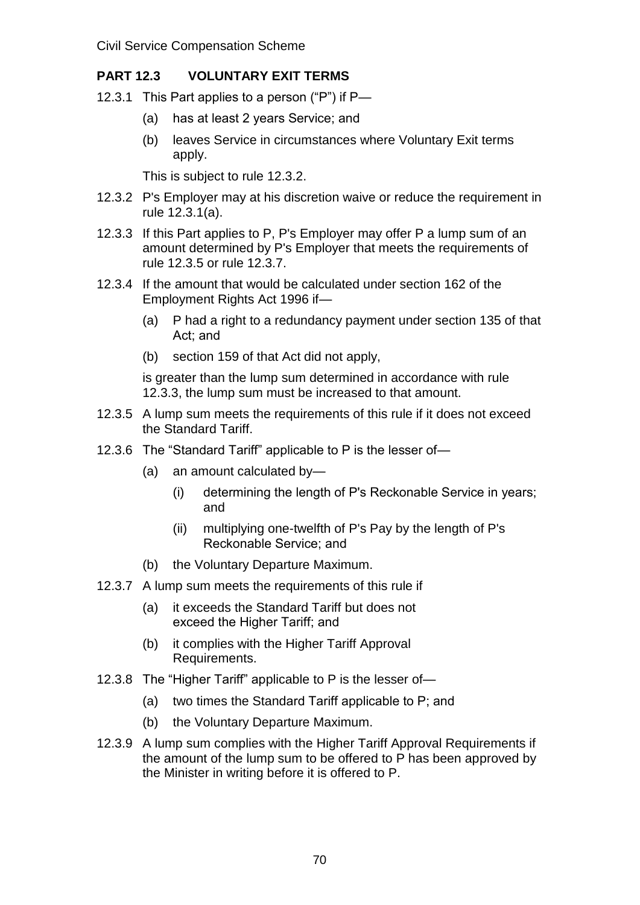## PART 12.3 VOLUNTARY EXIT TERMS

12.3.1 This Part applies to a person ("P") if P—

- (a) has at least 2 years Service; and
- (b) leaves Service in circumstances where Voluntary Exit terms apply.

This is subject to rule 12.3.2.

12.3.2 P's Employer may at his discretion waive or reduce the requirement in rule 12.3.1(a).

12.3.3 If this Part applies to P, P's Employer may offer P a lump sum of an amount determined by P's Employer that meets the requirements of rule 12.3.5 or rule 12.3.7.

12.3.4 If the amount that would be calculated under section 162 of the Employment Rights Act 1996 if—

- (a) P had a right to a redundancy payment under section 135 of that Act; and
- (b) section 159 of that Act did not apply,

is greater than the lump sum determined in accordance with rule 12.3.3, the lump sum must be increased to that amount.

12.3.5 A lump sum meets the requirements of this rule if it does not exceed the Standard Tariff.

12.3.6 The "Standard Tariff" applicable to P is the lesser of—

- (a) an amount calculated by—
  - (i) determining the length of P's Reckonable Service in years; and
  - (ii) multiplying one-twelfth of P's Pay by the length of P's Reckonable Service; and
- (b) the Voluntary Departure Maximum.

12.3.7 A lump sum meets the requirements of this rule if

- (a) it exceeds the Standard Tariff but does not exceed the Higher Tariff; and
- (b) it complies with the Higher Tariff Approval Requirements.

12.3.8 The "Higher Tariff" applicable to P is the lesser of—

- (a) two times the Standard Tariff applicable to P; and
- (b) the Voluntary Departure Maximum.

12.3.9 A lump sum complies with the Higher Tariff Approval Requirements if the amount of the lump sum to be offered to P has been approved by the Minister in writing before it is offered to P.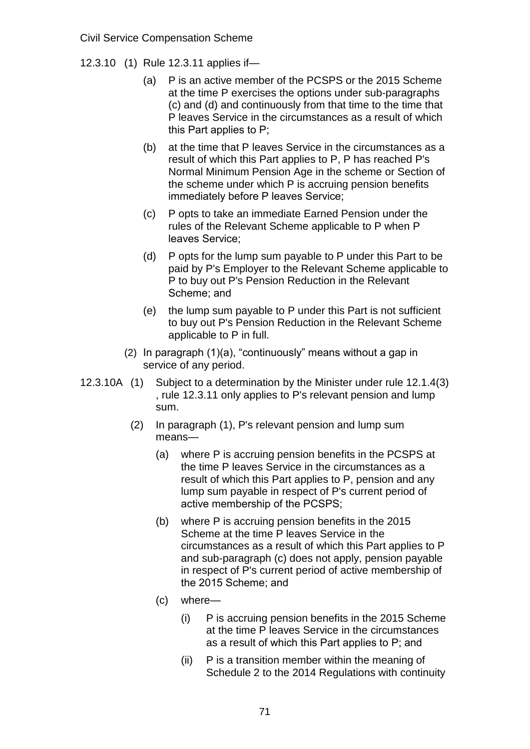12.3.10 (1) Rule 12.3.11 applies if—

(a) P is an active member of the PCSPS or the 2015 Scheme at the time P exercises the options under sub-paragraphs (c) and (d) and continuously from that time to the time that P leaves Service in the circumstances as a result of which this Part applies to P;

(b) at the time that P leaves Service in the circumstances as a result of which this Part applies to P, P has reached P's Normal Minimum Pension Age in the scheme or Section of the scheme under which P is accruing pension benefits immediately before P leaves Service;

(c) P opts to take an immediate Earned Pension under the rules of the Relevant Scheme applicable to P when P leaves Service;

(d) P opts for the lump sum payable to P under this Part to be paid by P's Employer to the Relevant Scheme applicable to P to buy out P's Pension Reduction in the Relevant Scheme; and

(e) the lump sum payable to P under this Part is not sufficient to buy out P's Pension Reduction in the Relevant Scheme applicable to P in full.

(2) In paragraph (1)(a), "continuously" means without a gap in service of any period.

12.3.10A (1) Subject to a determination by the Minister under rule 12.1.4(3) , rule 12.3.11 only applies to P's relevant pension and lump sum.

(2) In paragraph (1), P's relevant pension and lump sum means—

(a) where P is accruing pension benefits in the PCSPS at the time P leaves Service in the circumstances as a result of which this Part applies to P, pension and any lump sum payable in respect of P's current period of active membership of the PCSPS;

(b) where P is accruing pension benefits in the 2015 Scheme at the time P leaves Service in the circumstances as a result of which this Part applies to P and sub-paragraph (c) does not apply, pension payable in respect of P's current period of active membership of the 2015 Scheme; and

(c) where—

(i) P is accruing pension benefits in the 2015 Scheme at the time P leaves Service in the circumstances as a result of which this Part applies to P; and

(ii) P is a transition member within the meaning of Schedule 2 to the 2014 Regulations with continuity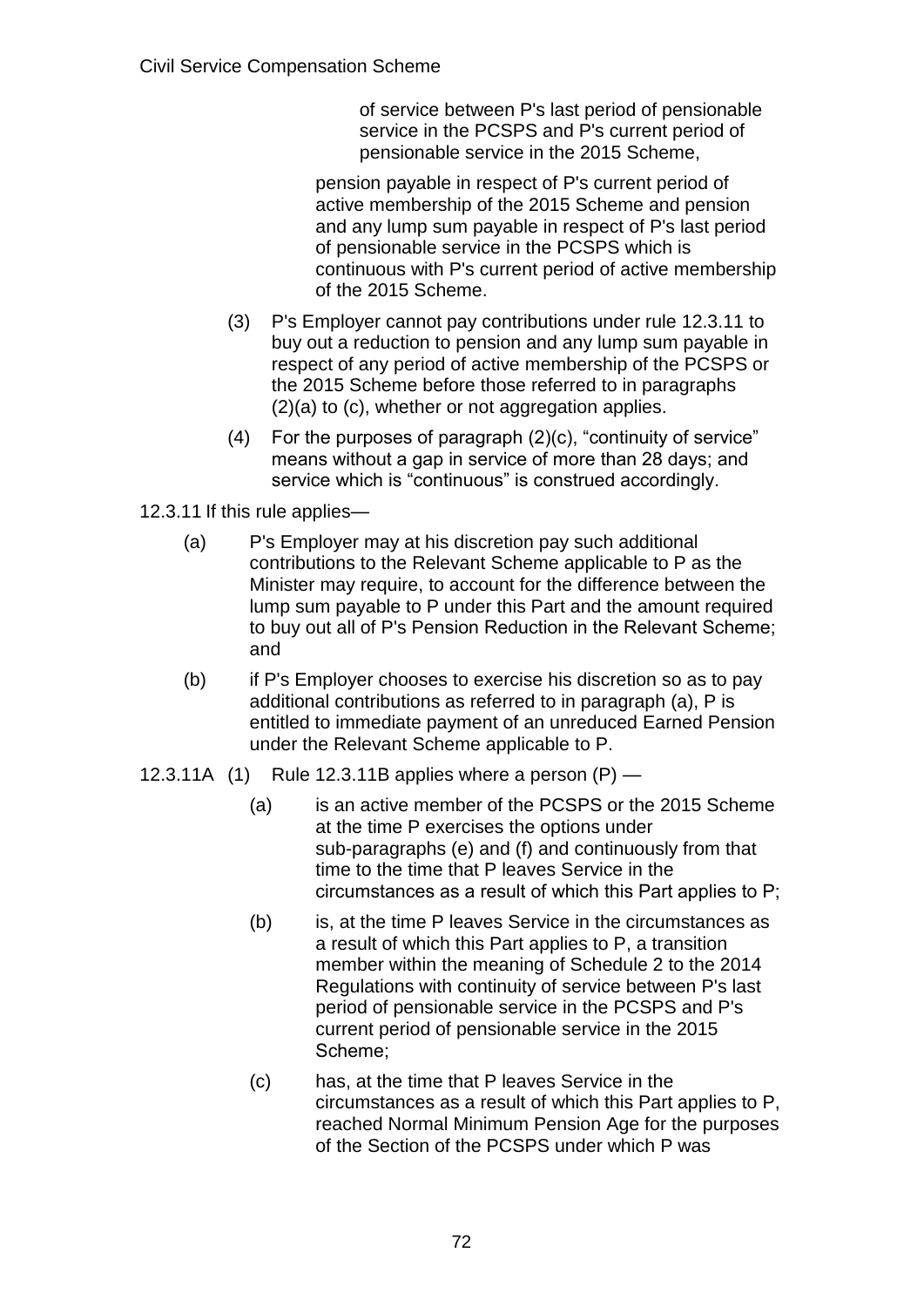of service between P's last period of pensionable service in the PCSPS and P's current period of pensionable service in the 2015 Scheme,

pension payable in respect of P's current period of active membership of the 2015 Scheme and pension and any lump sum payable in respect of P's last period of pensionable service in the PCSPS which is continuous with P's current period of active membership of the 2015 Scheme.

(3) P's Employer cannot pay contributions under rule 12.3.11 to buy out a reduction to pension and any lump sum payable in respect of any period of active membership of the PCSPS or the 2015 Scheme before those referred to in paragraphs (2)(a) to (c), whether or not aggregation applies.

(4) For the purposes of paragraph (2)(c), "continuity of service" means without a gap in service of more than 28 days; and service which is "continuous" is construed accordingly.

12.3.11 If this rule applies—

(a) P's Employer may at his discretion pay such additional contributions to the Relevant Scheme applicable to P as the Minister may require, to account for the difference between the lump sum payable to P under this Part and the amount required to buy out all of P's Pension Reduction in the Relevant Scheme; and

(b) if P's Employer chooses to exercise his discretion so as to pay additional contributions as referred to in paragraph (a), P is entitled to immediate payment of an unreduced Earned Pension under the Relevant Scheme applicable to P.

12.3.11A (1) Rule 12.3.11B applies where a person (P) —

(a) is an active member of the PCSPS or the 2015 Scheme at the time P exercises the options under sub-paragraphs (e) and (f) and continuously from that time to the time that P leaves Service in the circumstances as a result of which this Part applies to P;

(b) is, at the time P leaves Service in the circumstances as a result of which this Part applies to P, a transition member within the meaning of Schedule 2 to the 2014 Regulations with continuity of service between P's last period of pensionable service in the PCSPS and P's current period of pensionable service in the 2015 Scheme;

(c) has, at the time that P leaves Service in the circumstances as a result of which this Part applies to P, reached Normal Minimum Pension Age for the purposes of the Section of the PCSPS under which P was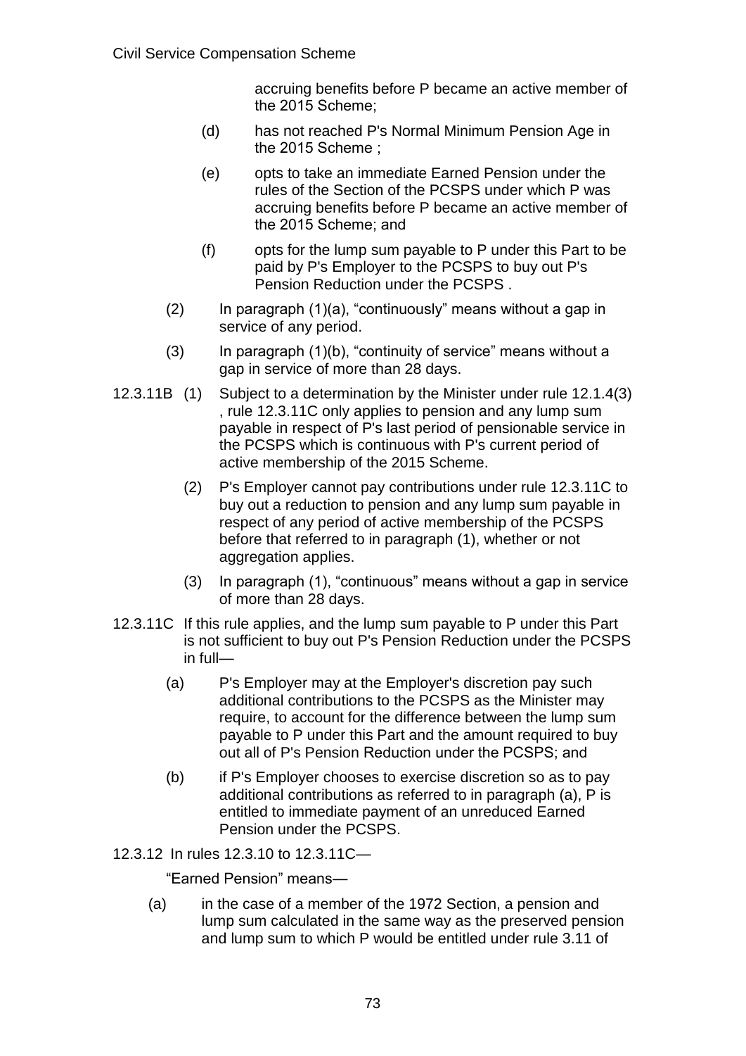accruing benefits before P became an active member of the 2015 Scheme;

(d) has not reached P's Normal Minimum Pension Age in the 2015 Scheme ;

(e) opts to take an immediate Earned Pension under the rules of the Section of the PCSPS under which P was accruing benefits before P became an active member of the 2015 Scheme; and

(f) opts for the lump sum payable to P under this Part to be paid by P's Employer to the PCSPS to buy out P's Pension Reduction under the PCSPS .

(2) In paragraph (1)(a), "continuously" means without a gap in service of any period.

(3) In paragraph (1)(b), "continuity of service" means without a gap in service of more than 28 days.

12.3.11B (1) Subject to a determination by the Minister under rule 12.1.4(3) , rule 12.3.11C only applies to pension and any lump sum payable in respect of P's last period of pensionable service in the PCSPS which is continuous with P's current period of active membership of the 2015 Scheme.

(2) P's Employer cannot pay contributions under rule 12.3.11C to buy out a reduction to pension and any lump sum payable in respect of any period of active membership of the PCSPS before that referred to in paragraph (1), whether or not aggregation applies.

(3) In paragraph (1), "continuous" means without a gap in service of more than 28 days.

12.3.11C If this rule applies, and the lump sum payable to P under this Part is not sufficient to buy out P's Pension Reduction under the PCSPS in full—

(a) P's Employer may at the Employer's discretion pay such additional contributions to the PCSPS as the Minister may require, to account for the difference between the lump sum payable to P under this Part and the amount required to buy out all of P's Pension Reduction under the PCSPS; and

(b) if P's Employer chooses to exercise discretion so as to pay additional contributions as referred to in paragraph (a), P is entitled to immediate payment of an unreduced Earned Pension under the PCSPS.

12.3.12 In rules 12.3.10 to 12.3.11C—

"Earned Pension" means—

(a) in the case of a member of the 1972 Section, a pension and lump sum calculated in the same way as the preserved pension and lump sum to which P would be entitled under rule 3.11 of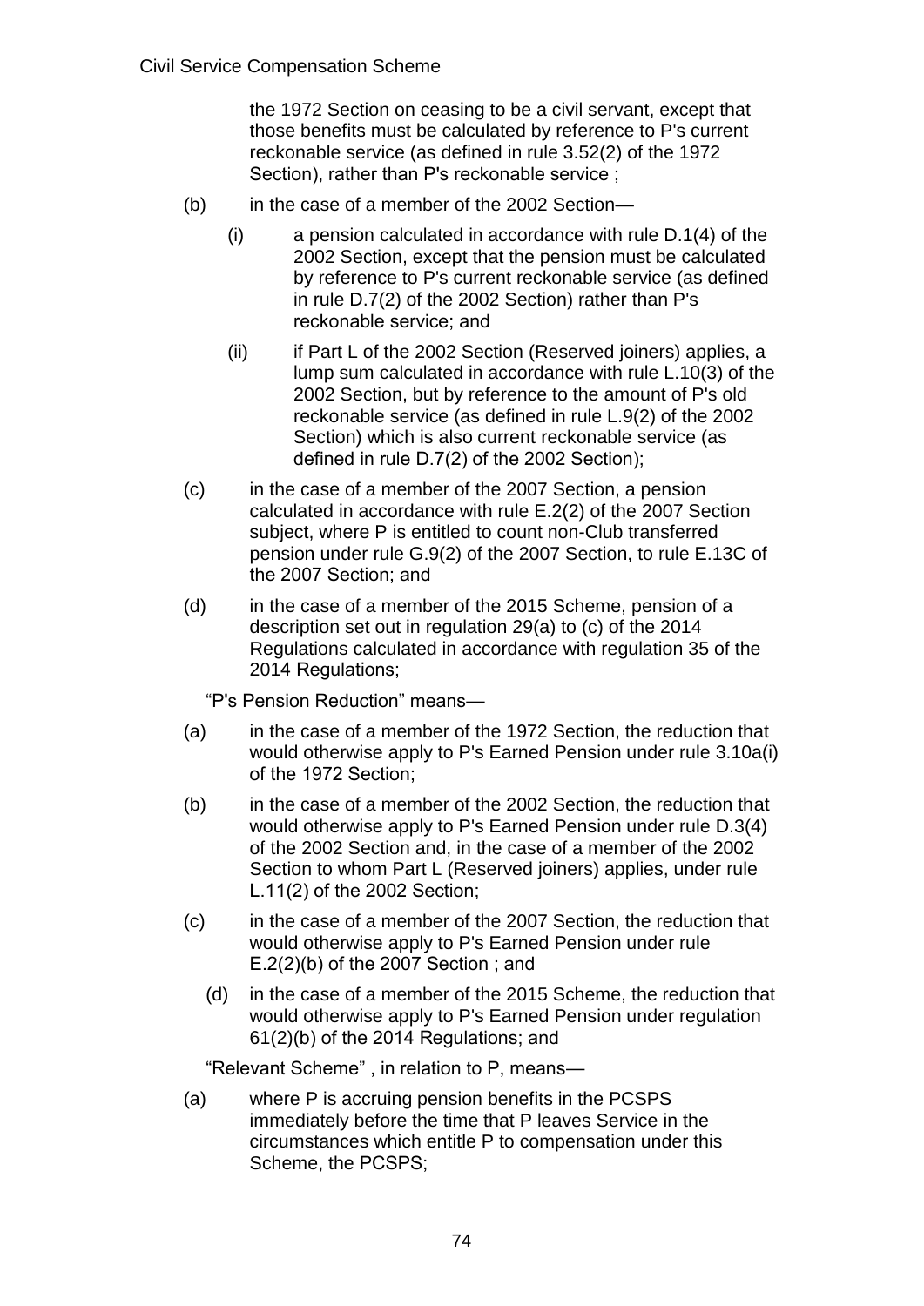the 1972 Section on ceasing to be a civil servant, except that those benefits must be calculated by reference to P's current reckonable service (as defined in rule 3.52(2) of the 1972 Section), rather than P's reckonable service ;

(b) in the case of a member of the 2002 Section—

(i) a pension calculated in accordance with rule D.1(4) of the 2002 Section, except that the pension must be calculated by reference to P's current reckonable service (as defined in rule D.7(2) of the 2002 Section) rather than P's reckonable service; and

(ii) if Part L of the 2002 Section (Reserved joiners) applies, a lump sum calculated in accordance with rule L.10(3) of the 2002 Section, but by reference to the amount of P's old reckonable service (as defined in rule L.9(2) of the 2002 Section) which is also current reckonable service (as defined in rule D.7(2) of the 2002 Section);

(c) in the case of a member of the 2007 Section, a pension calculated in accordance with rule E.2(2) of the 2007 Section subject, where P is entitled to count non-Club transferred pension under rule G.9(2) of the 2007 Section, to rule E.13C of the 2007 Section; and

(d) in the case of a member of the 2015 Scheme, pension of a description set out in regulation 29(a) to (c) of the 2014 Regulations calculated in accordance with regulation 35 of the 2014 Regulations;

"P's Pension Reduction" means—

(a) in the case of a member of the 1972 Section, the reduction that would otherwise apply to P's Earned Pension under rule 3.10a(i) of the 1972 Section;

(b) in the case of a member of the 2002 Section, the reduction that would otherwise apply to P's Earned Pension under rule D.3(4) of the 2002 Section and, in the case of a member of the 2002 Section to whom Part L (Reserved joiners) applies, under rule L.11(2) of the 2002 Section;

(c) in the case of a member of the 2007 Section, the reduction that would otherwise apply to P's Earned Pension under rule E.2(2)(b) of the 2007 Section ; and

(d) in the case of a member of the 2015 Scheme, the reduction that would otherwise apply to P's Earned Pension under regulation 61(2)(b) of the 2014 Regulations; and

"Relevant Scheme" , in relation to P, means—

(a) where P is accruing pension benefits in the PCSPS immediately before the time that P leaves Service in the circumstances which entitle P to compensation under this Scheme, the PCSPS;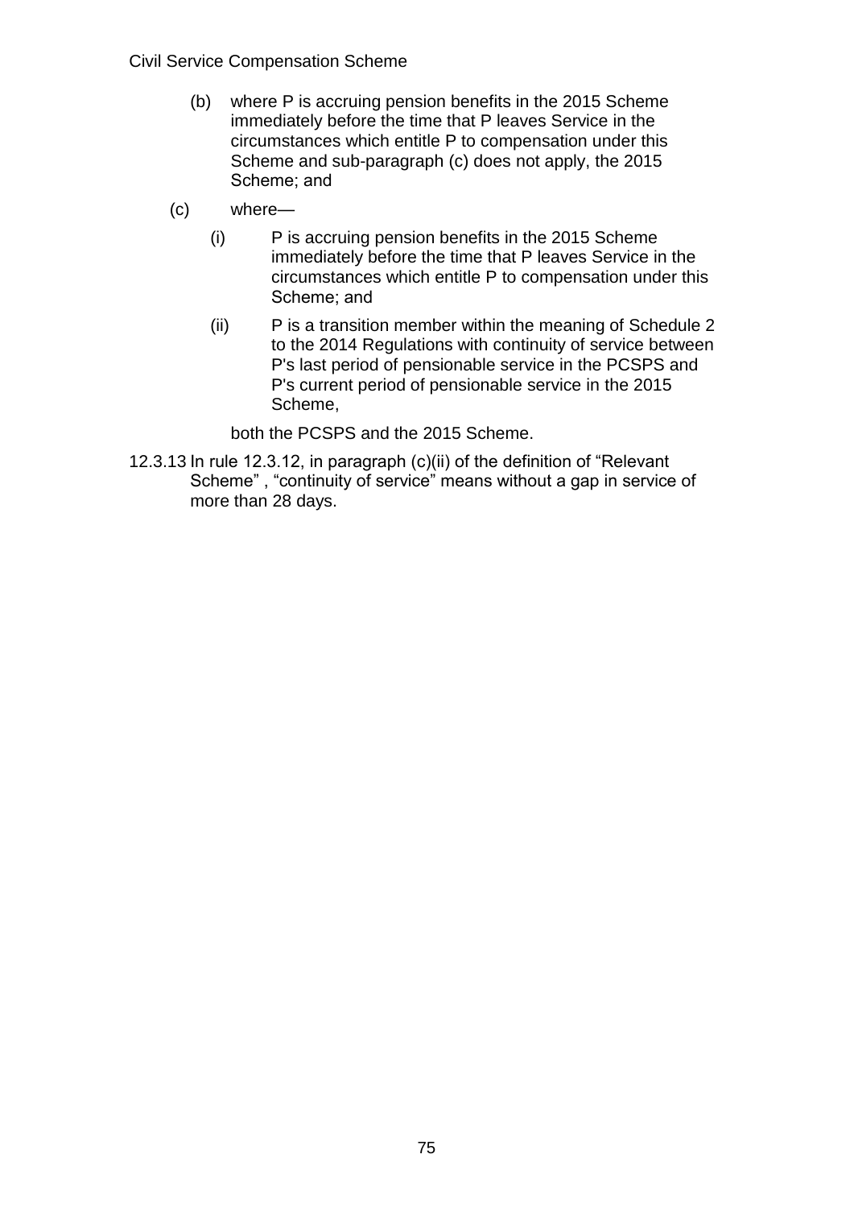(b) where P is accruing pension benefits in the 2015 Scheme immediately before the time that P leaves Service in the circumstances which entitle P to compensation under this Scheme and sub-paragraph (c) does not apply, the 2015 Scheme; and

(c) where—

  (i) P is accruing pension benefits in the 2015 Scheme immediately before the time that P leaves Service in the circumstances which entitle P to compensation under this Scheme; and

  (ii) P is a transition member within the meaning of Schedule 2 to the 2014 Regulations with continuity of service between P's last period of pensionable service in the PCSPS and P's current period of pensionable service in the 2015 Scheme,

  both the PCSPS and the 2015 Scheme.

12.3.13 In rule 12.3.12, in paragraph (c)(ii) of the definition of "Relevant Scheme" , "continuity of service" means without a gap in service of more than 28 days.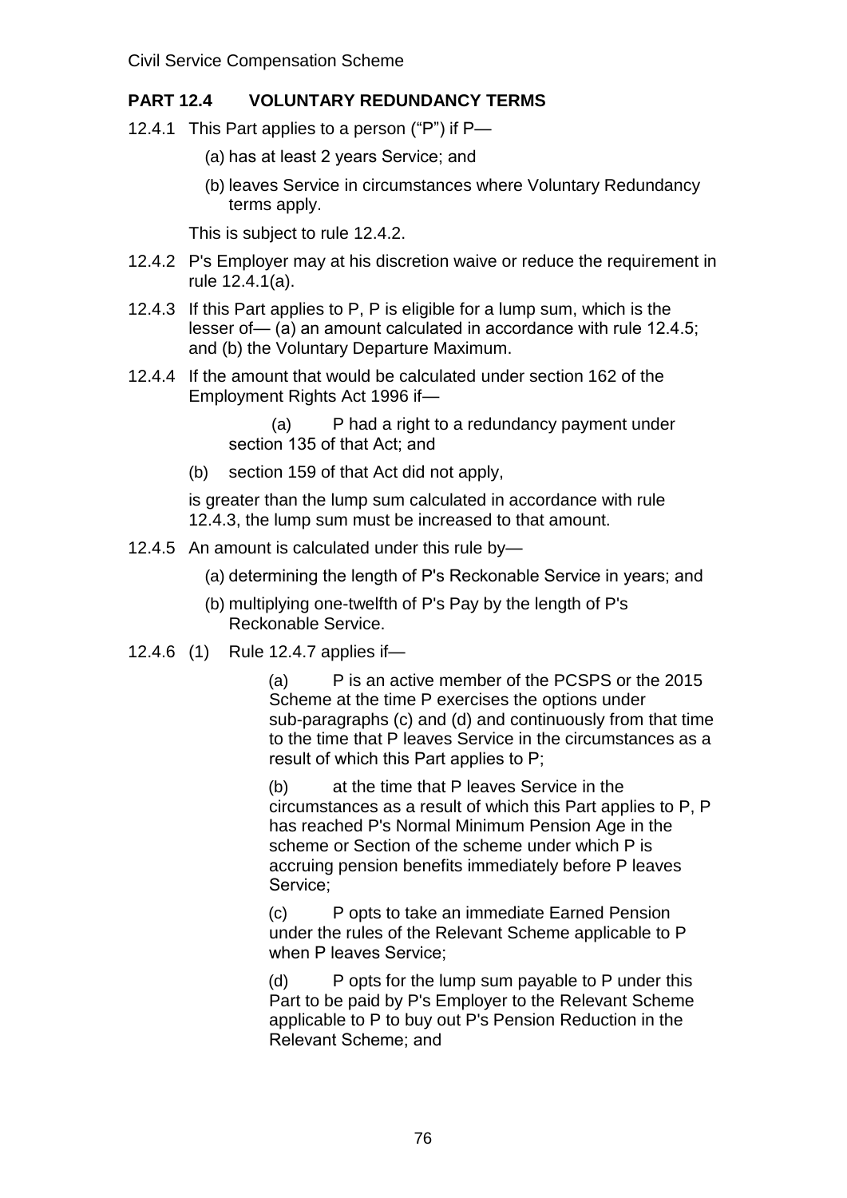## PART 12.4 VOLUNTARY REDUNDANCY TERMS

12.4.1 This Part applies to a person ("P") if P—

(a) has at least 2 years Service; and

(b) leaves Service in circumstances where Voluntary Redundancy terms apply.

This is subject to rule 12.4.2.

12.4.2 P's Employer may at his discretion waive or reduce the requirement in rule 12.4.1(a).

12.4.3 If this Part applies to P, P is eligible for a lump sum, which is the lesser of— (a) an amount calculated in accordance with rule 12.4.5; and (b) the Voluntary Departure Maximum.

12.4.4 If the amount that would be calculated under section 162 of the Employment Rights Act 1996 if—

(a) P had a right to a redundancy payment under section 135 of that Act; and

(b) section 159 of that Act did not apply,

is greater than the lump sum calculated in accordance with rule 12.4.3, the lump sum must be increased to that amount.

12.4.5 An amount is calculated under this rule by—

(a) determining the length of P's Reckonable Service in years; and

(b) multiplying one-twelfth of P's Pay by the length of P's Reckonable Service.

12.4.6 (1) Rule 12.4.7 applies if—

(a) P is an active member of the PCSPS or the 2015 Scheme at the time P exercises the options under sub-paragraphs (c) and (d) and continuously from that time to the time that P leaves Service in the circumstances as a result of which this Part applies to P;

(b) at the time that P leaves Service in the circumstances as a result of which this Part applies to P, P has reached P's Normal Minimum Pension Age in the scheme or Section of the scheme under which P is accruing pension benefits immediately before P leaves Service;

(c) P opts to take an immediate Earned Pension under the rules of the Relevant Scheme applicable to P when P leaves Service;

(d) P opts for the lump sum payable to P under this Part to be paid by P's Employer to the Relevant Scheme applicable to P to buy out P's Pension Reduction in the Relevant Scheme; and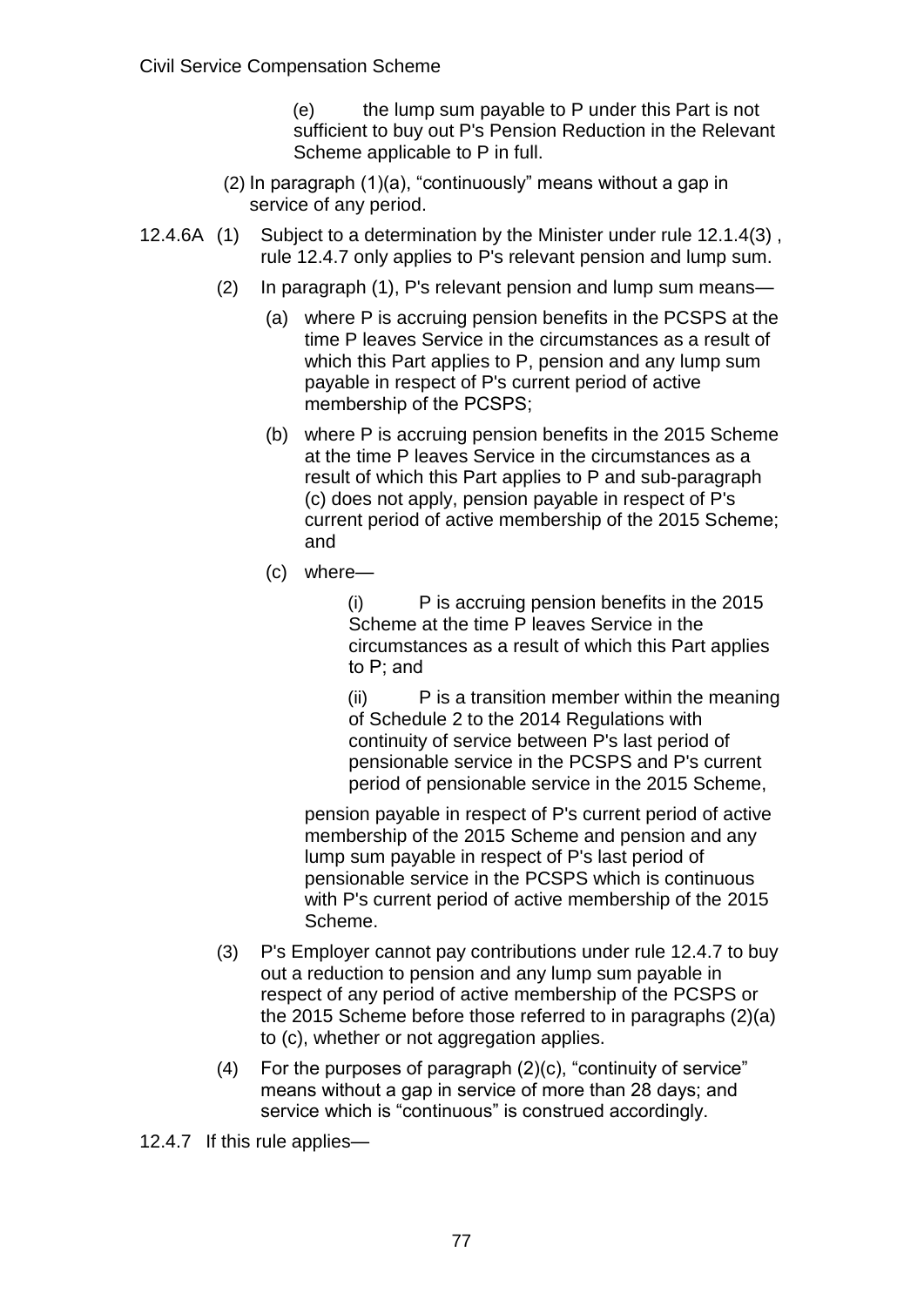(e) the lump sum payable to P under this Part is not sufficient to buy out P's Pension Reduction in the Relevant Scheme applicable to P in full.

(2) In paragraph (1)(a), "continuously" means without a gap in service of any period.

12.4.6A (1) Subject to a determination by the Minister under rule 12.1.4(3) , rule 12.4.7 only applies to P's relevant pension and lump sum.

(2) In paragraph (1), P's relevant pension and lump sum means—

(a) where P is accruing pension benefits in the PCSPS at the time P leaves Service in the circumstances as a result of which this Part applies to P, pension and any lump sum payable in respect of P's current period of active membership of the PCSPS;

(b) where P is accruing pension benefits in the 2015 Scheme at the time P leaves Service in the circumstances as a result of which this Part applies to P and sub-paragraph (c) does not apply, pension payable in respect of P's current period of active membership of the 2015 Scheme; and

(c) where—

(i) P is accruing pension benefits in the 2015 Scheme at the time P leaves Service in the circumstances as a result of which this Part applies to P; and

(ii) P is a transition member within the meaning of Schedule 2 to the 2014 Regulations with continuity of service between P's last period of pensionable service in the PCSPS and P's current period of pensionable service in the 2015 Scheme,

pension payable in respect of P's current period of active membership of the 2015 Scheme and pension and any lump sum payable in respect of P's last period of pensionable service in the PCSPS which is continuous with P's current period of active membership of the 2015 Scheme.

(3) P's Employer cannot pay contributions under rule 12.4.7 to buy out a reduction to pension and any lump sum payable in respect of any period of active membership of the PCSPS or the 2015 Scheme before those referred to in paragraphs (2)(a) to (c), whether or not aggregation applies.

(4) For the purposes of paragraph (2)(c), "continuity of service" means without a gap in service of more than 28 days; and service which is "continuous" is construed accordingly.

12.4.7 If this rule applies—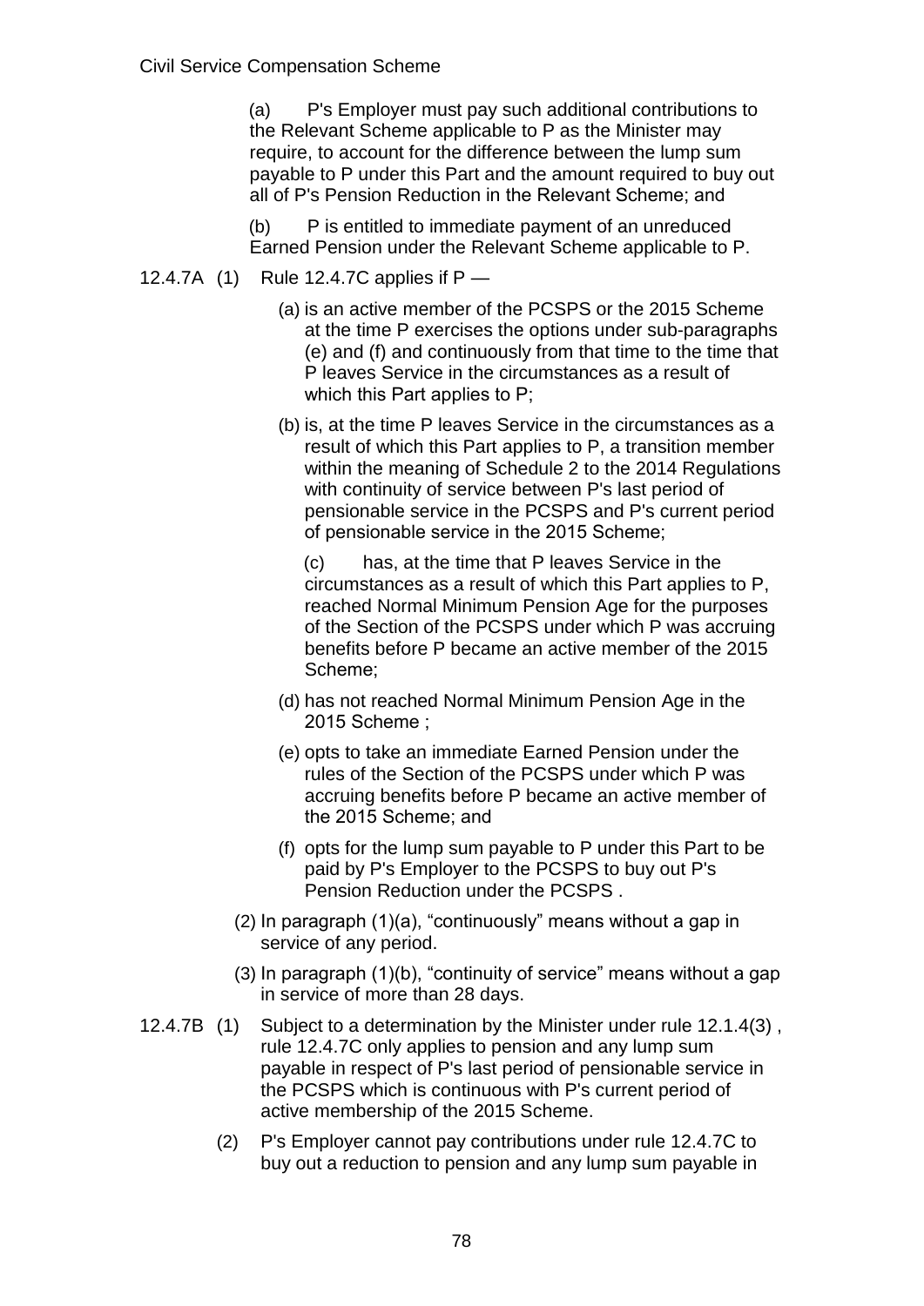(a) P's Employer must pay such additional contributions to the Relevant Scheme applicable to P as the Minister may require, to account for the difference between the lump sum payable to P under this Part and the amount required to buy out all of P's Pension Reduction in the Relevant Scheme; and

(b) P is entitled to immediate payment of an unreduced Earned Pension under the Relevant Scheme applicable to P.

12.4.7A (1) Rule 12.4.7C applies if P —

(a) is an active member of the PCSPS or the 2015 Scheme at the time P exercises the options under sub-paragraphs (e) and (f) and continuously from that time to the time that P leaves Service in the circumstances as a result of which this Part applies to P;

(b) is, at the time P leaves Service in the circumstances as a result of which this Part applies to P, a transition member within the meaning of Schedule 2 to the 2014 Regulations with continuity of service between P's last period of pensionable service in the PCSPS and P's current period of pensionable service in the 2015 Scheme;

(c) has, at the time that P leaves Service in the circumstances as a result of which this Part applies to P, reached Normal Minimum Pension Age for the purposes of the Section of the PCSPS under which P was accruing benefits before P became an active member of the 2015 Scheme;

(d) has not reached Normal Minimum Pension Age in the 2015 Scheme ;

(e) opts to take an immediate Earned Pension under the rules of the Section of the PCSPS under which P was accruing benefits before P became an active member of the 2015 Scheme; and

(f) opts for the lump sum payable to P under this Part to be paid by P's Employer to the PCSPS to buy out P's Pension Reduction under the PCSPS .

(2) In paragraph (1)(a), "continuously" means without a gap in service of any period.

(3) In paragraph (1)(b), "continuity of service" means without a gap in service of more than 28 days.

12.4.7B (1) Subject to a determination by the Minister under rule 12.1.4(3) , rule 12.4.7C only applies to pension and any lump sum payable in respect of P's last period of pensionable service in the PCSPS which is continuous with P's current period of active membership of the 2015 Scheme.

(2) P's Employer cannot pay contributions under rule 12.4.7C to buy out a reduction to pension and any lump sum payable in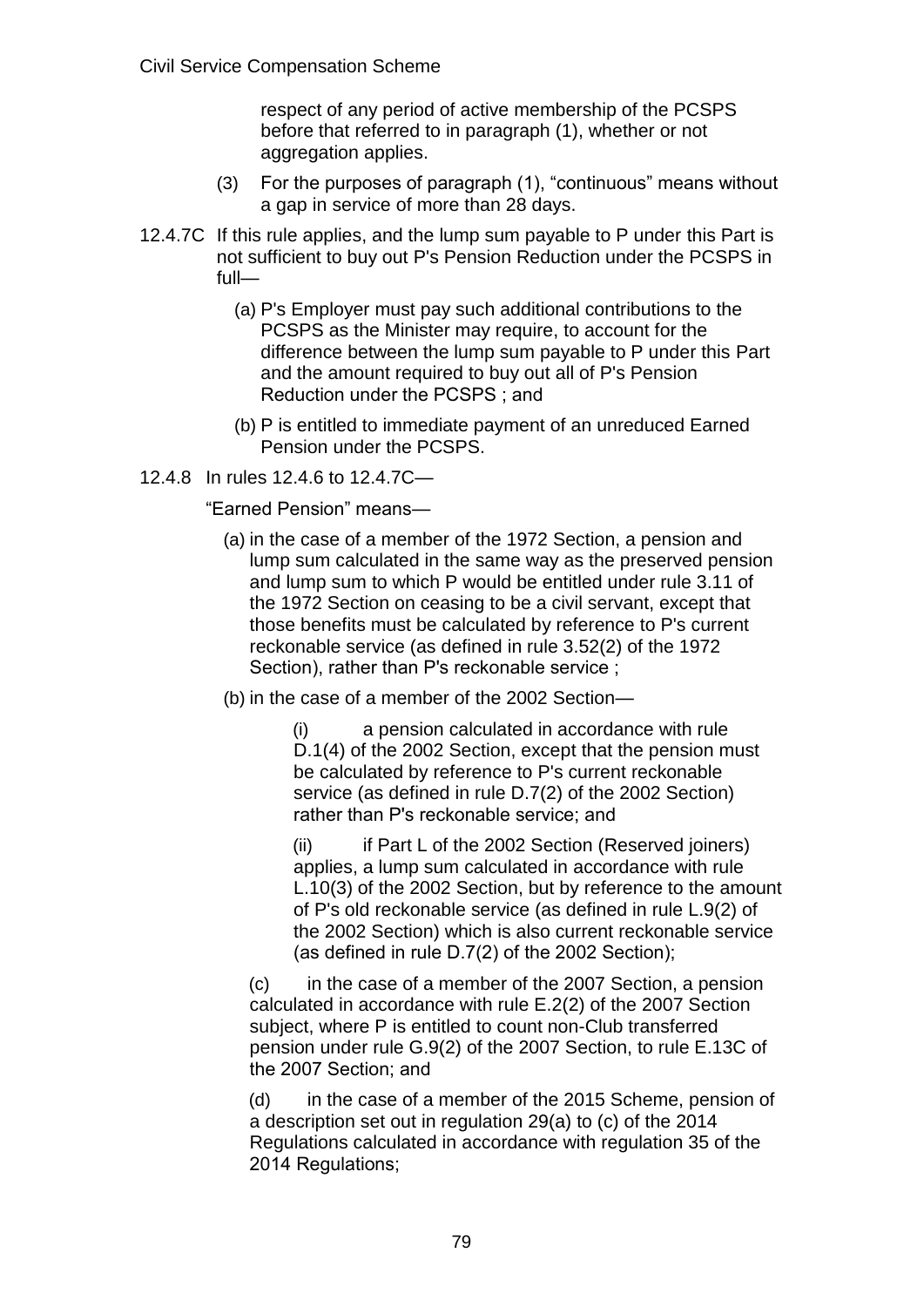respect of any period of active membership of the PCSPS before that referred to in paragraph (1), whether or not aggregation applies.

(3) For the purposes of paragraph (1), "continuous" means without a gap in service of more than 28 days.

12.4.7C If this rule applies, and the lump sum payable to P under this Part is not sufficient to buy out P's Pension Reduction under the PCSPS in full—

(a) P's Employer must pay such additional contributions to the PCSPS as the Minister may require, to account for the difference between the lump sum payable to P under this Part and the amount required to buy out all of P's Pension Reduction under the PCSPS ; and

(b) P is entitled to immediate payment of an unreduced Earned Pension under the PCSPS.

12.4.8 In rules 12.4.6 to 12.4.7C—

"Earned Pension" means—

(a) in the case of a member of the 1972 Section, a pension and lump sum calculated in the same way as the preserved pension and lump sum to which P would be entitled under rule 3.11 of the 1972 Section on ceasing to be a civil servant, except that those benefits must be calculated by reference to P's current reckonable service (as defined in rule 3.52(2) of the 1972 Section), rather than P's reckonable service ;

(b) in the case of a member of the 2002 Section—

(i) a pension calculated in accordance with rule D.1(4) of the 2002 Section, except that the pension must be calculated by reference to P's current reckonable service (as defined in rule D.7(2) of the 2002 Section) rather than P's reckonable service; and

(ii) if Part L of the 2002 Section (Reserved joiners) applies, a lump sum calculated in accordance with rule L.10(3) of the 2002 Section, but by reference to the amount of P's old reckonable service (as defined in rule L.9(2) of the 2002 Section) which is also current reckonable service (as defined in rule D.7(2) of the 2002 Section);

(c) in the case of a member of the 2007 Section, a pension calculated in accordance with rule E.2(2) of the 2007 Section subject, where P is entitled to count non-Club transferred pension under rule G.9(2) of the 2007 Section, to rule E.13C of the 2007 Section; and

(d) in the case of a member of the 2015 Scheme, pension of a description set out in regulation 29(a) to (c) of the 2014 Regulations calculated in accordance with regulation 35 of the 2014 Regulations;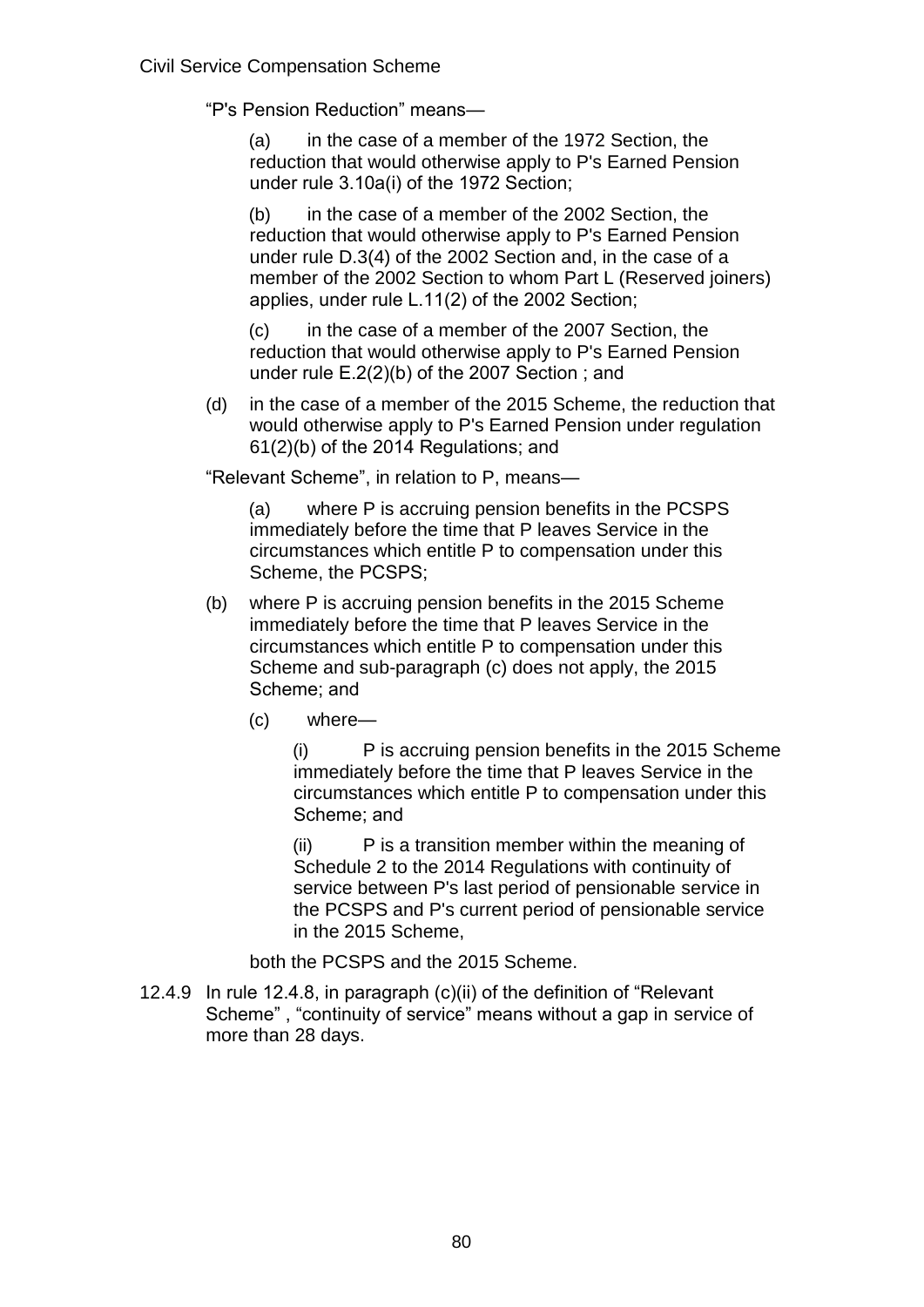"P's Pension Reduction" means—

(a) in the case of a member of the 1972 Section, the reduction that would otherwise apply to P's Earned Pension under rule 3.10a(i) of the 1972 Section;

(b) in the case of a member of the 2002 Section, the reduction that would otherwise apply to P's Earned Pension under rule D.3(4) of the 2002 Section and, in the case of a member of the 2002 Section to whom Part L (Reserved joiners) applies, under rule L.11(2) of the 2002 Section;

(c) in the case of a member of the 2007 Section, the reduction that would otherwise apply to P's Earned Pension under rule E.2(2)(b) of the 2007 Section ; and

(d) in the case of a member of the 2015 Scheme, the reduction that would otherwise apply to P's Earned Pension under regulation 61(2)(b) of the 2014 Regulations; and

"Relevant Scheme", in relation to P, means—

(a) where P is accruing pension benefits in the PCSPS immediately before the time that P leaves Service in the circumstances which entitle P to compensation under this Scheme, the PCSPS;

(b) where P is accruing pension benefits in the 2015 Scheme immediately before the time that P leaves Service in the circumstances which entitle P to compensation under this Scheme and sub-paragraph (c) does not apply, the 2015 Scheme; and

(c) where—

(i) P is accruing pension benefits in the 2015 Scheme immediately before the time that P leaves Service in the circumstances which entitle P to compensation under this Scheme; and

(ii) P is a transition member within the meaning of Schedule 2 to the 2014 Regulations with continuity of service between P's last period of pensionable service in the PCSPS and P's current period of pensionable service in the 2015 Scheme,

both the PCSPS and the 2015 Scheme.

12.4.9 In rule 12.4.8, in paragraph (c)(ii) of the definition of "Relevant Scheme" , "continuity of service" means without a gap in service of more than 28 days.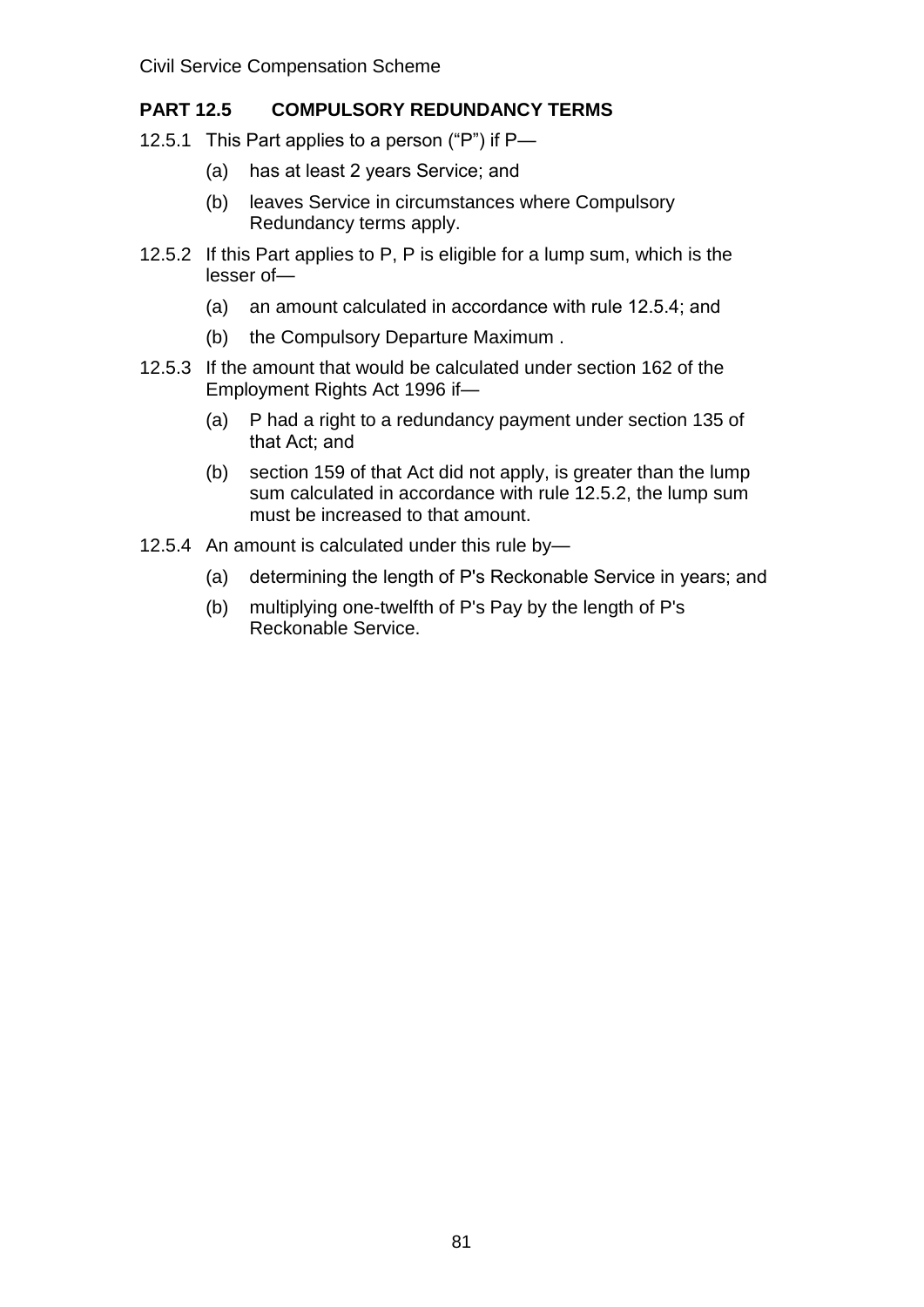## PART 12.5 COMPULSORY REDUNDANCY TERMS

12.5.1 This Part applies to a person ("P") if P—

(a) has at least 2 years Service; and

(b) leaves Service in circumstances where Compulsory Redundancy terms apply.

12.5.2 If this Part applies to P, P is eligible for a lump sum, which is the lesser of—

(a) an amount calculated in accordance with rule 12.5.4; and

(b) the Compulsory Departure Maximum .

12.5.3 If the amount that would be calculated under section 162 of the Employment Rights Act 1996 if—

(a) P had a right to a redundancy payment under section 135 of that Act; and

(b) section 159 of that Act did not apply, is greater than the lump sum calculated in accordance with rule 12.5.2, the lump sum must be increased to that amount.

12.5.4 An amount is calculated under this rule by—

(a) determining the length of P's Reckonable Service in years; and

(b) multiplying one-twelfth of P's Pay by the length of P's Reckonable Service.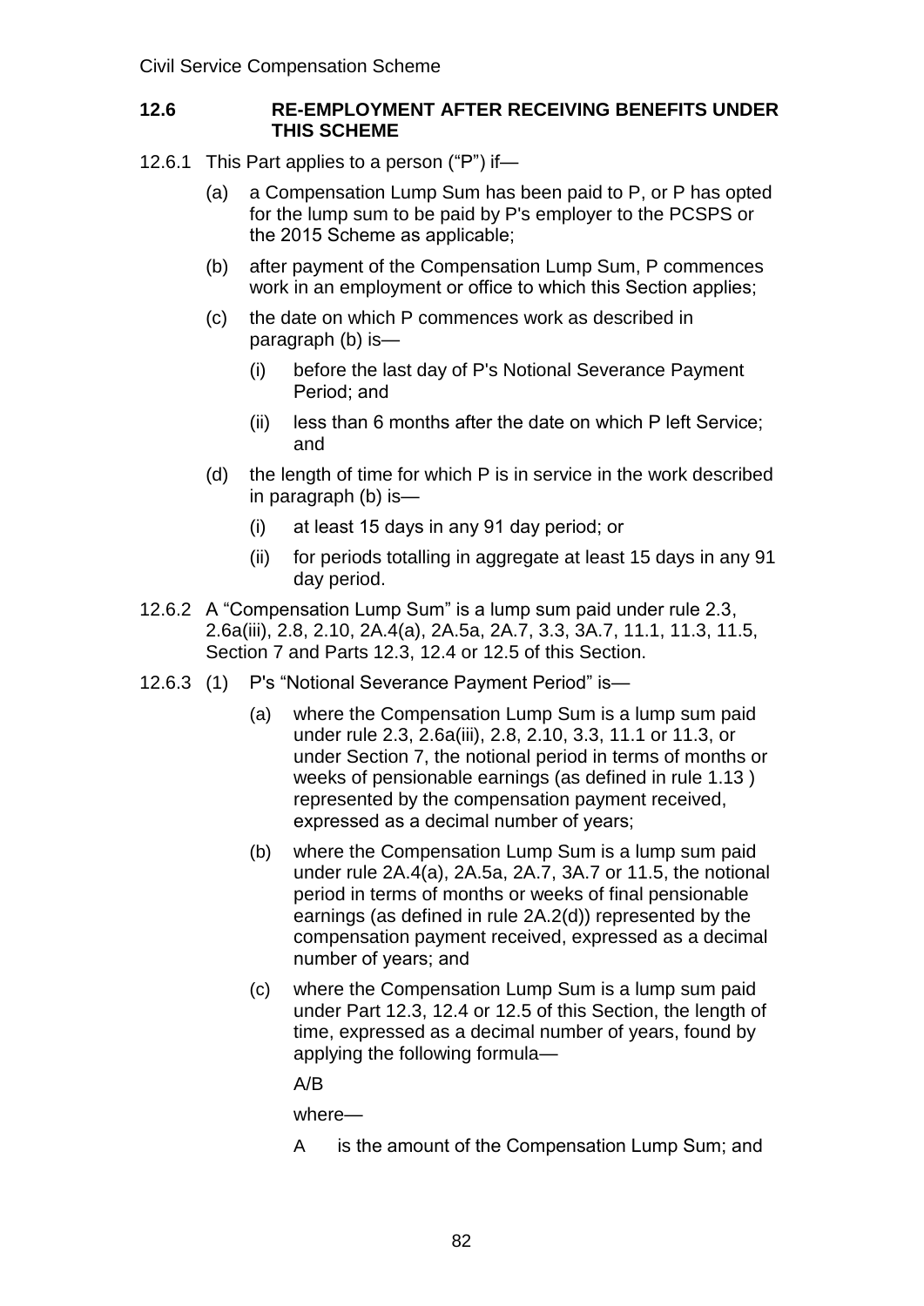### 12.6 RE-EMPLOYMENT AFTER RECEIVING BENEFITS UNDER THIS SCHEME

12.6.1 This Part applies to a person ("P") if—

- (a) a Compensation Lump Sum has been paid to P, or P has opted for the lump sum to be paid by P's employer to the PCSPS or the 2015 Scheme as applicable;
- (b) after payment of the Compensation Lump Sum, P commences work in an employment or office to which this Section applies;
- (c) the date on which P commences work as described in paragraph (b) is—
  - (i) before the last day of P's Notional Severance Payment Period; and
  - (ii) less than 6 months after the date on which P left Service; and
- (d) the length of time for which P is in service in the work described in paragraph (b) is—
  - (i) at least 15 days in any 91 day period; or
  - (ii) for periods totalling in aggregate at least 15 days in any 91 day period.

12.6.2 A "Compensation Lump Sum" is a lump sum paid under rule 2.3, 2.6a(iii), 2.8, 2.10, 2A.4(a), 2A.5a, 2A.7, 3.3, 3A.7, 11.1, 11.3, 11.5, Section 7 and Parts 12.3, 12.4 or 12.5 of this Section.

12.6.3 (1) P's "Notional Severance Payment Period" is—

- (a) where the Compensation Lump Sum is a lump sum paid under rule 2.3, 2.6a(iii), 2.8, 2.10, 3.3, 11.1 or 11.3, or under Section 7, the notional period in terms of months or weeks of pensionable earnings (as defined in rule 1.13 ) represented by the compensation payment received, expressed as a decimal number of years;
- (b) where the Compensation Lump Sum is a lump sum paid under rule 2A.4(a), 2A.5a, 2A.7, 3A.7 or 11.5, the notional period in terms of months or weeks of final pensionable earnings (as defined in rule 2A.2(d)) represented by the compensation payment received, expressed as a decimal number of years; and
- (c) where the Compensation Lump Sum is a lump sum paid under Part 12.3, 12.4 or 12.5 of this Section, the length of time, expressed as a decimal number of years, found by applying the following formula—

  $A/B$

  where—

  A is the amount of the Compensation Lump Sum; and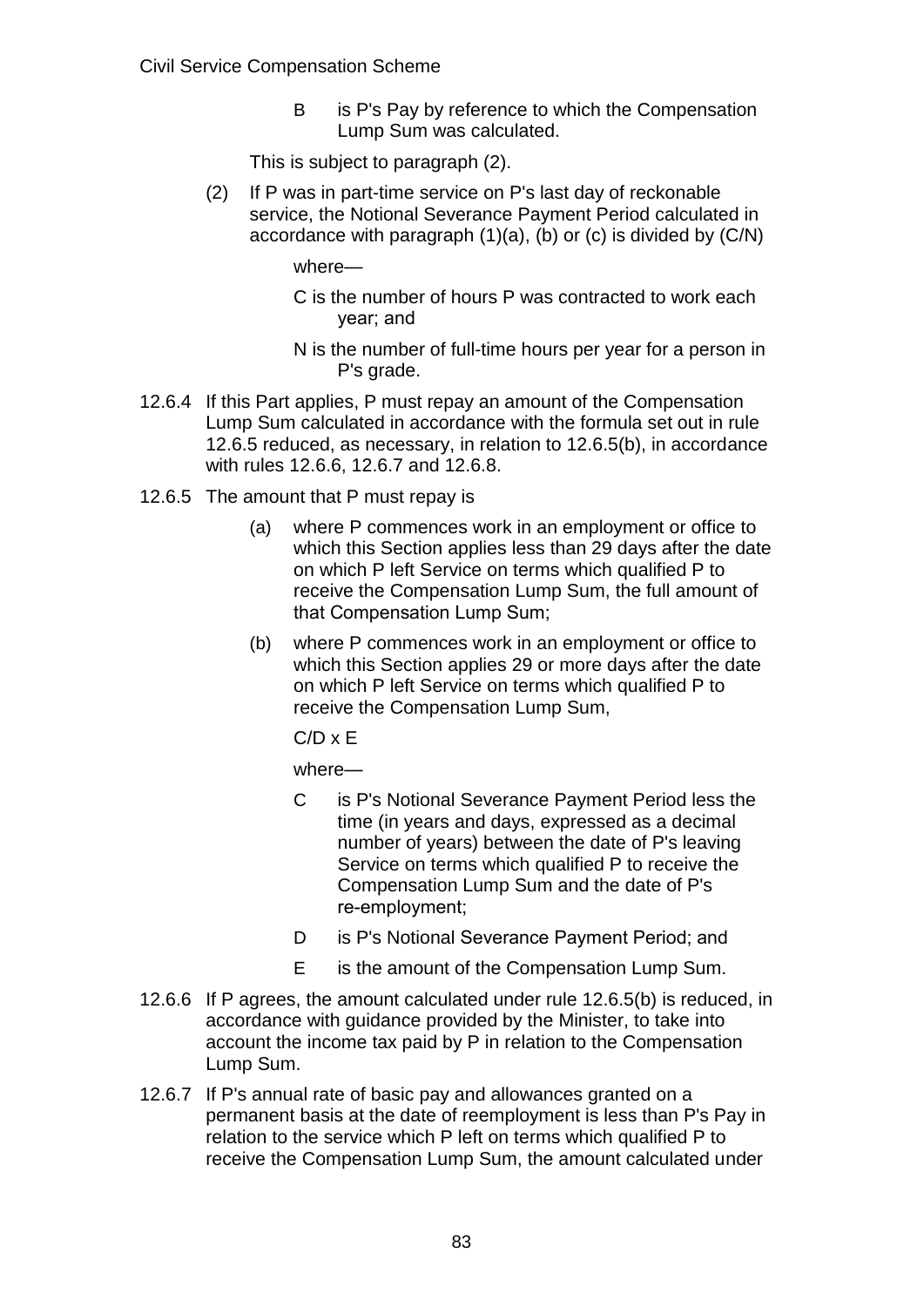B is P's Pay by reference to which the Compensation Lump Sum was calculated.

This is subject to paragraph (2).

(2) If P was in part-time service on P's last day of reckonable service, the Notional Severance Payment Period calculated in accordance with paragraph (1)(a), (b) or (c) is divided by (C/N)

where—

C is the number of hours P was contracted to work each year; and

N is the number of full-time hours per year for a person in P's grade.

12.6.4 If this Part applies, P must repay an amount of the Compensation Lump Sum calculated in accordance with the formula set out in rule 12.6.5 reduced, as necessary, in relation to 12.6.5(b), in accordance with rules 12.6.6, 12.6.7 and 12.6.8.

12.6.5 The amount that P must repay is

(a) where P commences work in an employment or office to which this Section applies less than 29 days after the date on which P left Service on terms which qualified P to receive the Compensation Lump Sum, the full amount of that Compensation Lump Sum;

(b) where P commences work in an employment or office to which this Section applies 29 or more days after the date on which P left Service on terms which qualified P to receive the Compensation Lump Sum,

$C/D \times E$

where—

C is P's Notional Severance Payment Period less the time (in years and days, expressed as a decimal number of years) between the date of P's leaving Service on terms which qualified P to receive the Compensation Lump Sum and the date of P's re-employment;

D is P's Notional Severance Payment Period; and

E is the amount of the Compensation Lump Sum.

12.6.6 If P agrees, the amount calculated under rule 12.6.5(b) is reduced, in accordance with guidance provided by the Minister, to take into account the income tax paid by P in relation to the Compensation Lump Sum.

12.6.7 If P's annual rate of basic pay and allowances granted on a permanent basis at the date of reemployment is less than P's Pay in relation to the service which P left on terms which qualified P to receive the Compensation Lump Sum, the amount calculated under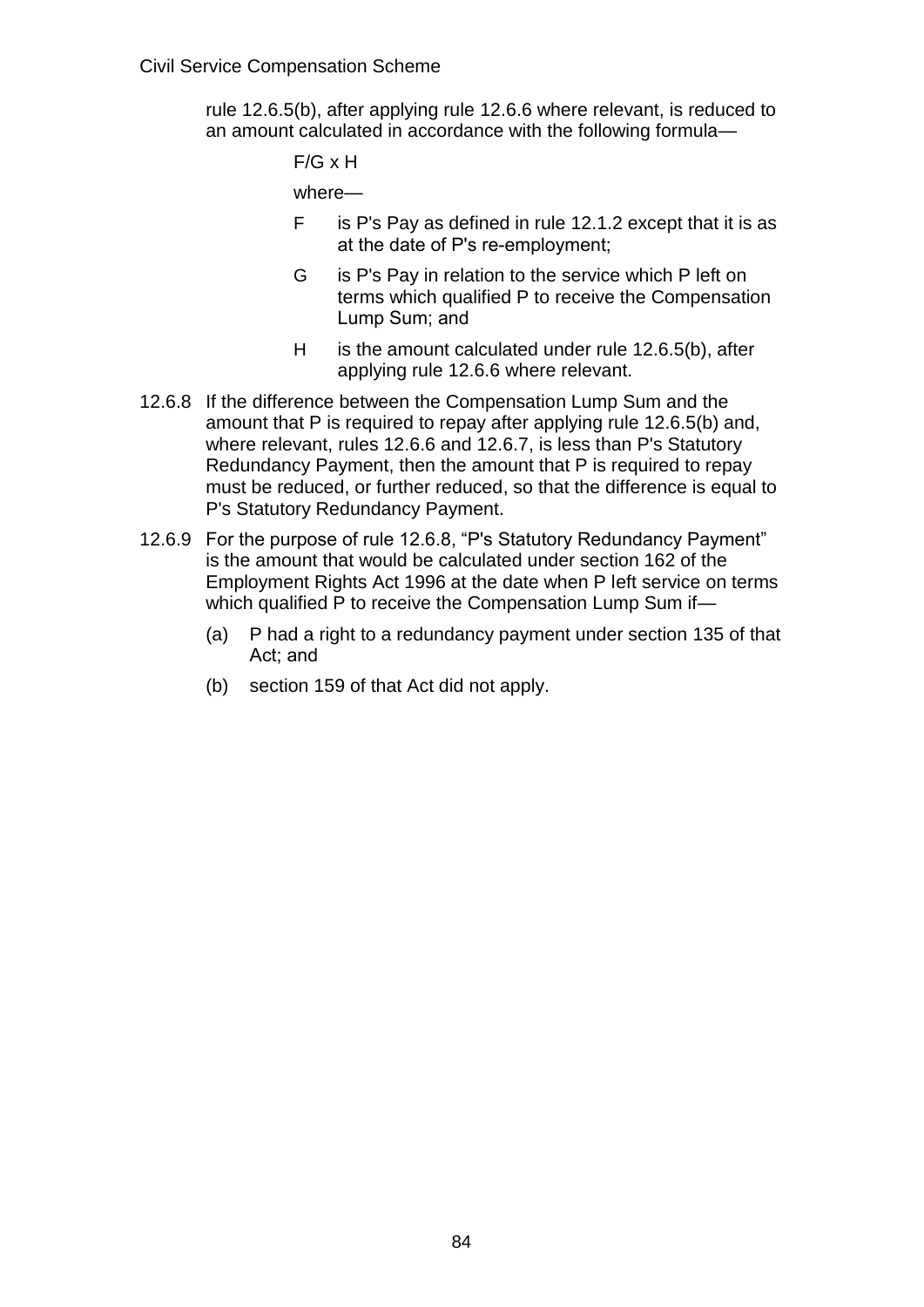rule 12.6.5(b), after applying rule 12.6.6 where relevant, is reduced to an amount calculated in accordance with the following formula—

$F/G \times H$

where—

- F is P's Pay as defined in rule 12.1.2 except that it is as at the date of P's re-employment;
- G is P's Pay in relation to the service which P left on terms which qualified P to receive the Compensation Lump Sum; and
- H is the amount calculated under rule 12.6.5(b), after applying rule 12.6.6 where relevant.

12.6.8 If the difference between the Compensation Lump Sum and the amount that P is required to repay after applying rule 12.6.5(b) and, where relevant, rules 12.6.6 and 12.6.7, is less than P's Statutory Redundancy Payment, then the amount that P is required to repay must be reduced, or further reduced, so that the difference is equal to P's Statutory Redundancy Payment.

12.6.9 For the purpose of rule 12.6.8, "P's Statutory Redundancy Payment" is the amount that would be calculated under section 162 of the Employment Rights Act 1996 at the date when P left service on terms which qualified P to receive the Compensation Lump Sum if—

(a) P had a right to a redundancy payment under section 135 of that Act; and

(b) section 159 of that Act did not apply.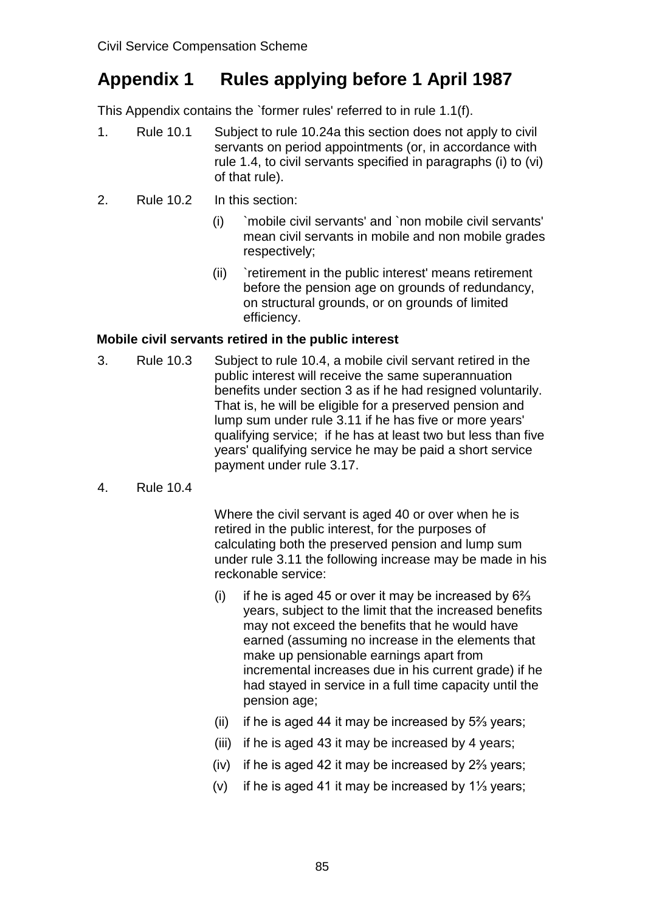# Appendix 1 Rules applying before 1 April 1987

This Appendix contains the `former rules' referred to in rule 1.1(f).

1. Rule 10.1 Subject to rule 10.24a this section does not apply to civil servants on period appointments (or, in accordance with rule 1.4, to civil servants specified in paragraphs (i) to (vi) of that rule).

2. Rule 10.2 In this section:

   (i) `mobile civil servants' and `non mobile civil servants' mean civil servants in mobile and non mobile grades respectively;

   (ii) `retirement in the public interest' means retirement before the pension age on grounds of redundancy, on structural grounds, or on grounds of limited efficiency.

### Mobile civil servants retired in the public interest

3. Rule 10.3 Subject to rule 10.4, a mobile civil servant retired in the public interest will receive the same superannuation benefits under section 3 as if he had resigned voluntarily. That is, he will be eligible for a preserved pension and lump sum under rule 3.11 if he has five or more years' qualifying service; if he has at least two but less than five years' qualifying service he may be paid a short service payment under rule 3.17.

4. Rule 10.4

   Where the civil servant is aged 40 or over when he is retired in the public interest, for the purposes of calculating both the preserved pension and lump sum under rule 3.11 the following increase may be made in his reckonable service:

   (i) if he is aged 45 or over it may be increased by 6⅔ years, subject to the limit that the increased benefits may not exceed the benefits that he would have earned (assuming no increase in the elements that make up pensionable earnings apart from incremental increases due in his current grade) if he had stayed in service in a full time capacity until the pension age;

   (ii) if he is aged 44 it may be increased by 5⅔ years;

   (iii) if he is aged 43 it may be increased by 4 years;

   (iv) if he is aged 42 it may be increased by 2⅔ years;

   (v) if he is aged 41 it may be increased by 1⅓ years;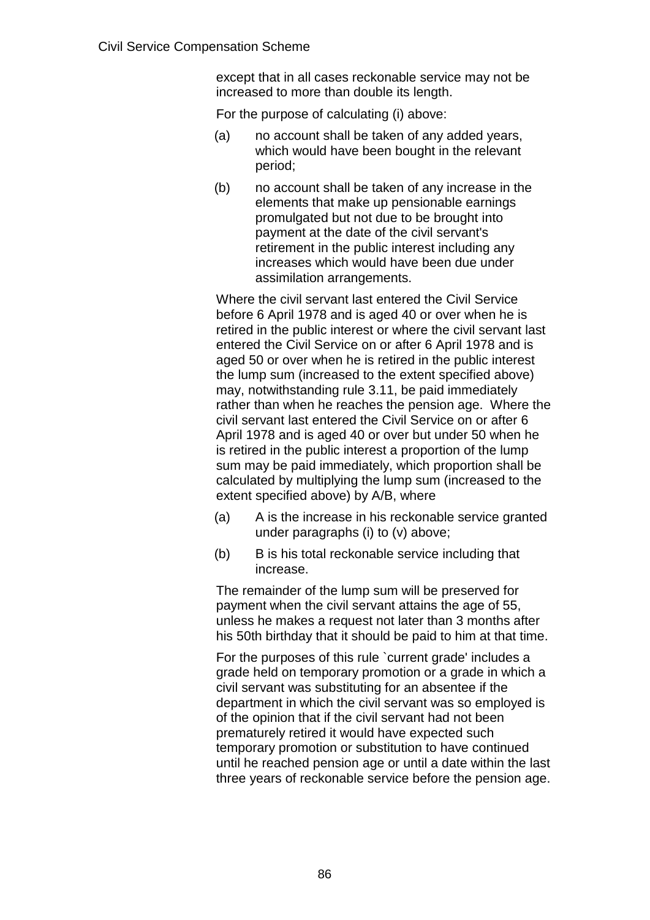except that in all cases reckonable service may not be increased to more than double its length.

For the purpose of calculating (i) above:

(a) no account shall be taken of any added years, which would have been bought in the relevant period;

(b) no account shall be taken of any increase in the elements that make up pensionable earnings promulgated but not due to be brought into payment at the date of the civil servant's retirement in the public interest including any increases which would have been due under assimilation arrangements.

Where the civil servant last entered the Civil Service before 6 April 1978 and is aged 40 or over when he is retired in the public interest or where the civil servant last entered the Civil Service on or after 6 April 1978 and is aged 50 or over when he is retired in the public interest the lump sum (increased to the extent specified above) may, notwithstanding rule 3.11, be paid immediately rather than when he reaches the pension age. Where the civil servant last entered the Civil Service on or after 6 April 1978 and is aged 40 or over but under 50 when he is retired in the public interest a proportion of the lump sum may be paid immediately, which proportion shall be calculated by multiplying the lump sum (increased to the extent specified above) by A/B, where

(a) A is the increase in his reckonable service granted under paragraphs (i) to (v) above;

(b) B is his total reckonable service including that increase.

The remainder of the lump sum will be preserved for payment when the civil servant attains the age of 55, unless he makes a request not later than 3 months after his 50th birthday that it should be paid to him at that time.

For the purposes of this rule `current grade' includes a grade held on temporary promotion or a grade in which a civil servant was substituting for an absentee if the department in which the civil servant was so employed is of the opinion that if the civil servant had not been prematurely retired it would have expected such temporary promotion or substitution to have continued until he reached pension age or until a date within the last three years of reckonable service before the pension age.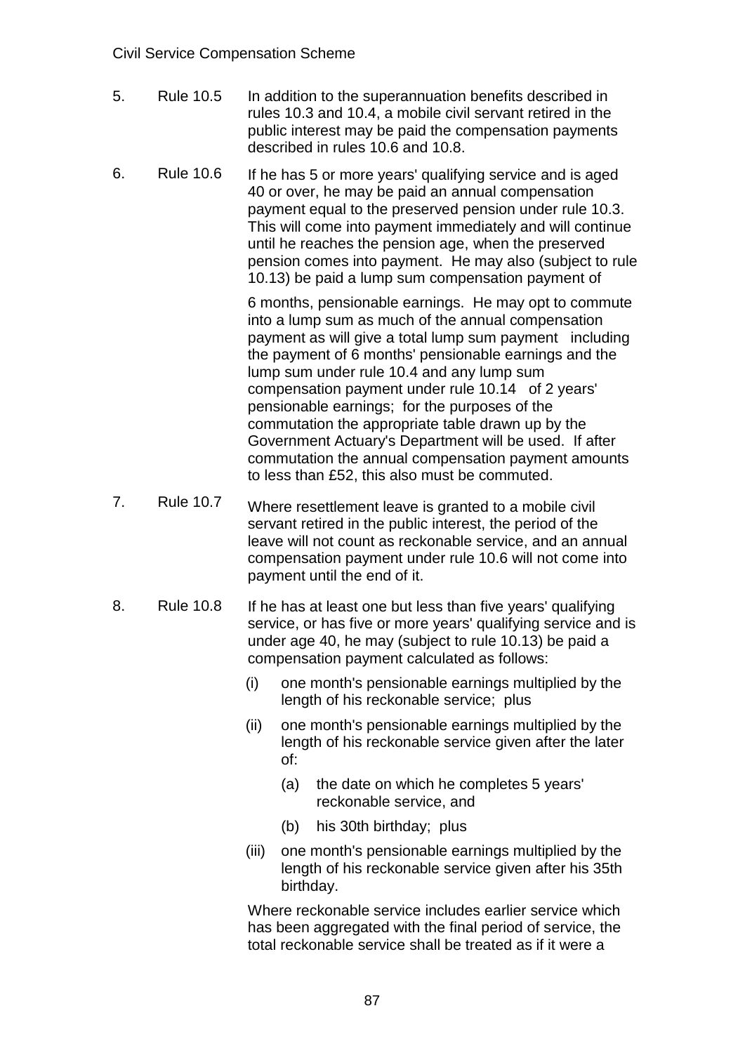5. Rule 10.5 In addition to the superannuation benefits described in rules 10.3 and 10.4, a mobile civil servant retired in the public interest may be paid the compensation payments described in rules 10.6 and 10.8.

6. Rule 10.6 If he has 5 or more years' qualifying service and is aged 40 or over, he may be paid an annual compensation payment equal to the preserved pension under rule 10.3. This will come into payment immediately and will continue until he reaches the pension age, when the preserved pension comes into payment. He may also (subject to rule 10.13) be paid a lump sum compensation payment of

   6 months, pensionable earnings. He may opt to commute into a lump sum as much of the annual compensation payment as will give a total lump sum payment including the payment of 6 months' pensionable earnings and the lump sum under rule 10.4 and any lump sum compensation payment under rule 10.14 of 2 years' pensionable earnings; for the purposes of the commutation the appropriate table drawn up by the Government Actuary's Department will be used. If after commutation the annual compensation payment amounts to less than £52, this also must be commuted.

7. Rule 10.7 Where resettlement leave is granted to a mobile civil servant retired in the public interest, the period of the leave will not count as reckonable service, and an annual compensation payment under rule 10.6 will not come into payment until the end of it.

8. Rule 10.8 If he has at least one but less than five years' qualifying service, or has five or more years' qualifying service and is under age 40, he may (subject to rule 10.13) be paid a compensation payment calculated as follows:

   (i) one month's pensionable earnings multiplied by the length of his reckonable service; plus

   (ii) one month's pensionable earnings multiplied by the length of his reckonable service given after the later of:

      (a) the date on which he completes 5 years' reckonable service, and

      (b) his 30th birthday; plus

   (iii) one month's pensionable earnings multiplied by the length of his reckonable service given after his 35th birthday.

   Where reckonable service includes earlier service which has been aggregated with the final period of service, the total reckonable service shall be treated as if it were a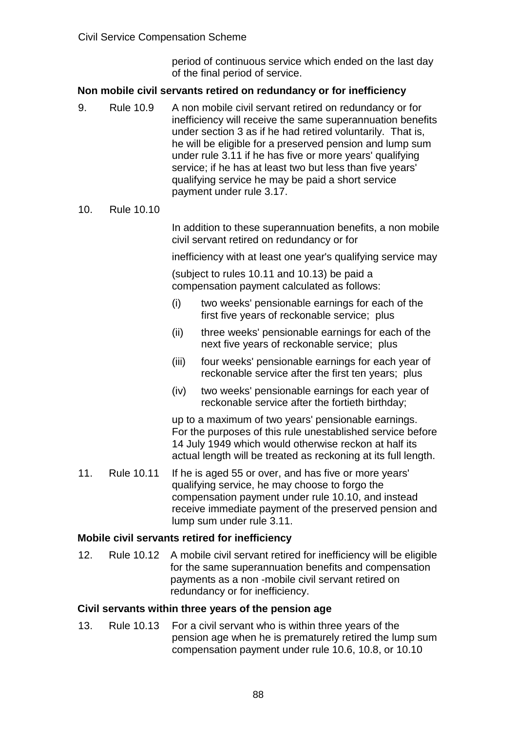period of continuous service which ended on the last day of the final period of service.

**Non mobile civil servants retired on redundancy or for inefficiency**

9. Rule 10.9 A non mobile civil servant retired on redundancy or for inefficiency will receive the same superannuation benefits under section 3 as if he had retired voluntarily. That is, he will be eligible for a preserved pension and lump sum under rule 3.11 if he has five or more years' qualifying service; if he has at least two but less than five years' qualifying service he may be paid a short service payment under rule 3.17.

10. Rule 10.10

In addition to these superannuation benefits, a non mobile civil servant retired on redundancy or for inefficiency with at least one year's qualifying service may (subject to rules 10.11 and 10.13) be paid a compensation payment calculated as follows:

(i) two weeks' pensionable earnings for each of the first five years of reckonable service; plus

(ii) three weeks' pensionable earnings for each of the next five years of reckonable service; plus

(iii) four weeks' pensionable earnings for each year of reckonable service after the first ten years; plus

(iv) two weeks' pensionable earnings for each year of reckonable service after the fortieth birthday;

up to a maximum of two years' pensionable earnings. For the purposes of this rule unestablished service before 14 July 1949 which would otherwise reckon at half its actual length will be treated as reckoning at its full length.

11. Rule 10.11 If he is aged 55 or over, and has five or more years' qualifying service, he may choose to forgo the compensation payment under rule 10.10, and instead receive immediate payment of the preserved pension and lump sum under rule 3.11.

**Mobile civil servants retired for inefficiency**

12. Rule 10.12 A mobile civil servant retired for inefficiency will be eligible for the same superannuation benefits and compensation payments as a non -mobile civil servant retired on redundancy or for inefficiency.

**Civil servants within three years of the pension age**

13. Rule 10.13 For a civil servant who is within three years of the pension age when he is prematurely retired the lump sum compensation payment under rule 10.6, 10.8, or 10.10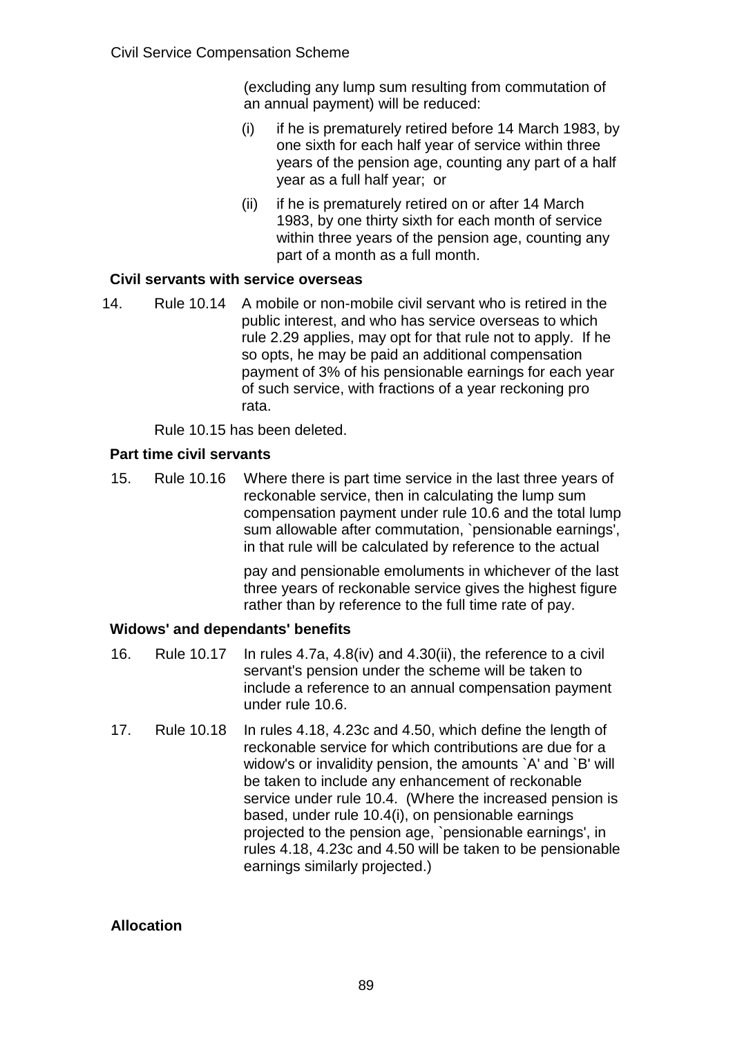(excluding any lump sum resulting from commutation of an annual payment) will be reduced:

(i) if he is prematurely retired before 14 March 1983, by one sixth for each half year of service within three years of the pension age, counting any part of a half year as a full half year; or

(ii) if he is prematurely retired on or after 14 March 1983, by one thirty sixth for each month of service within three years of the pension age, counting any part of a month as a full month.

**Civil servants with service overseas**

14. Rule 10.14 A mobile or non-mobile civil servant who is retired in the public interest, and who has service overseas to which rule 2.29 applies, may opt for that rule not to apply. If he so opts, he may be paid an additional compensation payment of 3% of his pensionable earnings for each year of such service, with fractions of a year reckoning pro rata.

Rule 10.15 has been deleted.

**Part time civil servants**

15. Rule 10.16 Where there is part time service in the last three years of reckonable service, then in calculating the lump sum compensation payment under rule 10.6 and the total lump sum allowable after commutation, `pensionable earnings', in that rule will be calculated by reference to the actual pay and pensionable emoluments in whichever of the last three years of reckonable service gives the highest figure rather than by reference to the full time rate of pay.

**Widows' and dependants' benefits**

16. Rule 10.17 In rules 4.7a, 4.8(iv) and 4.30(ii), the reference to a civil servant's pension under the scheme will be taken to include a reference to an annual compensation payment under rule 10.6.

17. Rule 10.18 In rules 4.18, 4.23c and 4.50, which define the length of reckonable service for which contributions are due for a widow's or invalidity pension, the amounts `A' and `B' will be taken to include any enhancement of reckonable service under rule 10.4. (Where the increased pension is based, under rule 10.4(i), on pensionable earnings projected to the pension age, `pensionable earnings', in rules 4.18, 4.23c and 4.50 will be taken to be pensionable earnings similarly projected.)

**Allocation**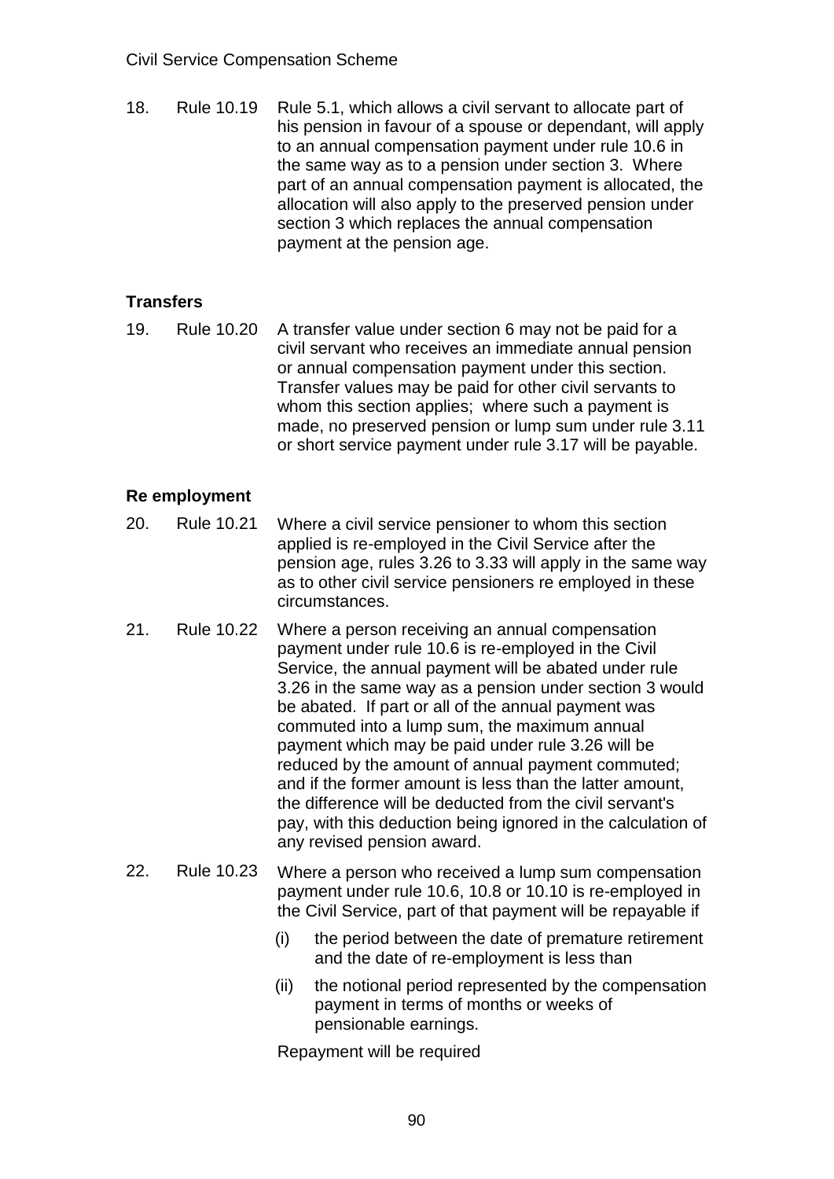18. Rule 10.19 Rule 5.1, which allows a civil servant to allocate part of his pension in favour of a spouse or dependant, will apply to an annual compensation payment under rule 10.6 in the same way as to a pension under section 3. Where part of an annual compensation payment is allocated, the allocation will also apply to the preserved pension under section 3 which replaces the annual compensation payment at the pension age.

**Transfers**

19. Rule 10.20 A transfer value under section 6 may not be paid for a civil servant who receives an immediate annual pension or annual compensation payment under this section. Transfer values may be paid for other civil servants to whom this section applies; where such a payment is made, no preserved pension or lump sum under rule 3.11 or short service payment under rule 3.17 will be payable.

**Re employment**

20. Rule 10.21 Where a civil service pensioner to whom this section applied is re-employed in the Civil Service after the pension age, rules 3.26 to 3.33 will apply in the same way as to other civil service pensioners re employed in these circumstances.

21. Rule 10.22 Where a person receiving an annual compensation payment under rule 10.6 is re-employed in the Civil Service, the annual payment will be abated under rule 3.26 in the same way as a pension under section 3 would be abated. If part or all of the annual payment was commuted into a lump sum, the maximum annual payment which may be paid under rule 3.26 will be reduced by the amount of annual payment commuted; and if the former amount is less than the latter amount, the difference will be deducted from the civil servant's pay, with this deduction being ignored in the calculation of any revised pension award.

22. Rule 10.23 Where a person who received a lump sum compensation payment under rule 10.6, 10.8 or 10.10 is re-employed in the Civil Service, part of that payment will be repayable if

 (i) the period between the date of premature retirement and the date of re-employment is less than

 (ii) the notional period represented by the compensation payment in terms of months or weeks of pensionable earnings.

 Repayment will be required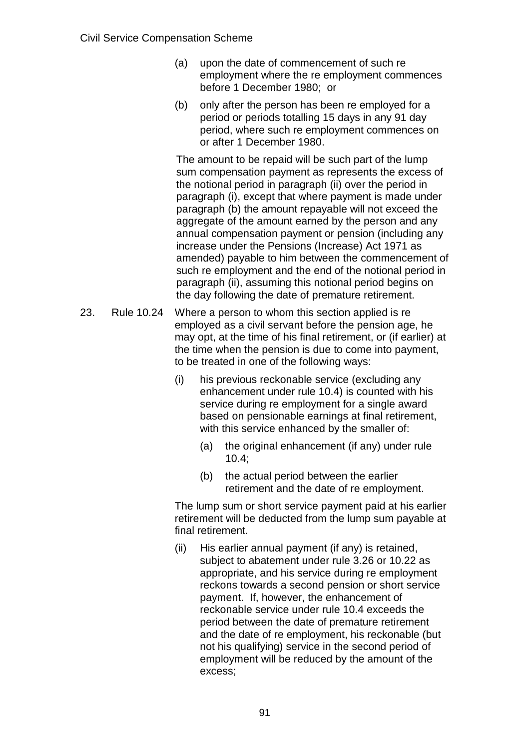(a) upon the date of commencement of such re employment where the re employment commences before 1 December 1980; or

(b) only after the person has been re employed for a period or periods totalling 15 days in any 91 day period, where such re employment commences on or after 1 December 1980.

The amount to be repaid will be such part of the lump sum compensation payment as represents the excess of the notional period in paragraph (ii) over the period in paragraph (i), except that where payment is made under paragraph (b) the amount repayable will not exceed the aggregate of the amount earned by the person and any annual compensation payment or pension (including any increase under the Pensions (Increase) Act 1971 as amended) payable to him between the commencement of such re employment and the end of the notional period in paragraph (ii), assuming this notional period begins on the day following the date of premature retirement.

23. Rule 10.24 Where a person to whom this section applied is re employed as a civil servant before the pension age, he may opt, at the time of his final retirement, or (if earlier) at the time when the pension is due to come into payment, to be treated in one of the following ways:

(i) his previous reckonable service (excluding any enhancement under rule 10.4) is counted with his service during re employment for a single award based on pensionable earnings at final retirement, with this service enhanced by the smaller of:

   (a) the original enhancement (if any) under rule 10.4;

   (b) the actual period between the earlier retirement and the date of re employment.

The lump sum or short service payment paid at his earlier retirement will be deducted from the lump sum payable at final retirement.

(ii) His earlier annual payment (if any) is retained, subject to abatement under rule 3.26 or 10.22 as appropriate, and his service during re employment reckons towards a second pension or short service payment. If, however, the enhancement of reckonable service under rule 10.4 exceeds the period between the date of premature retirement and the date of re employment, his reckonable (but not his qualifying) service in the second period of employment will be reduced by the amount of the excess;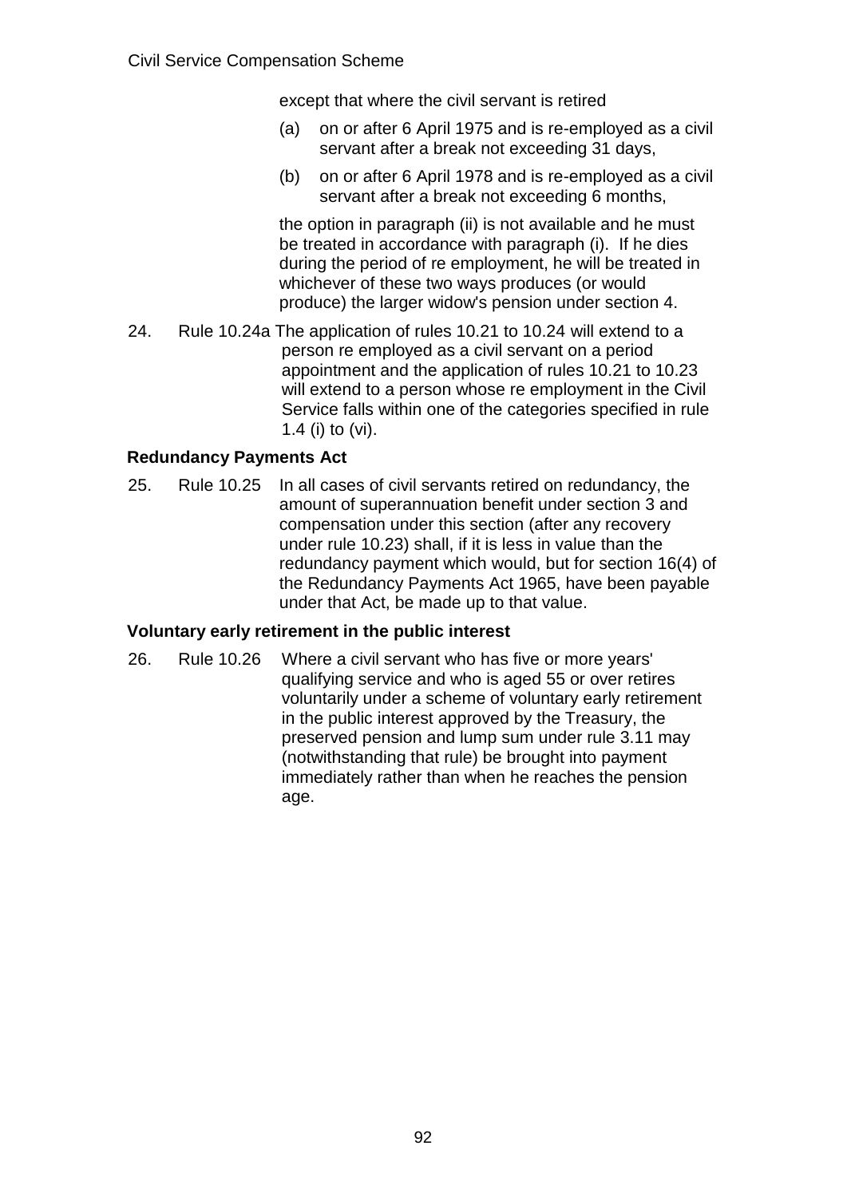except that where the civil servant is retired

(a) on or after 6 April 1975 and is re-employed as a civil servant after a break not exceeding 31 days,

(b) on or after 6 April 1978 and is re-employed as a civil servant after a break not exceeding 6 months,

the option in paragraph (ii) is not available and he must be treated in accordance with paragraph (i). If he dies during the period of re employment, he will be treated in whichever of these two ways produces (or would produce) the larger widow's pension under section 4.

24. Rule 10.24a The application of rules 10.21 to 10.24 will extend to a person re employed as a civil servant on a period appointment and the application of rules 10.21 to 10.23 will extend to a person whose re employment in the Civil Service falls within one of the categories specified in rule 1.4 (i) to (vi).

**Redundancy Payments Act**

25. Rule 10.25 In all cases of civil servants retired on redundancy, the amount of superannuation benefit under section 3 and compensation under this section (after any recovery under rule 10.23) shall, if it is less in value than the redundancy payment which would, but for section 16(4) of the Redundancy Payments Act 1965, have been payable under that Act, be made up to that value.

**Voluntary early retirement in the public interest**

26. Rule 10.26 Where a civil servant who has five or more years' qualifying service and who is aged 55 or over retires voluntarily under a scheme of voluntary early retirement in the public interest approved by the Treasury, the preserved pension and lump sum under rule 3.11 may (notwithstanding that rule) be brought into payment immediately rather than when he reaches the pension age.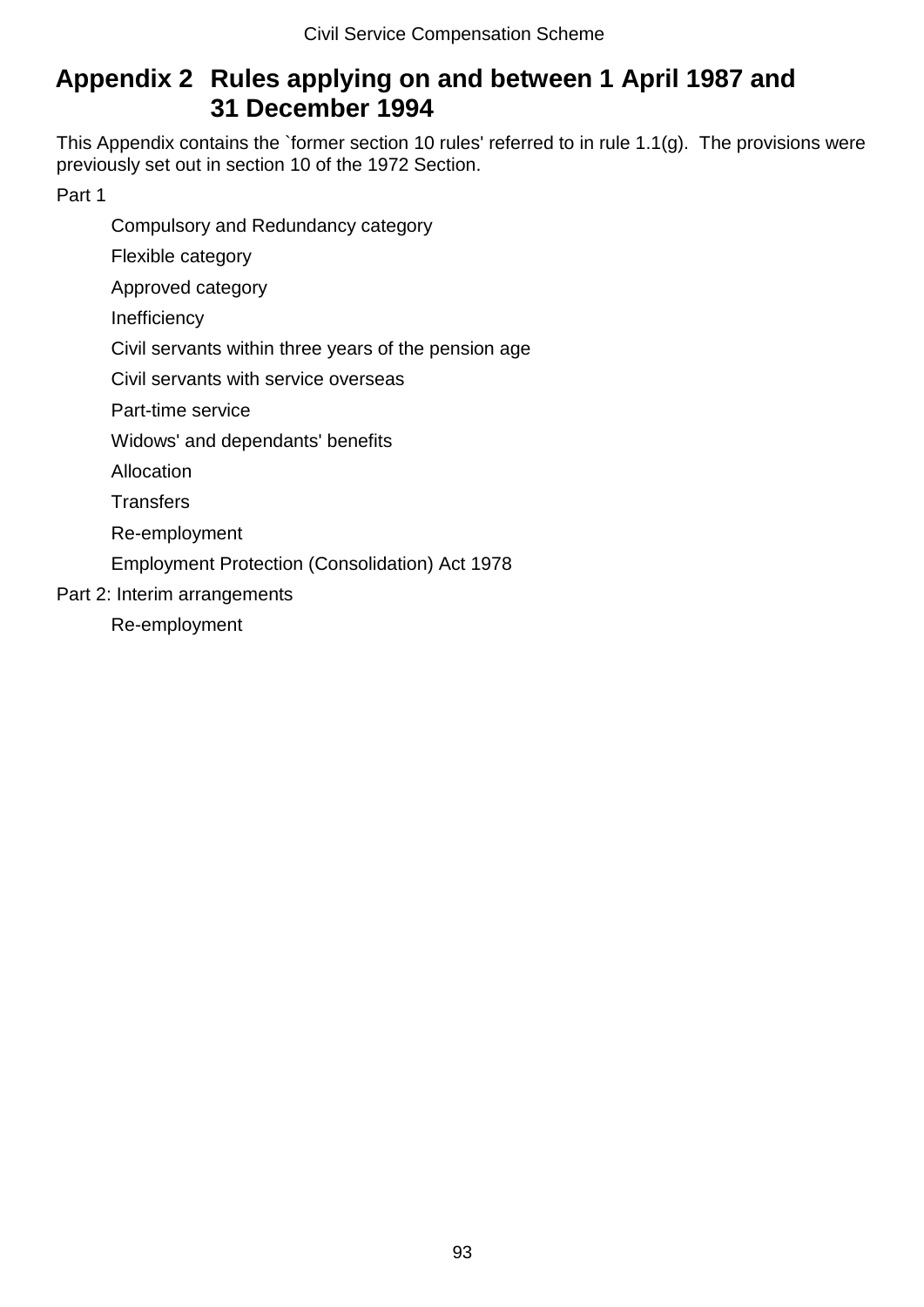# Appendix 2 Rules applying on and between 1 April 1987 and 31 December 1994

This Appendix contains the `former section 10 rules' referred to in rule 1.1(g). The provisions were previously set out in section 10 of the 1972 Section.

Part 1

- Compulsory and Redundancy category
- Flexible category
- Approved category
- Inefficiency
- Civil servants within three years of the pension age
- Civil servants with service overseas
- Part-time service
- Widows' and dependants' benefits
- Allocation
- Transfers
- Re-employment
- Employment Protection (Consolidation) Act 1978

Part 2: Interim arrangements

- Re-employment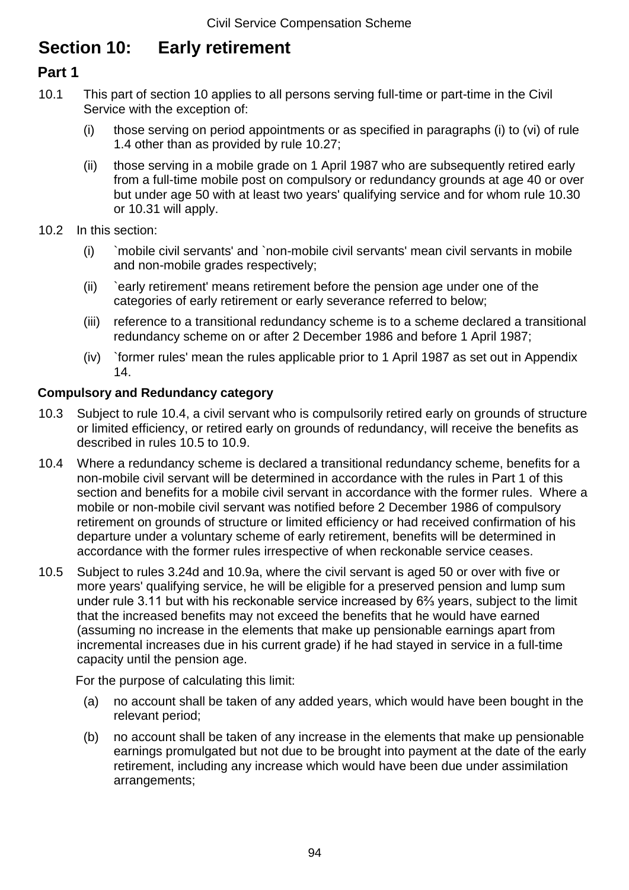# Section 10: Early retirement

## Part 1

10.1 This part of section 10 applies to all persons serving full-time or part-time in the Civil Service with the exception of:

- (i) those serving on period appointments or as specified in paragraphs (i) to (vi) of rule 1.4 other than as provided by rule 10.27;
- (ii) those serving in a mobile grade on 1 April 1987 who are subsequently retired early from a full-time mobile post on compulsory or redundancy grounds at age 40 or over but under age 50 with at least two years' qualifying service and for whom rule 10.30 or 10.31 will apply.

10.2 In this section:

- (i) `mobile civil servants' and `non-mobile civil servants' mean civil servants in mobile and non-mobile grades respectively;
- (ii) `early retirement' means retirement before the pension age under one of the categories of early retirement or early severance referred to below;
- (iii) reference to a transitional redundancy scheme is to a scheme declared a transitional redundancy scheme on or after 2 December 1986 and before 1 April 1987;
- (iv) `former rules' mean the rules applicable prior to 1 April 1987 as set out in Appendix 14.

### Compulsory and Redundancy category

10.3 Subject to rule 10.4, a civil servant who is compulsorily retired early on grounds of structure or limited efficiency, or retired early on grounds of redundancy, will receive the benefits as described in rules 10.5 to 10.9.

10.4 Where a redundancy scheme is declared a transitional redundancy scheme, benefits for a non-mobile civil servant will be determined in accordance with the rules in Part 1 of this section and benefits for a mobile civil servant in accordance with the former rules. Where a mobile or non-mobile civil servant was notified before 2 December 1986 of compulsory retirement on grounds of structure or limited efficiency or had received confirmation of his departure under a voluntary scheme of early retirement, benefits will be determined in accordance with the former rules irrespective of when reckonable service ceases.

10.5 Subject to rules 3.24d and 10.9a, where the civil servant is aged 50 or over with five or more years' qualifying service, he will be eligible for a preserved pension and lump sum under rule 3.11 but with his reckonable service increased by 6⅔ years, subject to the limit that the increased benefits may not exceed the benefits that he would have earned (assuming no increase in the elements that make up pensionable earnings apart from incremental increases due in his current grade) if he had stayed in service in a full-time capacity until the pension age.

For the purpose of calculating this limit:

- (a) no account shall be taken of any added years, which would have been bought in the relevant period;
- (b) no account shall be taken of any increase in the elements that make up pensionable earnings promulgated but not due to be brought into payment at the date of the early retirement, including any increase which would have been due under assimilation arrangements;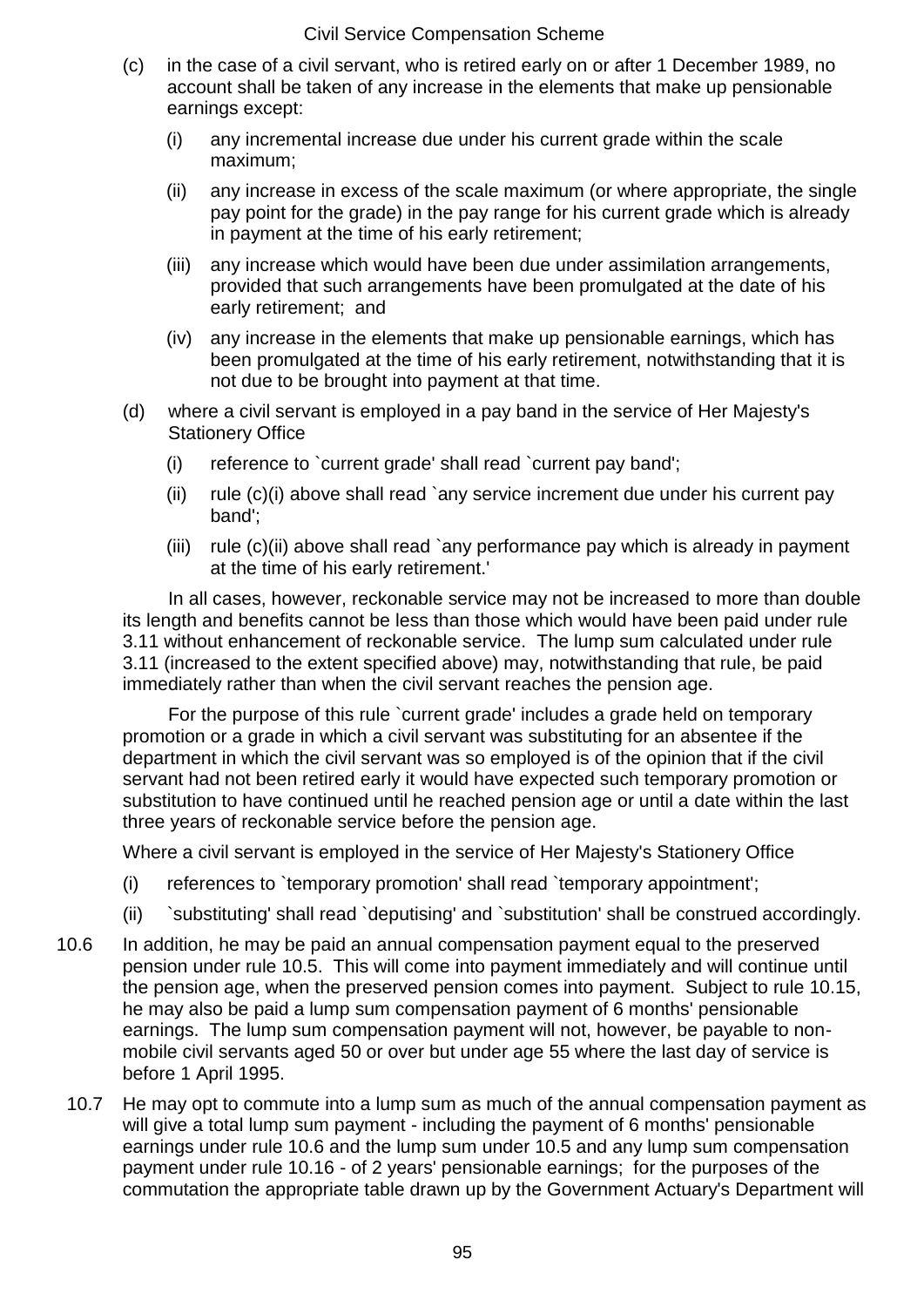(c) in the case of a civil servant, who is retired early on or after 1 December 1989, no account shall be taken of any increase in the elements that make up pensionable earnings except:

   (i) any incremental increase due under his current grade within the scale maximum;

   (ii) any increase in excess of the scale maximum (or where appropriate, the single pay point for the grade) in the pay range for his current grade which is already in payment at the time of his early retirement;

   (iii) any increase which would have been due under assimilation arrangements, provided that such arrangements have been promulgated at the date of his early retirement; and

   (iv) any increase in the elements that make up pensionable earnings, which has been promulgated at the time of his early retirement, notwithstanding that it is not due to be brought into payment at that time.

(d) where a civil servant is employed in a pay band in the service of Her Majesty's Stationery Office

   (i) reference to `current grade' shall read `current pay band';

   (ii) rule (c)(i) above shall read `any service increment due under his current pay band';

   (iii) rule (c)(ii) above shall read `any performance pay which is already in payment at the time of his early retirement.'

In all cases, however, reckonable service may not be increased to more than double its length and benefits cannot be less than those which would have been paid under rule 3.11 without enhancement of reckonable service. The lump sum calculated under rule 3.11 (increased to the extent specified above) may, notwithstanding that rule, be paid immediately rather than when the civil servant reaches the pension age.

For the purpose of this rule `current grade' includes a grade held on temporary promotion or a grade in which a civil servant was substituting for an absentee if the department in which the civil servant was so employed is of the opinion that if the civil servant had not been retired early it would have expected such temporary promotion or substitution to have continued until he reached pension age or until a date within the last three years of reckonable service before the pension age.

Where a civil servant is employed in the service of Her Majesty's Stationery Office

(i) references to `temporary promotion' shall read `temporary appointment';

(ii) `substituting' shall read `deputising' and `substitution' shall be construed accordingly.

10.6 In addition, he may be paid an annual compensation payment equal to the preserved pension under rule 10.5. This will come into payment immediately and will continue until the pension age, when the preserved pension comes into payment. Subject to rule 10.15, he may also be paid a lump sum compensation payment of 6 months' pensionable earnings. The lump sum compensation payment will not, however, be payable to non-mobile civil servants aged 50 or over but under age 55 where the last day of service is before 1 April 1995.

10.7 He may opt to commute into a lump sum as much of the annual compensation payment as will give a total lump sum payment - including the payment of 6 months' pensionable earnings under rule 10.6 and the lump sum under 10.5 and any lump sum compensation payment under rule 10.16 - of 2 years' pensionable earnings; for the purposes of the commutation the appropriate table drawn up by the Government Actuary's Department will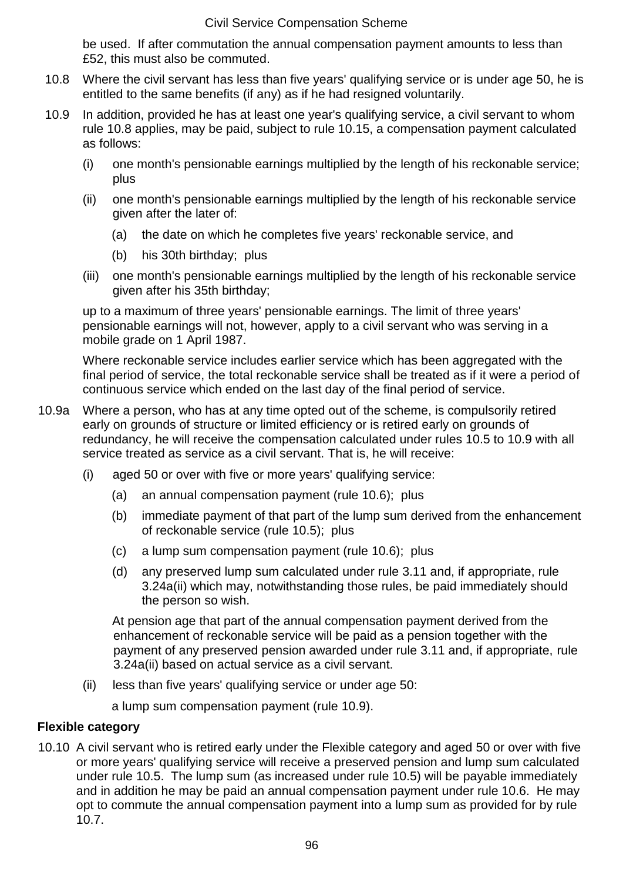be used. If after commutation the annual compensation payment amounts to less than £52, this must also be commuted.

10.8 Where the civil servant has less than five years' qualifying service or is under age 50, he is entitled to the same benefits (if any) as if he had resigned voluntarily.

10.9 In addition, provided he has at least one year's qualifying service, a civil servant to whom rule 10.8 applies, may be paid, subject to rule 10.15, a compensation payment calculated as follows:

- (i) one month's pensionable earnings multiplied by the length of his reckonable service; plus
- (ii) one month's pensionable earnings multiplied by the length of his reckonable service given after the later of:
  - (a) the date on which he completes five years' reckonable service, and
  - (b) his 30th birthday; plus
- (iii) one month's pensionable earnings multiplied by the length of his reckonable service given after his 35th birthday;

up to a maximum of three years' pensionable earnings. The limit of three years' pensionable earnings will not, however, apply to a civil servant who was serving in a mobile grade on 1 April 1987.

Where reckonable service includes earlier service which has been aggregated with the final period of service, the total reckonable service shall be treated as if it were a period of continuous service which ended on the last day of the final period of service.

10.9a Where a person, who has at any time opted out of the scheme, is compulsorily retired early on grounds of structure or limited efficiency or is retired early on grounds of redundancy, he will receive the compensation calculated under rules 10.5 to 10.9 with all service treated as service as a civil servant. That is, he will receive:

- (i) aged 50 or over with five or more years' qualifying service:
  - (a) an annual compensation payment (rule 10.6); plus
  - (b) immediate payment of that part of the lump sum derived from the enhancement of reckonable service (rule 10.5); plus
  - (c) a lump sum compensation payment (rule 10.6); plus
  - (d) any preserved lump sum calculated under rule 3.11 and, if appropriate, rule 3.24a(ii) which may, notwithstanding those rules, be paid immediately should the person so wish.

  At pension age that part of the annual compensation payment derived from the enhancement of reckonable service will be paid as a pension together with the payment of any preserved pension awarded under rule 3.11 and, if appropriate, rule 3.24a(ii) based on actual service as a civil servant.

- (ii) less than five years' qualifying service or under age 50:

  a lump sum compensation payment (rule 10.9).

**Flexible category**

10.10 A civil servant who is retired early under the Flexible category and aged 50 or over with five or more years' qualifying service will receive a preserved pension and lump sum calculated under rule 10.5. The lump sum (as increased under rule 10.5) will be payable immediately and in addition he may be paid an annual compensation payment under rule 10.6. He may opt to commute the annual compensation payment into a lump sum as provided for by rule 10.7.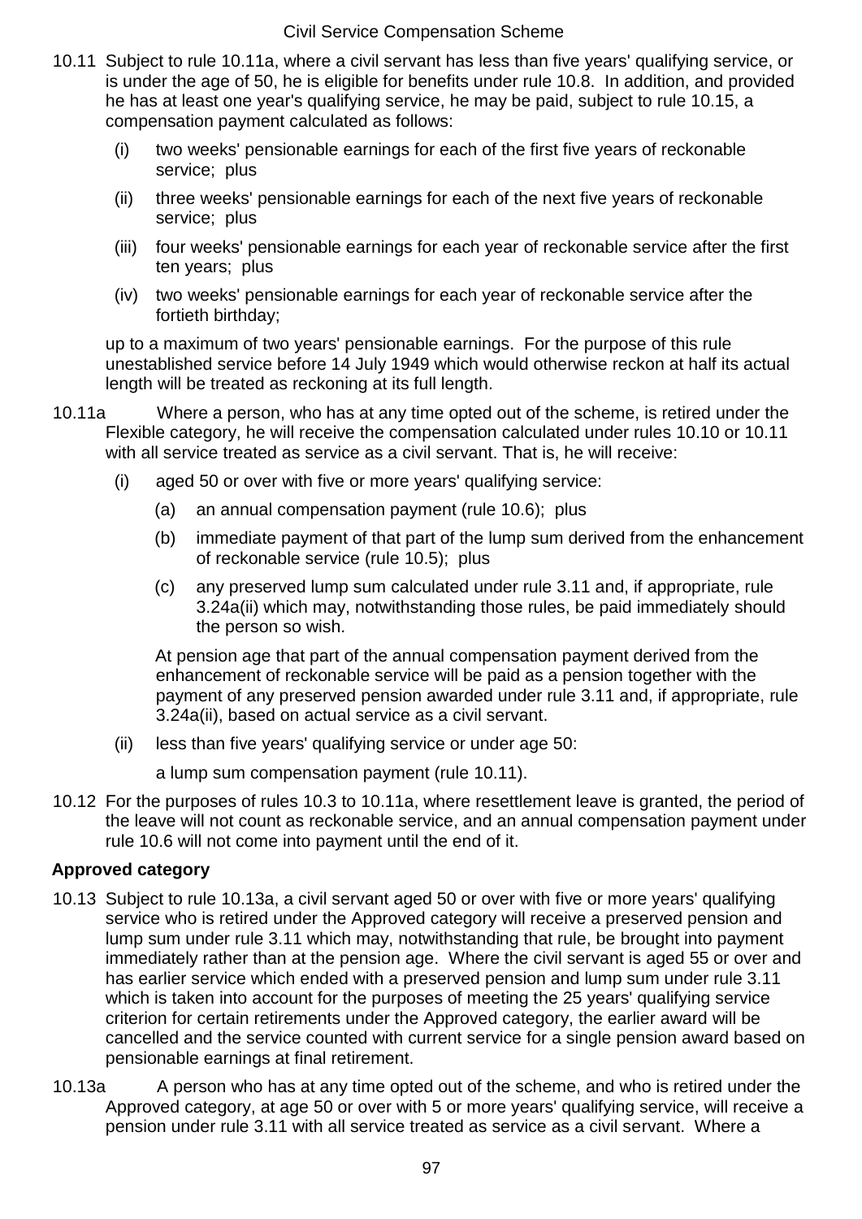10.11 Subject to rule 10.11a, where a civil servant has less than five years' qualifying service, or is under the age of 50, he is eligible for benefits under rule 10.8. In addition, and provided he has at least one year's qualifying service, he may be paid, subject to rule 10.15, a compensation payment calculated as follows:

- (i) two weeks' pensionable earnings for each of the first five years of reckonable service; plus
- (ii) three weeks' pensionable earnings for each of the next five years of reckonable service; plus
- (iii) four weeks' pensionable earnings for each year of reckonable service after the first ten years; plus
- (iv) two weeks' pensionable earnings for each year of reckonable service after the fortieth birthday;

up to a maximum of two years' pensionable earnings. For the purpose of this rule unestablished service before 14 July 1949 which would otherwise reckon at half its actual length will be treated as reckoning at its full length.

10.11a Where a person, who has at any time opted out of the scheme, is retired under the Flexible category, he will receive the compensation calculated under rules 10.10 or 10.11 with all service treated as service as a civil servant. That is, he will receive:

- (i) aged 50 or over with five or more years' qualifying service:
  - (a) an annual compensation payment (rule 10.6); plus
  - (b) immediate payment of that part of the lump sum derived from the enhancement of reckonable service (rule 10.5); plus
  - (c) any preserved lump sum calculated under rule 3.11 and, if appropriate, rule 3.24a(ii) which may, notwithstanding those rules, be paid immediately should the person so wish.

  At pension age that part of the annual compensation payment derived from the enhancement of reckonable service will be paid as a pension together with the payment of any preserved pension awarded under rule 3.11 and, if appropriate, rule 3.24a(ii), based on actual service as a civil servant.

- (ii) less than five years' qualifying service or under age 50:

  a lump sum compensation payment (rule 10.11).

10.12 For the purposes of rules 10.3 to 10.11a, where resettlement leave is granted, the period of the leave will not count as reckonable service, and an annual compensation payment under rule 10.6 will not come into payment until the end of it.

**Approved category**

10.13 Subject to rule 10.13a, a civil servant aged 50 or over with five or more years' qualifying service who is retired under the Approved category will receive a preserved pension and lump sum under rule 3.11 which may, notwithstanding that rule, be brought into payment immediately rather than at the pension age. Where the civil servant is aged 55 or over and has earlier service which ended with a preserved pension and lump sum under rule 3.11 which is taken into account for the purposes of meeting the 25 years' qualifying service criterion for certain retirements under the Approved category, the earlier award will be cancelled and the service counted with current service for a single pension award based on pensionable earnings at final retirement.

10.13a A person who has at any time opted out of the scheme, and who is retired under the Approved category, at age 50 or over with 5 or more years' qualifying service, will receive a pension under rule 3.11 with all service treated as service as a civil servant. Where a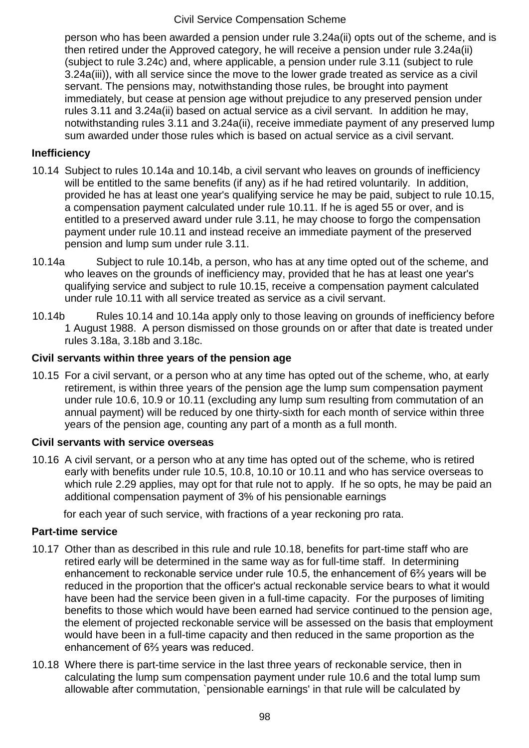person who has been awarded a pension under rule 3.24a(ii) opts out of the scheme, and is then retired under the Approved category, he will receive a pension under rule 3.24a(ii) (subject to rule 3.24c) and, where applicable, a pension under rule 3.11 (subject to rule 3.24a(iii)), with all service since the move to the lower grade treated as service as a civil servant. The pensions may, notwithstanding those rules, be brought into payment immediately, but cease at pension age without prejudice to any preserved pension under rules 3.11 and 3.24a(ii) based on actual service as a civil servant. In addition he may, notwithstanding rules 3.11 and 3.24a(ii), receive immediate payment of any preserved lump sum awarded under those rules which is based on actual service as a civil servant.

### Inefficiency

10.14 Subject to rules 10.14a and 10.14b, a civil servant who leaves on grounds of inefficiency will be entitled to the same benefits (if any) as if he had retired voluntarily. In addition, provided he has at least one year's qualifying service he may be paid, subject to rule 10.15, a compensation payment calculated under rule 10.11. If he is aged 55 or over, and is entitled to a preserved award under rule 3.11, he may choose to forgo the compensation payment under rule 10.11 and instead receive an immediate payment of the preserved pension and lump sum under rule 3.11.

10.14a Subject to rule 10.14b, a person, who has at any time opted out of the scheme, and who leaves on the grounds of inefficiency may, provided that he has at least one year's qualifying service and subject to rule 10.15, receive a compensation payment calculated under rule 10.11 with all service treated as service as a civil servant.

10.14b Rules 10.14 and 10.14a apply only to those leaving on grounds of inefficiency before 1 August 1988. A person dismissed on those grounds on or after that date is treated under rules 3.18a, 3.18b and 3.18c.

### Civil servants within three years of the pension age

10.15 For a civil servant, or a person who at any time has opted out of the scheme, who, at early retirement, is within three years of the pension age the lump sum compensation payment under rule 10.6, 10.9 or 10.11 (excluding any lump sum resulting from commutation of an annual payment) will be reduced by one thirty-sixth for each month of service within three years of the pension age, counting any part of a month as a full month.

### Civil servants with service overseas

10.16 A civil servant, or a person who at any time has opted out of the scheme, who is retired early with benefits under rule 10.5, 10.8, 10.10 or 10.11 and who has service overseas to which rule 2.29 applies, may opt for that rule not to apply. If he so opts, he may be paid an additional compensation payment of 3% of his pensionable earnings

for each year of such service, with fractions of a year reckoning pro rata.

### Part-time service

10.17 Other than as described in this rule and rule 10.18, benefits for part-time staff who are retired early will be determined in the same way as for full-time staff. In determining enhancement to reckonable service under rule 10.5, the enhancement of 6⅔ years will be reduced in the proportion that the officer's actual reckonable service bears to what it would have been had the service been given in a full-time capacity. For the purposes of limiting benefits to those which would have been earned had service continued to the pension age, the element of projected reckonable service will be assessed on the basis that employment would have been in a full-time capacity and then reduced in the same proportion as the enhancement of 6⅔ years was reduced.

10.18 Where there is part-time service in the last three years of reckonable service, then in calculating the lump sum compensation payment under rule 10.6 and the total lump sum allowable after commutation, `pensionable earnings' in that rule will be calculated by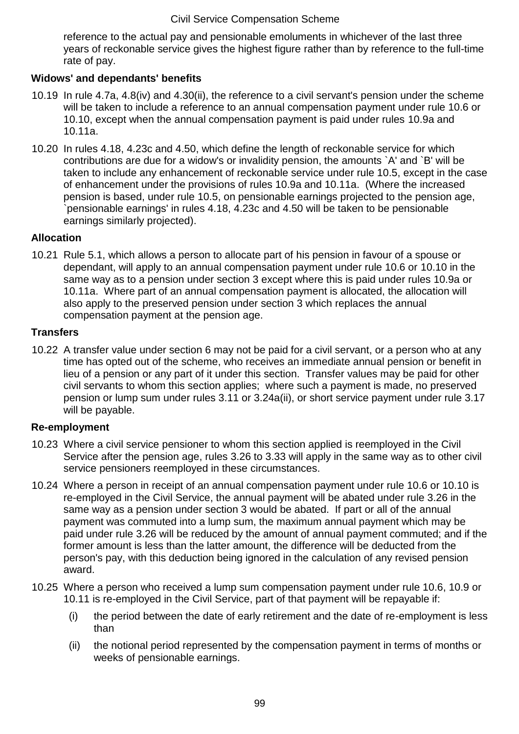reference to the actual pay and pensionable emoluments in whichever of the last three years of reckonable service gives the highest figure rather than by reference to the full-time rate of pay.

**Widows' and dependants' benefits**

10.19 In rule 4.7a, 4.8(iv) and 4.30(ii), the reference to a civil servant's pension under the scheme will be taken to include a reference to an annual compensation payment under rule 10.6 or 10.10, except when the annual compensation payment is paid under rules 10.9a and 10.11a.

10.20 In rules 4.18, 4.23c and 4.50, which define the length of reckonable service for which contributions are due for a widow's or invalidity pension, the amounts `A' and `B' will be taken to include any enhancement of reckonable service under rule 10.5, except in the case of enhancement under the provisions of rules 10.9a and 10.11a. (Where the increased pension is based, under rule 10.5, on pensionable earnings projected to the pension age, `pensionable earnings' in rules 4.18, 4.23c and 4.50 will be taken to be pensionable earnings similarly projected).

**Allocation**

10.21 Rule 5.1, which allows a person to allocate part of his pension in favour of a spouse or dependant, will apply to an annual compensation payment under rule 10.6 or 10.10 in the same way as to a pension under section 3 except where this is paid under rules 10.9a or 10.11a. Where part of an annual compensation payment is allocated, the allocation will also apply to the preserved pension under section 3 which replaces the annual compensation payment at the pension age.

**Transfers**

10.22 A transfer value under section 6 may not be paid for a civil servant, or a person who at any time has opted out of the scheme, who receives an immediate annual pension or benefit in lieu of a pension or any part of it under this section. Transfer values may be paid for other civil servants to whom this section applies; where such a payment is made, no preserved pension or lump sum under rules 3.11 or 3.24a(ii), or short service payment under rule 3.17 will be payable.

**Re-employment**

10.23 Where a civil service pensioner to whom this section applied is reemployed in the Civil Service after the pension age, rules 3.26 to 3.33 will apply in the same way as to other civil service pensioners reemployed in these circumstances.

10.24 Where a person in receipt of an annual compensation payment under rule 10.6 or 10.10 is re-employed in the Civil Service, the annual payment will be abated under rule 3.26 in the same way as a pension under section 3 would be abated. If part or all of the annual payment was commuted into a lump sum, the maximum annual payment which may be paid under rule 3.26 will be reduced by the amount of annual payment commuted; and if the former amount is less than the latter amount, the difference will be deducted from the person's pay, with this deduction being ignored in the calculation of any revised pension award.

10.25 Where a person who received a lump sum compensation payment under rule 10.6, 10.9 or 10.11 is re-employed in the Civil Service, part of that payment will be repayable if:

(i) the period between the date of early retirement and the date of re-employment is less than

(ii) the notional period represented by the compensation payment in terms of months or weeks of pensionable earnings.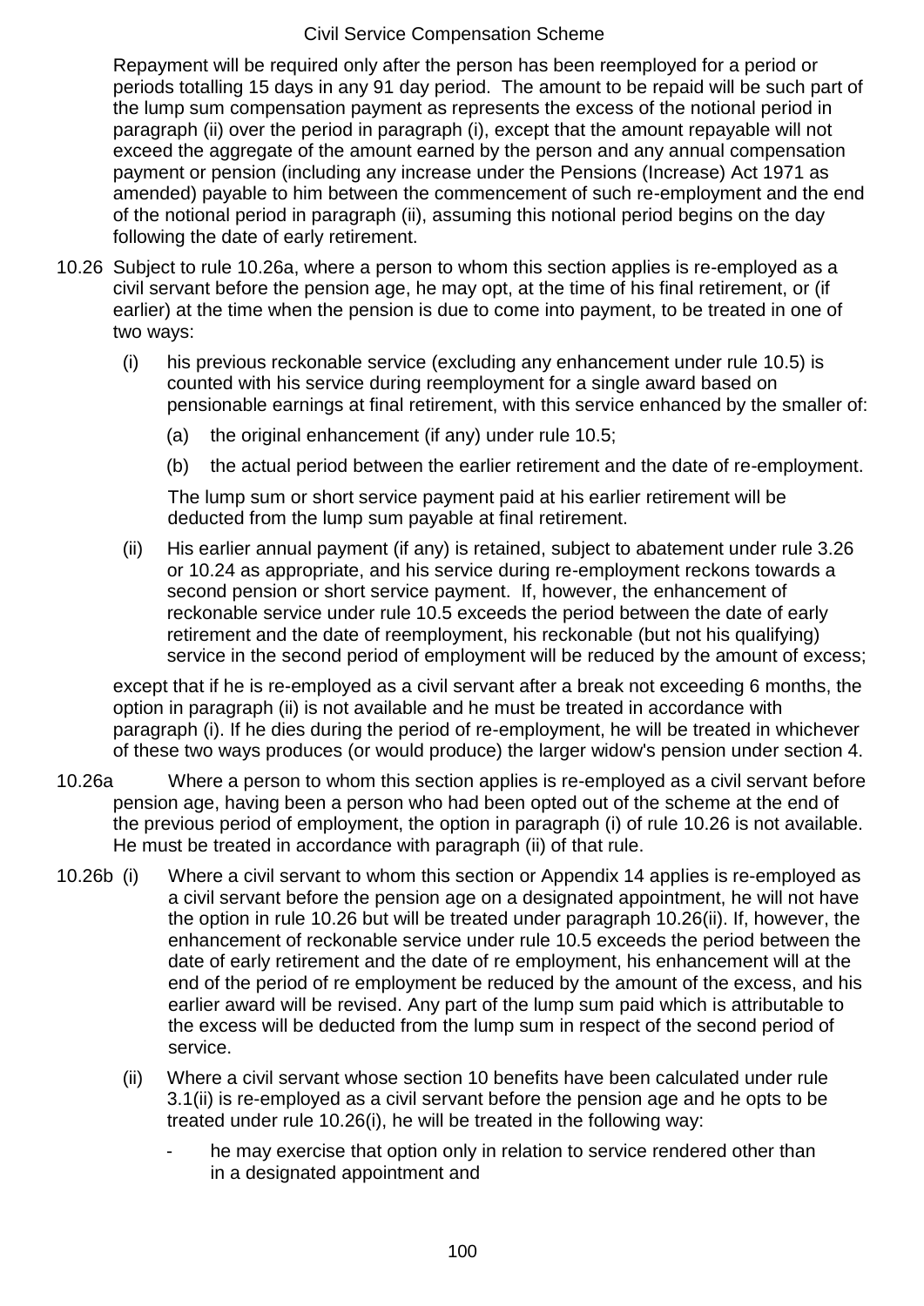Repayment will be required only after the person has been reemployed for a period or periods totalling 15 days in any 91 day period. The amount to be repaid will be such part of the lump sum compensation payment as represents the excess of the notional period in paragraph (ii) over the period in paragraph (i), except that the amount repayable will not exceed the aggregate of the amount earned by the person and any annual compensation payment or pension (including any increase under the Pensions (Increase) Act 1971 as amended) payable to him between the commencement of such re-employment and the end of the notional period in paragraph (ii), assuming this notional period begins on the day following the date of early retirement.

10.26 Subject to rule 10.26a, where a person to whom this section applies is re-employed as a civil servant before the pension age, he may opt, at the time of his final retirement, or (if earlier) at the time when the pension is due to come into payment, to be treated in one of two ways:

(i) his previous reckonable service (excluding any enhancement under rule 10.5) is counted with his service during reemployment for a single award based on pensionable earnings at final retirement, with this service enhanced by the smaller of:

(a) the original enhancement (if any) under rule 10.5;

(b) the actual period between the earlier retirement and the date of re-employment.

The lump sum or short service payment paid at his earlier retirement will be deducted from the lump sum payable at final retirement.

(ii) His earlier annual payment (if any) is retained, subject to abatement under rule 3.26 or 10.24 as appropriate, and his service during re-employment reckons towards a second pension or short service payment. If, however, the enhancement of reckonable service under rule 10.5 exceeds the period between the date of early retirement and the date of reemployment, his reckonable (but not his qualifying) service in the second period of employment will be reduced by the amount of excess;

except that if he is re-employed as a civil servant after a break not exceeding 6 months, the option in paragraph (ii) is not available and he must be treated in accordance with paragraph (i). If he dies during the period of re-employment, he will be treated in whichever of these two ways produces (or would produce) the larger widow's pension under section 4.

10.26a Where a person to whom this section applies is re-employed as a civil servant before pension age, having been a person who had been opted out of the scheme at the end of the previous period of employment, the option in paragraph (i) of rule 10.26 is not available. He must be treated in accordance with paragraph (ii) of that rule.

10.26b (i) Where a civil servant to whom this section or Appendix 14 applies is re-employed as a civil servant before the pension age on a designated appointment, he will not have the option in rule 10.26 but will be treated under paragraph 10.26(ii). If, however, the enhancement of reckonable service under rule 10.5 exceeds the period between the date of early retirement and the date of re employment, his enhancement will at the end of the period of re employment be reduced by the amount of the excess, and his earlier award will be revised. Any part of the lump sum paid which is attributable to the excess will be deducted from the lump sum in respect of the second period of service.

(ii) Where a civil servant whose section 10 benefits have been calculated under rule 3.1(ii) is re-employed as a civil servant before the pension age and he opts to be treated under rule 10.26(i), he will be treated in the following way:

- he may exercise that option only in relation to service rendered other than in a designated appointment and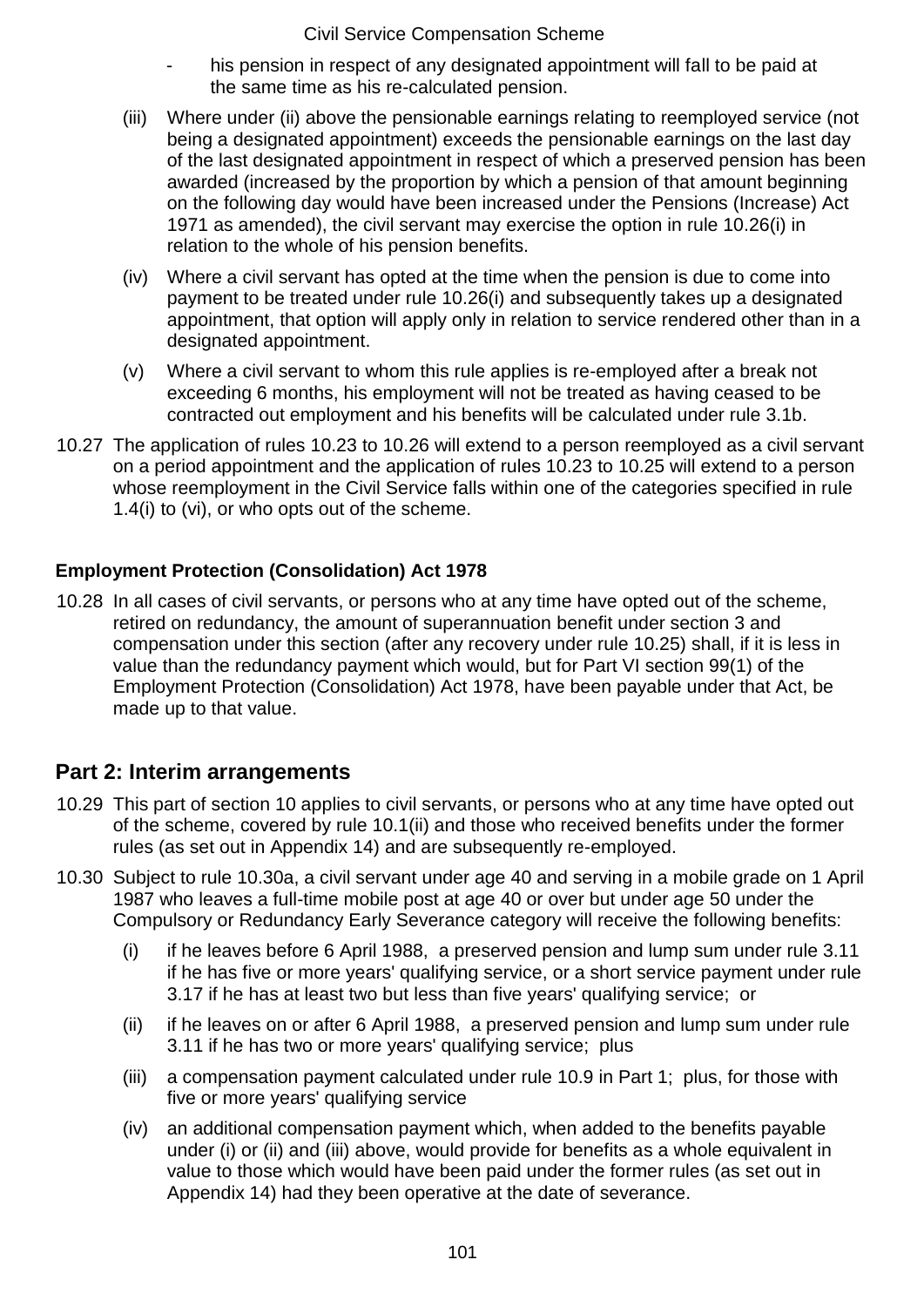- his pension in respect of any designated appointment will fall to be paid at the same time as his re-calculated pension.

(iii) Where under (ii) above the pensionable earnings relating to reemployed service (not being a designated appointment) exceeds the pensionable earnings on the last day of the last designated appointment in respect of which a preserved pension has been awarded (increased by the proportion by which a pension of that amount beginning on the following day would have been increased under the Pensions (Increase) Act 1971 as amended), the civil servant may exercise the option in rule 10.26(i) in relation to the whole of his pension benefits.

(iv) Where a civil servant has opted at the time when the pension is due to come into payment to be treated under rule 10.26(i) and subsequently takes up a designated appointment, that option will apply only in relation to service rendered other than in a designated appointment.

(v) Where a civil servant to whom this rule applies is re-employed after a break not exceeding 6 months, his employment will not be treated as having ceased to be contracted out employment and his benefits will be calculated under rule 3.1b.

10.27 The application of rules 10.23 to 10.26 will extend to a person reemployed as a civil servant on a period appointment and the application of rules 10.23 to 10.25 will extend to a person whose reemployment in the Civil Service falls within one of the categories specified in rule 1.4(i) to (vi), or who opts out of the scheme.

**Employment Protection (Consolidation) Act 1978**

10.28 In all cases of civil servants, or persons who at any time have opted out of the scheme, retired on redundancy, the amount of superannuation benefit under section 3 and compensation under this section (after any recovery under rule 10.25) shall, if it is less in value than the redundancy payment which would, but for Part VI section 99(1) of the Employment Protection (Consolidation) Act 1978, have been payable under that Act, be made up to that value.

## Part 2: Interim arrangements

10.29 This part of section 10 applies to civil servants, or persons who at any time have opted out of the scheme, covered by rule 10.1(ii) and those who received benefits under the former rules (as set out in Appendix 14) and are subsequently re-employed.

10.30 Subject to rule 10.30a, a civil servant under age 40 and serving in a mobile grade on 1 April 1987 who leaves a full-time mobile post at age 40 or over but under age 50 under the Compulsory or Redundancy Early Severance category will receive the following benefits:

(i) if he leaves before 6 April 1988, a preserved pension and lump sum under rule 3.11 if he has five or more years' qualifying service, or a short service payment under rule 3.17 if he has at least two but less than five years' qualifying service; or

(ii) if he leaves on or after 6 April 1988, a preserved pension and lump sum under rule 3.11 if he has two or more years' qualifying service; plus

(iii) a compensation payment calculated under rule 10.9 in Part 1; plus, for those with five or more years' qualifying service

(iv) an additional compensation payment which, when added to the benefits payable under (i) or (ii) and (iii) above, would provide for benefits as a whole equivalent in value to those which would have been paid under the former rules (as set out in Appendix 14) had they been operative at the date of severance.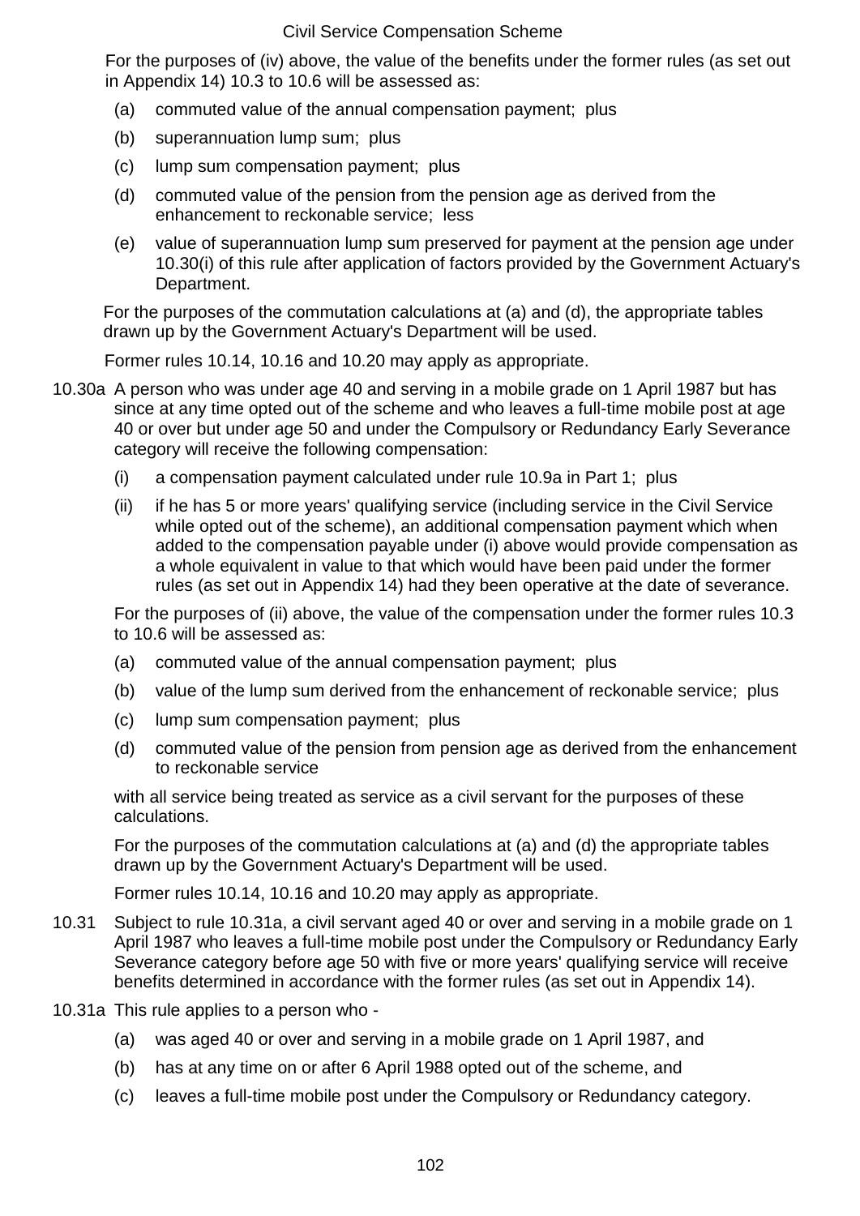For the purposes of (iv) above, the value of the benefits under the former rules (as set out in Appendix 14) 10.3 to 10.6 will be assessed as:

(a) commuted value of the annual compensation payment; plus

(b) superannuation lump sum; plus

(c) lump sum compensation payment; plus

(d) commuted value of the pension from the pension age as derived from the enhancement to reckonable service; less

(e) value of superannuation lump sum preserved for payment at the pension age under 10.30(i) of this rule after application of factors provided by the Government Actuary's Department.

For the purposes of the commutation calculations at (a) and (d), the appropriate tables drawn up by the Government Actuary's Department will be used.

Former rules 10.14, 10.16 and 10.20 may apply as appropriate.

10.30a A person who was under age 40 and serving in a mobile grade on 1 April 1987 but has since at any time opted out of the scheme and who leaves a full-time mobile post at age 40 or over but under age 50 and under the Compulsory or Redundancy Early Severance category will receive the following compensation:

(i) a compensation payment calculated under rule 10.9a in Part 1; plus

(ii) if he has 5 or more years' qualifying service (including service in the Civil Service while opted out of the scheme), an additional compensation payment which when added to the compensation payable under (i) above would provide compensation as a whole equivalent in value to that which would have been paid under the former rules (as set out in Appendix 14) had they been operative at the date of severance.

For the purposes of (ii) above, the value of the compensation under the former rules 10.3 to 10.6 will be assessed as:

(a) commuted value of the annual compensation payment; plus

(b) value of the lump sum derived from the enhancement of reckonable service; plus

(c) lump sum compensation payment; plus

(d) commuted value of the pension from pension age as derived from the enhancement to reckonable service

with all service being treated as service as a civil servant for the purposes of these calculations.

For the purposes of the commutation calculations at (a) and (d) the appropriate tables drawn up by the Government Actuary's Department will be used.

Former rules 10.14, 10.16 and 10.20 may apply as appropriate.

10.31 Subject to rule 10.31a, a civil servant aged 40 or over and serving in a mobile grade on 1 April 1987 who leaves a full-time mobile post under the Compulsory or Redundancy Early Severance category before age 50 with five or more years' qualifying service will receive benefits determined in accordance with the former rules (as set out in Appendix 14).

10.31a This rule applies to a person who -

(a) was aged 40 or over and serving in a mobile grade on 1 April 1987, and

(b) has at any time on or after 6 April 1988 opted out of the scheme, and

(c) leaves a full-time mobile post under the Compulsory or Redundancy category.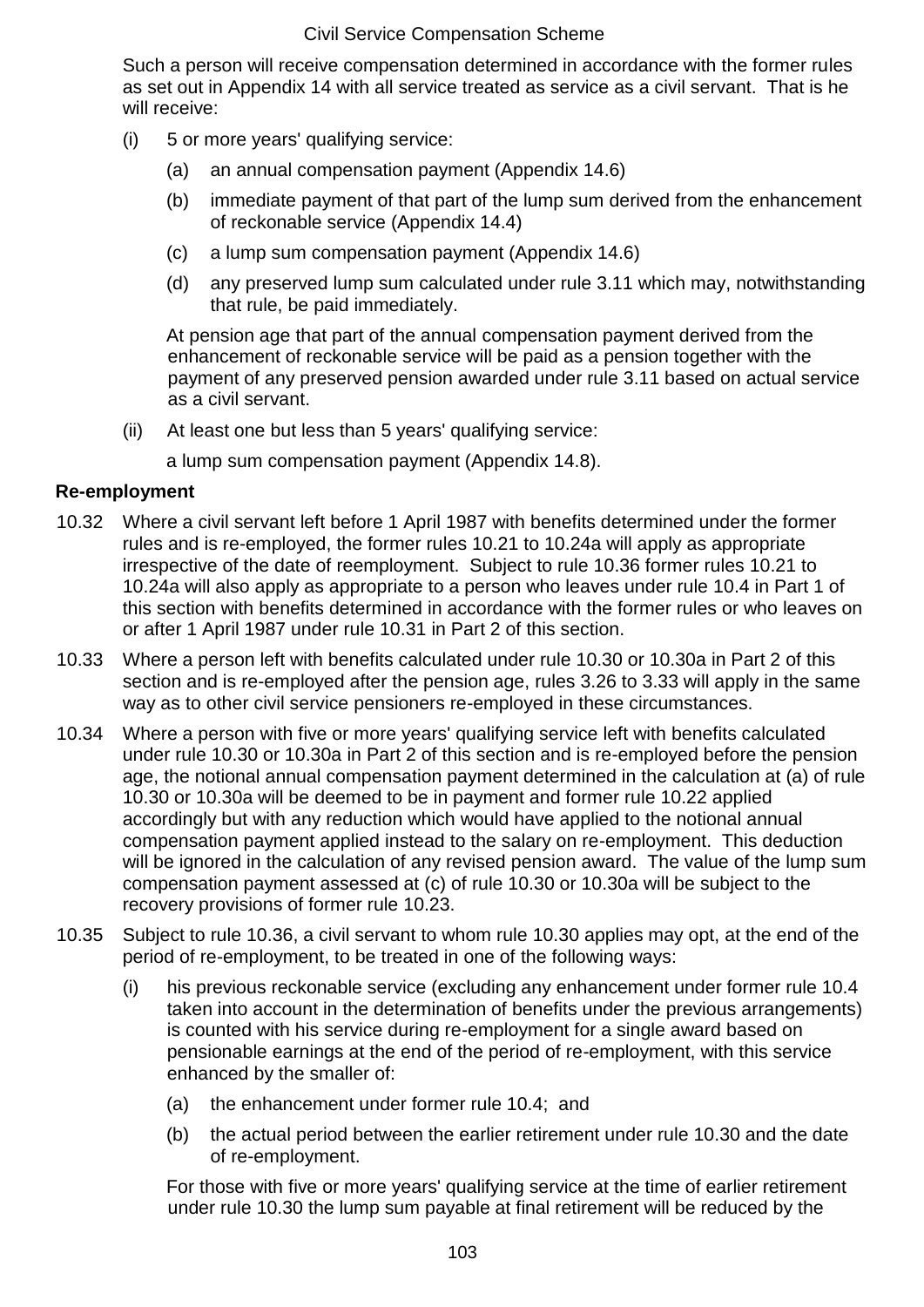Such a person will receive compensation determined in accordance with the former rules as set out in Appendix 14 with all service treated as service as a civil servant. That is he will receive:

(i) 5 or more years' qualifying service:

  (a) an annual compensation payment (Appendix 14.6)

  (b) immediate payment of that part of the lump sum derived from the enhancement of reckonable service (Appendix 14.4)

  (c) a lump sum compensation payment (Appendix 14.6)

  (d) any preserved lump sum calculated under rule 3.11 which may, notwithstanding that rule, be paid immediately.

  At pension age that part of the annual compensation payment derived from the enhancement of reckonable service will be paid as a pension together with the payment of any preserved pension awarded under rule 3.11 based on actual service as a civil servant.

(ii) At least one but less than 5 years' qualifying service:

  a lump sum compensation payment (Appendix 14.8).

**Re-employment**

10.32 Where a civil servant left before 1 April 1987 with benefits determined under the former rules and is re-employed, the former rules 10.21 to 10.24a will apply as appropriate irrespective of the date of reemployment. Subject to rule 10.36 former rules 10.21 to 10.24a will also apply as appropriate to a person who leaves under rule 10.4 in Part 1 of this section with benefits determined in accordance with the former rules or who leaves on or after 1 April 1987 under rule 10.31 in Part 2 of this section.

10.33 Where a person left with benefits calculated under rule 10.30 or 10.30a in Part 2 of this section and is re-employed after the pension age, rules 3.26 to 3.33 will apply in the same way as to other civil service pensioners re-employed in these circumstances.

10.34 Where a person with five or more years' qualifying service left with benefits calculated under rule 10.30 or 10.30a in Part 2 of this section and is re-employed before the pension age, the notional annual compensation payment determined in the calculation at (a) of rule 10.30 or 10.30a will be deemed to be in payment and former rule 10.22 applied accordingly but with any reduction which would have applied to the notional annual compensation payment applied instead to the salary on re-employment. This deduction will be ignored in the calculation of any revised pension award. The value of the lump sum compensation payment assessed at (c) of rule 10.30 or 10.30a will be subject to the recovery provisions of former rule 10.23.

10.35 Subject to rule 10.36, a civil servant to whom rule 10.30 applies may opt, at the end of the period of re-employment, to be treated in one of the following ways:

(i) his previous reckonable service (excluding any enhancement under former rule 10.4 taken into account in the determination of benefits under the previous arrangements) is counted with his service during re-employment for a single award based on pensionable earnings at the end of the period of re-employment, with this service enhanced by the smaller of:

  (a) the enhancement under former rule 10.4; and

  (b) the actual period between the earlier retirement under rule 10.30 and the date of re-employment.

  For those with five or more years' qualifying service at the time of earlier retirement under rule 10.30 the lump sum payable at final retirement will be reduced by the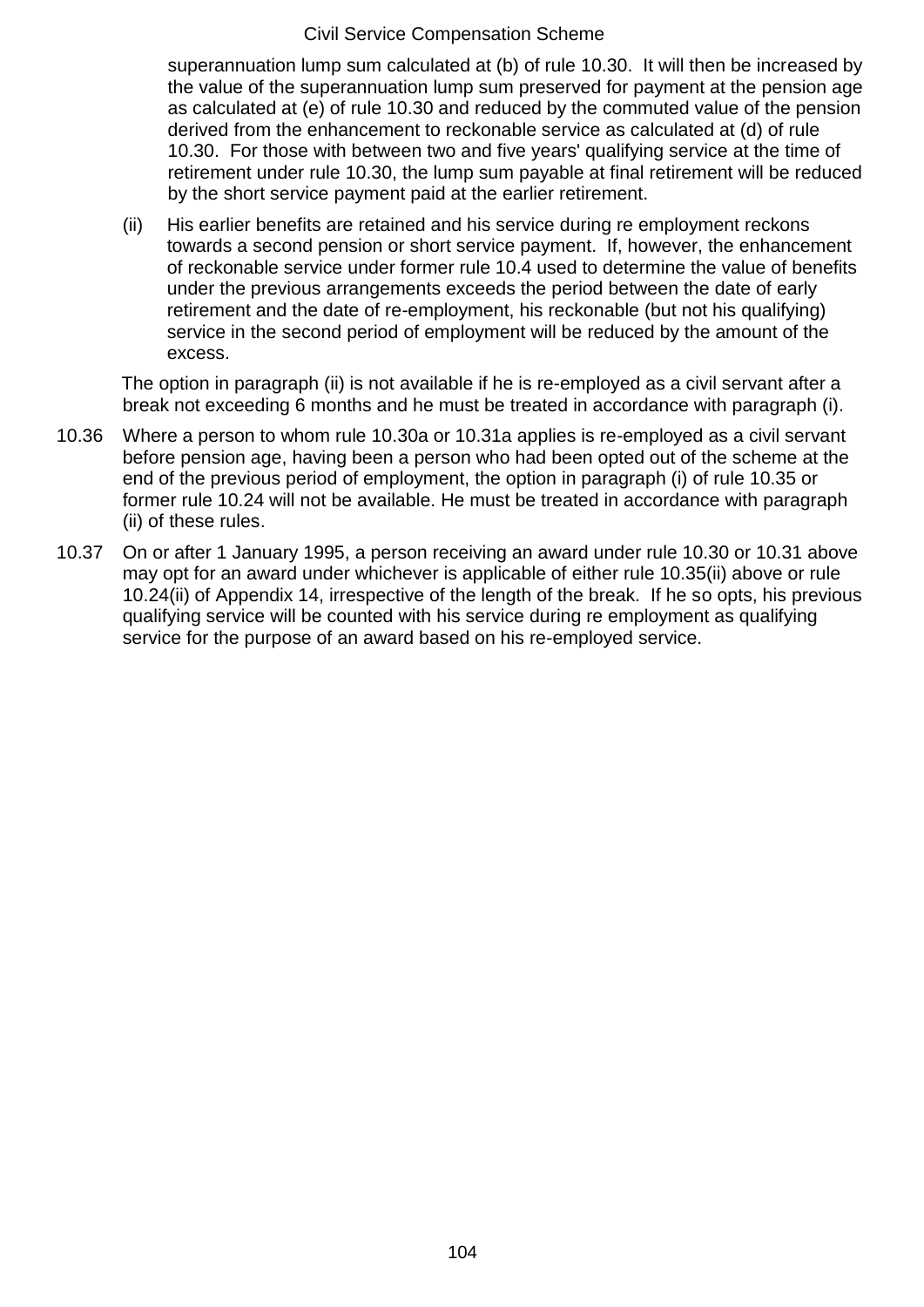superannuation lump sum calculated at (b) of rule 10.30. It will then be increased by the value of the superannuation lump sum preserved for payment at the pension age as calculated at (e) of rule 10.30 and reduced by the commuted value of the pension derived from the enhancement to reckonable service as calculated at (d) of rule 10.30. For those with between two and five years' qualifying service at the time of retirement under rule 10.30, the lump sum payable at final retirement will be reduced by the short service payment paid at the earlier retirement.

(ii) His earlier benefits are retained and his service during re employment reckons towards a second pension or short service payment. If, however, the enhancement of reckonable service under former rule 10.4 used to determine the value of benefits under the previous arrangements exceeds the period between the date of early retirement and the date of re-employment, his reckonable (but not his qualifying) service in the second period of employment will be reduced by the amount of the excess.

The option in paragraph (ii) is not available if he is re-employed as a civil servant after a break not exceeding 6 months and he must be treated in accordance with paragraph (i).

10.36 Where a person to whom rule 10.30a or 10.31a applies is re-employed as a civil servant before pension age, having been a person who had been opted out of the scheme at the end of the previous period of employment, the option in paragraph (i) of rule 10.35 or former rule 10.24 will not be available. He must be treated in accordance with paragraph (ii) of these rules.

10.37 On or after 1 January 1995, a person receiving an award under rule 10.30 or 10.31 above may opt for an award under whichever is applicable of either rule 10.35(ii) above or rule 10.24(ii) of Appendix 14, irrespective of the length of the break. If he so opts, his previous qualifying service will be counted with his service during re employment as qualifying service for the purpose of an award based on his re-employed service.